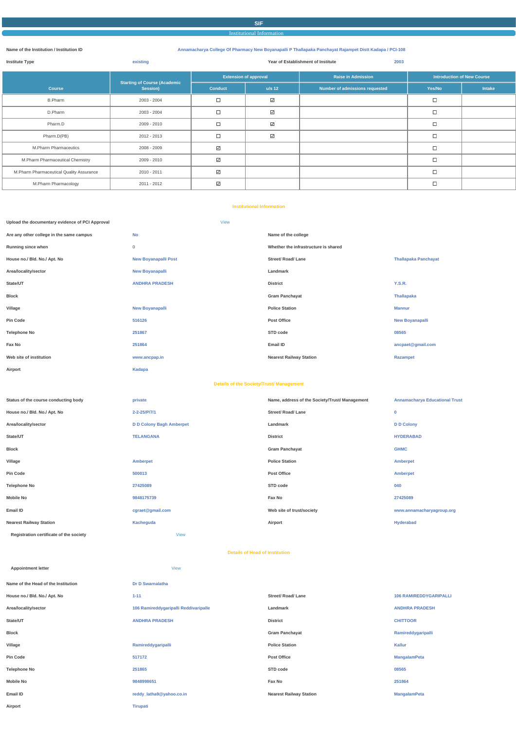# SIF

## Institutional Information

| | |
|---|---|
| **Name of the Institution / Institution ID** | Annamacharya College Of Pharmacy New Boyanapalli P Thallapaka Panchayat Rajampet Distt Kadapa / PCI-108 |

| | | | |
|---|---|---|---|
| **Institute Type** | existing | **Year of Establishment of Institute** | 2003 |

| Course | Starting of Course (Academic Session) | Extension of approval | | Raise in Admission | Introduction of New Course | |
|---|---|---|---|---|---|---|
| | | Conduct | u/s 12 | Number of admissions requested | Yes/No | Intake |
| B.Pharm | 2003 - 2004 | ☐ | ☑ | | ☐ | |
| D.Pharm | 2003 - 2004 | ☐ | ☑ | | ☐ | |
| Pharm.D | 2009 - 2010 | ☐ | ☑ | | ☐ | |
| Pharm.D(PB) | 2012 - 2013 | ☐ | ☑ | | ☐ | |
| M.Pharm Pharmaceutics | 2008 - 2009 | ☑ | | | ☐ | |
| M.Pharm Pharmaceutical Chemistry | 2009 - 2010 | ☑ | | | ☐ | |
| M.Pharm Pharmaceutical Quality Assurance | 2010 - 2011 | ☑ | | | ☐ | |
| M.Pharm Pharmacology | 2011 - 2012 | ☑ | | | ☐ | |

### Institutional Information

| | | | |
|---|---|---|---|
| **Upload the documentary evidence of PCI Approval** | View | | |
| **Are any other college in the same campus** | No | **Name of the college** | |
| **Running since when** | 0 | **Whether the infrastructure is shared** | |
| **House no./ Bld. No./ Apt. No** | New Boyanapalli Post | **Street/ Road/ Lane** | Thallapaka Panchayat |
| **Area/locality/sector** | New Boyanapalli | **Landmark** | |
| **State/UT** | ANDHRA PRADESH | **District** | Y.S.R. |
| **Block** | | **Gram Panchayat** | Thallapaka |
| **Village** | New Boyanapalli | **Police Station** | Mannur |
| **Pin Code** | 516126 | **Post Office** | New Boyanapalli |
| **Telephone No** | 251867 | **STD code** | 08565 |
| **Fax No** | 251864 | **Email ID** | ancpaet@gmail.com |
| **Web site of institution** | www.ancpap.in | **Nearest Railway Station** | Razampet |
| **Airport** | Kadapa | | |

### Details of the Society/Trust/ Management

| | | | |
|---|---|---|---|
| **Status of the course conducting body** | private | **Name, address of the Society/Trust/ Management** | Annamacharya Educational Trust |
| **House no./ Bld. No./ Apt. No** | 2-2-25/P/7/1 | **Street/ Road/ Lane** | 0 |
| **Area/locality/sector** | D D Colony Bagh Amberpet | **Landmark** | D D Colony |
| **State/UT** | TELANGANA | **District** | HYDERABAD |
| **Block** | | **Gram Panchayat** | GHMC |
| **Village** | Amberpet | **Police Station** | Amberpet |
| **Pin Code** | 500013 | **Post Office** | Amberpet |
| **Telephone No** | 27425089 | **STD code** | 040 |
| **Mobile No** | 9848175739 | **Fax No** | 27425089 |
| **Email ID** | cgraet@gmail.com | **Web site of trust/society** | www.annamacharyagroup.org |
| **Nearest Railway Station** | Kacheguda | **Airport** | Hyderabad |
| **Registration certificate of the society** | View | | |

### Details of Head of Institution

| | | | |
|---|---|---|---|
| **Appointment letter** | View | | |
| **Name of the Head of the Institution** | Dr D Swarnalatha | | |
| **House no./ Bld. No./ Apt. No** | 1-11 | **Street/ Road/ Lane** | 106 RAMIREDDYGARIPALLI |
| **Area/locality/sector** | 106 Ramireddygaripalli Reddivaripalle | **Landmark** | ANDHRA PRADESH |
| **State/UT** | ANDHRA PRADESH | **District** | CHITTOOR |
| **Block** | | **Gram Panchayat** | Ramireddygaripalli |
| **Village** | Ramireddygaripalli | **Police Station** | Kallur |
| **Pin Code** | 517172 | **Post Office** | MangalamPeta |
| **Telephone No** | 251865 | **STD code** | 08565 |
| **Mobile No** | 9848998651 | **Fax No** | 251864 |
| **Email ID** | reddy_latha9@yahoo.co.in | **Nearest Railway Station** | MangalamPeta |
| **Airport** | Tirupati | | |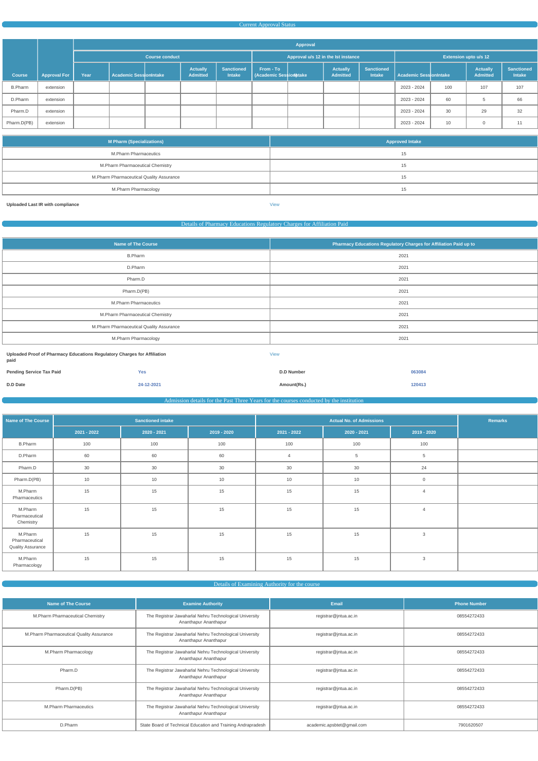## Current Approval Status

| Course | Approval For | Approval | | | | | | | | | | | | |
|---|---|---|---|---|---|---|---|---|---|---|---|---|---|---|
| | | Course conduct | | | | | Approval u/s 12 in the Ist instance | | | | Extension upto u/s 12 | | | |
| | | Year | Academic Session | Intake | Actually Admitted | Sanctioned Intake | From - To (Academic Session) | Intake | Actually Admitted | Sanctioned Intake | Academic Session | Intake | Actually Admitted | Sanctioned Intake |
| B.Pharm | extension | | | | | | | | | | 2023 - 2024 | 100 | 107 | 107 |
| D.Pharm | extension | | | | | | | | | | 2023 - 2024 | 60 | 5 | 66 |
| Pharm.D | extension | | | | | | | | | | 2023 - 2024 | 30 | 29 | 32 |
| Pharm.D(PB) | extension | | | | | | | | | | 2023 - 2024 | 10 | 0 | 11 |

| M Pharm (Specializations) | Approved Intake |
|---|---|
| M.Pharm Pharmaceutics | 15 |
| M.Pharm Pharmaceutical Chemistry | 15 |
| M.Pharm Pharmaceutical Quality Assurance | 15 |
| M.Pharm Pharmacology | 15 |

**Uploaded Last IR with compliance** View

## Details of Pharmacy Educations Regulatory Charges for Affiliation Paid

| Name of The Course | Pharmacy Educations Regulatory Charges for Affiliation Paid up to |
|---|---|
| B.Pharm | 2021 |
| D.Pharm | 2021 |
| Pharm.D | 2021 |
| Pharm.D(PB) | 2021 |
| M.Pharm Pharmaceutics | 2021 |
| M.Pharm Pharmaceutical Chemistry | 2021 |
| M.Pharm Pharmaceutical Quality Assurance | 2021 |
| M.Pharm Pharmacology | 2021 |

**Uploaded Proof of Pharmacy Educations Regulatory Charges for Affiliation paid** View

**Pending Service Tax Paid** Yes **D.D Number** 063084

**D.D Date** 24-12-2021 **Amount(Rs.)** 120413

## Admission details for the Past Three Years for the courses conducted by the institution

| Name of The Course | Sanctioned intake | | | Actual No. of Admissions | | | Remarks |
|---|---|---|---|---|---|---|---|
| | 2021 - 2022 | 2020 - 2021 | 2019 - 2020 | 2021 - 2022 | 2020 - 2021 | 2019 - 2020 | |
| B.Pharm | 100 | 100 | 100 | 100 | 100 | 100 | |
| D.Pharm | 60 | 60 | 60 | 4 | 5 | 5 | |
| Pharm.D | 30 | 30 | 30 | 30 | 30 | 24 | |
| Pharm.D(PB) | 10 | 10 | 10 | 10 | 10 | 0 | |
| M.Pharm Pharmaceutics | 15 | 15 | 15 | 15 | 15 | 4 | |
| M.Pharm Pharmaceutical Chemistry | 15 | 15 | 15 | 15 | 15 | 4 | |
| M.Pharm Pharmaceutical Quality Assurance | 15 | 15 | 15 | 15 | 15 | 3 | |
| M.Pharm Pharmacology | 15 | 15 | 15 | 15 | 15 | 3 | |

## Details of Examining Authority for the course

| Name of The Course | Examine Authority | Email | Phone Number |
|---|---|---|---|
| M.Pharm Pharmaceutical Chemistry | The Registrar Jawaharlal Nehru Technological University Ananthapur Ananthapur | registrar@jntua.ac.in | 08554272433 |
| M.Pharm Pharmaceutical Quality Assurance | The Registrar Jawaharlal Nehru Technological University Ananthapur Ananthapur | registrar@jntua.ac.in | 08554272433 |
| M.Pharm Pharmacology | The Registrar Jawaharlal Nehru Technological University Ananthapur Ananthapur | registrar@jntua.ac.in | 08554272433 |
| Pharm.D | The Registrar Jawaharlal Nehru Technological University Ananthapur Ananthapur | registrar@jntua.ac.in | 08554272433 |
| Pharm.D(PB) | The Registrar Jawaharlal Nehru Technological University Ananthapur Ananthapur | registrar@jntua.ac.in | 08554272433 |
| M.Pharm Pharmaceutics | The Registrar Jawaharlal Nehru Technological University Ananthapur Ananthapur | registrar@jntua.ac.in | 08554272433 |
| D.Pharm | State Board of Technical Education and Training Andrapradesh | academic.apsbtet@gmail.com | 7901620507 |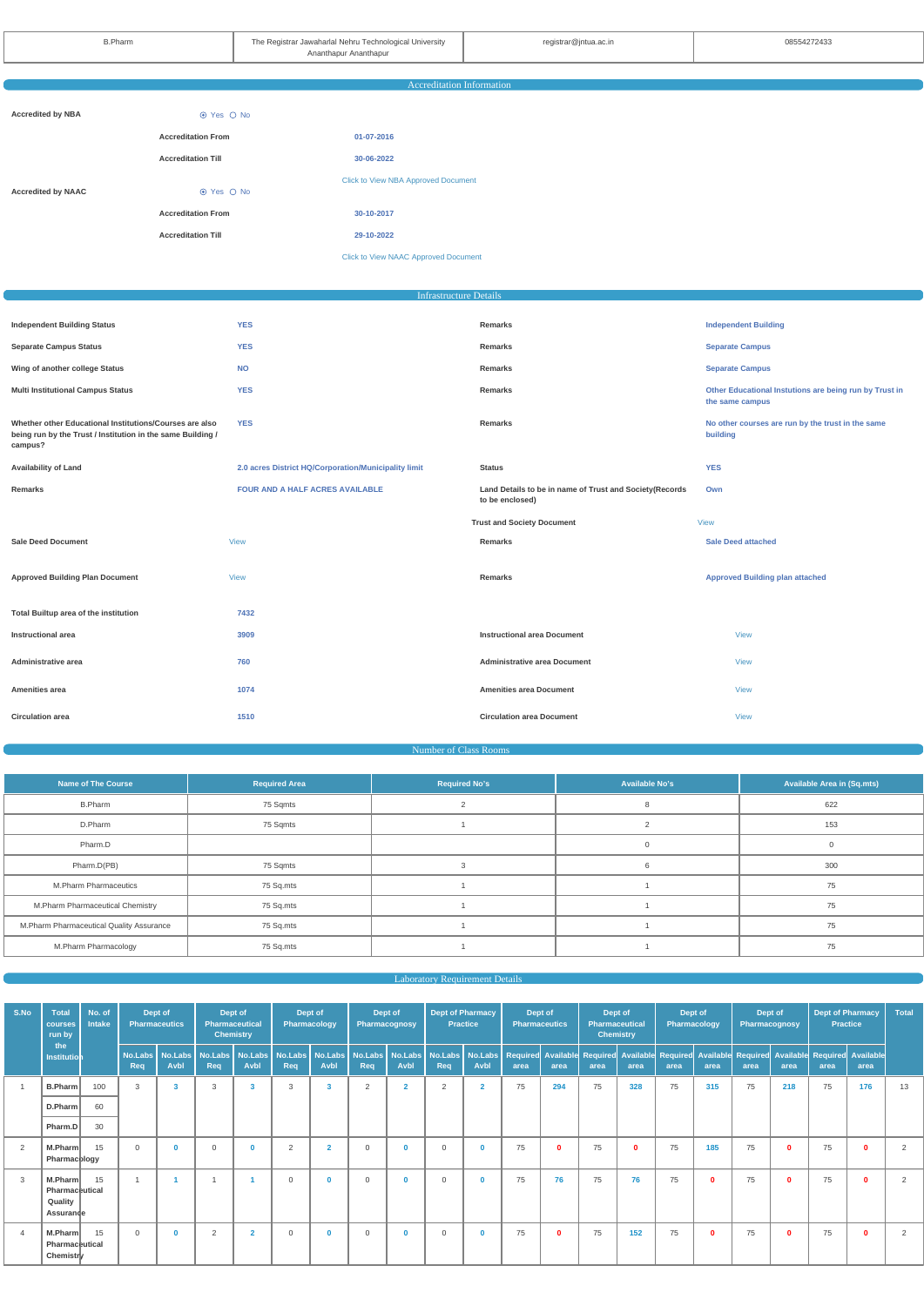| B.Pharm | The Registrar Jawaharlal Nehru Technological University Ananthapur Ananthapur | registrar@jntua.ac.in | 08554272433 |
|---|---|---|---|

## Accreditation Information

**Accredited by NBA** ⦿ Yes ○ No

| | |
|---|---|
| **Accreditation From** | 01-07-2016 |
| **Accreditation Till** | 30-06-2022 |

Click to View NBA Approved Document

**Accredited by NAAC** ⦿ Yes ○ No

| | |
|---|---|
| **Accreditation From** | 30-10-2017 |
| **Accreditation Till** | 29-10-2022 |

Click to View NAAC Approved Document

## Infrastructure Details

| | | | |
|---|---|---|---|
| **Independent Building Status** | YES | **Remarks** | Independent Building |
| **Separate Campus Status** | YES | **Remarks** | Separate Campus |
| **Wing of another college Status** | NO | **Remarks** | Separate Campus |
| **Multi Institutional Campus Status** | YES | **Remarks** | Other Educational Instutions are being run by Trust in the same campus |
| **Whether other Educational Institutions/Courses are also being run by the Trust / Institution in the same Building / campus?** | YES | **Remarks** | No other courses are run by the trust in the same building |
| **Availability of Land** | 2.0 acres District HQ/Corporation/Municipality limit | **Status** | YES |
| **Remarks** | FOUR AND A HALF ACRES AVAILABLE | **Land Details to be in name of Trust and Society(Records to be enclosed)** | Own |
| | | **Trust and Society Document** | View |
| **Sale Deed Document** | View | **Remarks** | Sale Deed attached |
| **Approved Building Plan Document** | View | **Remarks** | Approved Building plan attached |
| **Total Builtup area of the institution** | 7432 | | |
| **Instructional area** | 3909 | **Instructional area Document** | View |
| **Administrative area** | 760 | **Administrative area Document** | View |
| **Amenities area** | 1074 | **Amenities area Document** | View |
| **Circulation area** | 1510 | **Circulation area Document** | View |

## Number of Class Rooms

| Name of The Course | Required Area | Required No's | Available No's | Available Area in (Sq.mts) |
|---|---|---|---|---|
| B.Pharm | 75 Sqmts | 2 | 8 | 622 |
| D.Pharm | 75 Sqmts | 1 | 2 | 153 |
| Pharm.D | | | 0 | 0 |
| Pharm.D(PB) | 75 Sqmts | 3 | 6 | 300 |
| M.Pharm Pharmaceutics | 75 Sq.mts | 1 | 1 | 75 |
| M.Pharm Pharmaceutical Chemistry | 75 Sq.mts | 1 | 1 | 75 |
| M.Pharm Pharmaceutical Quality Assurance | 75 Sq.mts | 1 | 1 | 75 |
| M.Pharm Pharmacology | 75 Sq.mts | 1 | 1 | 75 |

## Laboratory Requirement Details

| S.No | Total courses run by the Institution | No. of Intake | Dept of Pharmaceutics | | Dept of Pharmaceutical Chemistry | | Dept of Pharmacology | | Dept of Pharmacognosy | | Dept of Pharmacy Practice | | Dept of Pharmaceutics | | Dept of Pharmaceutical Chemistry | | Dept of Pharmacology | | Dept of Pharmacognosy | | Dept of Pharmacy Practice | | Total |
|---|---|---|---|---|---|---|---|---|---|---|---|---|---|---|---|---|---|---|---|---|---|---|---|
| | | | No.Labs Req | No.Labs Avbl | No.Labs Req | No.Labs Avbl | No.Labs Req | No.Labs Avbl | No.Labs Req | No.Labs Avbl | No.Labs Req | No.Labs Avbl | Required area | Available area | Required area | Available area | Required area | Available area | Required area | Available area | Required area | Available area | |
| 1 | B.Pharm | 100 | 3 | 3 | 3 | 3 | 3 | 3 | 2 | 2 | 2 | 2 | 75 | 294 | 75 | 328 | 75 | 315 | 75 | 218 | 75 | 176 | 13 |
| | D.Pharm | 60 | | | | | | | | | | | | | | | | | | | | | |
| | Pharm.D | 30 | | | | | | | | | | | | | | | | | | | | | |
| 2 | M.Pharm Pharmacology | 15 | 0 | 0 | 0 | 0 | 2 | 2 | 0 | 0 | 0 | 0 | 75 | 0 | 75 | 0 | 75 | 185 | 75 | 0 | 75 | 0 | 2 |
| 3 | M.Pharm Pharmaceutical Quality Assurance | 15 | 1 | 1 | 1 | 1 | 0 | 0 | 0 | 0 | 0 | 0 | 75 | 76 | 75 | 76 | 75 | 0 | 75 | 0 | 75 | 0 | 2 |
| 4 | M.Pharm Pharmaceutical Chemistry | 15 | 0 | 0 | 2 | 2 | 0 | 0 | 0 | 0 | 0 | 0 | 75 | 0 | 75 | 152 | 75 | 0 | 75 | 0 | 75 | 0 | 2 |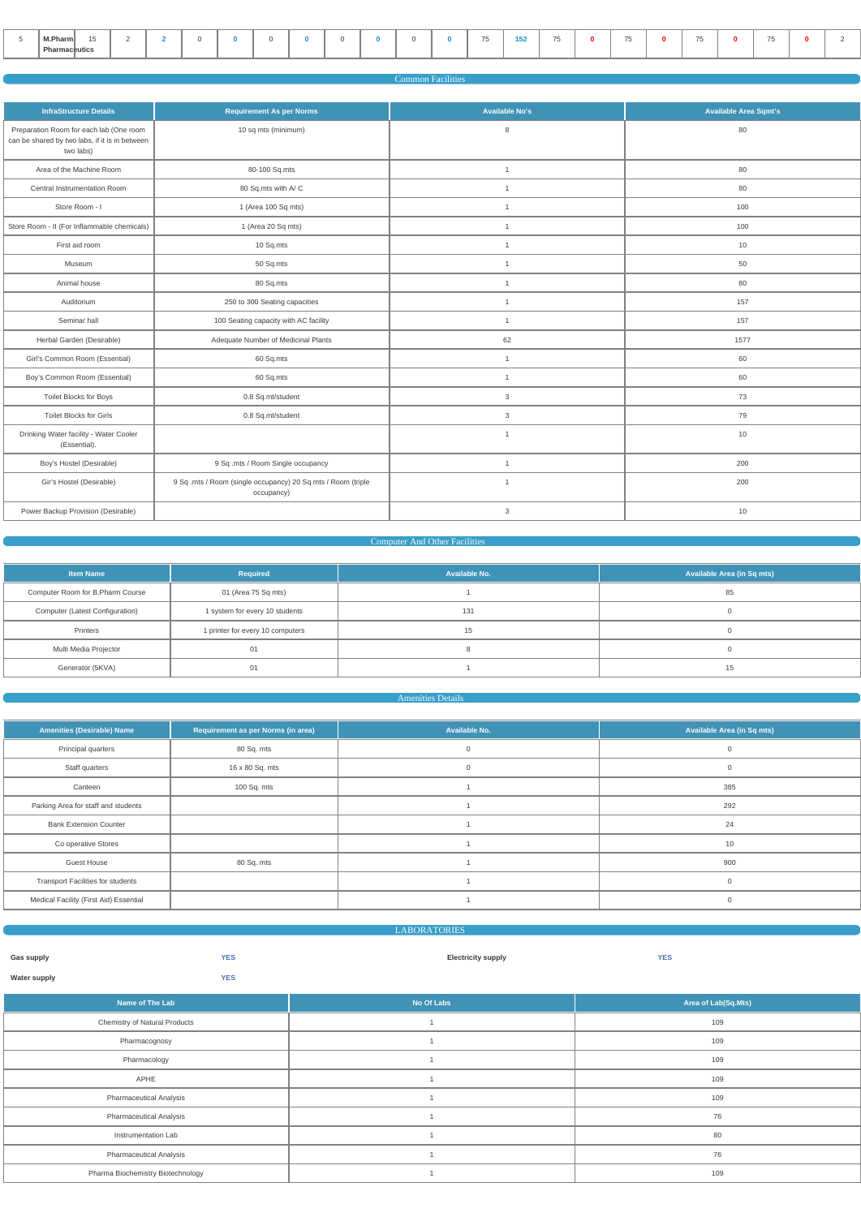| 5 | M.Pharm Pharmaceutics | 15 | 2 | 2 | 0 | 0 | 0 | 0 | 0 | 0 | 0 | 0 | 75 | 152 | 75 | 0 | 75 | 0 | 75 | 0 | 75 | 0 | 2 |
|---|---|---|---|---|---|---|---|---|---|---|---|---|---|---|---|---|---|---|---|---|---|---|---|

## Common Facilities

| InfraStructure Details | Requirement As per Norms | Available No's | Available Area Sqmt's |
|---|---|---|---|
| Preparation Room for each lab (One room can be shared by two labs, if it is in between two labs) | 10 sq mts (minimum) | 8 | 80 |
| Area of the Machine Room | 80-100 Sq.mts | 1 | 80 |
| Central Instrumentation Room | 80 Sq.mts with A/ C | 1 | 80 |
| Store Room - I | 1 (Area 100 Sq mts) | 1 | 100 |
| Store Room - II (For Inflammable chemicals) | 1 (Area 20 Sq mts) | 1 | 100 |
| First aid room | 10 Sq.mts | 1 | 10 |
| Museum | 50 Sq.mts | 1 | 50 |
| Animal house | 80 Sq.mts | 1 | 80 |
| Auditorium | 250 to 300 Seating capacities | 1 | 157 |
| Seminar hall | 100 Seating capacity with AC facility | 1 | 157 |
| Herbal Garden (Desirable) | Adequate Number of Medicinal Plants | 62 | 1577 |
| Girl's Common Room (Essential) | 60 Sq.mts | 1 | 60 |
| Boy's Common Room (Essential) | 60 Sq.mts | 1 | 60 |
| Toilet Blocks for Boys | 0.8 Sq.mt/student | 3 | 73 |
| Toilet Blocks for Girls | 0.8 Sq.mt/student | 3 | 79 |
| Drinking Water facility - Water Cooler (Essential). | | 1 | 10 |
| Boy's Hostel (Desirable) | 9 Sq .mts / Room Single occupancy | 1 | 200 |
| Gir's Hostel (Desirable) | 9 Sq .mts / Room (single occupancy) 20 Sq mts / Room (triple occupancy) | 1 | 200 |
| Power Backup Provision (Desirable) | | 3 | 10 |

## Computer And Other Facilities

| Item Name | Required | Available No. | Available Area (in Sq mts) |
|---|---|---|---|
| Computer Room for B.Pharm Course | 01 (Area 75 Sq mts) | 1 | 85 |
| Computer (Latest Configuration) | 1 system for every 10 students | 131 | 0 |
| Printers | 1 printer for every 10 computers | 15 | 0 |
| Multi Media Projector | 01 | 8 | 0 |
| Generator (5KVA) | 01 | 1 | 15 |

## Amenities Details

| Amenities (Desirable) Name | Requirement as per Norms (in area) | Available No. | Available Area (in Sq mts) |
|---|---|---|---|
| Principal quarters | 80 Sq. mts | 0 | 0 |
| Staff quarters | 16 x 80 Sq. mts | 0 | 0 |
| Canteen | 100 Sq. mts | 1 | 385 |
| Parking Area for staff and students | | 1 | 292 |
| Bank Extension Counter | | 1 | 24 |
| Co operative Stores | | 1 | 10 |
| Guest House | 80 Sq. mts | 1 | 900 |
| Transport Facilities for students | | 1 | 0 |
| Medical Facility (First Aid) Essential | | 1 | 0 |

## LABORATORIES

**Gas supply** YES **Electricity supply** YES

**Water supply** YES

| Name of The Lab | No Of Labs | Area of Lab(Sq.Mts) |
|---|---|---|
| Chemistry of Natural Products | 1 | 109 |
| Pharmacognosy | 1 | 109 |
| Pharmacology | 1 | 109 |
| APHE | 1 | 109 |
| Pharmaceutical Analysis | 1 | 109 |
| Pharmaceutical Analysis | 1 | 76 |
| Instrumentation Lab | 1 | 80 |
| Pharmaceutical Analysis | 1 | 76 |
| Pharma Biochemistry Biotechnology | 1 | 109 |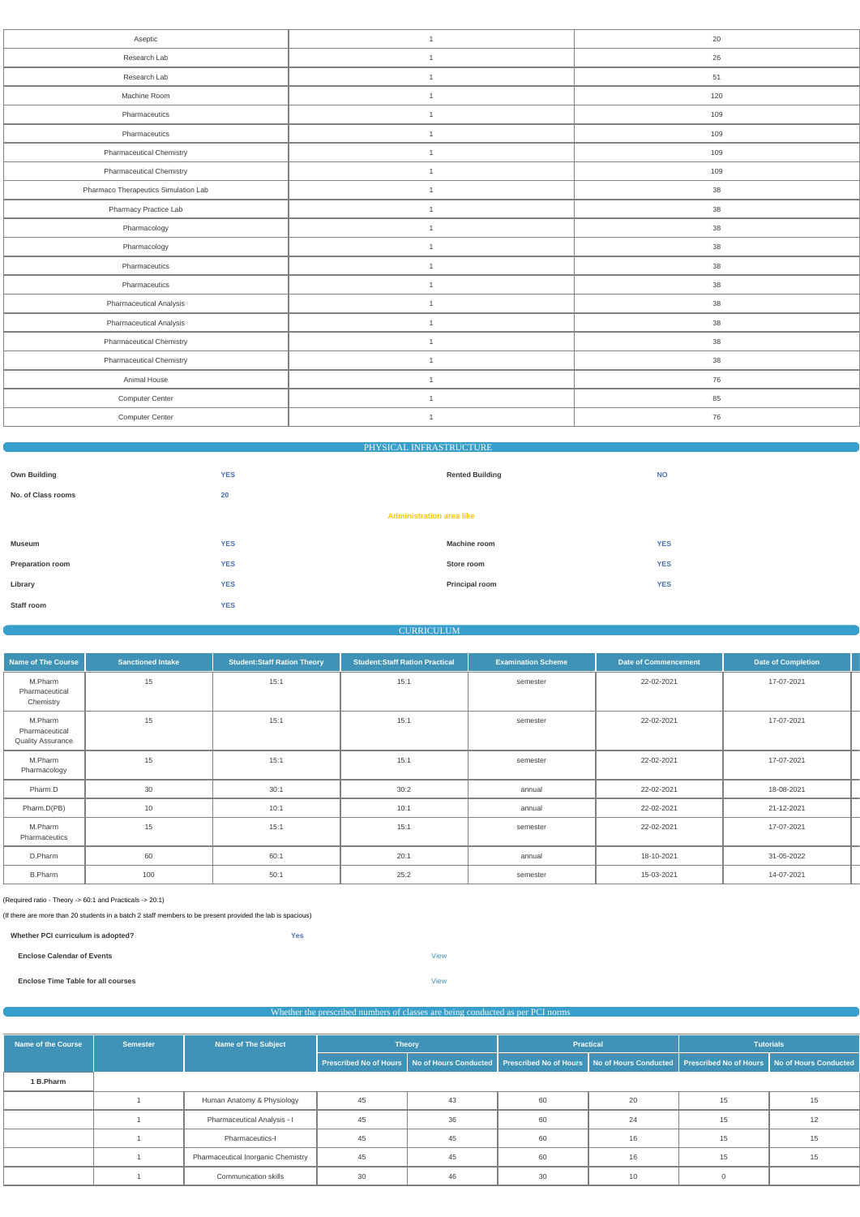| | | |
|---|---|---|
| Aseptic | 1 | 20 |
| Research Lab | 1 | 26 |
| Research Lab | 1 | 51 |
| Machine Room | 1 | 120 |
| Pharmaceutics | 1 | 109 |
| Pharmaceutics | 1 | 109 |
| Pharmaceutical Chemistry | 1 | 109 |
| Pharmaceutical Chemistry | 1 | 109 |
| Pharmaco Therapeutics Simulation Lab | 1 | 38 |
| Pharmacy Practice Lab | 1 | 38 |
| Pharmacology | 1 | 38 |
| Pharmacology | 1 | 38 |
| Pharmaceutics | 1 | 38 |
| Pharmaceutics | 1 | 38 |
| Pharmaceutical Analysis | 1 | 38 |
| Pharmaceutical Analysis | 1 | 38 |
| Pharmaceutical Chemistry | 1 | 38 |
| Pharmaceutical Chemistry | 1 | 38 |
| Animal House | 1 | 76 |
| Computer Center | 1 | 85 |
| Computer Center | 1 | 76 |

## PHYSICAL INFRASTRUCTURE

| | | | |
|---|---|---|---|
| **Own Building** | YES | **Rented Building** | NO |
| **No. of Class rooms** | 20 | | |

**Administration area like**

| | | | |
|---|---|---|---|
| **Museum** | YES | **Machine room** | YES |
| **Preparation room** | YES | **Store room** | YES |
| **Library** | YES | **Principal room** | YES |
| **Staff room** | YES | | |

## CURRICULUM

| Name of The Course | Sanctioned Intake | Student:Staff Ration Theory | Student:Staff Ration Practical | Examination Scheme | Date of Commencement | Date of Completion |
|---|---|---|---|---|---|---|
| M.Pharm Pharmaceutical Chemistry | 15 | 15:1 | 15:1 | semester | 22-02-2021 | 17-07-2021 |
| M.Pharm Pharmaceutical Quality Assurance | 15 | 15:1 | 15:1 | semester | 22-02-2021 | 17-07-2021 |
| M.Pharm Pharmacology | 15 | 15:1 | 15:1 | semester | 22-02-2021 | 17-07-2021 |
| Pharm.D | 30 | 30:1 | 30:2 | annual | 22-02-2021 | 18-08-2021 |
| Pharm.D(PB) | 10 | 10:1 | 10:1 | annual | 22-02-2021 | 21-12-2021 |
| M.Pharm Pharmaceutics | 15 | 15:1 | 15:1 | semester | 22-02-2021 | 17-07-2021 |
| D.Pharm | 60 | 60:1 | 20:1 | annual | 18-10-2021 | 31-05-2022 |
| B.Pharm | 100 | 50:1 | 25:2 | semester | 15-03-2021 | 14-07-2021 |

(Required ratio - Theory -> 60:1 and Practicals -> 20:1)

(If there are more than 20 students in a batch 2 staff members to be present provided the lab is spacious)

**Whether PCI curriculum is adopted?** Yes

**Enclose Calendar of Events** View

**Enclose Time Table for all courses** View

## Whether the prescribed numbers of classes are being conducted as per PCI norms

| Name of the Course | Semester | Name of The Subject | Theory | | Practical | | Tutorials | |
|---|---|---|---|---|---|---|---|---|
| | | | Prescribed No of Hours | No of Hours Conducted | Prescribed No of Hours | No of Hours Conducted | Prescribed No of Hours | No of Hours Conducted |
| **1 B.Pharm** | | | | | | | | |
| | 1 | Human Anatomy & Physiology | 45 | 43 | 60 | 20 | 15 | 15 |
| | 1 | Pharmaceutical Analysis - I | 45 | 36 | 60 | 24 | 15 | 12 |
| | 1 | Pharmaceutics-I | 45 | 45 | 60 | 16 | 15 | 15 |
| | 1 | Pharmaceutical Inorganic Chemistry | 45 | 45 | 60 | 16 | 15 | 15 |
| | 1 | Communication skills | 30 | 46 | 30 | 10 | 0 | |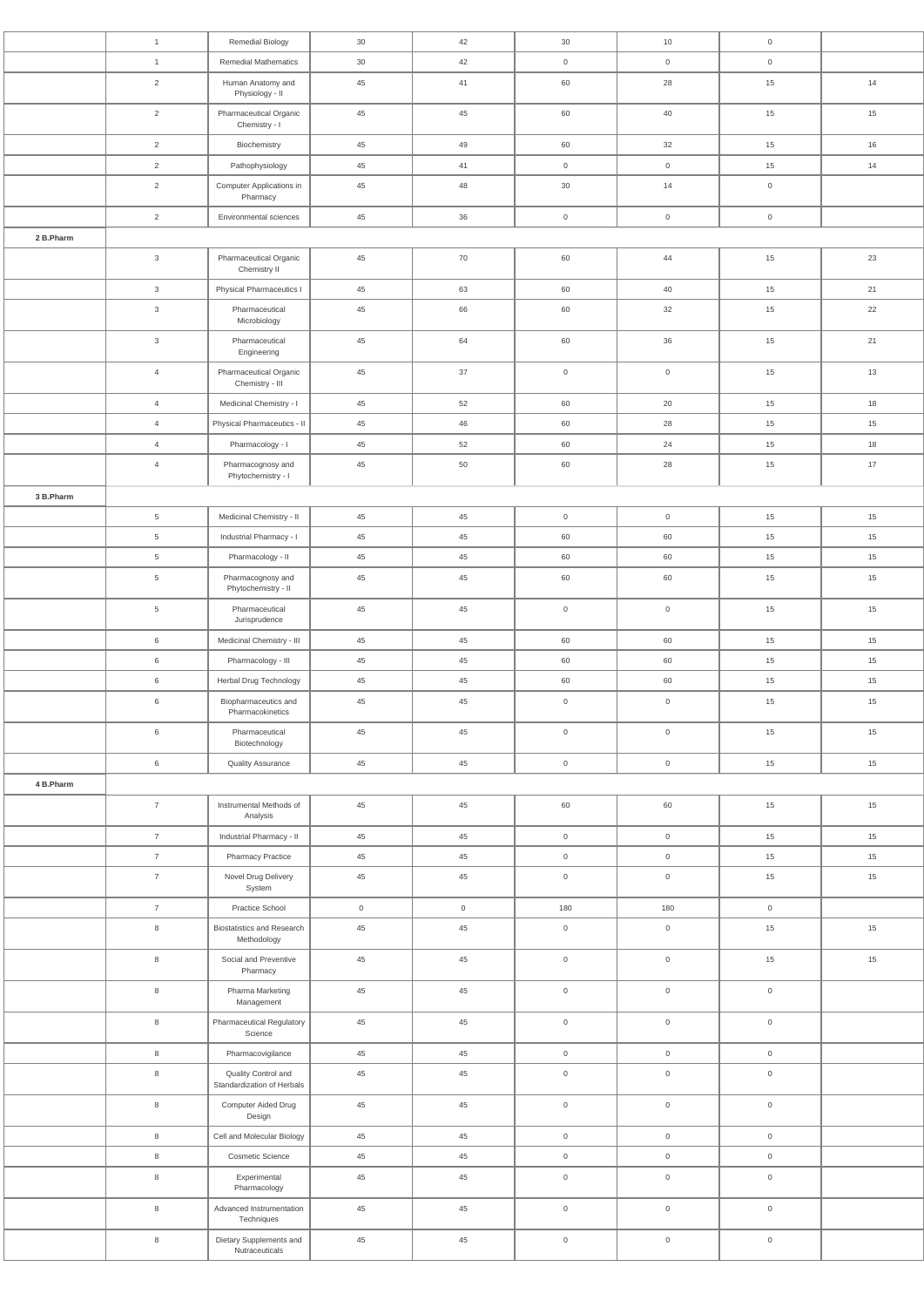| | | | | | | | | |
|---|---|---|---|---|---|---|---|---|
| | 1 | Remedial Biology | 30 | 42 | 30 | 10 | 0 | |
| | 1 | Remedial Mathematics | 30 | 42 | 0 | 0 | 0 | |
| | 2 | Human Anatomy and Physiology - II | 45 | 41 | 60 | 28 | 15 | 14 |
| | 2 | Pharmaceutical Organic Chemistry - I | 45 | 45 | 60 | 40 | 15 | 15 |
| | 2 | Biochemistry | 45 | 49 | 60 | 32 | 15 | 16 |
| | 2 | Pathophysiology | 45 | 41 | 0 | 0 | 15 | 14 |
| | 2 | Computer Applications in Pharmacy | 45 | 48 | 30 | 14 | 0 | |
| | 2 | Environmental sciences | 45 | 36 | 0 | 0 | 0 | |
| **2 B.Pharm** | | | | | | | | |
| | 3 | Pharmaceutical Organic Chemistry II | 45 | 70 | 60 | 44 | 15 | 23 |
| | 3 | Physical Pharmaceutics I | 45 | 63 | 60 | 40 | 15 | 21 |
| | 3 | Pharmaceutical Microbiology | 45 | 66 | 60 | 32 | 15 | 22 |
| | 3 | Pharmaceutical Engineering | 45 | 64 | 60 | 36 | 15 | 21 |
| | 4 | Pharmaceutical Organic Chemistry - III | 45 | 37 | 0 | 0 | 15 | 13 |
| | 4 | Medicinal Chemistry - I | 45 | 52 | 60 | 20 | 15 | 18 |
| | 4 | Physical Pharmaceutics - II | 45 | 46 | 60 | 28 | 15 | 15 |
| | 4 | Pharmacology - I | 45 | 52 | 60 | 24 | 15 | 18 |
| | 4 | Pharmacognosy and Phytochemistry - I | 45 | 50 | 60 | 28 | 15 | 17 |
| **3 B.Pharm** | | | | | | | | |
| | 5 | Medicinal Chemistry - II | 45 | 45 | 0 | 0 | 15 | 15 |
| | 5 | Industrial Pharmacy - I | 45 | 45 | 60 | 60 | 15 | 15 |
| | 5 | Pharmacology - II | 45 | 45 | 60 | 60 | 15 | 15 |
| | 5 | Pharmacognosy and Phytochemistry - II | 45 | 45 | 60 | 60 | 15 | 15 |
| | 5 | Pharmaceutical Jurisprudence | 45 | 45 | 0 | 0 | 15 | 15 |
| | 6 | Medicinal Chemistry - III | 45 | 45 | 60 | 60 | 15 | 15 |
| | 6 | Pharmacology - III | 45 | 45 | 60 | 60 | 15 | 15 |
| | 6 | Herbal Drug Technology | 45 | 45 | 60 | 60 | 15 | 15 |
| | 6 | Biopharmaceutics and Pharmacokinetics | 45 | 45 | 0 | 0 | 15 | 15 |
| | 6 | Pharmaceutical Biotechnology | 45 | 45 | 0 | 0 | 15 | 15 |
| | 6 | Quality Assurance | 45 | 45 | 0 | 0 | 15 | 15 |
| **4 B.Pharm** | | | | | | | | |
| | 7 | Instrumental Methods of Analysis | 45 | 45 | 60 | 60 | 15 | 15 |
| | 7 | Industrial Pharmacy - II | 45 | 45 | 0 | 0 | 15 | 15 |
| | 7 | Pharmacy Practice | 45 | 45 | 0 | 0 | 15 | 15 |
| | 7 | Novel Drug Delivery System | 45 | 45 | 0 | 0 | 15 | 15 |
| | 7 | Practice School | 0 | 0 | 180 | 180 | 0 | |
| | 8 | Biostatistics and Research Methodology | 45 | 45 | 0 | 0 | 15 | 15 |
| | 8 | Social and Preventive Pharmacy | 45 | 45 | 0 | 0 | 15 | 15 |
| | 8 | Pharma Marketing Management | 45 | 45 | 0 | 0 | 0 | |
| | 8 | Pharmaceutical Regulatory Science | 45 | 45 | 0 | 0 | 0 | |
| | 8 | Pharmacovigilance | 45 | 45 | 0 | 0 | 0 | |
| | 8 | Quality Control and Standardization of Herbals | 45 | 45 | 0 | 0 | 0 | |
| | 8 | Computer Aided Drug Design | 45 | 45 | 0 | 0 | 0 | |
| | 8 | Cell and Molecular Biology | 45 | 45 | 0 | 0 | 0 | |
| | 8 | Cosmetic Science | 45 | 45 | 0 | 0 | 0 | |
| | 8 | Experimental Pharmacology | 45 | 45 | 0 | 0 | 0 | |
| | 8 | Advanced Instrumentation Techniques | 45 | 45 | 0 | 0 | 0 | |
| | 8 | Dietary Supplements and Nutraceuticals | 45 | 45 | 0 | 0 | 0 | |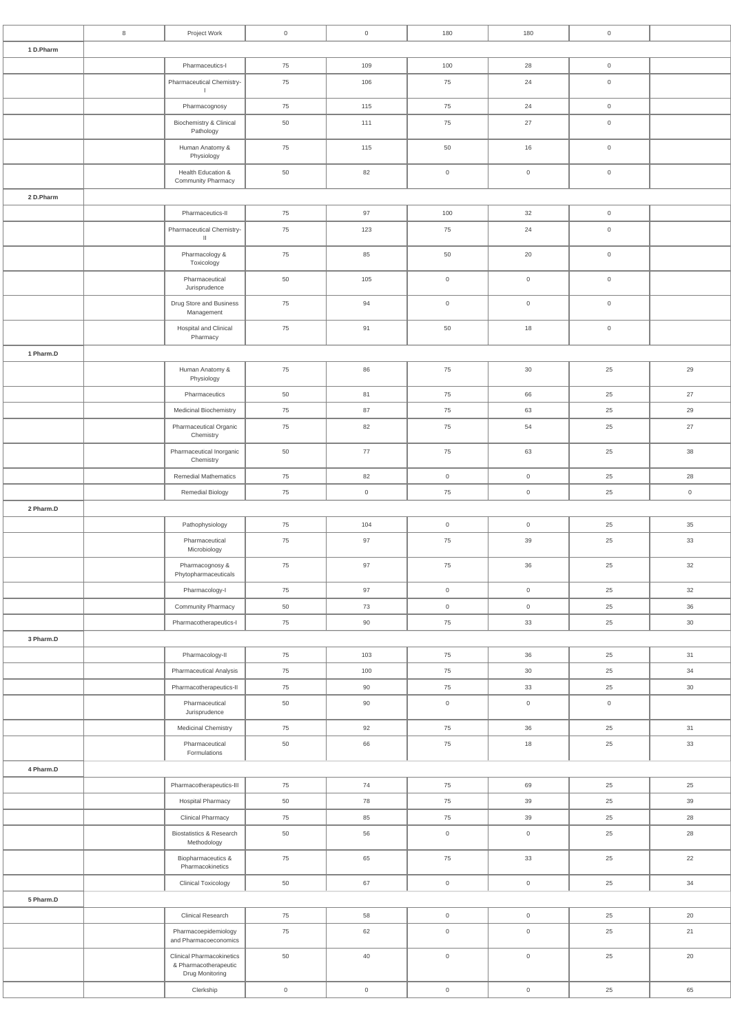|  | 8 | Project Work | 0 | 0 | 180 | 180 | 0 |  |
|---|---|---|---|---|---|---|---|---|
| **1 D.Pharm** |  |  |  |  |  |  |  |  |
|  |  | Pharmaceutics-I | 75 | 109 | 100 | 28 | 0 |  |
|  |  | Pharmaceutical Chemistry-I | 75 | 106 | 75 | 24 | 0 |  |
|  |  | Pharmacognosy | 75 | 115 | 75 | 24 | 0 |  |
|  |  | Biochemistry & Clinical Pathology | 50 | 111 | 75 | 27 | 0 |  |
|  |  | Human Anatomy & Physiology | 75 | 115 | 50 | 16 | 0 |  |
|  |  | Health Education & Community Pharmacy | 50 | 82 | 0 | 0 | 0 |  |
| **2 D.Pharm** |  |  |  |  |  |  |  |  |
|  |  | Pharmaceutics-II | 75 | 97 | 100 | 32 | 0 |  |
|  |  | Pharmaceutical Chemistry-II | 75 | 123 | 75 | 24 | 0 |  |
|  |  | Pharmacology & Toxicology | 75 | 85 | 50 | 20 | 0 |  |
|  |  | Pharmaceutical Jurisprudence | 50 | 105 | 0 | 0 | 0 |  |
|  |  | Drug Store and Business Management | 75 | 94 | 0 | 0 | 0 |  |
|  |  | Hospital and Clinical Pharmacy | 75 | 91 | 50 | 18 | 0 |  |
| **1 Pharm.D** |  |  |  |  |  |  |  |  |
|  |  | Human Anatomy & Physiology | 75 | 86 | 75 | 30 | 25 | 29 |
|  |  | Pharmaceutics | 50 | 81 | 75 | 66 | 25 | 27 |
|  |  | Medicinal Biochemistry | 75 | 87 | 75 | 63 | 25 | 29 |
|  |  | Pharmaceutical Organic Chemistry | 75 | 82 | 75 | 54 | 25 | 27 |
|  |  | Pharmaceutical Inorganic Chemistry | 50 | 77 | 75 | 63 | 25 | 38 |
|  |  | Remedial Mathematics | 75 | 82 | 0 | 0 | 25 | 28 |
|  |  | Remedial Biology | 75 | 0 | 75 | 0 | 25 | 0 |
| **2 Pharm.D** |  |  |  |  |  |  |  |  |
|  |  | Pathophysiology | 75 | 104 | 0 | 0 | 25 | 35 |
|  |  | Pharmaceutical Microbiology | 75 | 97 | 75 | 39 | 25 | 33 |
|  |  | Pharmacognosy & Phytopharmaceuticals | 75 | 97 | 75 | 36 | 25 | 32 |
|  |  | Pharmacology-I | 75 | 97 | 0 | 0 | 25 | 32 |
|  |  | Community Pharmacy | 50 | 73 | 0 | 0 | 25 | 36 |
|  |  | Pharmacotherapeutics-I | 75 | 90 | 75 | 33 | 25 | 30 |
| **3 Pharm.D** |  |  |  |  |  |  |  |  |
|  |  | Pharmacology-II | 75 | 103 | 75 | 36 | 25 | 31 |
|  |  | Pharmaceutical Analysis | 75 | 100 | 75 | 30 | 25 | 34 |
|  |  | Pharmacotherapeutics-II | 75 | 90 | 75 | 33 | 25 | 30 |
|  |  | Pharmaceutical Jurisprudence | 50 | 90 | 0 | 0 | 0 |  |
|  |  | Medicinal Chemistry | 75 | 92 | 75 | 36 | 25 | 31 |
|  |  | Pharmaceutical Formulations | 50 | 66 | 75 | 18 | 25 | 33 |
| **4 Pharm.D** |  |  |  |  |  |  |  |  |
|  |  | Pharmacotherapeutics-III | 75 | 74 | 75 | 69 | 25 | 25 |
|  |  | Hospital Pharmacy | 50 | 78 | 75 | 39 | 25 | 39 |
|  |  | Clinical Pharmacy | 75 | 85 | 75 | 39 | 25 | 28 |
|  |  | Biostatistics & Research Methodology | 50 | 56 | 0 | 0 | 25 | 28 |
|  |  | Biopharmaceutics & Pharmacokinetics | 75 | 65 | 75 | 33 | 25 | 22 |
|  |  | Clinical Toxicology | 50 | 67 | 0 | 0 | 25 | 34 |
| **5 Pharm.D** |  |  |  |  |  |  |  |  |
|  |  | Clinical Research | 75 | 58 | 0 | 0 | 25 | 20 |
|  |  | Pharmacoepidemiology and Pharmacoeconomics | 75 | 62 | 0 | 0 | 25 | 21 |
|  |  | Clinical Pharmacokinetics & Pharmacotherapeutic Drug Monitoring | 50 | 40 | 0 | 0 | 25 | 20 |
|  |  | Clerkship | 0 | 0 | 0 | 0 | 25 | 65 |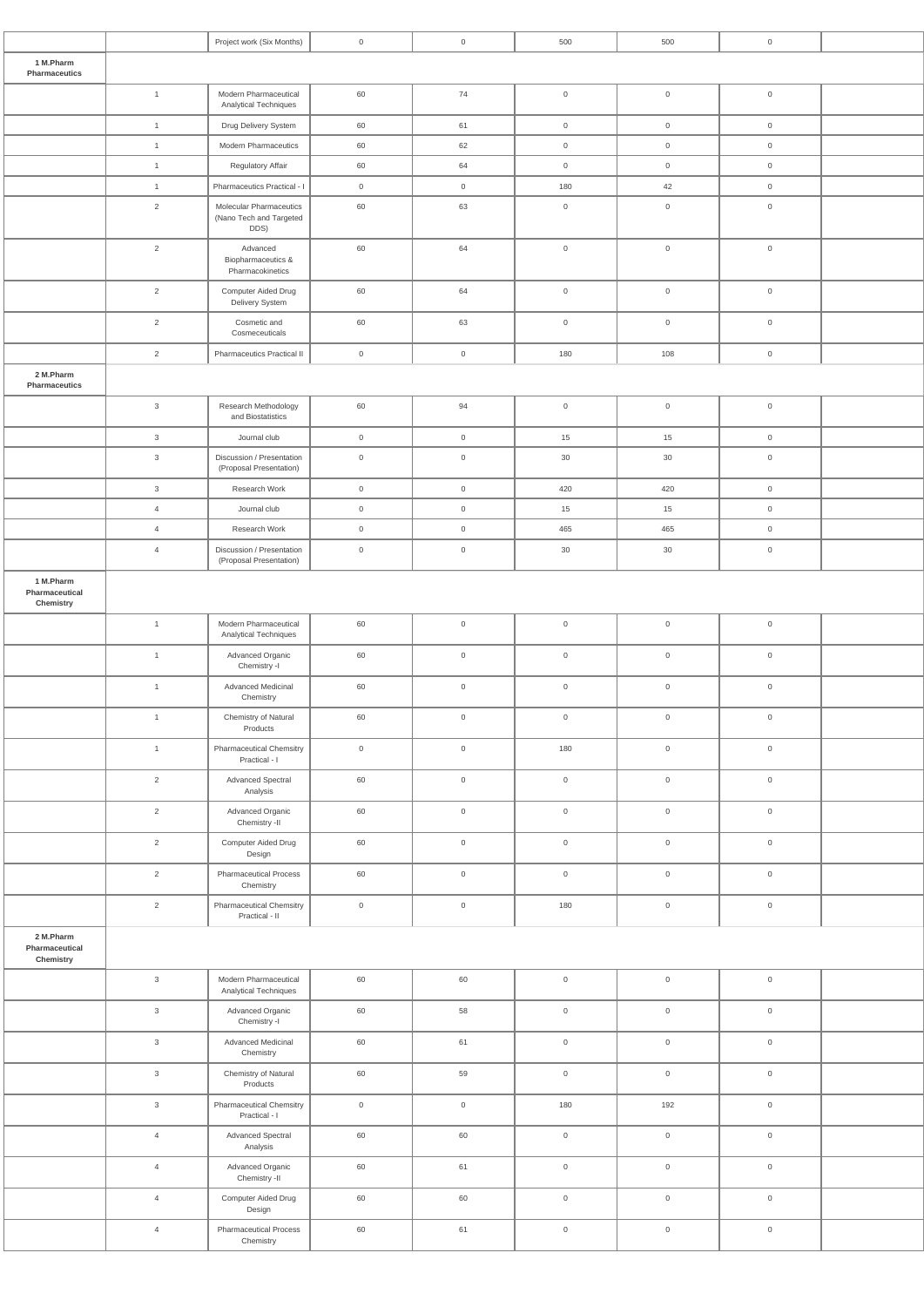| | | | | | | | | |
|---|---|---|---|---|---|---|---|---|
| | | Project work (Six Months) | 0 | 0 | 500 | 500 | 0 | |
| **1 M.Pharm Pharmaceutics** | | | | | | | | |
| | 1 | Modern Pharmaceutical Analytical Techniques | 60 | 74 | 0 | 0 | 0 | |
| | 1 | Drug Delivery System | 60 | 61 | 0 | 0 | 0 | |
| | 1 | Modem Pharmaceutics | 60 | 62 | 0 | 0 | 0 | |
| | 1 | Regulatory Affair | 60 | 64 | 0 | 0 | 0 | |
| | 1 | Pharmaceutics Practical - I | 0 | 0 | 180 | 42 | 0 | |
| | 2 | Molecular Pharmaceutics (Nano Tech and Targeted DDS) | 60 | 63 | 0 | 0 | 0 | |
| | 2 | Advanced Biopharmaceutics & Pharmacokinetics | 60 | 64 | 0 | 0 | 0 | |
| | 2 | Computer Aided Drug Delivery System | 60 | 64 | 0 | 0 | 0 | |
| | 2 | Cosmetic and Cosmeceuticals | 60 | 63 | 0 | 0 | 0 | |
| | 2 | Pharmaceutics Practical II | 0 | 0 | 180 | 108 | 0 | |
| **2 M.Pharm Pharmaceutics** | | | | | | | | |
| | 3 | Research Methodology and Biostatistics | 60 | 94 | 0 | 0 | 0 | |
| | 3 | Journal club | 0 | 0 | 15 | 15 | 0 | |
| | 3 | Discussion / Presentation (Proposal Presentation) | 0 | 0 | 30 | 30 | 0 | |
| | 3 | Research Work | 0 | 0 | 420 | 420 | 0 | |
| | 4 | Journal club | 0 | 0 | 15 | 15 | 0 | |
| | 4 | Research Work | 0 | 0 | 465 | 465 | 0 | |
| | 4 | Discussion / Presentation (Proposal Presentation) | 0 | 0 | 30 | 30 | 0 | |
| **1 M.Pharm Pharmaceutical Chemistry** | | | | | | | | |
| | 1 | Modern Pharmaceutical Analytical Techniques | 60 | 0 | 0 | 0 | 0 | |
| | 1 | Advanced Organic Chemistry -I | 60 | 0 | 0 | 0 | 0 | |
| | 1 | Advanced Medicinal Chemistry | 60 | 0 | 0 | 0 | 0 | |
| | 1 | Chemistry of Natural Products | 60 | 0 | 0 | 0 | 0 | |
| | 1 | Pharmaceutical Chemsitry Practical - I | 0 | 0 | 180 | 0 | 0 | |
| | 2 | Advanced Spectral Analysis | 60 | 0 | 0 | 0 | 0 | |
| | 2 | Advanced Organic Chemistry -II | 60 | 0 | 0 | 0 | 0 | |
| | 2 | Computer Aided Drug Design | 60 | 0 | 0 | 0 | 0 | |
| | 2 | Pharmaceutical Process Chemistry | 60 | 0 | 0 | 0 | 0 | |
| | 2 | Pharmaceutical Chemsitry Practical - II | 0 | 0 | 180 | 0 | 0 | |
| **2 M.Pharm Pharmaceutical Chemistry** | | | | | | | | |
| | 3 | Modern Pharmaceutical Analytical Techniques | 60 | 60 | 0 | 0 | 0 | |
| | 3 | Advanced Organic Chemistry -I | 60 | 58 | 0 | 0 | 0 | |
| | 3 | Advanced Medicinal Chemistry | 60 | 61 | 0 | 0 | 0 | |
| | 3 | Chemistry of Natural Products | 60 | 59 | 0 | 0 | 0 | |
| | 3 | Pharmaceutical Chemsitry Practical - I | 0 | 0 | 180 | 192 | 0 | |
| | 4 | Advanced Spectral Analysis | 60 | 60 | 0 | 0 | 0 | |
| | 4 | Advanced Organic Chemistry -II | 60 | 61 | 0 | 0 | 0 | |
| | 4 | Computer Aided Drug Design | 60 | 60 | 0 | 0 | 0 | |
| | 4 | Pharmaceutical Process Chemistry | 60 | 61 | 0 | 0 | 0 | |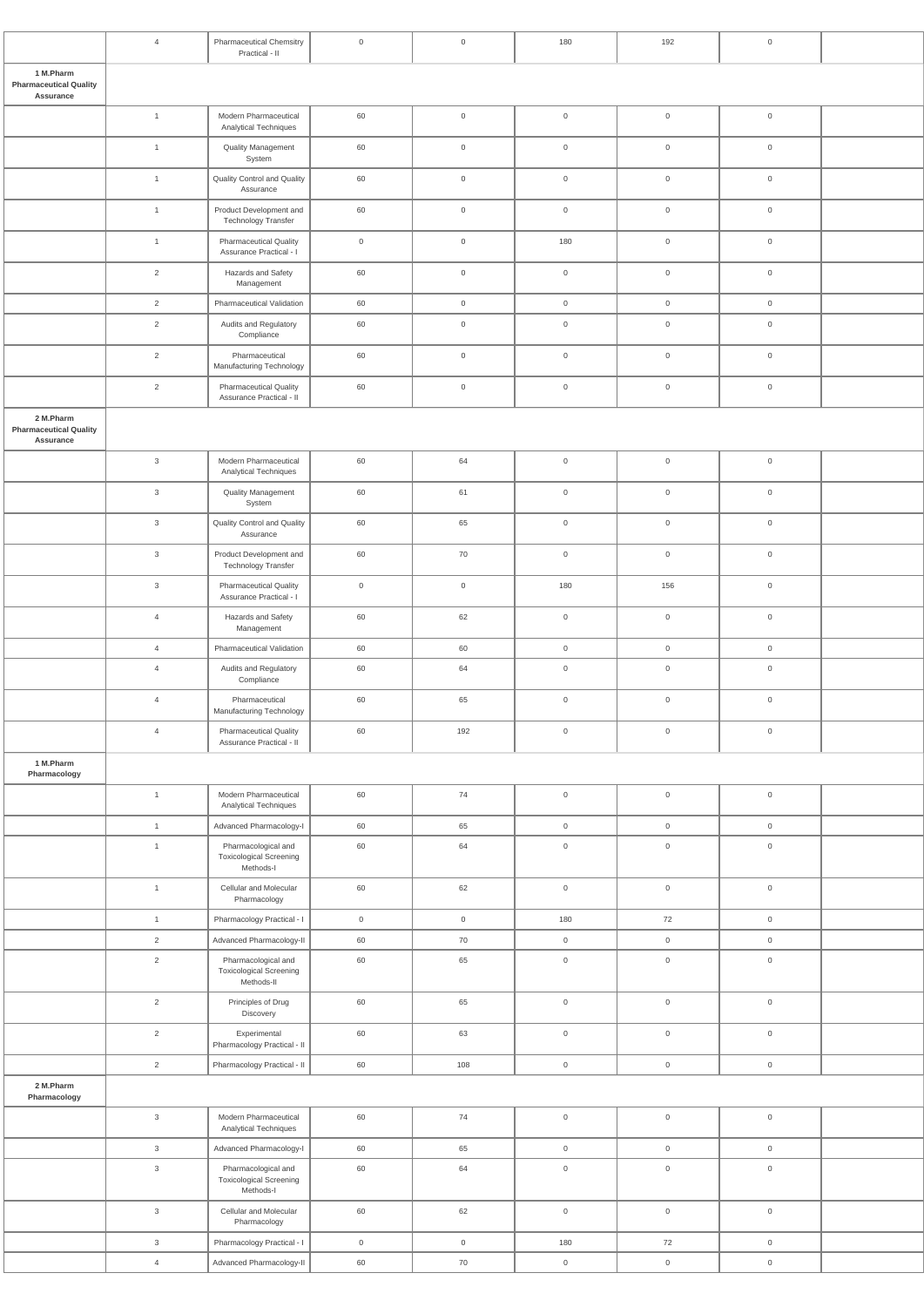| | | | | | | | | |
|---|---|---|---|---|---|---|---|---|
| | 4 | Pharmaceutical Chemsitry Practical - II | 0 | 0 | 180 | 192 | 0 | |
| **1 M.Pharm Pharmaceutical Quality Assurance** | | | | | | | | |
| | 1 | Modern Pharmaceutical Analytical Techniques | 60 | 0 | 0 | 0 | 0 | |
| | 1 | Quality Management System | 60 | 0 | 0 | 0 | 0 | |
| | 1 | Quality Control and Quality Assurance | 60 | 0 | 0 | 0 | 0 | |
| | 1 | Product Development and Technology Transfer | 60 | 0 | 0 | 0 | 0 | |
| | 1 | Pharmaceutical Quality Assurance Practical - I | 0 | 0 | 180 | 0 | 0 | |
| | 2 | Hazards and Safety Management | 60 | 0 | 0 | 0 | 0 | |
| | 2 | Pharmaceutical Validation | 60 | 0 | 0 | 0 | 0 | |
| | 2 | Audits and Regulatory Compliance | 60 | 0 | 0 | 0 | 0 | |
| | 2 | Pharmaceutical Manufacturing Technology | 60 | 0 | 0 | 0 | 0 | |
| | 2 | Pharmaceutical Quality Assurance Practical - II | 60 | 0 | 0 | 0 | 0 | |
| **2 M.Pharm Pharmaceutical Quality Assurance** | | | | | | | | |
| | 3 | Modern Pharmaceutical Analytical Techniques | 60 | 64 | 0 | 0 | 0 | |
| | 3 | Quality Management System | 60 | 61 | 0 | 0 | 0 | |
| | 3 | Quality Control and Quality Assurance | 60 | 65 | 0 | 0 | 0 | |
| | 3 | Product Development and Technology Transfer | 60 | 70 | 0 | 0 | 0 | |
| | 3 | Pharmaceutical Quality Assurance Practical - I | 0 | 0 | 180 | 156 | 0 | |
| | 4 | Hazards and Safety Management | 60 | 62 | 0 | 0 | 0 | |
| | 4 | Pharmaceutical Validation | 60 | 60 | 0 | 0 | 0 | |
| | 4 | Audits and Regulatory Compliance | 60 | 64 | 0 | 0 | 0 | |
| | 4 | Pharmaceutical Manufacturing Technology | 60 | 65 | 0 | 0 | 0 | |
| | 4 | Pharmaceutical Quality Assurance Practical - II | 60 | 192 | 0 | 0 | 0 | |
| **1 M.Pharm Pharmacology** | | | | | | | | |
| | 1 | Modern Pharmaceutical Analytical Techniques | 60 | 74 | 0 | 0 | 0 | |
| | 1 | Advanced Pharmacology-I | 60 | 65 | 0 | 0 | 0 | |
| | 1 | Pharmacological and Toxicological Screening Methods-I | 60 | 64 | 0 | 0 | 0 | |
| | 1 | Cellular and Molecular Pharmacology | 60 | 62 | 0 | 0 | 0 | |
| | 1 | Pharmacology Practical - I | 0 | 0 | 180 | 72 | 0 | |
| | 2 | Advanced Pharmacology-II | 60 | 70 | 0 | 0 | 0 | |
| | 2 | Pharmacological and Toxicological Screening Methods-II | 60 | 65 | 0 | 0 | 0 | |
| | 2 | Principles of Drug Discovery | 60 | 65 | 0 | 0 | 0 | |
| | 2 | Experimental Pharmacology Practical - II | 60 | 63 | 0 | 0 | 0 | |
| | 2 | Pharmacology Practical - II | 60 | 108 | 0 | 0 | 0 | |
| **2 M.Pharm Pharmacology** | | | | | | | | |
| | 3 | Modern Pharmaceutical Analytical Techniques | 60 | 74 | 0 | 0 | 0 | |
| | 3 | Advanced Pharmacology-I | 60 | 65 | 0 | 0 | 0 | |
| | 3 | Pharmacological and Toxicological Screening Methods-I | 60 | 64 | 0 | 0 | 0 | |
| | 3 | Cellular and Molecular Pharmacology | 60 | 62 | 0 | 0 | 0 | |
| | 3 | Pharmacology Practical - I | 0 | 0 | 180 | 72 | 0 | |
| | 4 | Advanced Pharmacology-II | 60 | 70 | 0 | 0 | 0 | |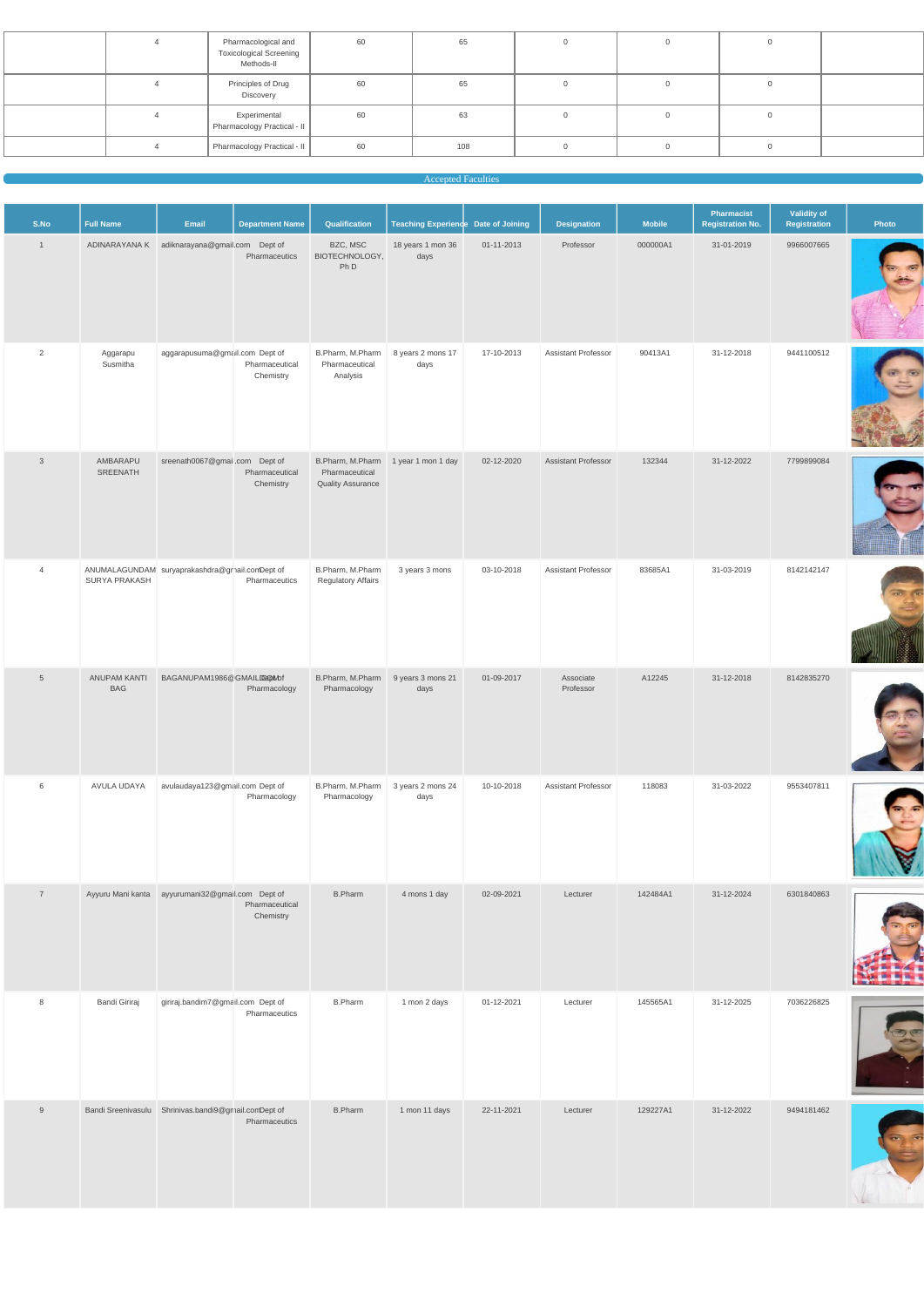| | 4 | Pharmacological and Toxicological Screening Methods-II | 60 | 65 | 0 | 0 | 0 | |
|---|---|---|---|---|---|---|---|---|
| | 4 | Principles of Drug Discovery | 60 | 65 | 0 | 0 | 0 | |
| | 4 | Experimental Pharmacology Practical - II | 60 | 63 | 0 | 0 | 0 | |
| | 4 | Pharmacology Practical - II | 60 | 108 | 0 | 0 | 0 | |

## Accepted Faculties

| S.No | Full Name | Email | Department Name | Qualification | Teaching Experience | Date of Joining | Designation | Mobile | Pharmacist Registration No. | Validity of Registration | Photo |
|---|---|---|---|---|---|---|---|---|---|---|---|
| 1 | ADINARAYANA K | adiknarayana@gmail.com | Dept of Pharmaceutics | BZC, MSC BIOTECHNOLOGY, Ph D | 18 years 1 mon 36 days | 01-11-2013 | Professor | 000000A1 | 31-01-2019 | 9966007665 | |
| 2 | Aggarapu Susmitha | aggarapusuma@gmail.com | Dept of Pharmaceutical Chemistry | B.Pharm, M.Pharm Pharmaceutical Analysis | 8 years 2 mons 17 days | 17-10-2013 | Assistant Professor | 90413A1 | 31-12-2018 | 9441100512 | |
| 3 | AMBARAPU SREENATH | sreenath0067@gmail.com | Dept of Pharmaceutical Chemistry | B.Pharm, M.Pharm Pharmaceutical Quality Assurance | 1 year 1 mon 1 day | 02-12-2020 | Assistant Professor | 132344 | 31-12-2022 | 7799899084 | |
| 4 | ANUMALAGUNDAM SURYA PRAKASH | suryaprakashdra@gmail.com | Dept of Pharmaceutics | B.Pharm, M.Pharm Regulatory Affairs | 3 years 3 mons | 03-10-2018 | Assistant Professor | 83685A1 | 31-03-2019 | 8142142147 | |
| 5 | ANUPAM KANTI BAG | BAGANUPAM1986@GMAIL.COM | Dept of Pharmacology | B.Pharm, M.Pharm Pharmacology | 9 years 3 mons 21 days | 01-09-2017 | Associate Professor | A12245 | 31-12-2018 | 8142835270 | |
| 6 | AVULA UDAYA | avulaudaya123@gmail.com | Dept of Pharmacology | B.Pharm, M.Pharm Pharmacology | 3 years 2 mons 24 days | 10-10-2018 | Assistant Professor | 118083 | 31-03-2022 | 9553407811 | |
| 7 | Ayyuru Mani kanta | ayyurumani32@gmail.com | Dept of Pharmaceutical Chemistry | B.Pharm | 4 mons 1 day | 02-09-2021 | Lecturer | 142484A1 | 31-12-2024 | 6301840863 | |
| 8 | Bandi Giriraj | giriraj.bandim7@gmail.com | Dept of Pharmaceutics | B.Pharm | 1 mon 2 days | 01-12-2021 | Lecturer | 145565A1 | 31-12-2025 | 7036226825 | |
| 9 | Bandi Sreenivasulu | Shrinivas.bandi9@gmail.com | Dept of Pharmaceutics | B.Pharm | 1 mon 11 days | 22-11-2021 | Lecturer | 129227A1 | 31-12-2022 | 9494181462 | |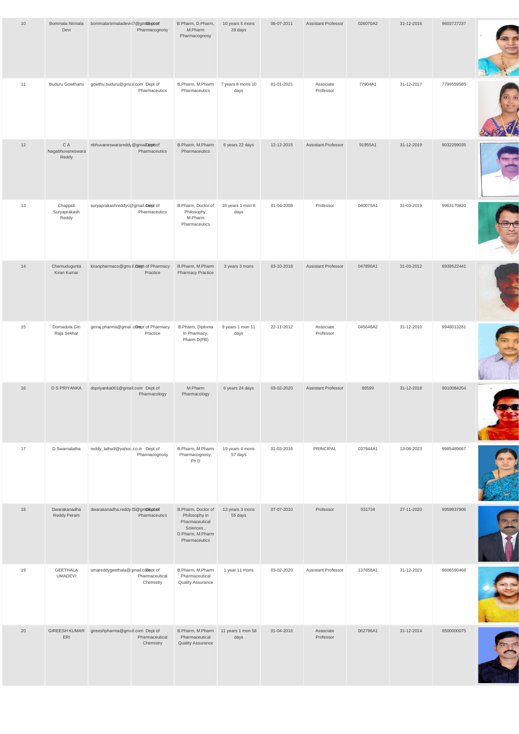| | | | | | | | | | | | |
|---|---|---|---|---|---|---|---|---|---|---|---|
| 10 | Bommala Nirmala Devi | bommalanirmaladevi47@gmail.com | Dept of Pharmacognosy | B.Pharm, D.Pharm, M.Pharm Pharmacognosy | 10 years 5 mons 28 days | 06-07-2011 | Assistant Professor | 026070A2 | 31-12-2016 | 9603727237 | |
| 11 | Buduru Gowthami | gowthu.buduru@gmail.com | Dept of Pharmaceutics | B.Pharm, M.Pharm Pharmaceutics | 7 years 8 mons 10 days | 01-01-2021 | Associate Professor | 77904A1 | 31-12-2017 | 7799559585 | |
| 12 | C A Nagabhuvaneswara Reddy | nbhuvaneswarareddy@gmail.com | Dept of Pharmaceutics | B.Pharm, M.Pharm Pharmaceutics | 6 years 22 days | 12-12-2015 | Assistant Professor | 91955A1 | 31-12-2019 | 9032299035 | |
| 13 | Chappidi Suryaprakash Reddy | suryaprakashreddyc@gmail.com | Dept of Pharmaceutics | B.Pharm, Doctor of Philosophy, M.Pharm Pharmaceutics | 16 years 1 mon 8 days | 01-04-2008 | Professor | 040075A1 | 31-03-2019 | 9963170820 | |
| 14 | Chemudugunta Kiran Kumar | kiranpharmaco@gmail.com | Dept of Pharmacy Practice | B.Pharm, M.Pharm Pharmacy Practice | 3 years 3 mons | 03-10-2018 | Assistant Professor | 047890A1 | 31-03-2012 | 8939522441 | |
| 15 | Dornadula Giri Raja Sekhar | giriraj.pharma@gmail.com | Dept of Pharmacy Practice | B.Pharm, Diploma In Pharmacy, Pharm.D(PB) | 9 years 1 mon 11 days | 22-11-2012 | Associate Professor | 045646A2 | 31-12-2010 | 9948013281 | |
| 16 | D S PRIYANKA | dspriyanka001@gmail.com | Dept of Pharmacology | M.Pharm Pharmacology | 6 years 24 days | 03-02-2020 | Assistant Professor | 86599 | 31-12-2018 | 9010084204 | |
| 17 | D Swarnalatha | reddy_latha9@yahoo.co.in | Dept of Pharmacognosy | B.Pharm, M.Pharm Pharmacognosy, Ph D | 19 years 4 mons 57 days | 01-03-2016 | PRINCIPAL | 037944A1 | 13-08-2023 | 9985489667 | |
| 18 | Dwarakanadha Reddy Peram | dwarakanadha.reddy25@gmail.com | Dept of Pharmaceutics | B.Pharm, Doctor of Philosophy in Pharmaceutical Sciences , D.Pharm, M.Pharm Pharmaceutics | 13 years 3 mons 55 days | 07-07-2010 | Professor | 031734 | 27-11-2020 | 9959937906 | |
| 19 | GEETHALA UMADEVI | umareddygeethala@gmail.com | Dept of Pharmaceutical Chemistry | B.Pharm, M.Pharm Pharmaceutical Quality Assurance | 1 year 11 mons | 03-02-2020 | Assistant Professor | 137658A1 | 31-12-2023 | 9606590466 | |
| 20 | GIREESH KUMAR ERI | gireeshpharma@gmail.com | Dept of Pharmaceutical Chemistry | B.Pharm, M.Pharm Pharmaceutical Quality Assurance | 11 years 1 mon 58 days | 01-04-2016 | Associate Professor | 062796A1 | 31-12-2014 | 8500000075 | |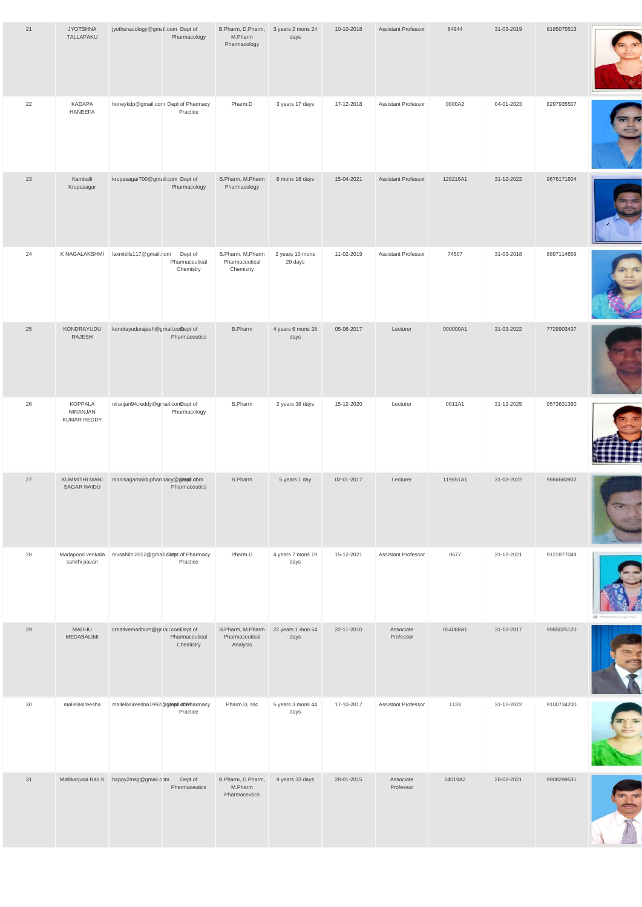| 21 | JYOTSHNA TALLAPAKU | jyothsnacology@gmail.com | Dept of Pharmacology | B.Pharm, D.Pharm, M.Pharm Pharmacology | 3 years 2 mons 24 days | 10-10-2018 | Assistant Professor | 84944 | 31-03-2019 | 8185075513 | |
|---|---|---|---|---|---|---|---|---|---|---|---|
| 22 | KADAPA HANEEFA | honeykdp@gmail.com | Dept of Pharmacy Practice | Pharm.D | 3 years 17 days | 17-12-2018 | Assistant Professor | 0000A2 | 04-01-2023 | 8297935507 | |
| 23 | Kamballi Krupasagar | krupasagar700@gmail.com | Dept of Pharmacology | B.Pharm, M.Pharm Pharmacology | 8 mons 18 days | 15-04-2021 | Assistant Professor | 129216A1 | 31-12-2022 | 9676171604 | |
| 24 | K NAGALAKSHMI | laxmitillu117@gmail.com | Dept of Pharmaceutical Chemistry | B.Pharm, M.Pharm Pharmaceutical Chemistry | 2 years 10 mons 20 days | 11-02-2019 | Assistant Professor | 74507 | 31-03-2018 | 8897114659 | |
| 25 | KONDRAYUDU RAJESH | kondrayudurajesh@gmail.com | Dept of Pharmaceutics | B.Pharm | 4 years 6 mons 28 days | 05-06-2017 | Lecturer | 000000A1 | 31-03-2022 | 7729903437 | |
| 26 | KOPPALA NIRANJAN KUMAR REDDY | niranjan94.reddy@gmail.com | Dept of Pharmacology | B.Pharm | 2 years 38 days | 15-12-2020 | Lecturer | 0011A1 | 31-12-2025 | 9573631360 | |
| 27 | KUMMITHI MANI SAGAR NAIDU | manisagarnaidupharmacy@gmail.com | Dept of Pharmaceutics | B.Pharm | 5 years 1 day | 02-01-2017 | Lecturer | 119651A1 | 31-03-2022 | 9866660902 | |
| 28 | Madapoori venkata sahithi pavan | mvsahithi2012@gmail.com | Dept of Pharmacy Practice | Pharm.D | 4 years 7 mons 19 days | 15-12-2021 | Assistant Professor | 0677 | 31-12-2021 | 9121877049 | |
| 29 | MADHU MEDABALIMI | creativemadhum@gmail.com | Dept of Pharmaceutical Chemistry | B.Pharm, M.Pharm Pharmaceutical Analysis | 22 years 1 mon 54 days | 22-11-2010 | Associate Professor | 054088A1 | 31-12-2017 | 9985025120 | |
| 30 | mallelasireesha | mallelasireesha1992@gmail.com | Dept of Pharmacy Practice | Pharm.D, ssc | 5 years 3 mons 44 days | 17-10-2017 | Assistant Professor | 1133 | 31-12-2022 | 9100734200 | |
| 31 | Mallikarjuna Rao K | happy2msg@gmail.com | Dept of Pharmaceutics | B.Pharm, D.Pharm, M.Pharm Pharmaceutics | 9 years 33 days | 28-01-2015 | Associate Professor | 04019A2 | 28-02-2021 | 9908299531 | |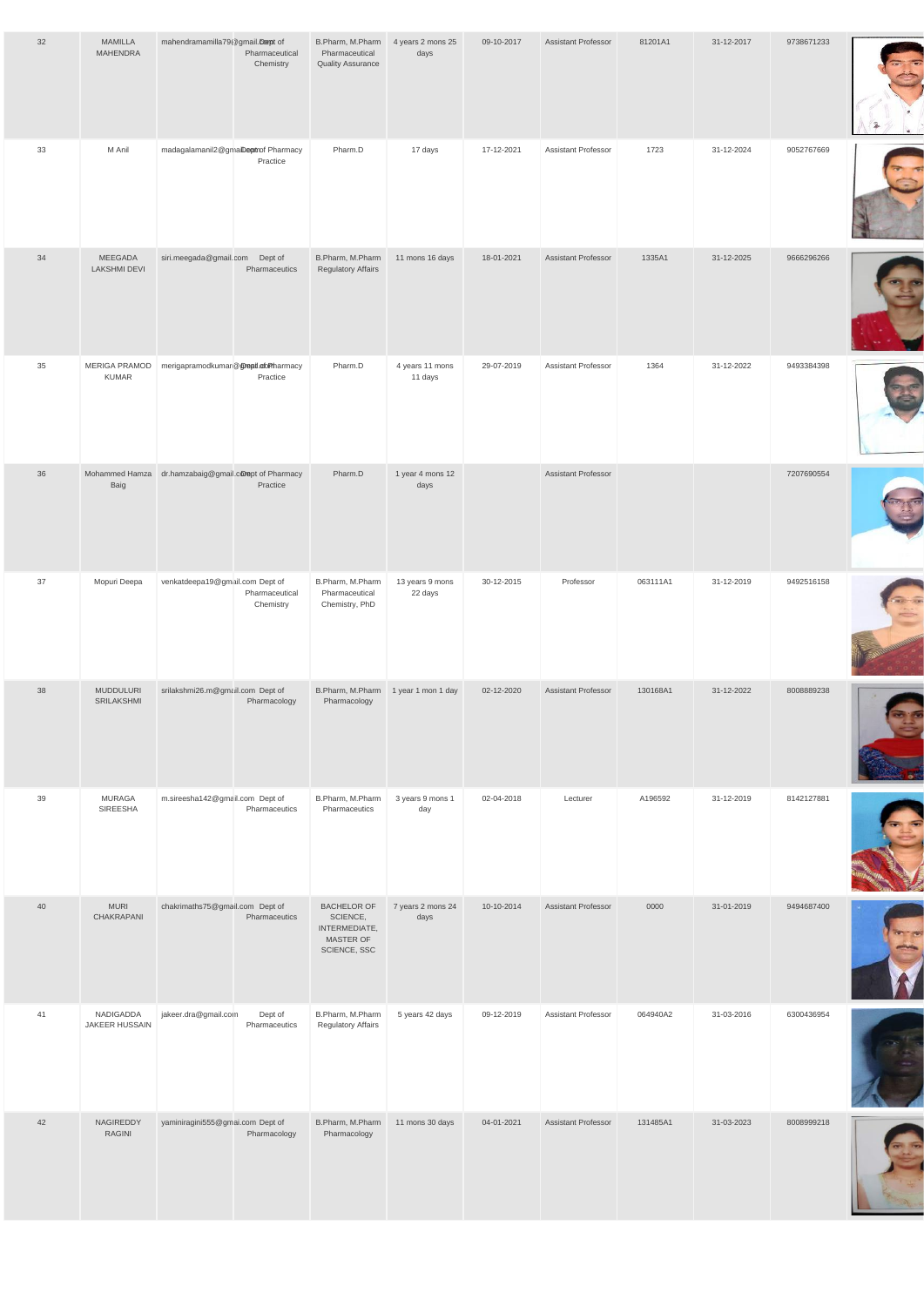| 32 | MAMILLA MAHENDRA | mahendramamilla79@gmail.com | Dept of Pharmaceutical Chemistry | B.Pharm, M.Pharm Pharmaceutical Quality Assurance | 4 years 2 mons 25 days | 09-10-2017 | Assistant Professor | 81201A1 | 31-12-2017 | 9738671233 | |
|---|---|---|---|---|---|---|---|---|---|---|---|
| 33 | M Anil | madagalamanil2@gmail.com | Dept of Pharmacy Practice | Pharm.D | 17 days | 17-12-2021 | Assistant Professor | 1723 | 31-12-2024 | 9052767669 | |
| 34 | MEEGADA LAKSHMI DEVI | siri.meegada@gmail.com | Dept of Pharmaceutics | B.Pharm, M.Pharm Regulatory Affairs | 11 mons 16 days | 18-01-2021 | Assistant Professor | 1335A1 | 31-12-2025 | 9666296266 | |
| 35 | MERIGA PRAMOD KUMAR | merigapramodkumar@gmail.com | Dept of Pharmacy Practice | Pharm.D | 4 years 11 mons 11 days | 29-07-2019 | Assistant Professor | 1364 | 31-12-2022 | 9493384398 | |
| 36 | Mohammed Hamza Baig | dr.hamzabaig@gmail.com | Dept of Pharmacy Practice | Pharm.D | 1 year 4 mons 12 days | | Assistant Professor | | | 7207690554 | |
| 37 | Mopuri Deepa | venkatdeepa19@gmail.com | Dept of Pharmaceutical Chemistry | B.Pharm, M.Pharm Pharmaceutical Chemistry, PhD | 13 years 9 mons 22 days | 30-12-2015 | Professor | 063111A1 | 31-12-2019 | 9492516158 | |
| 38 | MUDDULURI SRILAKSHMI | srilakshmi26.m@gmail.com | Dept of Pharmacology | B.Pharm, M.Pharm Pharmacology | 1 year 1 mon 1 day | 02-12-2020 | Assistant Professor | 130168A1 | 31-12-2022 | 8008889238 | |
| 39 | MURAGA SIREESHA | m.sireesha142@gmail.com | Dept of Pharmaceutics | B.Pharm, M.Pharm Pharmaceutics | 3 years 9 mons 1 day | 02-04-2018 | Lecturer | A196592 | 31-12-2019 | 8142127881 | |
| 40 | MURI CHAKRAPANI | chakrimaths75@gmail.com | Dept of Pharmaceutics | BACHELOR OF SCIENCE, INTERMEDIATE, MASTER OF SCIENCE, SSC | 7 years 2 mons 24 days | 10-10-2014 | Assistant Professor | 0000 | 31-01-2019 | 9494687400 | |
| 41 | NADIGADDA JAKEER HUSSAIN | jakeer.dra@gmail.com | Dept of Pharmaceutics | B.Pharm, M.Pharm Regulatory Affairs | 5 years 42 days | 09-12-2019 | Assistant Professor | 064940A2 | 31-03-2016 | 6300436954 | |
| 42 | NAGIREDDY RAGINI | yaminiragini555@gmail.com | Dept of Pharmacology | B.Pharm, M.Pharm Pharmacology | 11 mons 30 days | 04-01-2021 | Assistant Professor | 131485A1 | 31-03-2023 | 8008999218 | |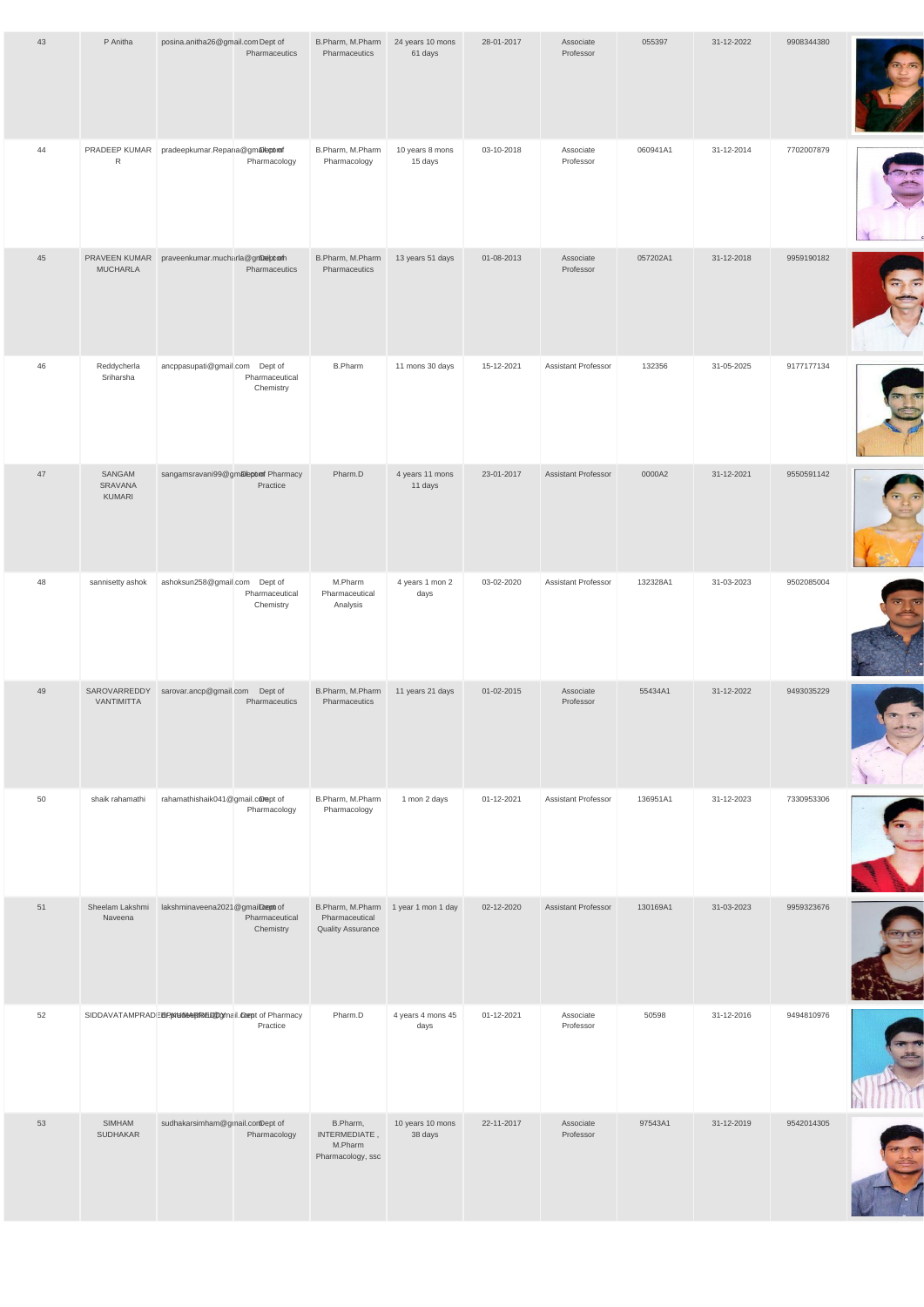| 43 | P Anitha | posina.anitha26@gmail.com | Dept of Pharmaceutics | B.Pharm, M.Pharm Pharmaceutics | 24 years 10 mons 61 days | 28-01-2017 | Associate Professor | 055397 | 31-12-2022 | 9908344380 | |
|---|---|---|---|---|---|---|---|---|---|---|---|
| 44 | PRADEEP KUMAR R | pradeepkumar.Repana@gmail.com | Dept of Pharmacology | B.Pharm, M.Pharm Pharmacology | 10 years 8 mons 15 days | 03-10-2018 | Associate Professor | 060941A1 | 31-12-2014 | 7702007879 | |
| 45 | PRAVEEN KUMAR MUCHARLA | praveenkumar.mucharla@gmail.com | Dept of Pharmaceutics | B.Pharm, M.Pharm Pharmaceutics | 13 years 51 days | 01-08-2013 | Associate Professor | 057202A1 | 31-12-2018 | 9959190182 | |
| 46 | Reddycherla Sriharsha | ancppasupati@gmail.com | Dept of Pharmaceutical Chemistry | B.Pharm | 11 mons 30 days | 15-12-2021 | Assistant Professor | 132356 | 31-05-2025 | 9177177134 | |
| 47 | SANGAM SRAVANA KUMARI | sangamsravani99@gmail.com | Dept of Pharmacy Practice | Pharm.D | 4 years 11 mons 11 days | 23-01-2017 | Assistant Professor | 0000A2 | 31-12-2021 | 9550591142 | |
| 48 | sannisetty ashok | ashoksun258@gmail.com | Dept of Pharmaceutical Chemistry | M.Pharm Pharmaceutical Analysis | 4 years 1 mon 2 days | 03-02-2020 | Assistant Professor | 132328A1 | 31-03-2023 | 9502085004 | |
| 49 | SAROVARREDDY VANTIMITTA | sarovar.ancp@gmail.com | Dept of Pharmaceutics | B.Pharm, M.Pharm Pharmaceutics | 11 years 21 days | 01-02-2015 | Associate Professor | 55434A1 | 31-12-2022 | 9493035229 | |
| 50 | shaik rahamathi | rahamathishaik041@gmail.com | Dept of Pharmacology | B.Pharm, M.Pharm Pharmacology | 1 mon 2 days | 01-12-2021 | Assistant Professor | 136951A1 | 31-12-2023 | 7330953306 | |
| 51 | Sheelam Lakshmi Naveena | lakshminaveena2021@gmail.com | Dept of Pharmaceutical Chemistry | B.Pharm, M.Pharm Pharmaceutical Quality Assurance | 1 year 1 mon 1 day | 02-12-2020 | Assistant Professor | 130169A1 | 31-03-2023 | 9959323676 | |
| 52 | SIDDAVATAMPRADEEPKUMARREDDY | @gmail.com | Dept of Pharmacy Practice | Pharm.D | 4 years 4 mons 45 days | 01-12-2021 | Associate Professor | 50598 | 31-12-2016 | 9494810976 | |
| 53 | SIMHAM SUDHAKAR | sudhakarsimham@gmail.com | Dept of Pharmacology | B.Pharm, INTERMEDIATE , M.Pharm Pharmacology, ssc | 10 years 10 mons 38 days | 22-11-2017 | Associate Professor | 97543A1 | 31-12-2019 | 9542014305 | |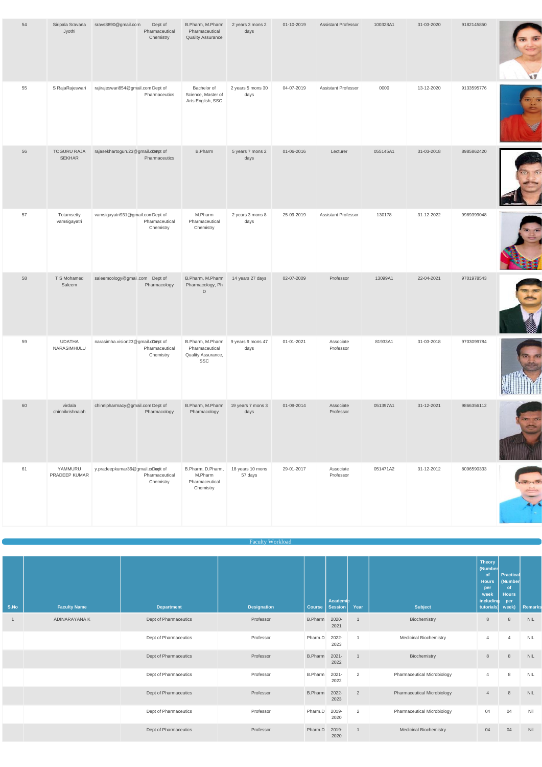| 54 | Siripala Sravana Jyothi | sravs8890@gmail.com | Dept of Pharmaceutical Chemistry | B.Pharm, M.Pharm Pharmaceutical Quality Assurance | 2 years 3 mons 2 days | 01-10-2019 | Assistant Professor | 100328A1 | 31-03-2020 | 9182145850 | |
|---|---|---|---|---|---|---|---|---|---|---|---|
| 55 | S RajaRajeswari | rajirajeswari854@gmail.com | Dept of Pharmaceutics | Bachelor of Science, Master of Arts English, SSC | 2 years 5 mons 30 days | 04-07-2019 | Assistant Professor | 0000 | 13-12-2020 | 9133595776 | |
| 56 | TOGURU RAJA SEKHAR | rajasekhartoguru23@gmail.com | Dept of Pharmaceutics | B.Pharm | 5 years 7 mons 2 days | 01-06-2016 | Lecturer | 055145A1 | 31-03-2018 | 8985862420 | |
| 57 | Totamsetty vamsigayatri | vamsigayatri931@gmail.com | Dept of Pharmaceutical Chemistry | M.Pharm Pharmaceutical Chemistry | 2 years 3 mons 8 days | 25-09-2019 | Assistant Professor | 130178 | 31-12-2022 | 9989399048 | |
| 58 | T S Mohamed Saleem | saleemcology@gmai .com | Dept of Pharmacology | B.Pharm, M.Pharm Pharmacology, Ph D | 14 years 27 days | 02-07-2009 | Professor | 13099A1 | 22-04-2021 | 9701978543 | |
| 59 | UDATHA NARASIMHULU | narasimha.vision23@gmail.com | Dept of Pharmaceutical Chemistry | B.Pharm, M.Pharm Pharmaceutical Quality Assurance, SSC | 9 years 9 mons 47 days | 01-01-2021 | Associate Professor | 81933A1 | 31-03-2018 | 9703099784 | |
| 60 | virdala chinnikrishnaiah | chinnipharmacy@gmail.com | Dept of Pharmacology | B.Pharm, M.Pharm Pharmacology | 19 years 7 mons 3 days | 01-09-2014 | Associate Professor | 051397A1 | 31-12-2021 | 9866356112 | |
| 61 | YAMMURU PRADEEP KUMAR | y.pradeepkumar36@gmail.com | Dept of Pharmaceutical Chemistry | B.Pharm, D.Pharm, M.Pharm Pharmaceutical Chemistry | 18 years 10 mons 57 days | 29-01-2017 | Associate Professor | 051471A2 | 31-12-2012 | 8096590333 | |

## Faculty Workload

| S.No | Faculty Name | Department | Designation | Course | Academic Session | Year | Subject | Theory (Number of Hours per week including tutorials) | Practical (Number of Hours per week) | Remarks |
|---|---|---|---|---|---|---|---|---|---|---|
| 1 | ADINARAYANA K | Dept of Pharmaceutics | Professor | B.Pharm | 2020-2021 | 1 | Biochemistry | 8 | 8 | NIL |
| | | Dept of Pharmaceutics | Professor | Pharm.D | 2022-2023 | 1 | Medicinal Biochemistry | 4 | 4 | NIL |
| | | Dept of Pharmaceutics | Professor | B.Pharm | 2021-2022 | 1 | Biochemistry | 8 | 8 | NIL |
| | | Dept of Pharmaceutics | Professor | B.Pharm | 2021-2022 | 2 | Pharmaceutical Microbiology | 4 | 8 | NIL |
| | | Dept of Pharmaceutics | Professor | B.Pharm | 2022-2023 | 2 | Pharmaceutical Microbiology | 4 | 8 | NIL |
| | | Dept of Pharmaceutics | Professor | Pharm.D | 2019-2020 | 2 | Pharmaceutical Microbiology | 04 | 04 | Nil |
| | | Dept of Pharmaceutics | Professor | Pharm.D | 2019-2020 | 1 | Medicinal Biochemistry | 04 | 04 | Nil |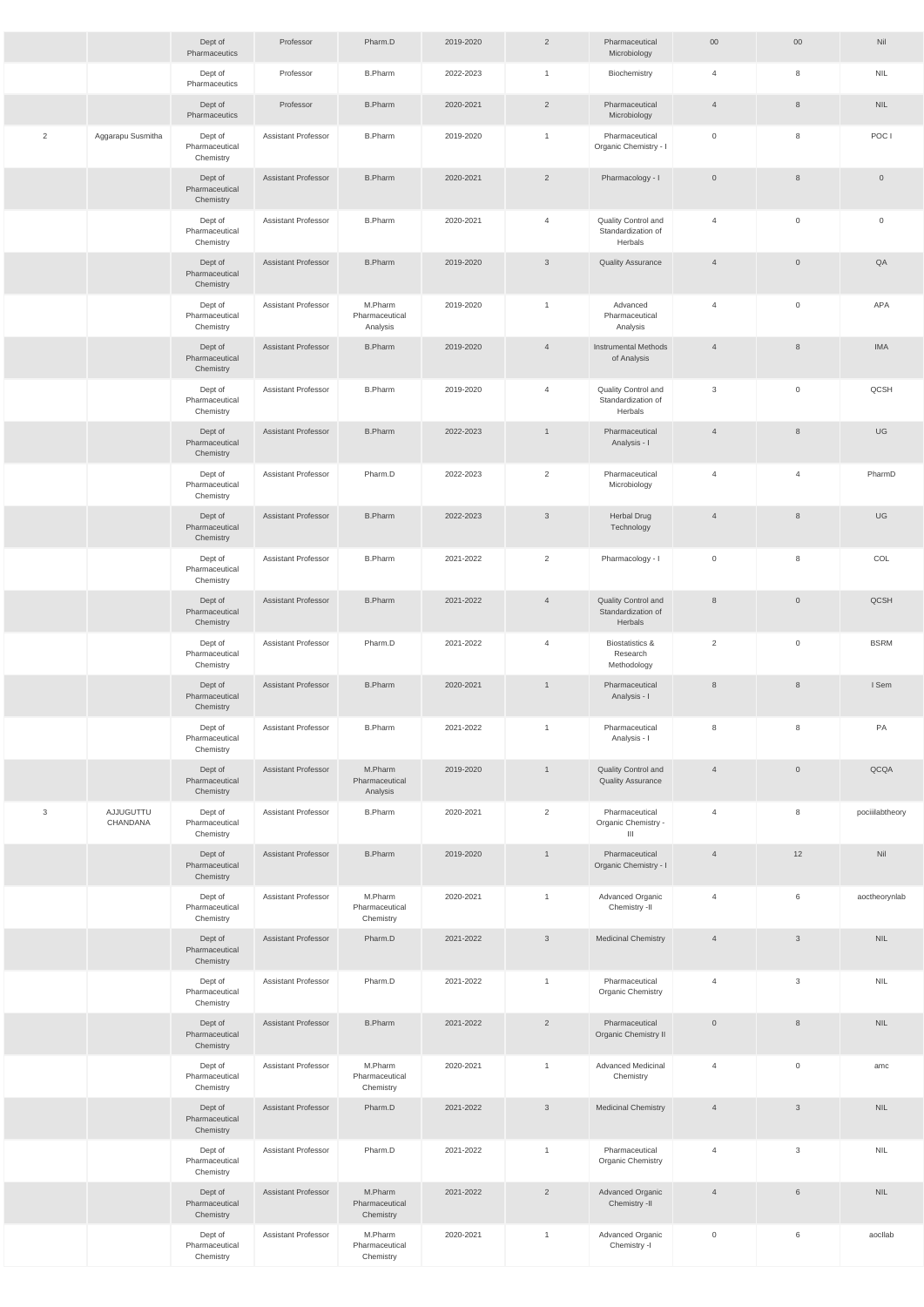| | | | | | | | | | | |
|---|---|---|---|---|---|---|---|---|---|---|
| | | Dept of Pharmaceutics | Professor | Pharm.D | 2019-2020 | 2 | Pharmaceutical Microbiology | 00 | 00 | Nil |
| | | Dept of Pharmaceutics | Professor | B.Pharm | 2022-2023 | 1 | Biochemistry | 4 | 8 | NIL |
| | | Dept of Pharmaceutics | Professor | B.Pharm | 2020-2021 | 2 | Pharmaceutical Microbiology | 4 | 8 | NIL |
| 2 | Aggarapu Susmitha | Dept of Pharmaceutical Chemistry | Assistant Professor | B.Pharm | 2019-2020 | 1 | Pharmaceutical Organic Chemistry - I | 0 | 8 | POC I |
| | | Dept of Pharmaceutical Chemistry | Assistant Professor | B.Pharm | 2020-2021 | 2 | Pharmacology - I | 0 | 8 | 0 |
| | | Dept of Pharmaceutical Chemistry | Assistant Professor | B.Pharm | 2020-2021 | 4 | Quality Control and Standardization of Herbals | 4 | 0 | 0 |
| | | Dept of Pharmaceutical Chemistry | Assistant Professor | B.Pharm | 2019-2020 | 3 | Quality Assurance | 4 | 0 | QA |
| | | Dept of Pharmaceutical Chemistry | Assistant Professor | M.Pharm Pharmaceutical Analysis | 2019-2020 | 1 | Advanced Pharmaceutical Analysis | 4 | 0 | APA |
| | | Dept of Pharmaceutical Chemistry | Assistant Professor | B.Pharm | 2019-2020 | 4 | Instrumental Methods of Analysis | 4 | 8 | IMA |
| | | Dept of Pharmaceutical Chemistry | Assistant Professor | B.Pharm | 2019-2020 | 4 | Quality Control and Standardization of Herbals | 3 | 0 | QCSH |
| | | Dept of Pharmaceutical Chemistry | Assistant Professor | B.Pharm | 2022-2023 | 1 | Pharmaceutical Analysis - I | 4 | 8 | UG |
| | | Dept of Pharmaceutical Chemistry | Assistant Professor | Pharm.D | 2022-2023 | 2 | Pharmaceutical Microbiology | 4 | 4 | PharmD |
| | | Dept of Pharmaceutical Chemistry | Assistant Professor | B.Pharm | 2022-2023 | 3 | Herbal Drug Technology | 4 | 8 | UG |
| | | Dept of Pharmaceutical Chemistry | Assistant Professor | B.Pharm | 2021-2022 | 2 | Pharmacology - I | 0 | 8 | COL |
| | | Dept of Pharmaceutical Chemistry | Assistant Professor | B.Pharm | 2021-2022 | 4 | Quality Control and Standardization of Herbals | 8 | 0 | QCSH |
| | | Dept of Pharmaceutical Chemistry | Assistant Professor | Pharm.D | 2021-2022 | 4 | Biostatistics & Research Methodology | 2 | 0 | BSRM |
| | | Dept of Pharmaceutical Chemistry | Assistant Professor | B.Pharm | 2020-2021 | 1 | Pharmaceutical Analysis - I | 8 | 8 | I Sem |
| | | Dept of Pharmaceutical Chemistry | Assistant Professor | B.Pharm | 2021-2022 | 1 | Pharmaceutical Analysis - I | 8 | 8 | PA |
| | | Dept of Pharmaceutical Chemistry | Assistant Professor | M.Pharm Pharmaceutical Analysis | 2019-2020 | 1 | Quality Control and Quality Assurance | 4 | 0 | QCQA |
| 3 | AJJUGUTTU CHANDANA | Dept of Pharmaceutical Chemistry | Assistant Professor | B.Pharm | 2020-2021 | 2 | Pharmaceutical Organic Chemistry - III | 4 | 8 | pociiilabtheory |
| | | Dept of Pharmaceutical Chemistry | Assistant Professor | B.Pharm | 2019-2020 | 1 | Pharmaceutical Organic Chemistry - I | 4 | 12 | Nil |
| | | Dept of Pharmaceutical Chemistry | Assistant Professor | M.Pharm Pharmaceutical Chemistry | 2020-2021 | 1 | Advanced Organic Chemistry -II | 4 | 6 | aoctheorynlab |
| | | Dept of Pharmaceutical Chemistry | Assistant Professor | Pharm.D | 2021-2022 | 3 | Medicinal Chemistry | 4 | 3 | NIL |
| | | Dept of Pharmaceutical Chemistry | Assistant Professor | Pharm.D | 2021-2022 | 1 | Pharmaceutical Organic Chemistry | 4 | 3 | NIL |
| | | Dept of Pharmaceutical Chemistry | Assistant Professor | B.Pharm | 2021-2022 | 2 | Pharmaceutical Organic Chemistry II | 0 | 8 | NIL |
| | | Dept of Pharmaceutical Chemistry | Assistant Professor | M.Pharm Pharmaceutical Chemistry | 2020-2021 | 1 | Advanced Medicinal Chemistry | 4 | 0 | amc |
| | | Dept of Pharmaceutical Chemistry | Assistant Professor | Pharm.D | 2021-2022 | 3 | Medicinal Chemistry | 4 | 3 | NIL |
| | | Dept of Pharmaceutical Chemistry | Assistant Professor | Pharm.D | 2021-2022 | 1 | Pharmaceutical Organic Chemistry | 4 | 3 | NIL |
| | | Dept of Pharmaceutical Chemistry | Assistant Professor | M.Pharm Pharmaceutical Chemistry | 2021-2022 | 2 | Advanced Organic Chemistry -II | 4 | 6 | NIL |
| | | Dept of Pharmaceutical Chemistry | Assistant Professor | M.Pharm Pharmaceutical Chemistry | 2020-2021 | 1 | Advanced Organic Chemistry -I | 0 | 6 | aocIlab |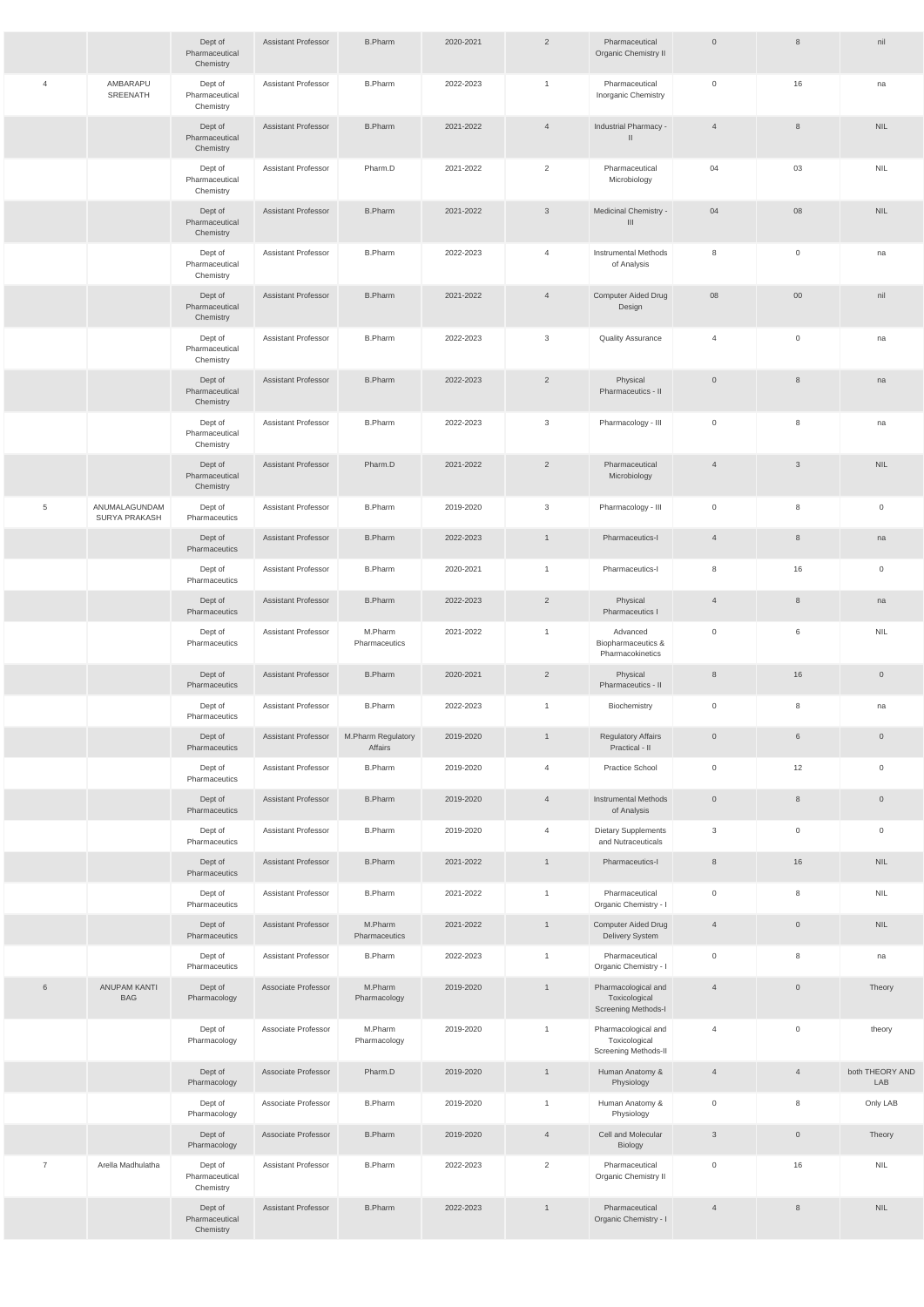| | | | | | | | | | | |
|---|---|---|---|---|---|---|---|---|---|---|
| | | Dept of Pharmaceutical Chemistry | Assistant Professor | B.Pharm | 2020-2021 | 2 | Pharmaceutical Organic Chemistry II | 0 | 8 | nil |
| 4 | AMBARAPU SREENATH | Dept of Pharmaceutical Chemistry | Assistant Professor | B.Pharm | 2022-2023 | 1 | Pharmaceutical Inorganic Chemistry | 0 | 16 | na |
| | | Dept of Pharmaceutical Chemistry | Assistant Professor | B.Pharm | 2021-2022 | 4 | Industrial Pharmacy - II | 4 | 8 | NIL |
| | | Dept of Pharmaceutical Chemistry | Assistant Professor | Pharm.D | 2021-2022 | 2 | Pharmaceutical Microbiology | 04 | 03 | NIL |
| | | Dept of Pharmaceutical Chemistry | Assistant Professor | B.Pharm | 2021-2022 | 3 | Medicinal Chemistry - III | 04 | 08 | NIL |
| | | Dept of Pharmaceutical Chemistry | Assistant Professor | B.Pharm | 2022-2023 | 4 | Instrumental Methods of Analysis | 8 | 0 | na |
| | | Dept of Pharmaceutical Chemistry | Assistant Professor | B.Pharm | 2021-2022 | 4 | Computer Aided Drug Design | 08 | 00 | nil |
| | | Dept of Pharmaceutical Chemistry | Assistant Professor | B.Pharm | 2022-2023 | 3 | Quality Assurance | 4 | 0 | na |
| | | Dept of Pharmaceutical Chemistry | Assistant Professor | B.Pharm | 2022-2023 | 2 | Physical Pharmaceutics - II | 0 | 8 | na |
| | | Dept of Pharmaceutical Chemistry | Assistant Professor | B.Pharm | 2022-2023 | 3 | Pharmacology - III | 0 | 8 | na |
| | | Dept of Pharmaceutical Chemistry | Assistant Professor | Pharm.D | 2021-2022 | 2 | Pharmaceutical Microbiology | 4 | 3 | NIL |
| 5 | ANUMALAGUNDAM SURYA PRAKASH | Dept of Pharmaceutics | Assistant Professor | B.Pharm | 2019-2020 | 3 | Pharmacology - III | 0 | 8 | 0 |
| | | Dept of Pharmaceutics | Assistant Professor | B.Pharm | 2022-2023 | 1 | Pharmaceutics-I | 4 | 8 | na |
| | | Dept of Pharmaceutics | Assistant Professor | B.Pharm | 2020-2021 | 1 | Pharmaceutics-I | 8 | 16 | 0 |
| | | Dept of Pharmaceutics | Assistant Professor | B.Pharm | 2022-2023 | 2 | Physical Pharmaceutics I | 4 | 8 | na |
| | | Dept of Pharmaceutics | Assistant Professor | M.Pharm Pharmaceutics | 2021-2022 | 1 | Advanced Biopharmaceutics & Pharmacokinetics | 0 | 6 | NIL |
| | | Dept of Pharmaceutics | Assistant Professor | B.Pharm | 2020-2021 | 2 | Physical Pharmaceutics - II | 8 | 16 | 0 |
| | | Dept of Pharmaceutics | Assistant Professor | B.Pharm | 2022-2023 | 1 | Biochemistry | 0 | 8 | na |
| | | Dept of Pharmaceutics | Assistant Professor | M.Pharm Regulatory Affairs | 2019-2020 | 1 | Regulatory Affairs Practical - II | 0 | 6 | 0 |
| | | Dept of Pharmaceutics | Assistant Professor | B.Pharm | 2019-2020 | 4 | Practice School | 0 | 12 | 0 |
| | | Dept of Pharmaceutics | Assistant Professor | B.Pharm | 2019-2020 | 4 | Instrumental Methods of Analysis | 0 | 8 | 0 |
| | | Dept of Pharmaceutics | Assistant Professor | B.Pharm | 2019-2020 | 4 | Dietary Supplements and Nutraceuticals | 3 | 0 | 0 |
| | | Dept of Pharmaceutics | Assistant Professor | B.Pharm | 2021-2022 | 1 | Pharmaceutics-I | 8 | 16 | NIL |
| | | Dept of Pharmaceutics | Assistant Professor | B.Pharm | 2021-2022 | 1 | Pharmaceutical Organic Chemistry - I | 0 | 8 | NIL |
| | | Dept of Pharmaceutics | Assistant Professor | M.Pharm Pharmaceutics | 2021-2022 | 1 | Computer Aided Drug Delivery System | 4 | 0 | NIL |
| | | Dept of Pharmaceutics | Assistant Professor | B.Pharm | 2022-2023 | 1 | Pharmaceutical Organic Chemistry - I | 0 | 8 | na |
| 6 | ANUPAM KANTI BAG | Dept of Pharmacology | Associate Professor | M.Pharm Pharmacology | 2019-2020 | 1 | Pharmacological and Toxicological Screening Methods-I | 4 | 0 | Theory |
| | | Dept of Pharmacology | Associate Professor | M.Pharm Pharmacology | 2019-2020 | 1 | Pharmacological and Toxicological Screening Methods-II | 4 | 0 | theory |
| | | Dept of Pharmacology | Associate Professor | Pharm.D | 2019-2020 | 1 | Human Anatomy & Physiology | 4 | 4 | both THEORY AND LAB |
| | | Dept of Pharmacology | Associate Professor | B.Pharm | 2019-2020 | 1 | Human Anatomy & Physiology | 0 | 8 | Only LAB |
| | | Dept of Pharmacology | Associate Professor | B.Pharm | 2019-2020 | 4 | Cell and Molecular Biology | 3 | 0 | Theory |
| 7 | Arella Madhulatha | Dept of Pharmaceutical Chemistry | Assistant Professor | B.Pharm | 2022-2023 | 2 | Pharmaceutical Organic Chemistry II | 0 | 16 | NIL |
| | | Dept of Pharmaceutical Chemistry | Assistant Professor | B.Pharm | 2022-2023 | 1 | Pharmaceutical Organic Chemistry - I | 4 | 8 | NIL |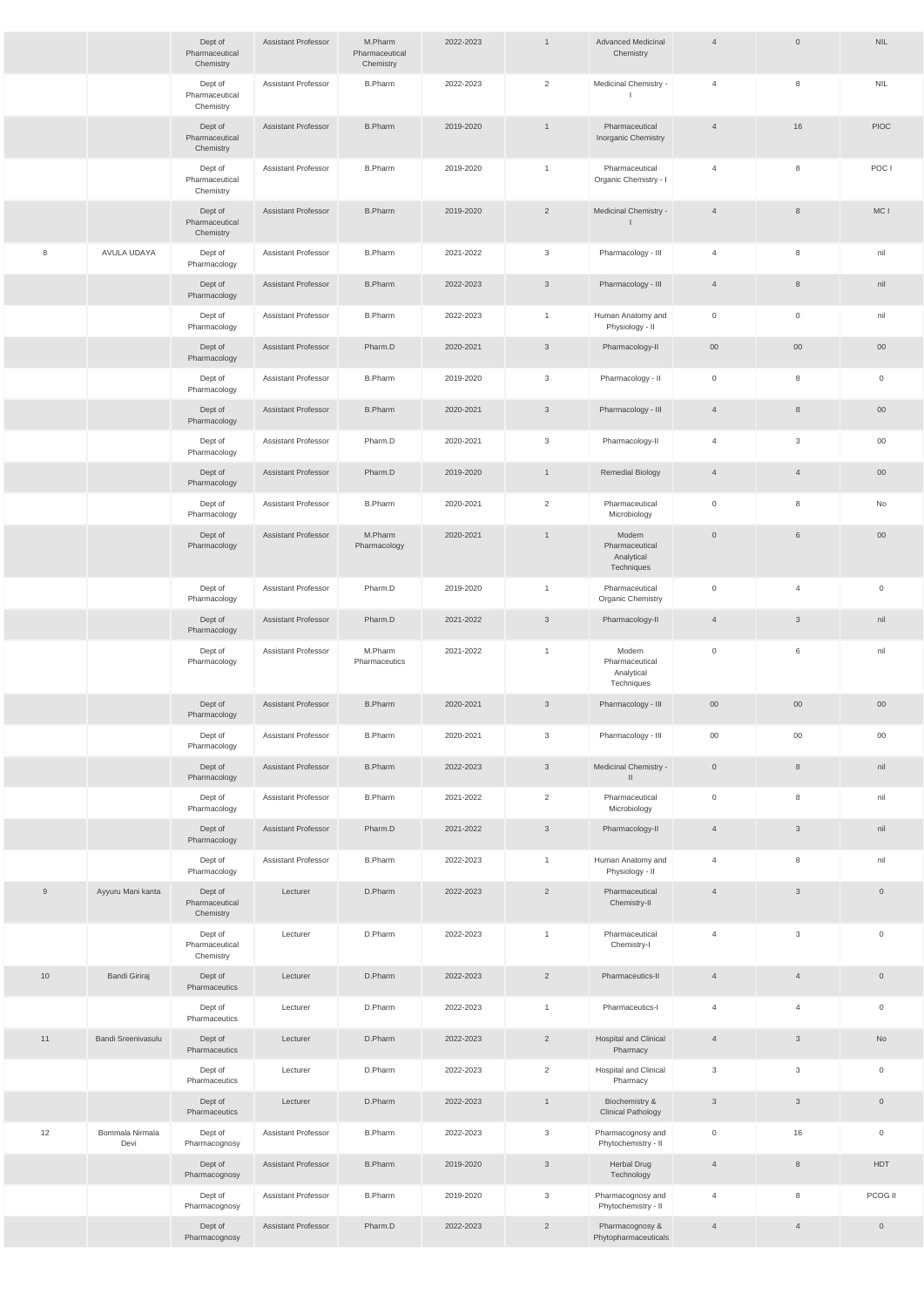| | | Dept of Pharmaceutical Chemistry | Assistant Professor | M.Pharm Pharmaceutical Chemistry | 2022-2023 | 1 | Advanced Medicinal Chemistry | 4 | 0 | NIL |
|---|---|---|---|---|---|---|---|---|---|---|
| | | Dept of Pharmaceutical Chemistry | Assistant Professor | B.Pharm | 2022-2023 | 2 | Medicinal Chemistry - I | 4 | 8 | NIL |
| | | Dept of Pharmaceutical Chemistry | Assistant Professor | B.Pharm | 2019-2020 | 1 | Pharmaceutical Inorganic Chemistry | 4 | 16 | PIOC |
| | | Dept of Pharmaceutical Chemistry | Assistant Professor | B.Pharm | 2019-2020 | 1 | Pharmaceutical Organic Chemistry - I | 4 | 8 | POC I |
| | | Dept of Pharmaceutical Chemistry | Assistant Professor | B.Pharm | 2019-2020 | 2 | Medicinal Chemistry - I | 4 | 8 | MC I |
| 8 | AVULA UDAYA | Dept of Pharmacology | Assistant Professor | B.Pharm | 2021-2022 | 3 | Pharmacology - III | 4 | 8 | nil |
| | | Dept of Pharmacology | Assistant Professor | B.Pharm | 2022-2023 | 3 | Pharmacology - III | 4 | 8 | nil |
| | | Dept of Pharmacology | Assistant Professor | B.Pharm | 2022-2023 | 1 | Human Anatomy and Physiology - II | 0 | 0 | nil |
| | | Dept of Pharmacology | Assistant Professor | Pharm.D | 2020-2021 | 3 | Pharmacology-II | 00 | 00 | 00 |
| | | Dept of Pharmacology | Assistant Professor | B.Pharm | 2019-2020 | 3 | Pharmacology - II | 0 | 8 | 0 |
| | | Dept of Pharmacology | Assistant Professor | B.Pharm | 2020-2021 | 3 | Pharmacology - III | 4 | 8 | 00 |
| | | Dept of Pharmacology | Assistant Professor | Pharm.D | 2020-2021 | 3 | Pharmacology-II | 4 | 3 | 00 |
| | | Dept of Pharmacology | Assistant Professor | Pharm.D | 2019-2020 | 1 | Remedial Biology | 4 | 4 | 00 |
| | | Dept of Pharmacology | Assistant Professor | B.Pharm | 2020-2021 | 2 | Pharmaceutical Microbiology | 0 | 8 | No |
| | | Dept of Pharmacology | Assistant Professor | M.Pharm Pharmacology | 2020-2021 | 1 | Modern Pharmaceutical Analytical Techniques | 0 | 6 | 00 |
| | | Dept of Pharmacology | Assistant Professor | Pharm.D | 2019-2020 | 1 | Pharmaceutical Organic Chemistry | 0 | 4 | 0 |
| | | Dept of Pharmacology | Assistant Professor | Pharm.D | 2021-2022 | 3 | Pharmacology-II | 4 | 3 | nil |
| | | Dept of Pharmacology | Assistant Professor | M.Pharm Pharmaceutics | 2021-2022 | 1 | Modern Pharmaceutical Analytical Techniques | 0 | 6 | nil |
| | | Dept of Pharmacology | Assistant Professor | B.Pharm | 2020-2021 | 3 | Pharmacology - III | 00 | 00 | 00 |
| | | Dept of Pharmacology | Assistant Professor | B.Pharm | 2020-2021 | 3 | Pharmacology - III | 00 | 00 | 00 |
| | | Dept of Pharmacology | Assistant Professor | B.Pharm | 2022-2023 | 3 | Medicinal Chemistry - II | 0 | 8 | nil |
| | | Dept of Pharmacology | Assistant Professor | B.Pharm | 2021-2022 | 2 | Pharmaceutical Microbiology | 0 | 8 | nil |
| | | Dept of Pharmacology | Assistant Professor | Pharm.D | 2021-2022 | 3 | Pharmacology-II | 4 | 3 | nil |
| | | Dept of Pharmacology | Assistant Professor | B.Pharm | 2022-2023 | 1 | Human Anatomy and Physiology - II | 4 | 8 | nil |
| 9 | Ayyuru Mani kanta | Dept of Pharmaceutical Chemistry | Lecturer | D.Pharm | 2022-2023 | 2 | Pharmaceutical Chemistry-II | 4 | 3 | 0 |
| | | Dept of Pharmaceutical Chemistry | Lecturer | D.Pharm | 2022-2023 | 1 | Pharmaceutical Chemistry-I | 4 | 3 | 0 |
| 10 | Bandi Giriraj | Dept of Pharmaceutics | Lecturer | D.Pharm | 2022-2023 | 2 | Pharmaceutics-II | 4 | 4 | 0 |
| | | Dept of Pharmaceutics | Lecturer | D.Pharm | 2022-2023 | 1 | Pharmaceutics-I | 4 | 4 | 0 |
| 11 | Bandi Sreenivasulu | Dept of Pharmaceutics | Lecturer | D.Pharm | 2022-2023 | 2 | Hospital and Clinical Pharmacy | 4 | 3 | No |
| | | Dept of Pharmaceutics | Lecturer | D.Pharm | 2022-2023 | 2 | Hospital and Clinical Pharmacy | 3 | 3 | 0 |
| | | Dept of Pharmaceutics | Lecturer | D.Pharm | 2022-2023 | 1 | Biochemistry & Clinical Pathology | 3 | 3 | 0 |
| 12 | Bommala Nirmala Devi | Dept of Pharmacognosy | Assistant Professor | B.Pharm | 2022-2023 | 3 | Pharmacognosy and Phytochemistry - II | 0 | 16 | 0 |
| | | Dept of Pharmacognosy | Assistant Professor | B.Pharm | 2019-2020 | 3 | Herbal Drug Technology | 4 | 8 | HDT |
| | | Dept of Pharmacognosy | Assistant Professor | B.Pharm | 2019-2020 | 3 | Pharmacognosy and Phytochemistry - II | 4 | 8 | PCOG II |
| | | Dept of Pharmacognosy | Assistant Professor | Pharm.D | 2022-2023 | 2 | Pharmacognosy & Phytopharmaceuticals | 4 | 4 | 0 |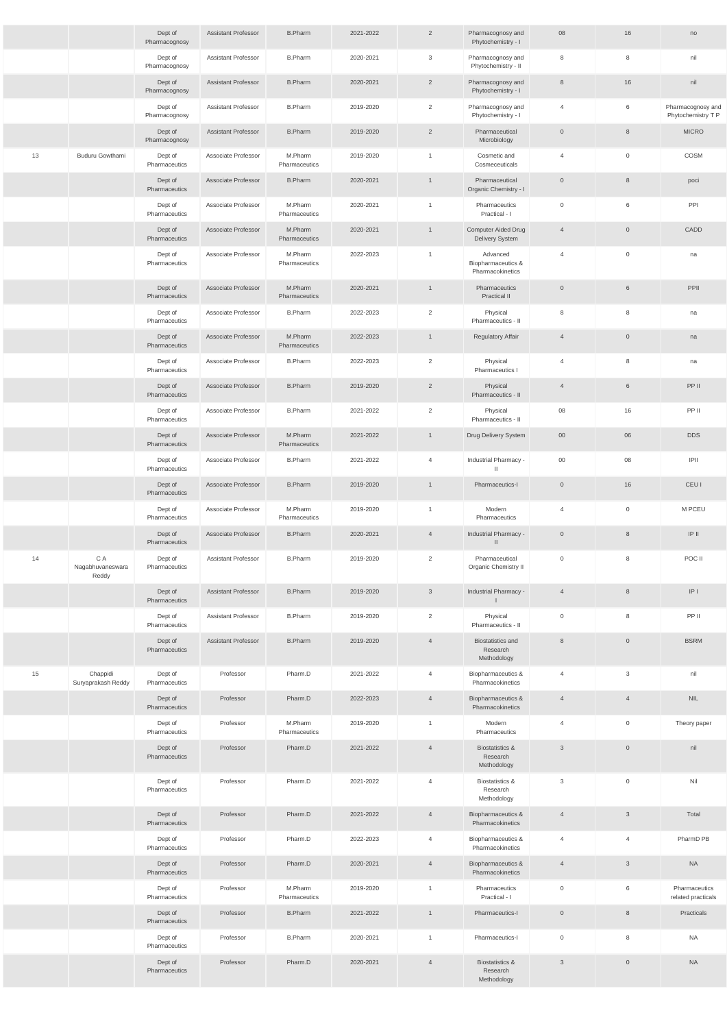| | | | | | | | | | | |
|---|---|---|---|---|---|---|---|---|---|---|
| | | Dept of Pharmacognosy | Assistant Professor | B.Pharm | 2021-2022 | 2 | Pharmacognosy and Phytochemistry - I | 08 | 16 | no |
| | | Dept of Pharmacognosy | Assistant Professor | B.Pharm | 2020-2021 | 3 | Pharmacognosy and Phytochemistry - II | 8 | 8 | nil |
| | | Dept of Pharmacognosy | Assistant Professor | B.Pharm | 2020-2021 | 2 | Pharmacognosy and Phytochemistry - I | 8 | 16 | nil |
| | | Dept of Pharmacognosy | Assistant Professor | B.Pharm | 2019-2020 | 2 | Pharmacognosy and Phytochemistry - I | 4 | 6 | Pharmacognosy and Phytochemistry T P |
| | | Dept of Pharmacognosy | Assistant Professor | B.Pharm | 2019-2020 | 2 | Pharmaceutical Microbiology | 0 | 8 | MICRO |
| 13 | Buduru Gowthami | Dept of Pharmaceutics | Associate Professor | M.Pharm Pharmaceutics | 2019-2020 | 1 | Cosmetic and Cosmeceuticals | 4 | 0 | COSM |
| | | Dept of Pharmaceutics | Associate Professor | B.Pharm | 2020-2021 | 1 | Pharmaceutical Organic Chemistry - I | 0 | 8 | poci |
| | | Dept of Pharmaceutics | Associate Professor | M.Pharm Pharmaceutics | 2020-2021 | 1 | Pharmaceutics Practical - I | 0 | 6 | PPI |
| | | Dept of Pharmaceutics | Associate Professor | M.Pharm Pharmaceutics | 2020-2021 | 1 | Computer Aided Drug Delivery System | 4 | 0 | CADD |
| | | Dept of Pharmaceutics | Associate Professor | M.Pharm Pharmaceutics | 2022-2023 | 1 | Advanced Biopharmaceutics & Pharmacokinetics | 4 | 0 | na |
| | | Dept of Pharmaceutics | Associate Professor | M.Pharm Pharmaceutics | 2020-2021 | 1 | Pharmaceutics Practical II | 0 | 6 | PPII |
| | | Dept of Pharmaceutics | Associate Professor | B.Pharm | 2022-2023 | 2 | Physical Pharmaceutics - II | 8 | 8 | na |
| | | Dept of Pharmaceutics | Associate Professor | M.Pharm Pharmaceutics | 2022-2023 | 1 | Regulatory Affair | 4 | 0 | na |
| | | Dept of Pharmaceutics | Associate Professor | B.Pharm | 2022-2023 | 2 | Physical Pharmaceutics I | 4 | 8 | na |
| | | Dept of Pharmaceutics | Associate Professor | B.Pharm | 2019-2020 | 2 | Physical Pharmaceutics - II | 4 | 6 | PP II |
| | | Dept of Pharmaceutics | Associate Professor | B.Pharm | 2021-2022 | 2 | Physical Pharmaceutics - II | 08 | 16 | PP II |
| | | Dept of Pharmaceutics | Associate Professor | M.Pharm Pharmaceutics | 2021-2022 | 1 | Drug Delivery System | 00 | 06 | DDS |
| | | Dept of Pharmaceutics | Associate Professor | B.Pharm | 2021-2022 | 4 | Industrial Pharmacy - II | 00 | 08 | IPII |
| | | Dept of Pharmaceutics | Associate Professor | B.Pharm | 2019-2020 | 1 | Pharmaceutics-I | 0 | 16 | CEU I |
| | | Dept of Pharmaceutics | Associate Professor | M.Pharm Pharmaceutics | 2019-2020 | 1 | Modern Pharmaceutics | 4 | 0 | M PCEU |
| | | Dept of Pharmaceutics | Associate Professor | B.Pharm | 2020-2021 | 4 | Industrial Pharmacy - II | 0 | 8 | IP II |
| 14 | C A Nagabhuvaneswara Reddy | Dept of Pharmaceutics | Assistant Professor | B.Pharm | 2019-2020 | 2 | Pharmaceutical Organic Chemistry II | 0 | 8 | POC II |
| | | Dept of Pharmaceutics | Assistant Professor | B.Pharm | 2019-2020 | 3 | Industrial Pharmacy - I | 4 | 8 | IP I |
| | | Dept of Pharmaceutics | Assistant Professor | B.Pharm | 2019-2020 | 2 | Physical Pharmaceutics - II | 0 | 8 | PP II |
| | | Dept of Pharmaceutics | Assistant Professor | B.Pharm | 2019-2020 | 4 | Biostatistics and Research Methodology | 8 | 0 | BSRM |
| 15 | Chappidi Suryaprakash Reddy | Dept of Pharmaceutics | Professor | Pharm.D | 2021-2022 | 4 | Biopharmaceutics & Pharmacokinetics | 4 | 3 | nil |
| | | Dept of Pharmaceutics | Professor | Pharm.D | 2022-2023 | 4 | Biopharmaceutics & Pharmacokinetics | 4 | 4 | NIL |
| | | Dept of Pharmaceutics | Professor | M.Pharm Pharmaceutics | 2019-2020 | 1 | Modern Pharmaceutics | 4 | 0 | Theory paper |
| | | Dept of Pharmaceutics | Professor | Pharm.D | 2021-2022 | 4 | Biostatistics & Research Methodology | 3 | 0 | nil |
| | | Dept of Pharmaceutics | Professor | Pharm.D | 2021-2022 | 4 | Biostatistics & Research Methodology | 3 | 0 | Nil |
| | | Dept of Pharmaceutics | Professor | Pharm.D | 2021-2022 | 4 | Biopharmaceutics & Pharmacokinetics | 4 | 3 | Total |
| | | Dept of Pharmaceutics | Professor | Pharm.D | 2022-2023 | 4 | Biopharmaceutics & Pharmacokinetics | 4 | 4 | PharmD PB |
| | | Dept of Pharmaceutics | Professor | Pharm.D | 2020-2021 | 4 | Biopharmaceutics & Pharmacokinetics | 4 | 3 | NA |
| | | Dept of Pharmaceutics | Professor | M.Pharm Pharmaceutics | 2019-2020 | 1 | Pharmaceutics Practical - I | 0 | 6 | Pharmaceutics related practicals |
| | | Dept of Pharmaceutics | Professor | B.Pharm | 2021-2022 | 1 | Pharmaceutics-I | 0 | 8 | Practicals |
| | | Dept of Pharmaceutics | Professor | B.Pharm | 2020-2021 | 1 | Pharmaceutics-I | 0 | 8 | NA |
| | | Dept of Pharmaceutics | Professor | Pharm.D | 2020-2021 | 4 | Biostatistics & Research Methodology | 3 | 0 | NA |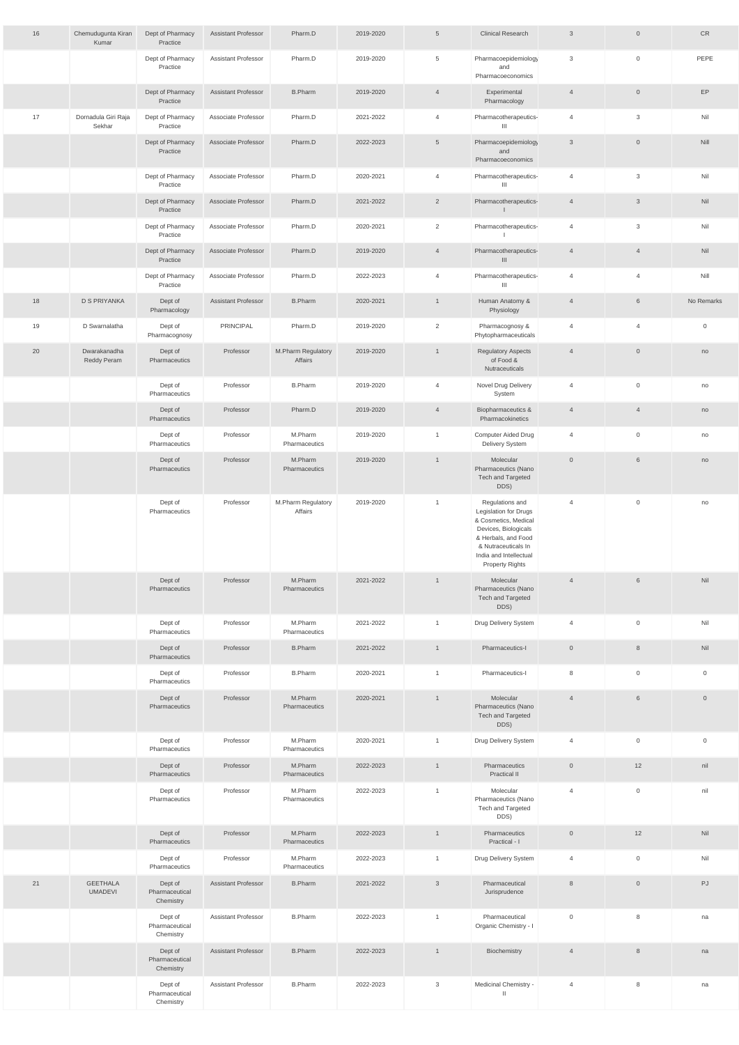| 16 | Chemudugunta Kiran Kumar | Dept of Pharmacy Practice | Assistant Professor | Pharm.D | 2019-2020 | 5 | Clinical Research | 3 | 0 | CR |
|---|---|---|---|---|---|---|---|---|---|---|
| | | Dept of Pharmacy Practice | Assistant Professor | Pharm.D | 2019-2020 | 5 | Pharmacoepidemiology and Pharmacoeconomics | 3 | 0 | PEPE |
| | | Dept of Pharmacy Practice | Assistant Professor | B.Pharm | 2019-2020 | 4 | Experimental Pharmacology | 4 | 0 | EP |
| 17 | Dornadula Giri Raja Sekhar | Dept of Pharmacy Practice | Associate Professor | Pharm.D | 2021-2022 | 4 | Pharmacotherapeutics-III | 4 | 3 | Nil |
| | | Dept of Pharmacy Practice | Associate Professor | Pharm.D | 2022-2023 | 5 | Pharmacoepidemiology and Pharmacoeconomics | 3 | 0 | Nill |
| | | Dept of Pharmacy Practice | Associate Professor | Pharm.D | 2020-2021 | 4 | Pharmacotherapeutics-III | 4 | 3 | Nil |
| | | Dept of Pharmacy Practice | Associate Professor | Pharm.D | 2021-2022 | 2 | Pharmacotherapeutics-I | 4 | 3 | Nil |
| | | Dept of Pharmacy Practice | Associate Professor | Pharm.D | 2020-2021 | 2 | Pharmacotherapeutics-I | 4 | 3 | Nil |
| | | Dept of Pharmacy Practice | Associate Professor | Pharm.D | 2019-2020 | 4 | Pharmacotherapeutics-III | 4 | 4 | Nil |
| | | Dept of Pharmacy Practice | Associate Professor | Pharm.D | 2022-2023 | 4 | Pharmacotherapeutics-III | 4 | 4 | Nill |
| 18 | D S PRIYANKA | Dept of Pharmacology | Assistant Professor | B.Pharm | 2020-2021 | 1 | Human Anatomy & Physiology | 4 | 6 | No Remarks |
| 19 | D Swarnalatha | Dept of Pharmacognosy | PRINCIPAL | Pharm.D | 2019-2020 | 2 | Pharmacognosy & Phytopharmaceuticals | 4 | 4 | 0 |
| 20 | Dwarakanadha Reddy Peram | Dept of Pharmaceutics | Professor | M.Pharm Regulatory Affairs | 2019-2020 | 1 | Regulatory Aspects of Food & Nutraceuticals | 4 | 0 | no |
| | | Dept of Pharmaceutics | Professor | B.Pharm | 2019-2020 | 4 | Novel Drug Delivery System | 4 | 0 | no |
| | | Dept of Pharmaceutics | Professor | Pharm.D | 2019-2020 | 4 | Biopharmaceutics & Pharmacokinetics | 4 | 4 | no |
| | | Dept of Pharmaceutics | Professor | M.Pharm Pharmaceutics | 2019-2020 | 1 | Computer Aided Drug Delivery System | 4 | 0 | no |
| | | Dept of Pharmaceutics | Professor | M.Pharm Pharmaceutics | 2019-2020 | 1 | Molecular Pharmaceutics (Nano Tech and Targeted DDS) | 0 | 6 | no |
| | | Dept of Pharmaceutics | Professor | M.Pharm Regulatory Affairs | 2019-2020 | 1 | Regulations and Legislation for Drugs & Cosmetics, Medical Devices, Biologicals & Herbals, and Food & Nutraceuticals In India and Intellectual Property Rights | 4 | 0 | no |
| | | Dept of Pharmaceutics | Professor | M.Pharm Pharmaceutics | 2021-2022 | 1 | Molecular Pharmaceutics (Nano Tech and Targeted DDS) | 4 | 6 | Nil |
| | | Dept of Pharmaceutics | Professor | M.Pharm Pharmaceutics | 2021-2022 | 1 | Drug Delivery System | 4 | 0 | Nil |
| | | Dept of Pharmaceutics | Professor | B.Pharm | 2021-2022 | 1 | Pharmaceutics-I | 0 | 8 | Nil |
| | | Dept of Pharmaceutics | Professor | B.Pharm | 2020-2021 | 1 | Pharmaceutics-I | 8 | 0 | 0 |
| | | Dept of Pharmaceutics | Professor | M.Pharm Pharmaceutics | 2020-2021 | 1 | Molecular Pharmaceutics (Nano Tech and Targeted DDS) | 4 | 6 | 0 |
| | | Dept of Pharmaceutics | Professor | M.Pharm Pharmaceutics | 2020-2021 | 1 | Drug Delivery System | 4 | 0 | 0 |
| | | Dept of Pharmaceutics | Professor | M.Pharm Pharmaceutics | 2022-2023 | 1 | Pharmaceutics Practical II | 0 | 12 | nil |
| | | Dept of Pharmaceutics | Professor | M.Pharm Pharmaceutics | 2022-2023 | 1 | Molecular Pharmaceutics (Nano Tech and Targeted DDS) | 4 | 0 | nil |
| | | Dept of Pharmaceutics | Professor | M.Pharm Pharmaceutics | 2022-2023 | 1 | Pharmaceutics Practical - I | 0 | 12 | Nil |
| | | Dept of Pharmaceutics | Professor | M.Pharm Pharmaceutics | 2022-2023 | 1 | Drug Delivery System | 4 | 0 | Nil |
| 21 | GEETHALA UMADEVI | Dept of Pharmaceutical Chemistry | Assistant Professor | B.Pharm | 2021-2022 | 3 | Pharmaceutical Jurisprudence | 8 | 0 | PJ |
| | | Dept of Pharmaceutical Chemistry | Assistant Professor | B.Pharm | 2022-2023 | 1 | Pharmaceutical Organic Chemistry - I | 0 | 8 | na |
| | | Dept of Pharmaceutical Chemistry | Assistant Professor | B.Pharm | 2022-2023 | 1 | Biochemistry | 4 | 8 | na |
| | | Dept of Pharmaceutical Chemistry | Assistant Professor | B.Pharm | 2022-2023 | 3 | Medicinal Chemistry - II | 4 | 8 | na |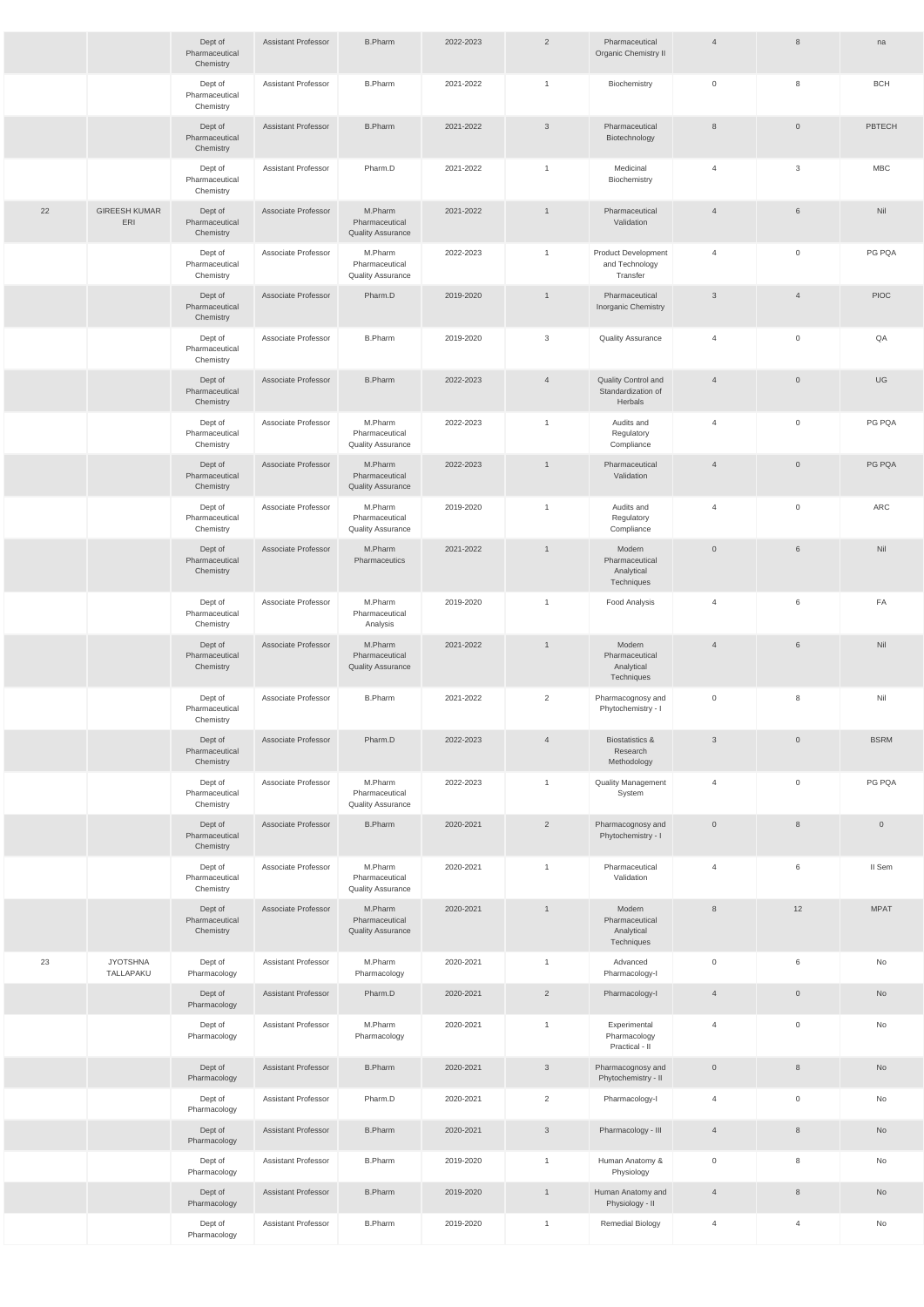| | | | | | | | | | | |
|---|---|---|---|---|---|---|---|---|---|---|
| | | Dept of Pharmaceutical Chemistry | Assistant Professor | B.Pharm | 2022-2023 | 2 | Pharmaceutical Organic Chemistry II | 4 | 8 | na |
| | | Dept of Pharmaceutical Chemistry | Assistant Professor | B.Pharm | 2021-2022 | 1 | Biochemistry | 0 | 8 | BCH |
| | | Dept of Pharmaceutical Chemistry | Assistant Professor | B.Pharm | 2021-2022 | 3 | Pharmaceutical Biotechnology | 8 | 0 | PBTECH |
| | | Dept of Pharmaceutical Chemistry | Assistant Professor | Pharm.D | 2021-2022 | 1 | Medicinal Biochemistry | 4 | 3 | MBC |
| 22 | GIREESH KUMAR ERI | Dept of Pharmaceutical Chemistry | Associate Professor | M.Pharm Pharmaceutical Quality Assurance | 2021-2022 | 1 | Pharmaceutical Validation | 4 | 6 | Nil |
| | | Dept of Pharmaceutical Chemistry | Associate Professor | M.Pharm Pharmaceutical Quality Assurance | 2022-2023 | 1 | Product Development and Technology Transfer | 4 | 0 | PG PQA |
| | | Dept of Pharmaceutical Chemistry | Associate Professor | Pharm.D | 2019-2020 | 1 | Pharmaceutical Inorganic Chemistry | 3 | 4 | PIOC |
| | | Dept of Pharmaceutical Chemistry | Associate Professor | B.Pharm | 2019-2020 | 3 | Quality Assurance | 4 | 0 | QA |
| | | Dept of Pharmaceutical Chemistry | Associate Professor | B.Pharm | 2022-2023 | 4 | Quality Control and Standardization of Herbals | 4 | 0 | UG |
| | | Dept of Pharmaceutical Chemistry | Associate Professor | M.Pharm Pharmaceutical Quality Assurance | 2022-2023 | 1 | Audits and Regulatory Compliance | 4 | 0 | PG PQA |
| | | Dept of Pharmaceutical Chemistry | Associate Professor | M.Pharm Pharmaceutical Quality Assurance | 2022-2023 | 1 | Pharmaceutical Validation | 4 | 0 | PG PQA |
| | | Dept of Pharmaceutical Chemistry | Associate Professor | M.Pharm Pharmaceutical Quality Assurance | 2019-2020 | 1 | Audits and Regulatory Compliance | 4 | 0 | ARC |
| | | Dept of Pharmaceutical Chemistry | Associate Professor | M.Pharm Pharmaceutics | 2021-2022 | 1 | Modern Pharmaceutical Analytical Techniques | 0 | 6 | Nil |
| | | Dept of Pharmaceutical Chemistry | Associate Professor | M.Pharm Pharmaceutical Analysis | 2019-2020 | 1 | Food Analysis | 4 | 6 | FA |
| | | Dept of Pharmaceutical Chemistry | Associate Professor | M.Pharm Pharmaceutical Quality Assurance | 2021-2022 | 1 | Modern Pharmaceutical Analytical Techniques | 4 | 6 | Nil |
| | | Dept of Pharmaceutical Chemistry | Associate Professor | B.Pharm | 2021-2022 | 2 | Pharmacognosy and Phytochemistry - I | 0 | 8 | Nil |
| | | Dept of Pharmaceutical Chemistry | Associate Professor | Pharm.D | 2022-2023 | 4 | Biostatistics & Research Methodology | 3 | 0 | BSRM |
| | | Dept of Pharmaceutical Chemistry | Associate Professor | M.Pharm Pharmaceutical Quality Assurance | 2022-2023 | 1 | Quality Management System | 4 | 0 | PG PQA |
| | | Dept of Pharmaceutical Chemistry | Associate Professor | B.Pharm | 2020-2021 | 2 | Pharmacognosy and Phytochemistry - I | 0 | 8 | 0 |
| | | Dept of Pharmaceutical Chemistry | Associate Professor | M.Pharm Pharmaceutical Quality Assurance | 2020-2021 | 1 | Pharmaceutical Validation | 4 | 6 | II Sem |
| | | Dept of Pharmaceutical Chemistry | Associate Professor | M.Pharm Pharmaceutical Quality Assurance | 2020-2021 | 1 | Modern Pharmaceutical Analytical Techniques | 8 | 12 | MPAT |
| 23 | JYOTSHNA TALLAPAKU | Dept of Pharmacology | Assistant Professor | M.Pharm Pharmacology | 2020-2021 | 1 | Advanced Pharmacology-I | 0 | 6 | No |
| | | Dept of Pharmacology | Assistant Professor | Pharm.D | 2020-2021 | 2 | Pharmacology-I | 4 | 0 | No |
| | | Dept of Pharmacology | Assistant Professor | M.Pharm Pharmacology | 2020-2021 | 1 | Experimental Pharmacology Practical - II | 4 | 0 | No |
| | | Dept of Pharmacology | Assistant Professor | B.Pharm | 2020-2021 | 3 | Pharmacognosy and Phytochemistry - II | 0 | 8 | No |
| | | Dept of Pharmacology | Assistant Professor | Pharm.D | 2020-2021 | 2 | Pharmacology-I | 4 | 0 | No |
| | | Dept of Pharmacology | Assistant Professor | B.Pharm | 2020-2021 | 3 | Pharmacology - III | 4 | 8 | No |
| | | Dept of Pharmacology | Assistant Professor | B.Pharm | 2019-2020 | 1 | Human Anatomy & Physiology | 0 | 8 | No |
| | | Dept of Pharmacology | Assistant Professor | B.Pharm | 2019-2020 | 1 | Human Anatomy and Physiology - II | 4 | 8 | No |
| | | Dept of Pharmacology | Assistant Professor | B.Pharm | 2019-2020 | 1 | Remedial Biology | 4 | 4 | No |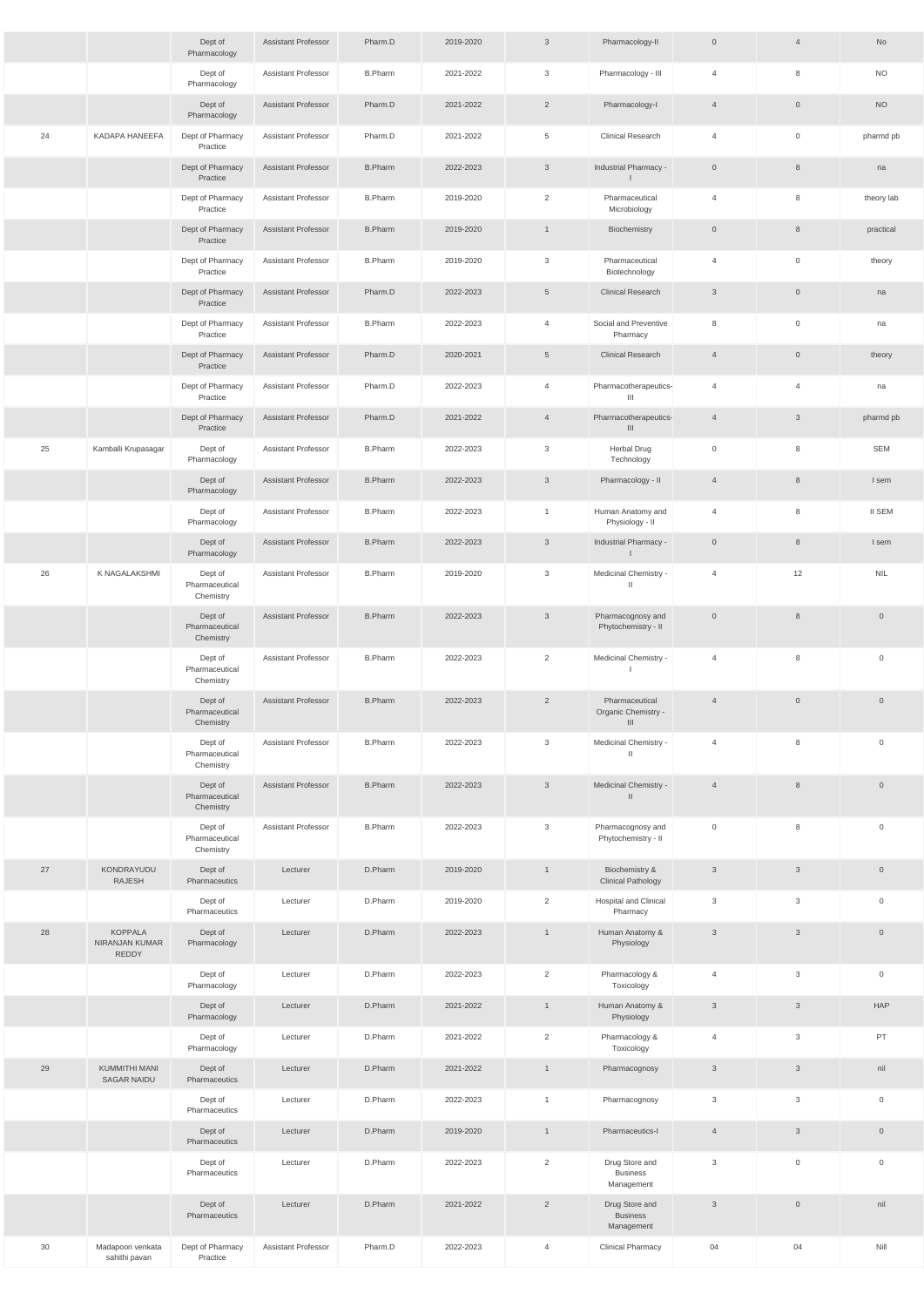| | | | | | | | | | | |
|---|---|---|---|---|---|---|---|---|---|---|
| | | Dept of Pharmacology | Assistant Professor | Pharm.D | 2019-2020 | 3 | Pharmacology-II | 0 | 4 | No |
| | | Dept of Pharmacology | Assistant Professor | B.Pharm | 2021-2022 | 3 | Pharmacology - III | 4 | 8 | NO |
| | | Dept of Pharmacology | Assistant Professor | Pharm.D | 2021-2022 | 2 | Pharmacology-I | 4 | 0 | NO |
| 24 | KADAPA HANEEFA | Dept of Pharmacy Practice | Assistant Professor | Pharm.D | 2021-2022 | 5 | Clinical Research | 4 | 0 | pharmd pb |
| | | Dept of Pharmacy Practice | Assistant Professor | B.Pharm | 2022-2023 | 3 | Industrial Pharmacy - I | 0 | 8 | na |
| | | Dept of Pharmacy Practice | Assistant Professor | B.Pharm | 2019-2020 | 2 | Pharmaceutical Microbiology | 4 | 8 | theory lab |
| | | Dept of Pharmacy Practice | Assistant Professor | B.Pharm | 2019-2020 | 1 | Biochemistry | 0 | 8 | practical |
| | | Dept of Pharmacy Practice | Assistant Professor | B.Pharm | 2019-2020 | 3 | Pharmaceutical Biotechnology | 4 | 0 | theory |
| | | Dept of Pharmacy Practice | Assistant Professor | Pharm.D | 2022-2023 | 5 | Clinical Research | 3 | 0 | na |
| | | Dept of Pharmacy Practice | Assistant Professor | B.Pharm | 2022-2023 | 4 | Social and Preventive Pharmacy | 8 | 0 | na |
| | | Dept of Pharmacy Practice | Assistant Professor | Pharm.D | 2020-2021 | 5 | Clinical Research | 4 | 0 | theory |
| | | Dept of Pharmacy Practice | Assistant Professor | Pharm.D | 2022-2023 | 4 | Pharmacotherapeutics-III | 4 | 4 | na |
| | | Dept of Pharmacy Practice | Assistant Professor | Pharm.D | 2021-2022 | 4 | Pharmacotherapeutics-III | 4 | 3 | pharmd pb |
| 25 | Kamballi Krupasagar | Dept of Pharmacology | Assistant Professor | B.Pharm | 2022-2023 | 3 | Herbal Drug Technology | 0 | 8 | SEM |
| | | Dept of Pharmacology | Assistant Professor | B.Pharm | 2022-2023 | 3 | Pharmacology - II | 4 | 8 | I sem |
| | | Dept of Pharmacology | Assistant Professor | B.Pharm | 2022-2023 | 1 | Human Anatomy and Physiology - II | 4 | 8 | II SEM |
| | | Dept of Pharmacology | Assistant Professor | B.Pharm | 2022-2023 | 3 | Industrial Pharmacy - I | 0 | 8 | I sem |
| 26 | K NAGALAKSHMI | Dept of Pharmaceutical Chemistry | Assistant Professor | B.Pharm | 2019-2020 | 3 | Medicinal Chemistry - II | 4 | 12 | NIL |
| | | Dept of Pharmaceutical Chemistry | Assistant Professor | B.Pharm | 2022-2023 | 3 | Pharmacognosy and Phytochemistry - II | 0 | 8 | 0 |
| | | Dept of Pharmaceutical Chemistry | Assistant Professor | B.Pharm | 2022-2023 | 2 | Medicinal Chemistry - I | 4 | 8 | 0 |
| | | Dept of Pharmaceutical Chemistry | Assistant Professor | B.Pharm | 2022-2023 | 2 | Pharmaceutical Organic Chemistry - III | 4 | 0 | 0 |
| | | Dept of Pharmaceutical Chemistry | Assistant Professor | B.Pharm | 2022-2023 | 3 | Medicinal Chemistry - II | 4 | 8 | 0 |
| | | Dept of Pharmaceutical Chemistry | Assistant Professor | B.Pharm | 2022-2023 | 3 | Medicinal Chemistry - II | 4 | 8 | 0 |
| | | Dept of Pharmaceutical Chemistry | Assistant Professor | B.Pharm | 2022-2023 | 3 | Pharmacognosy and Phytochemistry - II | 0 | 8 | 0 |
| 27 | KONDRAYUDU RAJESH | Dept of Pharmaceutics | Lecturer | D.Pharm | 2019-2020 | 1 | Biochemistry & Clinical Pathology | 3 | 3 | 0 |
| | | Dept of Pharmaceutics | Lecturer | D.Pharm | 2019-2020 | 2 | Hospital and Clinical Pharmacy | 3 | 3 | 0 |
| 28 | KOPPALA NIRANJAN KUMAR REDDY | Dept of Pharmacology | Lecturer | D.Pharm | 2022-2023 | 1 | Human Anatomy & Physiology | 3 | 3 | 0 |
| | | Dept of Pharmacology | Lecturer | D.Pharm | 2022-2023 | 2 | Pharmacology & Toxicology | 4 | 3 | 0 |
| | | Dept of Pharmacology | Lecturer | D.Pharm | 2021-2022 | 1 | Human Anatomy & Physiology | 3 | 3 | HAP |
| | | Dept of Pharmacology | Lecturer | D.Pharm | 2021-2022 | 2 | Pharmacology & Toxicology | 4 | 3 | PT |
| 29 | KUMMITHI MANI SAGAR NAIDU | Dept of Pharmaceutics | Lecturer | D.Pharm | 2021-2022 | 1 | Pharmacognosy | 3 | 3 | nil |
| | | Dept of Pharmaceutics | Lecturer | D.Pharm | 2022-2023 | 1 | Pharmacognosy | 3 | 3 | 0 |
| | | Dept of Pharmaceutics | Lecturer | D.Pharm | 2019-2020 | 1 | Pharmaceutics-I | 4 | 3 | 0 |
| | | Dept of Pharmaceutics | Lecturer | D.Pharm | 2022-2023 | 2 | Drug Store and Business Management | 3 | 0 | 0 |
| | | Dept of Pharmaceutics | Lecturer | D.Pharm | 2021-2022 | 2 | Drug Store and Business Management | 3 | 0 | nil |
| 30 | Madapoori venkata sahithi pavan | Dept of Pharmacy Practice | Assistant Professor | Pharm.D | 2022-2023 | 4 | Clinical Pharmacy | 04 | 04 | Nill |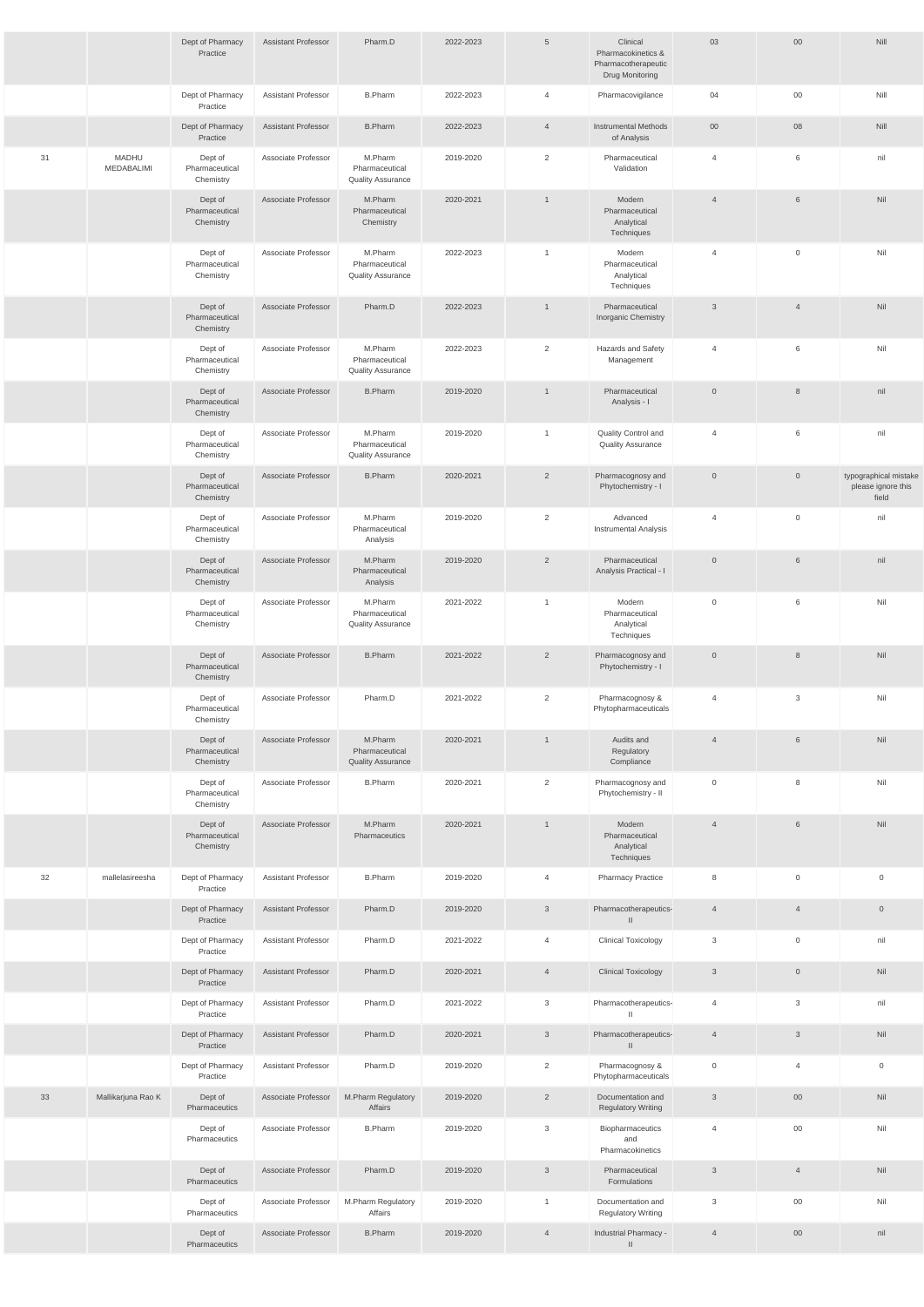| | | Dept of Pharmacy Practice | Assistant Professor | Pharm.D | 2022-2023 | 5 | Clinical Pharmacokinetics & Pharmacotherapeutic Drug Monitoring | 03 | 00 | Nill |
|---|---|---|---|---|---|---|---|---|---|---|
| | | Dept of Pharmacy Practice | Assistant Professor | B.Pharm | 2022-2023 | 4 | Pharmacovigilance | 04 | 00 | Nill |
| | | Dept of Pharmacy Practice | Assistant Professor | B.Pharm | 2022-2023 | 4 | Instrumental Methods of Analysis | 00 | 08 | Nill |
| 31 | MADHU MEDABALIMI | Dept of Pharmaceutical Chemistry | Associate Professor | M.Pharm Pharmaceutical Quality Assurance | 2019-2020 | 2 | Pharmaceutical Validation | 4 | 6 | nil |
| | | Dept of Pharmaceutical Chemistry | Associate Professor | M.Pharm Pharmaceutical Chemistry | 2020-2021 | 1 | Modern Pharmaceutical Analytical Techniques | 4 | 6 | Nil |
| | | Dept of Pharmaceutical Chemistry | Associate Professor | M.Pharm Pharmaceutical Quality Assurance | 2022-2023 | 1 | Modern Pharmaceutical Analytical Techniques | 4 | 0 | Nil |
| | | Dept of Pharmaceutical Chemistry | Associate Professor | Pharm.D | 2022-2023 | 1 | Pharmaceutical Inorganic Chemistry | 3 | 4 | Nil |
| | | Dept of Pharmaceutical Chemistry | Associate Professor | M.Pharm Pharmaceutical Quality Assurance | 2022-2023 | 2 | Hazards and Safety Management | 4 | 6 | Nil |
| | | Dept of Pharmaceutical Chemistry | Associate Professor | B.Pharm | 2019-2020 | 1 | Pharmaceutical Analysis - I | 0 | 8 | nil |
| | | Dept of Pharmaceutical Chemistry | Associate Professor | M.Pharm Pharmaceutical Quality Assurance | 2019-2020 | 1 | Quality Control and Quality Assurance | 4 | 6 | nil |
| | | Dept of Pharmaceutical Chemistry | Associate Professor | B.Pharm | 2020-2021 | 2 | Pharmacognosy and Phytochemistry - I | 0 | 0 | typographical mistake please ignore this field |
| | | Dept of Pharmaceutical Chemistry | Associate Professor | M.Pharm Pharmaceutical Analysis | 2019-2020 | 2 | Advanced Instrumental Analysis | 4 | 0 | nil |
| | | Dept of Pharmaceutical Chemistry | Associate Professor | M.Pharm Pharmaceutical Analysis | 2019-2020 | 2 | Pharmaceutical Analysis Practical - I | 0 | 6 | nil |
| | | Dept of Pharmaceutical Chemistry | Associate Professor | M.Pharm Pharmaceutical Quality Assurance | 2021-2022 | 1 | Modern Pharmaceutical Analytical Techniques | 0 | 6 | Nil |
| | | Dept of Pharmaceutical Chemistry | Associate Professor | B.Pharm | 2021-2022 | 2 | Pharmacognosy and Phytochemistry - I | 0 | 8 | Nil |
| | | Dept of Pharmaceutical Chemistry | Associate Professor | Pharm.D | 2021-2022 | 2 | Pharmacognosy & Phytopharmaceuticals | 4 | 3 | Nil |
| | | Dept of Pharmaceutical Chemistry | Associate Professor | M.Pharm Pharmaceutical Quality Assurance | 2020-2021 | 1 | Audits and Regulatory Compliance | 4 | 6 | Nil |
| | | Dept of Pharmaceutical Chemistry | Associate Professor | B.Pharm | 2020-2021 | 2 | Pharmacognosy and Phytochemistry - II | 0 | 8 | Nil |
| | | Dept of Pharmaceutical Chemistry | Associate Professor | M.Pharm Pharmaceutics | 2020-2021 | 1 | Modern Pharmaceutical Analytical Techniques | 4 | 6 | Nil |
| 32 | mallelasireesha | Dept of Pharmacy Practice | Assistant Professor | B.Pharm | 2019-2020 | 4 | Pharmacy Practice | 8 | 0 | 0 |
| | | Dept of Pharmacy Practice | Assistant Professor | Pharm.D | 2019-2020 | 3 | Pharmacotherapeutics-II | 4 | 4 | 0 |
| | | Dept of Pharmacy Practice | Assistant Professor | Pharm.D | 2021-2022 | 4 | Clinical Toxicology | 3 | 0 | nil |
| | | Dept of Pharmacy Practice | Assistant Professor | Pharm.D | 2020-2021 | 4 | Clinical Toxicology | 3 | 0 | Nil |
| | | Dept of Pharmacy Practice | Assistant Professor | Pharm.D | 2021-2022 | 3 | Pharmacotherapeutics-II | 4 | 3 | nil |
| | | Dept of Pharmacy Practice | Assistant Professor | Pharm.D | 2020-2021 | 3 | Pharmacotherapeutics-II | 4 | 3 | Nil |
| | | Dept of Pharmacy Practice | Assistant Professor | Pharm.D | 2019-2020 | 2 | Pharmacognosy & Phytopharmaceuticals | 0 | 4 | 0 |
| 33 | Mallikarjuna Rao K | Dept of Pharmaceutics | Associate Professor | M.Pharm Regulatory Affairs | 2019-2020 | 2 | Documentation and Regulatory Writing | 3 | 00 | Nil |
| | | Dept of Pharmaceutics | Associate Professor | B.Pharm | 2019-2020 | 3 | Biopharmaceutics and Pharmacokinetics | 4 | 00 | Nil |
| | | Dept of Pharmaceutics | Associate Professor | Pharm.D | 2019-2020 | 3 | Pharmaceutical Formulations | 3 | 4 | Nil |
| | | Dept of Pharmaceutics | Associate Professor | M.Pharm Regulatory Affairs | 2019-2020 | 1 | Documentation and Regulatory Writing | 3 | 00 | Nil |
| | | Dept of Pharmaceutics | Associate Professor | B.Pharm | 2019-2020 | 4 | Industrial Pharmacy - II | 4 | 00 | nil |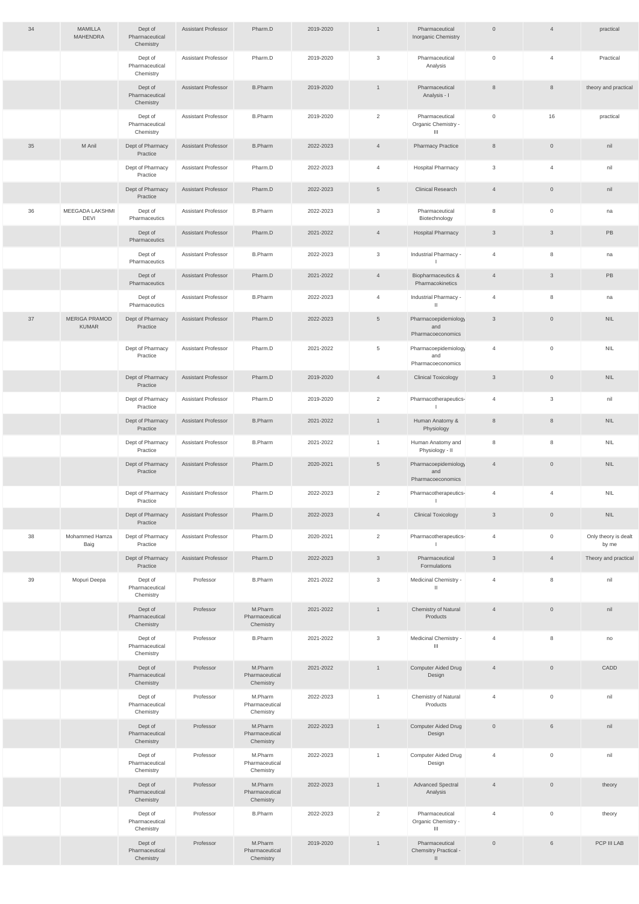| 34 | MAMILLA MAHENDRA | Dept of Pharmaceutical Chemistry | Assistant Professor | Pharm.D | 2019-2020 | 1 | Pharmaceutical Inorganic Chemistry | 0 | 4 | practical |
|---|---|---|---|---|---|---|---|---|---|---|
| | | Dept of Pharmaceutical Chemistry | Assistant Professor | Pharm.D | 2019-2020 | 3 | Pharmaceutical Analysis | 0 | 4 | Practical |
| | | Dept of Pharmaceutical Chemistry | Assistant Professor | B.Pharm | 2019-2020 | 1 | Pharmaceutical Analysis - I | 8 | 8 | theory and practical |
| | | Dept of Pharmaceutical Chemistry | Assistant Professor | B.Pharm | 2019-2020 | 2 | Pharmaceutical Organic Chemistry - III | 0 | 16 | practical |
| 35 | M Anil | Dept of Pharmacy Practice | Assistant Professor | B.Pharm | 2022-2023 | 4 | Pharmacy Practice | 8 | 0 | nil |
| | | Dept of Pharmacy Practice | Assistant Professor | Pharm.D | 2022-2023 | 4 | Hospital Pharmacy | 3 | 4 | nil |
| | | Dept of Pharmacy Practice | Assistant Professor | Pharm.D | 2022-2023 | 5 | Clinical Research | 4 | 0 | nil |
| 36 | MEEGADA LAKSHMI DEVI | Dept of Pharmaceutics | Assistant Professor | B.Pharm | 2022-2023 | 3 | Pharmaceutical Biotechnology | 8 | 0 | na |
| | | Dept of Pharmaceutics | Assistant Professor | Pharm.D | 2021-2022 | 4 | Hospital Pharmacy | 3 | 3 | PB |
| | | Dept of Pharmaceutics | Assistant Professor | B.Pharm | 2022-2023 | 3 | Industrial Pharmacy - I | 4 | 8 | na |
| | | Dept of Pharmaceutics | Assistant Professor | Pharm.D | 2021-2022 | 4 | Biopharmaceutics & Pharmacokinetics | 4 | 3 | PB |
| | | Dept of Pharmaceutics | Assistant Professor | B.Pharm | 2022-2023 | 4 | Industrial Pharmacy - II | 4 | 8 | na |
| 37 | MERIGA PRAMOD KUMAR | Dept of Pharmacy Practice | Assistant Professor | Pharm.D | 2022-2023 | 5 | Pharmacoepidemiology and Pharmacoeconomics | 3 | 0 | NIL |
| | | Dept of Pharmacy Practice | Assistant Professor | Pharm.D | 2021-2022 | 5 | Pharmacoepidemiology and Pharmacoeconomics | 4 | 0 | NIL |
| | | Dept of Pharmacy Practice | Assistant Professor | Pharm.D | 2019-2020 | 4 | Clinical Toxicology | 3 | 0 | NIL |
| | | Dept of Pharmacy Practice | Assistant Professor | Pharm.D | 2019-2020 | 2 | Pharmacotherapeutics-I | 4 | 3 | nil |
| | | Dept of Pharmacy Practice | Assistant Professor | B.Pharm | 2021-2022 | 1 | Human Anatomy & Physiology | 8 | 8 | NIL |
| | | Dept of Pharmacy Practice | Assistant Professor | B.Pharm | 2021-2022 | 1 | Human Anatomy and Physiology - II | 8 | 8 | NIL |
| | | Dept of Pharmacy Practice | Assistant Professor | Pharm.D | 2020-2021 | 5 | Pharmacoepidemiology and Pharmacoeconomics | 4 | 0 | NIL |
| | | Dept of Pharmacy Practice | Assistant Professor | Pharm.D | 2022-2023 | 2 | Pharmacotherapeutics-I | 4 | 4 | NIL |
| | | Dept of Pharmacy Practice | Assistant Professor | Pharm.D | 2022-2023 | 4 | Clinical Toxicology | 3 | 0 | NIL |
| 38 | Mohammed Hamza Baig | Dept of Pharmacy Practice | Assistant Professor | Pharm.D | 2020-2021 | 2 | Pharmacotherapeutics-I | 4 | 0 | Only theory is dealt by me |
| | | Dept of Pharmacy Practice | Assistant Professor | Pharm.D | 2022-2023 | 3 | Pharmaceutical Formulations | 3 | 4 | Theory and practical |
| 39 | Mopuri Deepa | Dept of Pharmaceutical Chemistry | Professor | B.Pharm | 2021-2022 | 3 | Medicinal Chemistry - II | 4 | 8 | nil |
| | | Dept of Pharmaceutical Chemistry | Professor | M.Pharm Pharmaceutical Chemistry | 2021-2022 | 1 | Chemistry of Natural Products | 4 | 0 | nil |
| | | Dept of Pharmaceutical Chemistry | Professor | B.Pharm | 2021-2022 | 3 | Medicinal Chemistry - III | 4 | 8 | no |
| | | Dept of Pharmaceutical Chemistry | Professor | M.Pharm Pharmaceutical Chemistry | 2021-2022 | 1 | Computer Aided Drug Design | 4 | 0 | CADD |
| | | Dept of Pharmaceutical Chemistry | Professor | M.Pharm Pharmaceutical Chemistry | 2022-2023 | 1 | Chemistry of Natural Products | 4 | 0 | nil |
| | | Dept of Pharmaceutical Chemistry | Professor | M.Pharm Pharmaceutical Chemistry | 2022-2023 | 1 | Computer Aided Drug Design | 0 | 6 | nil |
| | | Dept of Pharmaceutical Chemistry | Professor | M.Pharm Pharmaceutical Chemistry | 2022-2023 | 1 | Computer Aided Drug Design | 4 | 0 | nil |
| | | Dept of Pharmaceutical Chemistry | Professor | M.Pharm Pharmaceutical Chemistry | 2022-2023 | 1 | Advanced Spectral Analysis | 4 | 0 | theory |
| | | Dept of Pharmaceutical Chemistry | Professor | B.Pharm | 2022-2023 | 2 | Pharmaceutical Organic Chemistry - III | 4 | 0 | theory |
| | | Dept of Pharmaceutical Chemistry | Professor | M.Pharm Pharmaceutical Chemistry | 2019-2020 | 1 | Pharmaceutical Chemsitry Practical - II | 0 | 6 | PCP III LAB |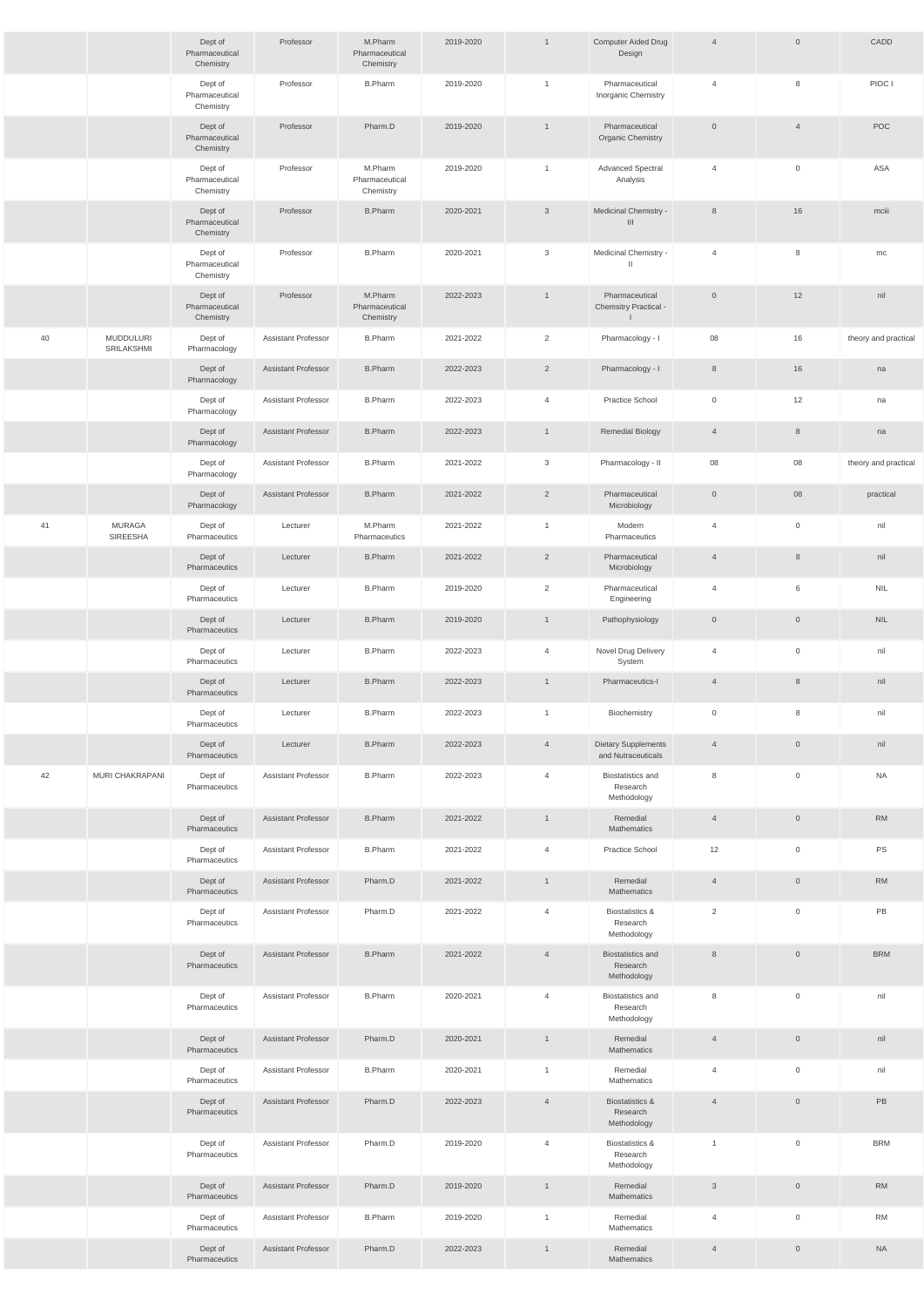| | | Dept of Pharmaceutical Chemistry | Professor | M.Pharm Pharmaceutical Chemistry | 2019-2020 | 1 | Computer Aided Drug Design | 4 | 0 | CADD |
|---|---|---|---|---|---|---|---|---|---|---|
| | | Dept of Pharmaceutical Chemistry | Professor | B.Pharm | 2019-2020 | 1 | Pharmaceutical Inorganic Chemistry | 4 | 8 | PIOC I |
| | | Dept of Pharmaceutical Chemistry | Professor | Pharm.D | 2019-2020 | 1 | Pharmaceutical Organic Chemistry | 0 | 4 | POC |
| | | Dept of Pharmaceutical Chemistry | Professor | M.Pharm Pharmaceutical Chemistry | 2019-2020 | 1 | Advanced Spectral Analysis | 4 | 0 | ASA |
| | | Dept of Pharmaceutical Chemistry | Professor | B.Pharm | 2020-2021 | 3 | Medicinal Chemistry - III | 8 | 16 | mciii |
| | | Dept of Pharmaceutical Chemistry | Professor | B.Pharm | 2020-2021 | 3 | Medicinal Chemistry - II | 4 | 8 | mc |
| | | Dept of Pharmaceutical Chemistry | Professor | M.Pharm Pharmaceutical Chemistry | 2022-2023 | 1 | Pharmaceutical Chemsitry Practical - I | 0 | 12 | nil |
| 40 | MUDDULURI SRILAKSHMI | Dept of Pharmacology | Assistant Professor | B.Pharm | 2021-2022 | 2 | Pharmacology - I | 08 | 16 | theory and practical |
| | | Dept of Pharmacology | Assistant Professor | B.Pharm | 2022-2023 | 2 | Pharmacology - I | 8 | 16 | na |
| | | Dept of Pharmacology | Assistant Professor | B.Pharm | 2022-2023 | 4 | Practice School | 0 | 12 | na |
| | | Dept of Pharmacology | Assistant Professor | B.Pharm | 2022-2023 | 1 | Remedial Biology | 4 | 8 | na |
| | | Dept of Pharmacology | Assistant Professor | B.Pharm | 2021-2022 | 3 | Pharmacology - II | 08 | 08 | theory and practical |
| | | Dept of Pharmacology | Assistant Professor | B.Pharm | 2021-2022 | 2 | Pharmaceutical Microbiology | 0 | 08 | practical |
| 41 | MURAGA SIREESHA | Dept of Pharmaceutics | Lecturer | M.Pharm Pharmaceutics | 2021-2022 | 1 | Modern Pharmaceutics | 4 | 0 | nil |
| | | Dept of Pharmaceutics | Lecturer | B.Pharm | 2021-2022 | 2 | Pharmaceutical Microbiology | 4 | 8 | nil |
| | | Dept of Pharmaceutics | Lecturer | B.Pharm | 2019-2020 | 2 | Pharmaceutical Engineering | 4 | 6 | NIL |
| | | Dept of Pharmaceutics | Lecturer | B.Pharm | 2019-2020 | 1 | Pathophysiology | 0 | 0 | NIL |
| | | Dept of Pharmaceutics | Lecturer | B.Pharm | 2022-2023 | 4 | Novel Drug Delivery System | 4 | 0 | nil |
| | | Dept of Pharmaceutics | Lecturer | B.Pharm | 2022-2023 | 1 | Pharmaceutics-I | 4 | 8 | nil |
| | | Dept of Pharmaceutics | Lecturer | B.Pharm | 2022-2023 | 1 | Biochemistry | 0 | 8 | nil |
| | | Dept of Pharmaceutics | Lecturer | B.Pharm | 2022-2023 | 4 | Dietary Supplements and Nutraceuticals | 4 | 0 | nil |
| 42 | MURI CHAKRAPANI | Dept of Pharmaceutics | Assistant Professor | B.Pharm | 2022-2023 | 4 | Biostatistics and Research Methodology | 8 | 0 | NA |
| | | Dept of Pharmaceutics | Assistant Professor | B.Pharm | 2021-2022 | 1 | Remedial Mathematics | 4 | 0 | RM |
| | | Dept of Pharmaceutics | Assistant Professor | B.Pharm | 2021-2022 | 4 | Practice School | 12 | 0 | PS |
| | | Dept of Pharmaceutics | Assistant Professor | Pharm.D | 2021-2022 | 1 | Remedial Mathematics | 4 | 0 | RM |
| | | Dept of Pharmaceutics | Assistant Professor | Pharm.D | 2021-2022 | 4 | Biostatistics & Research Methodology | 2 | 0 | PB |
| | | Dept of Pharmaceutics | Assistant Professor | B.Pharm | 2021-2022 | 4 | Biostatistics and Research Methodology | 8 | 0 | BRM |
| | | Dept of Pharmaceutics | Assistant Professor | B.Pharm | 2020-2021 | 4 | Biostatistics and Research Methodology | 8 | 0 | nil |
| | | Dept of Pharmaceutics | Assistant Professor | Pharm.D | 2020-2021 | 1 | Remedial Mathematics | 4 | 0 | nil |
| | | Dept of Pharmaceutics | Assistant Professor | B.Pharm | 2020-2021 | 1 | Remedial Mathematics | 4 | 0 | nil |
| | | Dept of Pharmaceutics | Assistant Professor | Pharm.D | 2022-2023 | 4 | Biostatistics & Research Methodology | 4 | 0 | PB |
| | | Dept of Pharmaceutics | Assistant Professor | Pharm.D | 2019-2020 | 4 | Biostatistics & Research Methodology | 1 | 0 | BRM |
| | | Dept of Pharmaceutics | Assistant Professor | Pharm.D | 2019-2020 | 1 | Remedial Mathematics | 3 | 0 | RM |
| | | Dept of Pharmaceutics | Assistant Professor | B.Pharm | 2019-2020 | 1 | Remedial Mathematics | 4 | 0 | RM |
| | | Dept of Pharmaceutics | Assistant Professor | Pharm.D | 2022-2023 | 1 | Remedial Mathematics | 4 | 0 | NA |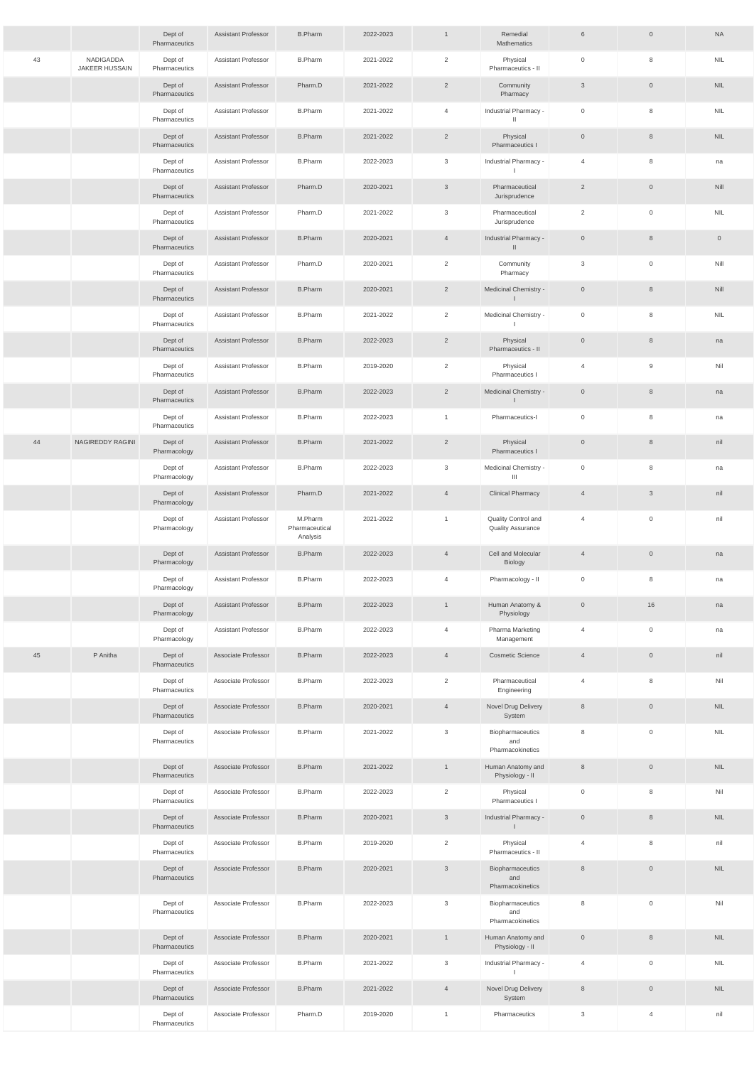| | | | | | | | | | | |
|---|---|---|---|---|---|---|---|---|---|---|
| | | Dept of Pharmaceutics | Assistant Professor | B.Pharm | 2022-2023 | 1 | Remedial Mathematics | 6 | 0 | NA |
| 43 | NADIGADDA JAKEER HUSSAIN | Dept of Pharmaceutics | Assistant Professor | B.Pharm | 2021-2022 | 2 | Physical Pharmaceutics - II | 0 | 8 | NIL |
| | | Dept of Pharmaceutics | Assistant Professor | Pharm.D | 2021-2022 | 2 | Community Pharmacy | 3 | 0 | NIL |
| | | Dept of Pharmaceutics | Assistant Professor | B.Pharm | 2021-2022 | 4 | Industrial Pharmacy - II | 0 | 8 | NIL |
| | | Dept of Pharmaceutics | Assistant Professor | B.Pharm | 2021-2022 | 2 | Physical Pharmaceutics I | 0 | 8 | NIL |
| | | Dept of Pharmaceutics | Assistant Professor | B.Pharm | 2022-2023 | 3 | Industrial Pharmacy - I | 4 | 8 | na |
| | | Dept of Pharmaceutics | Assistant Professor | Pharm.D | 2020-2021 | 3 | Pharmaceutical Jurisprudence | 2 | 0 | Nill |
| | | Dept of Pharmaceutics | Assistant Professor | Pharm.D | 2021-2022 | 3 | Pharmaceutical Jurisprudence | 2 | 0 | NIL |
| | | Dept of Pharmaceutics | Assistant Professor | B.Pharm | 2020-2021 | 4 | Industrial Pharmacy - II | 0 | 8 | 0 |
| | | Dept of Pharmaceutics | Assistant Professor | Pharm.D | 2020-2021 | 2 | Community Pharmacy | 3 | 0 | Nill |
| | | Dept of Pharmaceutics | Assistant Professor | B.Pharm | 2020-2021 | 2 | Medicinal Chemistry - I | 0 | 8 | Nill |
| | | Dept of Pharmaceutics | Assistant Professor | B.Pharm | 2021-2022 | 2 | Medicinal Chemistry - I | 0 | 8 | NIL |
| | | Dept of Pharmaceutics | Assistant Professor | B.Pharm | 2022-2023 | 2 | Physical Pharmaceutics - II | 0 | 8 | na |
| | | Dept of Pharmaceutics | Assistant Professor | B.Pharm | 2019-2020 | 2 | Physical Pharmaceutics I | 4 | 9 | Nil |
| | | Dept of Pharmaceutics | Assistant Professor | B.Pharm | 2022-2023 | 2 | Medicinal Chemistry - I | 0 | 8 | na |
| | | Dept of Pharmaceutics | Assistant Professor | B.Pharm | 2022-2023 | 1 | Pharmaceutics-I | 0 | 8 | na |
| 44 | NAGIREDDY RAGINI | Dept of Pharmacology | Assistant Professor | B.Pharm | 2021-2022 | 2 | Physical Pharmaceutics I | 0 | 8 | nil |
| | | Dept of Pharmacology | Assistant Professor | B.Pharm | 2022-2023 | 3 | Medicinal Chemistry - III | 0 | 8 | na |
| | | Dept of Pharmacology | Assistant Professor | Pharm.D | 2021-2022 | 4 | Clinical Pharmacy | 4 | 3 | nil |
| | | Dept of Pharmacology | Assistant Professor | M.Pharm Pharmaceutical Analysis | 2021-2022 | 1 | Quality Control and Quality Assurance | 4 | 0 | nil |
| | | Dept of Pharmacology | Assistant Professor | B.Pharm | 2022-2023 | 4 | Cell and Molecular Biology | 4 | 0 | na |
| | | Dept of Pharmacology | Assistant Professor | B.Pharm | 2022-2023 | 4 | Pharmacology - II | 0 | 8 | na |
| | | Dept of Pharmacology | Assistant Professor | B.Pharm | 2022-2023 | 1 | Human Anatomy & Physiology | 0 | 16 | na |
| | | Dept of Pharmacology | Assistant Professor | B.Pharm | 2022-2023 | 4 | Pharma Marketing Management | 4 | 0 | na |
| 45 | P Anitha | Dept of Pharmaceutics | Associate Professor | B.Pharm | 2022-2023 | 4 | Cosmetic Science | 4 | 0 | nil |
| | | Dept of Pharmaceutics | Associate Professor | B.Pharm | 2022-2023 | 2 | Pharmaceutical Engineering | 4 | 8 | Nil |
| | | Dept of Pharmaceutics | Associate Professor | B.Pharm | 2020-2021 | 4 | Novel Drug Delivery System | 8 | 0 | NIL |
| | | Dept of Pharmaceutics | Associate Professor | B.Pharm | 2021-2022 | 3 | Biopharmaceutics and Pharmacokinetics | 8 | 0 | NIL |
| | | Dept of Pharmaceutics | Associate Professor | B.Pharm | 2021-2022 | 1 | Human Anatomy and Physiology - II | 8 | 0 | NIL |
| | | Dept of Pharmaceutics | Associate Professor | B.Pharm | 2022-2023 | 2 | Physical Pharmaceutics I | 0 | 8 | Nil |
| | | Dept of Pharmaceutics | Associate Professor | B.Pharm | 2020-2021 | 3 | Industrial Pharmacy - I | 0 | 8 | NIL |
| | | Dept of Pharmaceutics | Associate Professor | B.Pharm | 2019-2020 | 2 | Physical Pharmaceutics - II | 4 | 8 | nil |
| | | Dept of Pharmaceutics | Associate Professor | B.Pharm | 2020-2021 | 3 | Biopharmaceutics and Pharmacokinetics | 8 | 0 | NIL |
| | | Dept of Pharmaceutics | Associate Professor | B.Pharm | 2022-2023 | 3 | Biopharmaceutics and Pharmacokinetics | 8 | 0 | Nil |
| | | Dept of Pharmaceutics | Associate Professor | B.Pharm | 2020-2021 | 1 | Human Anatomy and Physiology - II | 0 | 8 | NIL |
| | | Dept of Pharmaceutics | Associate Professor | B.Pharm | 2021-2022 | 3 | Industrial Pharmacy - I | 4 | 0 | NIL |
| | | Dept of Pharmaceutics | Associate Professor | B.Pharm | 2021-2022 | 4 | Novel Drug Delivery System | 8 | 0 | NIL |
| | | Dept of Pharmaceutics | Associate Professor | Pharm.D | 2019-2020 | 1 | Pharmaceutics | 3 | 4 | nil |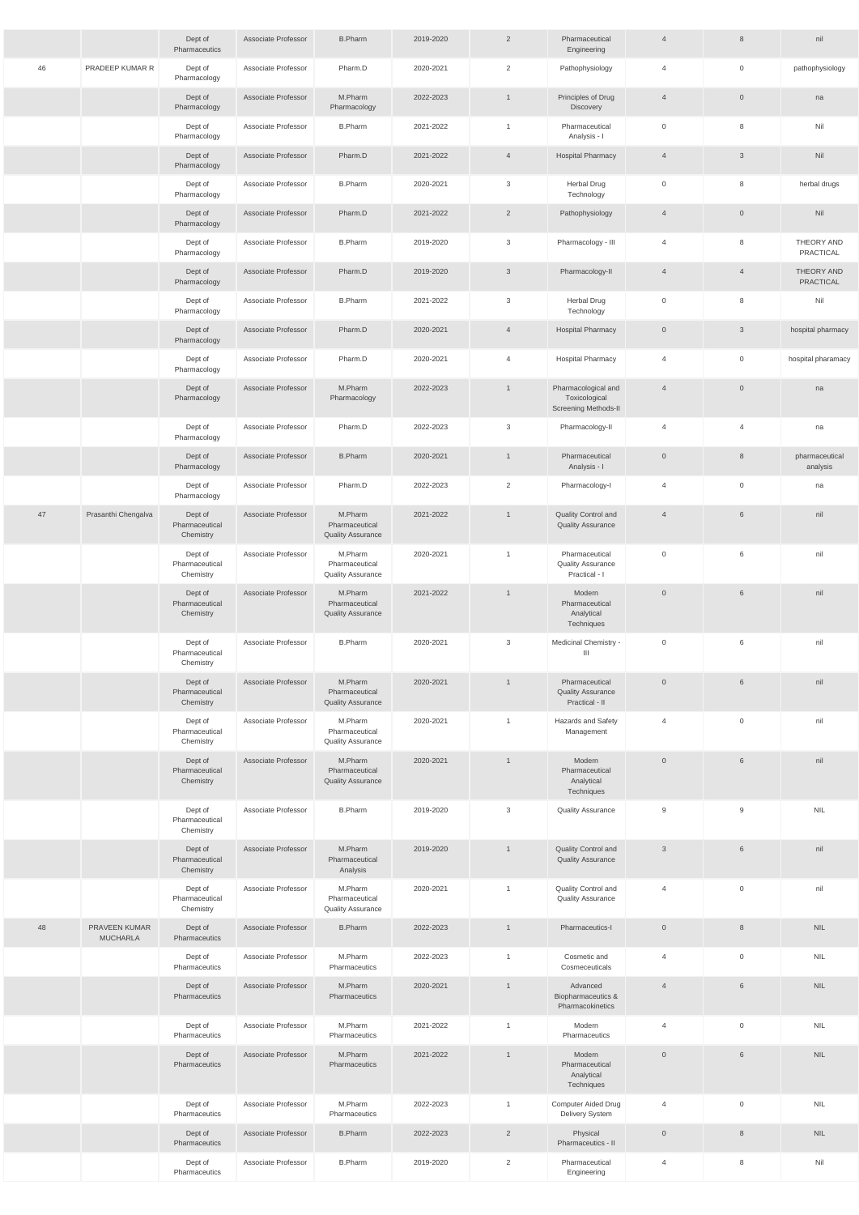|  |  | Dept of Pharmaceutics | Associate Professor | B.Pharm | 2019-2020 | 2 | Pharmaceutical Engineering | 4 | 8 | nil |
|---|---|---|---|---|---|---|---|---|---|---|
| 46 | PRADEEP KUMAR R | Dept of Pharmacology | Associate Professor | Pharm.D | 2020-2021 | 2 | Pathophysiology | 4 | 0 | pathophysiology |
|  |  | Dept of Pharmacology | Associate Professor | M.Pharm Pharmacology | 2022-2023 | 1 | Principles of Drug Discovery | 4 | 0 | na |
|  |  | Dept of Pharmacology | Associate Professor | B.Pharm | 2021-2022 | 1 | Pharmaceutical Analysis - I | 0 | 8 | Nil |
|  |  | Dept of Pharmacology | Associate Professor | Pharm.D | 2021-2022 | 4 | Hospital Pharmacy | 4 | 3 | Nil |
|  |  | Dept of Pharmacology | Associate Professor | B.Pharm | 2020-2021 | 3 | Herbal Drug Technology | 0 | 8 | herbal drugs |
|  |  | Dept of Pharmacology | Associate Professor | Pharm.D | 2021-2022 | 2 | Pathophysiology | 4 | 0 | Nil |
|  |  | Dept of Pharmacology | Associate Professor | B.Pharm | 2019-2020 | 3 | Pharmacology - III | 4 | 8 | THEORY AND PRACTICAL |
|  |  | Dept of Pharmacology | Associate Professor | Pharm.D | 2019-2020 | 3 | Pharmacology-II | 4 | 4 | THEORY AND PRACTICAL |
|  |  | Dept of Pharmacology | Associate Professor | B.Pharm | 2021-2022 | 3 | Herbal Drug Technology | 0 | 8 | Nil |
|  |  | Dept of Pharmacology | Associate Professor | Pharm.D | 2020-2021 | 4 | Hospital Pharmacy | 0 | 3 | hospital pharmacy |
|  |  | Dept of Pharmacology | Associate Professor | Pharm.D | 2020-2021 | 4 | Hospital Pharmacy | 4 | 0 | hospital pharamacy |
|  |  | Dept of Pharmacology | Associate Professor | M.Pharm Pharmacology | 2022-2023 | 1 | Pharmacological and Toxicological Screening Methods-II | 4 | 0 | na |
|  |  | Dept of Pharmacology | Associate Professor | Pharm.D | 2022-2023 | 3 | Pharmacology-II | 4 | 4 | na |
|  |  | Dept of Pharmacology | Associate Professor | B.Pharm | 2020-2021 | 1 | Pharmaceutical Analysis - I | 0 | 8 | pharmaceutical analysis |
|  |  | Dept of Pharmacology | Associate Professor | Pharm.D | 2022-2023 | 2 | Pharmacology-I | 4 | 0 | na |
| 47 | Prasanthi Chengalva | Dept of Pharmaceutical Chemistry | Associate Professor | M.Pharm Pharmaceutical Quality Assurance | 2021-2022 | 1 | Quality Control and Quality Assurance | 4 | 6 | nil |
|  |  | Dept of Pharmaceutical Chemistry | Associate Professor | M.Pharm Pharmaceutical Quality Assurance | 2020-2021 | 1 | Pharmaceutical Quality Assurance Practical - I | 0 | 6 | nil |
|  |  | Dept of Pharmaceutical Chemistry | Associate Professor | M.Pharm Pharmaceutical Quality Assurance | 2021-2022 | 1 | Modern Pharmaceutical Analytical Techniques | 0 | 6 | nil |
|  |  | Dept of Pharmaceutical Chemistry | Associate Professor | B.Pharm | 2020-2021 | 3 | Medicinal Chemistry - III | 0 | 6 | nil |
|  |  | Dept of Pharmaceutical Chemistry | Associate Professor | M.Pharm Pharmaceutical Quality Assurance | 2020-2021 | 1 | Pharmaceutical Quality Assurance Practical - II | 0 | 6 | nil |
|  |  | Dept of Pharmaceutical Chemistry | Associate Professor | M.Pharm Pharmaceutical Quality Assurance | 2020-2021 | 1 | Hazards and Safety Management | 4 | 0 | nil |
|  |  | Dept of Pharmaceutical Chemistry | Associate Professor | M.Pharm Pharmaceutical Quality Assurance | 2020-2021 | 1 | Modern Pharmaceutical Analytical Techniques | 0 | 6 | nil |
|  |  | Dept of Pharmaceutical Chemistry | Associate Professor | B.Pharm | 2019-2020 | 3 | Quality Assurance | 9 | 9 | NIL |
|  |  | Dept of Pharmaceutical Chemistry | Associate Professor | M.Pharm Pharmaceutical Analysis | 2019-2020 | 1 | Quality Control and Quality Assurance | 3 | 6 | nil |
|  |  | Dept of Pharmaceutical Chemistry | Associate Professor | M.Pharm Pharmaceutical Quality Assurance | 2020-2021 | 1 | Quality Control and Quality Assurance | 4 | 0 | nil |
| 48 | PRAVEEN KUMAR MUCHARLA | Dept of Pharmaceutics | Associate Professor | B.Pharm | 2022-2023 | 1 | Pharmaceutics-I | 0 | 8 | NIL |
|  |  | Dept of Pharmaceutics | Associate Professor | M.Pharm Pharmaceutics | 2022-2023 | 1 | Cosmetic and Cosmeceuticals | 4 | 0 | NIL |
|  |  | Dept of Pharmaceutics | Associate Professor | M.Pharm Pharmaceutics | 2020-2021 | 1 | Advanced Biopharmaceutics & Pharmacokinetics | 4 | 6 | NIL |
|  |  | Dept of Pharmaceutics | Associate Professor | M.Pharm Pharmaceutics | 2021-2022 | 1 | Modern Pharmaceutics | 4 | 0 | NIL |
|  |  | Dept of Pharmaceutics | Associate Professor | M.Pharm Pharmaceutics | 2021-2022 | 1 | Modern Pharmaceutical Analytical Techniques | 0 | 6 | NIL |
|  |  | Dept of Pharmaceutics | Associate Professor | M.Pharm Pharmaceutics | 2022-2023 | 1 | Computer Aided Drug Delivery System | 4 | 0 | NIL |
|  |  | Dept of Pharmaceutics | Associate Professor | B.Pharm | 2022-2023 | 2 | Physical Pharmaceutics - II | 0 | 8 | NIL |
|  |  | Dept of Pharmaceutics | Associate Professor | B.Pharm | 2019-2020 | 2 | Pharmaceutical Engineering | 4 | 8 | Nil |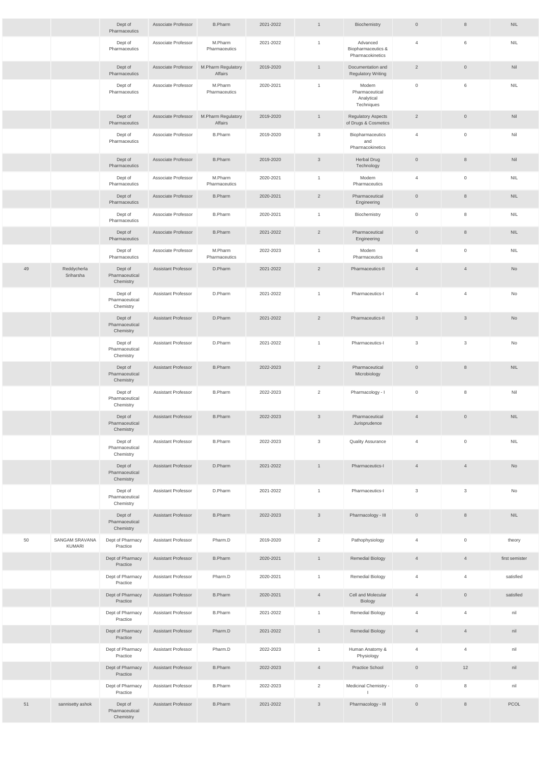|  |  |  |  |  |  |  |  |  |  |  |
|---|---|---|---|---|---|---|---|---|---|---|
|  |  | Dept of Pharmaceutics | Associate Professor | B.Pharm | 2021-2022 | 1 | Biochemistry | 0 | 8 | NIL |
|  |  | Dept of Pharmaceutics | Associate Professor | M.Pharm Pharmaceutics | 2021-2022 | 1 | Advanced Biopharmaceutics & Pharmacokinetics | 4 | 6 | NIL |
|  |  | Dept of Pharmaceutics | Associate Professor | M.Pharm Regulatory Affairs | 2019-2020 | 1 | Documentation and Regulatory Writing | 2 | 0 | Nil |
|  |  | Dept of Pharmaceutics | Associate Professor | M.Pharm Pharmaceutics | 2020-2021 | 1 | Modern Pharmaceutical Analytical Techniques | 0 | 6 | NIL |
|  |  | Dept of Pharmaceutics | Associate Professor | M.Pharm Regulatory Affairs | 2019-2020 | 1 | Regulatory Aspects of Drugs & Cosmetics | 2 | 0 | Nil |
|  |  | Dept of Pharmaceutics | Associate Professor | B.Pharm | 2019-2020 | 3 | Biopharmaceutics and Pharmacokinetics | 4 | 0 | Nil |
|  |  | Dept of Pharmaceutics | Associate Professor | B.Pharm | 2019-2020 | 3 | Herbal Drug Technology | 0 | 8 | Nil |
|  |  | Dept of Pharmaceutics | Associate Professor | M.Pharm Pharmaceutics | 2020-2021 | 1 | Modern Pharmaceutics | 4 | 0 | NIL |
|  |  | Dept of Pharmaceutics | Associate Professor | B.Pharm | 2020-2021 | 2 | Pharmaceutical Engineering | 0 | 8 | NIL |
|  |  | Dept of Pharmaceutics | Associate Professor | B.Pharm | 2020-2021 | 1 | Biochemistry | 0 | 8 | NIL |
|  |  | Dept of Pharmaceutics | Associate Professor | B.Pharm | 2021-2022 | 2 | Pharmaceutical Engineering | 0 | 8 | NIL |
|  |  | Dept of Pharmaceutics | Associate Professor | M.Pharm Pharmaceutics | 2022-2023 | 1 | Modern Pharmaceutics | 4 | 0 | NIL |
| 49 | Reddycherla Sriharsha | Dept of Pharmaceutical Chemistry | Assistant Professor | D.Pharm | 2021-2022 | 2 | Pharmaceutics-II | 4 | 4 | No |
|  |  | Dept of Pharmaceutical Chemistry | Assistant Professor | D.Pharm | 2021-2022 | 1 | Pharmaceutics-I | 4 | 4 | No |
|  |  | Dept of Pharmaceutical Chemistry | Assistant Professor | D.Pharm | 2021-2022 | 2 | Pharmaceutics-II | 3 | 3 | No |
|  |  | Dept of Pharmaceutical Chemistry | Assistant Professor | D.Pharm | 2021-2022 | 1 | Pharmaceutics-I | 3 | 3 | No |
|  |  | Dept of Pharmaceutical Chemistry | Assistant Professor | B.Pharm | 2022-2023 | 2 | Pharmaceutical Microbiology | 0 | 8 | NIL |
|  |  | Dept of Pharmaceutical Chemistry | Assistant Professor | B.Pharm | 2022-2023 | 2 | Pharmacology - I | 0 | 8 | Nil |
|  |  | Dept of Pharmaceutical Chemistry | Assistant Professor | B.Pharm | 2022-2023 | 3 | Pharmaceutical Jurisprudence | 4 | 0 | NIL |
|  |  | Dept of Pharmaceutical Chemistry | Assistant Professor | B.Pharm | 2022-2023 | 3 | Quality Assurance | 4 | 0 | NIL |
|  |  | Dept of Pharmaceutical Chemistry | Assistant Professor | D.Pharm | 2021-2022 | 1 | Pharmaceutics-I | 4 | 4 | No |
|  |  | Dept of Pharmaceutical Chemistry | Assistant Professor | D.Pharm | 2021-2022 | 1 | Pharmaceutics-I | 3 | 3 | No |
|  |  | Dept of Pharmaceutical Chemistry | Assistant Professor | B.Pharm | 2022-2023 | 3 | Pharmacology - III | 0 | 8 | NIL |
| 50 | SANGAM SRAVANA KUMARI | Dept of Pharmacy Practice | Assistant Professor | Pharm.D | 2019-2020 | 2 | Pathophysiology | 4 | 0 | theory |
|  |  | Dept of Pharmacy Practice | Assistant Professor | B.Pharm | 2020-2021 | 1 | Remedial Biology | 4 | 4 | first semister |
|  |  | Dept of Pharmacy Practice | Assistant Professor | Pharm.D | 2020-2021 | 1 | Remedial Biology | 4 | 4 | satisfied |
|  |  | Dept of Pharmacy Practice | Assistant Professor | B.Pharm | 2020-2021 | 4 | Cell and Molecular Biology | 4 | 0 | satisfied |
|  |  | Dept of Pharmacy Practice | Assistant Professor | B.Pharm | 2021-2022 | 1 | Remedial Biology | 4 | 4 | nil |
|  |  | Dept of Pharmacy Practice | Assistant Professor | Pharm.D | 2021-2022 | 1 | Remedial Biology | 4 | 4 | nil |
|  |  | Dept of Pharmacy Practice | Assistant Professor | Pharm.D | 2022-2023 | 1 | Human Anatomy & Physiology | 4 | 4 | nil |
|  |  | Dept of Pharmacy Practice | Assistant Professor | B.Pharm | 2022-2023 | 4 | Practice School | 0 | 12 | nil |
|  |  | Dept of Pharmacy Practice | Assistant Professor | B.Pharm | 2022-2023 | 2 | Medicinal Chemistry - I | 0 | 8 | nil |
| 51 | sannisetty ashok | Dept of Pharmaceutical Chemistry | Assistant Professor | B.Pharm | 2021-2022 | 3 | Pharmacology - III | 0 | 8 | PCOL |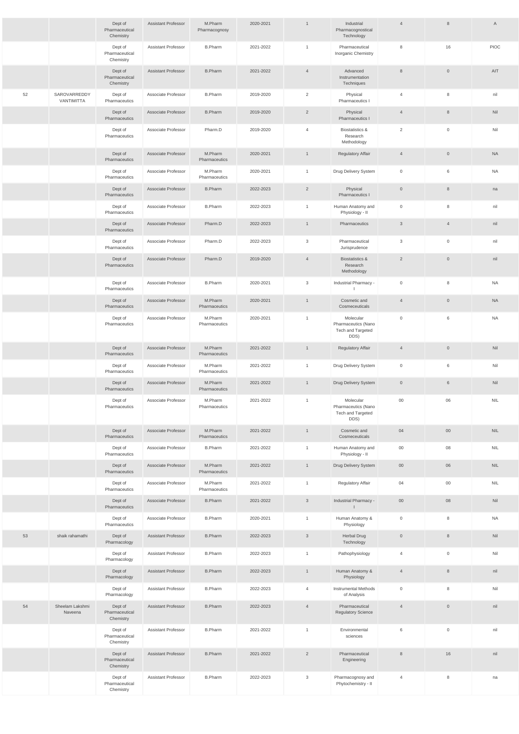| | | | | | | | | | | |
|---|---|---|---|---|---|---|---|---|---|---|
| | | Dept of Pharmaceutical Chemistry | Assistant Professor | M.Pharm Pharmacognosy | 2020-2021 | 1 | Industrial Pharmacognostical Technology | 4 | 8 | A |
| | | Dept of Pharmaceutical Chemistry | Assistant Professor | B.Pharm | 2021-2022 | 1 | Pharmaceutical Inorganic Chemistry | 8 | 16 | PIOC |
| | | Dept of Pharmaceutical Chemistry | Assistant Professor | B.Pharm | 2021-2022 | 4 | Advanced Instrumentation Techniques | 8 | 0 | AIT |
| 52 | SAROVARREDDY VANTIMITTA | Dept of Pharmaceutics | Associate Professor | B.Pharm | 2019-2020 | 2 | Physical Pharmaceutics I | 4 | 8 | nil |
| | | Dept of Pharmaceutics | Associate Professor | B.Pharm | 2019-2020 | 2 | Physical Pharmaceutics I | 4 | 8 | Nil |
| | | Dept of Pharmaceutics | Associate Professor | Pharm.D | 2019-2020 | 4 | Biostatistics & Research Methodology | 2 | 0 | Nil |
| | | Dept of Pharmaceutics | Associate Professor | M.Pharm Pharmaceutics | 2020-2021 | 1 | Regulatory Affair | 4 | 0 | NA |
| | | Dept of Pharmaceutics | Associate Professor | M.Pharm Pharmaceutics | 2020-2021 | 1 | Drug Delivery System | 0 | 6 | NA |
| | | Dept of Pharmaceutics | Associate Professor | B.Pharm | 2022-2023 | 2 | Physical Pharmaceutics I | 0 | 8 | na |
| | | Dept of Pharmaceutics | Associate Professor | B.Pharm | 2022-2023 | 1 | Human Anatomy and Physiology - II | 0 | 8 | nil |
| | | Dept of Pharmaceutics | Associate Professor | Pharm.D | 2022-2023 | 1 | Pharmaceutics | 3 | 4 | nil |
| | | Dept of Pharmaceutics | Associate Professor | Pharm.D | 2022-2023 | 3 | Pharmaceutical Jurisprudence | 3 | 0 | nil |
| | | Dept of Pharmaceutics | Associate Professor | Pharm.D | 2019-2020 | 4 | Biostatistics & Research Methodology | 2 | 0 | nil |
| | | Dept of Pharmaceutics | Associate Professor | B.Pharm | 2020-2021 | 3 | Industrial Pharmacy - I | 0 | 8 | NA |
| | | Dept of Pharmaceutics | Associate Professor | M.Pharm Pharmaceutics | 2020-2021 | 1 | Cosmetic and Cosmeceuticals | 4 | 0 | NA |
| | | Dept of Pharmaceutics | Associate Professor | M.Pharm Pharmaceutics | 2020-2021 | 1 | Molecular Pharmaceutics (Nano Tech and Targeted DDS) | 0 | 6 | NA |
| | | Dept of Pharmaceutics | Associate Professor | M.Pharm Pharmaceutics | 2021-2022 | 1 | Regulatory Affair | 4 | 0 | Nil |
| | | Dept of Pharmaceutics | Associate Professor | M.Pharm Pharmaceutics | 2021-2022 | 1 | Drug Delivery System | 0 | 6 | Nil |
| | | Dept of Pharmaceutics | Associate Professor | M.Pharm Pharmaceutics | 2021-2022 | 1 | Drug Delivery System | 0 | 6 | Nil |
| | | Dept of Pharmaceutics | Associate Professor | M.Pharm Pharmaceutics | 2021-2022 | 1 | Molecular Pharmaceutics (Nano Tech and Targeted DDS) | 00 | 06 | NIL |
| | | Dept of Pharmaceutics | Associate Professor | M.Pharm Pharmaceutics | 2021-2022 | 1 | Cosmetic and Cosmeceuticals | 04 | 00 | NIL |
| | | Dept of Pharmaceutics | Associate Professor | B.Pharm | 2021-2022 | 1 | Human Anatomy and Physiology - II | 00 | 08 | NIL |
| | | Dept of Pharmaceutics | Associate Professor | M.Pharm Pharmaceutics | 2021-2022 | 1 | Drug Delivery System | 00 | 06 | NIL |
| | | Dept of Pharmaceutics | Associate Professor | M.Pharm Pharmaceutics | 2021-2022 | 1 | Regulatory Affair | 04 | 00 | NIL |
| | | Dept of Pharmaceutics | Associate Professor | B.Pharm | 2021-2022 | 3 | Industrial Pharmacy - I | 00 | 08 | Nil |
| | | Dept of Pharmaceutics | Associate Professor | B.Pharm | 2020-2021 | 1 | Human Anatomy & Physiology | 0 | 8 | NA |
| 53 | shaik rahamathi | Dept of Pharmacology | Assistant Professor | B.Pharm | 2022-2023 | 3 | Herbal Drug Technology | 0 | 8 | Nil |
| | | Dept of Pharmacology | Assistant Professor | B.Pharm | 2022-2023 | 1 | Pathophysiology | 4 | 0 | Nil |
| | | Dept of Pharmacology | Assistant Professor | B.Pharm | 2022-2023 | 1 | Human Anatomy & Physiology | 4 | 8 | nil |
| | | Dept of Pharmacology | Assistant Professor | B.Pharm | 2022-2023 | 4 | Instrumental Methods of Analysis | 0 | 8 | Nil |
| 54 | Sheelam Lakshmi Naveena | Dept of Pharmaceutical Chemistry | Assistant Professor | B.Pharm | 2022-2023 | 4 | Pharmaceutical Regulatory Science | 4 | 0 | nil |
| | | Dept of Pharmaceutical Chemistry | Assistant Professor | B.Pharm | 2021-2022 | 1 | Environmental sciences | 6 | 0 | nil |
| | | Dept of Pharmaceutical Chemistry | Assistant Professor | B.Pharm | 2021-2022 | 2 | Pharmaceutical Engineering | 8 | 16 | nil |
| | | Dept of Pharmaceutical Chemistry | Assistant Professor | B.Pharm | 2022-2023 | 3 | Pharmacognosy and Phytochemistry - II | 4 | 8 | na |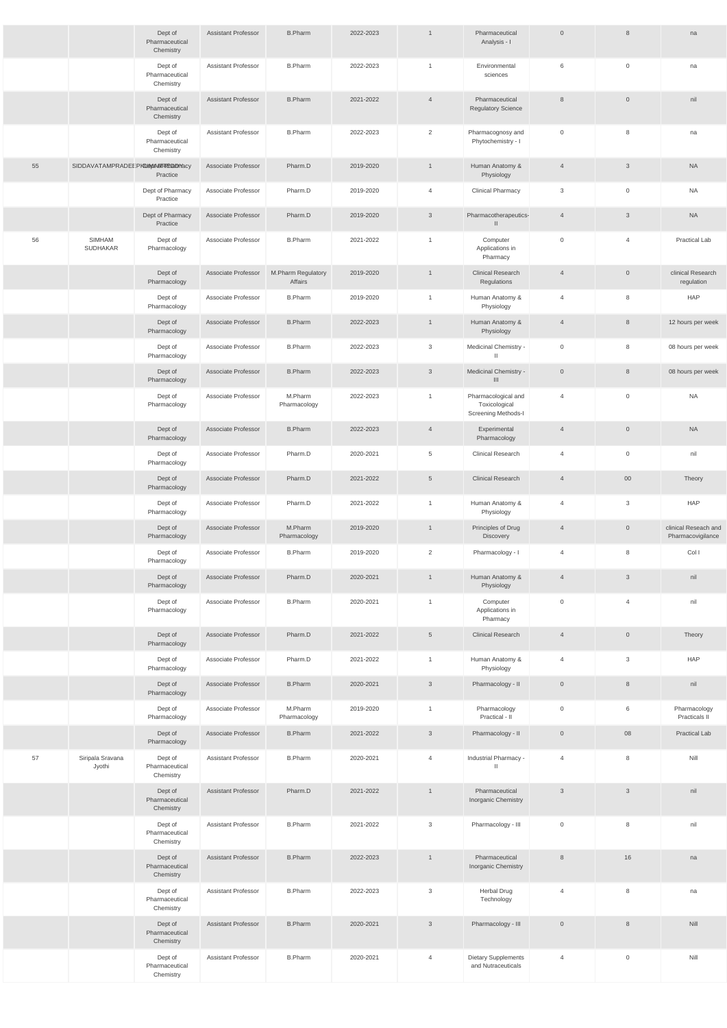|  |  |  |  |  |  |  |  |  |  |  |
|---|---|---|---|---|---|---|---|---|---|---|
|  |  | Dept of Pharmaceutical Chemistry | Assistant Professor | B.Pharm | 2022-2023 | 1 | Pharmaceutical Analysis - I | 0 | 8 | na |
|  |  | Dept of Pharmaceutical Chemistry | Assistant Professor | B.Pharm | 2022-2023 | 1 | Environmental sciences | 6 | 0 | na |
|  |  | Dept of Pharmaceutical Chemistry | Assistant Professor | B.Pharm | 2021-2022 | 4 | Pharmaceutical Regulatory Science | 8 | 0 | nil |
|  |  | Dept of Pharmaceutical Chemistry | Assistant Professor | B.Pharm | 2022-2023 | 2 | Pharmacognosy and Phytochemistry - I | 0 | 8 | na |
| 55 | SIDDAVATAMPRADEEPKUMARREDDY | Dept of Pharmacy Practice | Associate Professor | Pharm.D | 2019-2020 | 1 | Human Anatomy & Physiology | 4 | 3 | NA |
|  |  | Dept of Pharmacy Practice | Associate Professor | Pharm.D | 2019-2020 | 4 | Clinical Pharmacy | 3 | 0 | NA |
|  |  | Dept of Pharmacy Practice | Associate Professor | Pharm.D | 2019-2020 | 3 | Pharmacotherapeutics-II | 4 | 3 | NA |
| 56 | SIMHAM SUDHAKAR | Dept of Pharmacology | Associate Professor | B.Pharm | 2021-2022 | 1 | Computer Applications in Pharmacy | 0 | 4 | Practical Lab |
|  |  | Dept of Pharmacology | Associate Professor | M.Pharm Regulatory Affairs | 2019-2020 | 1 | Clinical Research Regulations | 4 | 0 | clinical Research regulation |
|  |  | Dept of Pharmacology | Associate Professor | B.Pharm | 2019-2020 | 1 | Human Anatomy & Physiology | 4 | 8 | HAP |
|  |  | Dept of Pharmacology | Associate Professor | B.Pharm | 2022-2023 | 1 | Human Anatomy & Physiology | 4 | 8 | 12 hours per week |
|  |  | Dept of Pharmacology | Associate Professor | B.Pharm | 2022-2023 | 3 | Medicinal Chemistry - II | 0 | 8 | 08 hours per week |
|  |  | Dept of Pharmacology | Associate Professor | B.Pharm | 2022-2023 | 3 | Medicinal Chemistry - III | 0 | 8 | 08 hours per week |
|  |  | Dept of Pharmacology | Associate Professor | M.Pharm Pharmacology | 2022-2023 | 1 | Pharmacological and Toxicological Screening Methods-I | 4 | 0 | NA |
|  |  | Dept of Pharmacology | Associate Professor | B.Pharm | 2022-2023 | 4 | Experimental Pharmacology | 4 | 0 | NA |
|  |  | Dept of Pharmacology | Associate Professor | Pharm.D | 2020-2021 | 5 | Clinical Research | 4 | 0 | nil |
|  |  | Dept of Pharmacology | Associate Professor | Pharm.D | 2021-2022 | 5 | Clinical Research | 4 | 00 | Theory |
|  |  | Dept of Pharmacology | Associate Professor | Pharm.D | 2021-2022 | 1 | Human Anatomy & Physiology | 4 | 3 | HAP |
|  |  | Dept of Pharmacology | Associate Professor | M.Pharm Pharmacology | 2019-2020 | 1 | Principles of Drug Discovery | 4 | 0 | clinical Reseach and Pharmacovigilance |
|  |  | Dept of Pharmacology | Associate Professor | B.Pharm | 2019-2020 | 2 | Pharmacology - I | 4 | 8 | Col I |
|  |  | Dept of Pharmacology | Associate Professor | Pharm.D | 2020-2021 | 1 | Human Anatomy & Physiology | 4 | 3 | nil |
|  |  | Dept of Pharmacology | Associate Professor | B.Pharm | 2020-2021 | 1 | Computer Applications in Pharmacy | 0 | 4 | nil |
|  |  | Dept of Pharmacology | Associate Professor | Pharm.D | 2021-2022 | 5 | Clinical Research | 4 | 0 | Theory |
|  |  | Dept of Pharmacology | Associate Professor | Pharm.D | 2021-2022 | 1 | Human Anatomy & Physiology | 4 | 3 | HAP |
|  |  | Dept of Pharmacology | Associate Professor | B.Pharm | 2020-2021 | 3 | Pharmacology - II | 0 | 8 | nil |
|  |  | Dept of Pharmacology | Associate Professor | M.Pharm Pharmacology | 2019-2020 | 1 | Pharmacology Practical - II | 0 | 6 | Pharmacology Practicals II |
|  |  | Dept of Pharmacology | Associate Professor | B.Pharm | 2021-2022 | 3 | Pharmacology - II | 0 | 08 | Practical Lab |
| 57 | Siripala Sravana Jyothi | Dept of Pharmaceutical Chemistry | Assistant Professor | B.Pharm | 2020-2021 | 4 | Industrial Pharmacy - II | 4 | 8 | Nill |
|  |  | Dept of Pharmaceutical Chemistry | Assistant Professor | Pharm.D | 2021-2022 | 1 | Pharmaceutical Inorganic Chemistry | 3 | 3 | nil |
|  |  | Dept of Pharmaceutical Chemistry | Assistant Professor | B.Pharm | 2021-2022 | 3 | Pharmacology - III | 0 | 8 | nil |
|  |  | Dept of Pharmaceutical Chemistry | Assistant Professor | B.Pharm | 2022-2023 | 1 | Pharmaceutical Inorganic Chemistry | 8 | 16 | na |
|  |  | Dept of Pharmaceutical Chemistry | Assistant Professor | B.Pharm | 2022-2023 | 3 | Herbal Drug Technology | 4 | 8 | na |
|  |  | Dept of Pharmaceutical Chemistry | Assistant Professor | B.Pharm | 2020-2021 | 3 | Pharmacology - III | 0 | 8 | Nill |
|  |  | Dept of Pharmaceutical Chemistry | Assistant Professor | B.Pharm | 2020-2021 | 4 | Dietary Supplements and Nutraceuticals | 4 | 0 | Nill |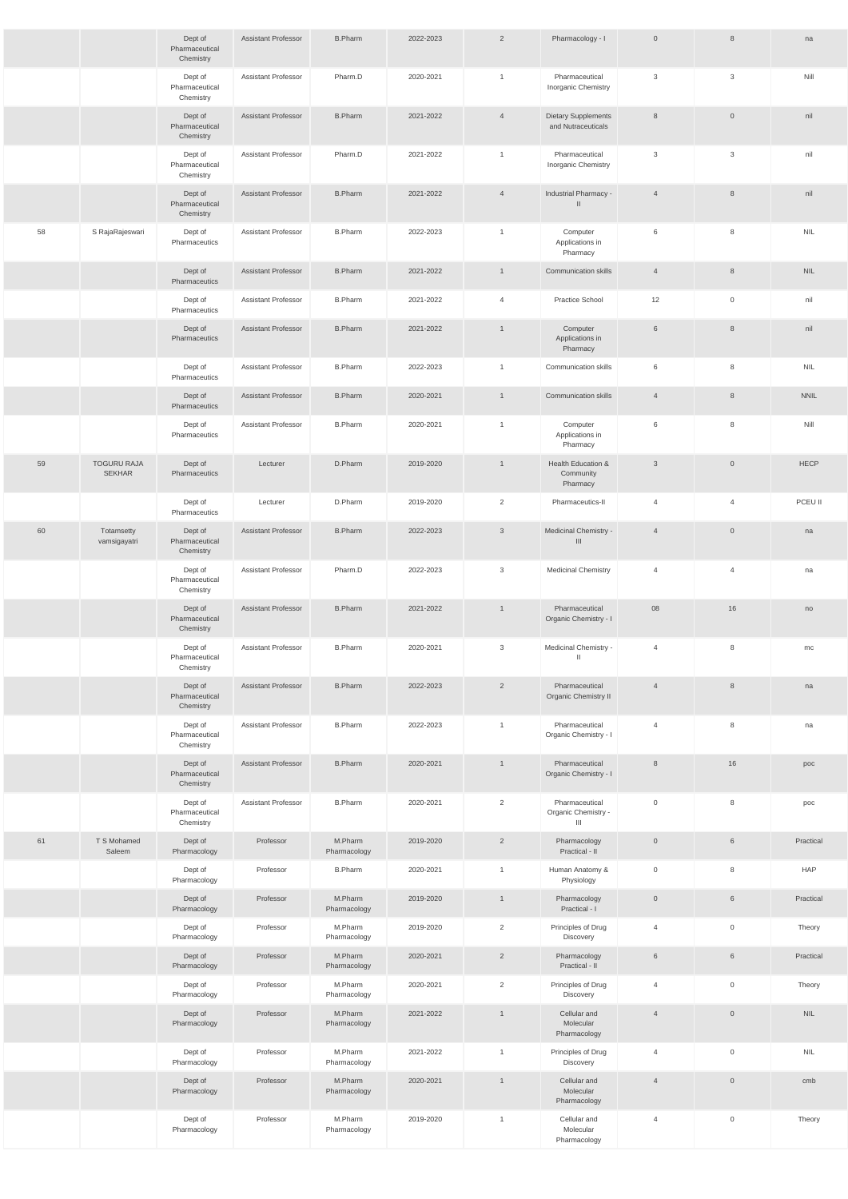| | | | | | | | | | | |
|---|---|---|---|---|---|---|---|---|---|---|
| | | Dept of Pharmaceutical Chemistry | Assistant Professor | B.Pharm | 2022-2023 | 2 | Pharmacology - I | 0 | 8 | na |
| | | Dept of Pharmaceutical Chemistry | Assistant Professor | Pharm.D | 2020-2021 | 1 | Pharmaceutical Inorganic Chemistry | 3 | 3 | Nill |
| | | Dept of Pharmaceutical Chemistry | Assistant Professor | B.Pharm | 2021-2022 | 4 | Dietary Supplements and Nutraceuticals | 8 | 0 | nil |
| | | Dept of Pharmaceutical Chemistry | Assistant Professor | Pharm.D | 2021-2022 | 1 | Pharmaceutical Inorganic Chemistry | 3 | 3 | nil |
| | | Dept of Pharmaceutical Chemistry | Assistant Professor | B.Pharm | 2021-2022 | 4 | Industrial Pharmacy - II | 4 | 8 | nil |
| 58 | S RajaRajeswari | Dept of Pharmaceutics | Assistant Professor | B.Pharm | 2022-2023 | 1 | Computer Applications in Pharmacy | 6 | 8 | NIL |
| | | Dept of Pharmaceutics | Assistant Professor | B.Pharm | 2021-2022 | 1 | Communication skills | 4 | 8 | NIL |
| | | Dept of Pharmaceutics | Assistant Professor | B.Pharm | 2021-2022 | 4 | Practice School | 12 | 0 | nil |
| | | Dept of Pharmaceutics | Assistant Professor | B.Pharm | 2021-2022 | 1 | Computer Applications in Pharmacy | 6 | 8 | nil |
| | | Dept of Pharmaceutics | Assistant Professor | B.Pharm | 2022-2023 | 1 | Communication skills | 6 | 8 | NIL |
| | | Dept of Pharmaceutics | Assistant Professor | B.Pharm | 2020-2021 | 1 | Communication skills | 4 | 8 | NNIL |
| | | Dept of Pharmaceutics | Assistant Professor | B.Pharm | 2020-2021 | 1 | Computer Applications in Pharmacy | 6 | 8 | Nill |
| 59 | TOGURU RAJA SEKHAR | Dept of Pharmaceutics | Lecturer | D.Pharm | 2019-2020 | 1 | Health Education & Community Pharmacy | 3 | 0 | HECP |
| | | Dept of Pharmaceutics | Lecturer | D.Pharm | 2019-2020 | 2 | Pharmaceutics-II | 4 | 4 | PCEU II |
| 60 | Totamsetty vamsigayatri | Dept of Pharmaceutical Chemistry | Assistant Professor | B.Pharm | 2022-2023 | 3 | Medicinal Chemistry - III | 4 | 0 | na |
| | | Dept of Pharmaceutical Chemistry | Assistant Professor | Pharm.D | 2022-2023 | 3 | Medicinal Chemistry | 4 | 4 | na |
| | | Dept of Pharmaceutical Chemistry | Assistant Professor | B.Pharm | 2021-2022 | 1 | Pharmaceutical Organic Chemistry - I | 08 | 16 | no |
| | | Dept of Pharmaceutical Chemistry | Assistant Professor | B.Pharm | 2020-2021 | 3 | Medicinal Chemistry - II | 4 | 8 | mc |
| | | Dept of Pharmaceutical Chemistry | Assistant Professor | B.Pharm | 2022-2023 | 2 | Pharmaceutical Organic Chemistry II | 4 | 8 | na |
| | | Dept of Pharmaceutical Chemistry | Assistant Professor | B.Pharm | 2022-2023 | 1 | Pharmaceutical Organic Chemistry - I | 4 | 8 | na |
| | | Dept of Pharmaceutical Chemistry | Assistant Professor | B.Pharm | 2020-2021 | 1 | Pharmaceutical Organic Chemistry - I | 8 | 16 | poc |
| | | Dept of Pharmaceutical Chemistry | Assistant Professor | B.Pharm | 2020-2021 | 2 | Pharmaceutical Organic Chemistry - III | 0 | 8 | poc |
| 61 | T S Mohamed Saleem | Dept of Pharmacology | Professor | M.Pharm Pharmacology | 2019-2020 | 2 | Pharmacology Practical - II | 0 | 6 | Practical |
| | | Dept of Pharmacology | Professor | B.Pharm | 2020-2021 | 1 | Human Anatomy & Physiology | 0 | 8 | HAP |
| | | Dept of Pharmacology | Professor | M.Pharm Pharmacology | 2019-2020 | 1 | Pharmacology Practical - I | 0 | 6 | Practical |
| | | Dept of Pharmacology | Professor | M.Pharm Pharmacology | 2019-2020 | 2 | Principles of Drug Discovery | 4 | 0 | Theory |
| | | Dept of Pharmacology | Professor | M.Pharm Pharmacology | 2020-2021 | 2 | Pharmacology Practical - II | 6 | 6 | Practical |
| | | Dept of Pharmacology | Professor | M.Pharm Pharmacology | 2020-2021 | 2 | Principles of Drug Discovery | 4 | 0 | Theory |
| | | Dept of Pharmacology | Professor | M.Pharm Pharmacology | 2021-2022 | 1 | Cellular and Molecular Pharmacology | 4 | 0 | NIL |
| | | Dept of Pharmacology | Professor | M.Pharm Pharmacology | 2021-2022 | 1 | Principles of Drug Discovery | 4 | 0 | NIL |
| | | Dept of Pharmacology | Professor | M.Pharm Pharmacology | 2020-2021 | 1 | Cellular and Molecular Pharmacology | 4 | 0 | cmb |
| | | Dept of Pharmacology | Professor | M.Pharm Pharmacology | 2019-2020 | 1 | Cellular and Molecular Pharmacology | 4 | 0 | Theory |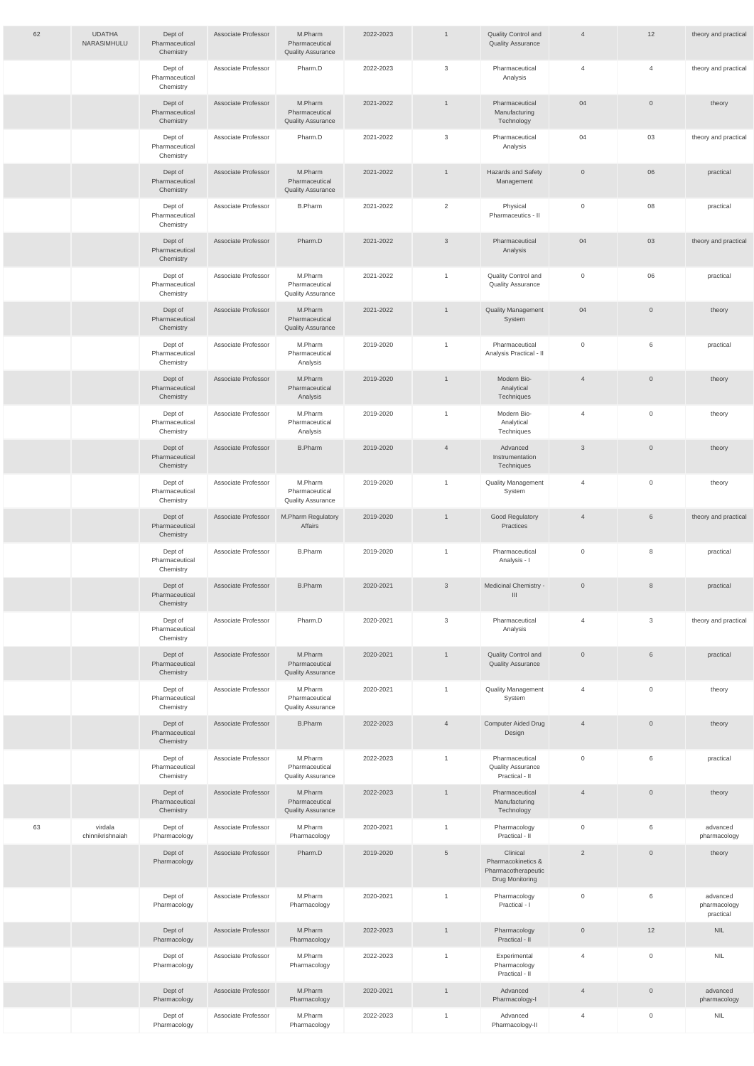| 62 | UDATHA NARASIMHULU | Dept of Pharmaceutical Chemistry | Associate Professor | M.Pharm Pharmaceutical Quality Assurance | 2022-2023 | 1 | Quality Control and Quality Assurance | 4 | 12 | theory and practical |
|---|---|---|---|---|---|---|---|---|---|---|
| | | Dept of Pharmaceutical Chemistry | Associate Professor | Pharm.D | 2022-2023 | 3 | Pharmaceutical Analysis | 4 | 4 | theory and practical |
| | | Dept of Pharmaceutical Chemistry | Associate Professor | M.Pharm Pharmaceutical Quality Assurance | 2021-2022 | 1 | Pharmaceutical Manufacturing Technology | 04 | 0 | theory |
| | | Dept of Pharmaceutical Chemistry | Associate Professor | Pharm.D | 2021-2022 | 3 | Pharmaceutical Analysis | 04 | 03 | theory and practical |
| | | Dept of Pharmaceutical Chemistry | Associate Professor | M.Pharm Pharmaceutical Quality Assurance | 2021-2022 | 1 | Hazards and Safety Management | 0 | 06 | practical |
| | | Dept of Pharmaceutical Chemistry | Associate Professor | B.Pharm | 2021-2022 | 2 | Physical Pharmaceutics - II | 0 | 08 | practical |
| | | Dept of Pharmaceutical Chemistry | Associate Professor | Pharm.D | 2021-2022 | 3 | Pharmaceutical Analysis | 04 | 03 | theory and practical |
| | | Dept of Pharmaceutical Chemistry | Associate Professor | M.Pharm Pharmaceutical Quality Assurance | 2021-2022 | 1 | Quality Control and Quality Assurance | 0 | 06 | practical |
| | | Dept of Pharmaceutical Chemistry | Associate Professor | M.Pharm Pharmaceutical Quality Assurance | 2021-2022 | 1 | Quality Management System | 04 | 0 | theory |
| | | Dept of Pharmaceutical Chemistry | Associate Professor | M.Pharm Pharmaceutical Analysis | 2019-2020 | 1 | Pharmaceutical Analysis Practical - II | 0 | 6 | practical |
| | | Dept of Pharmaceutical Chemistry | Associate Professor | M.Pharm Pharmaceutical Analysis | 2019-2020 | 1 | Modern Bio-Analytical Techniques | 4 | 0 | theory |
| | | Dept of Pharmaceutical Chemistry | Associate Professor | M.Pharm Pharmaceutical Analysis | 2019-2020 | 1 | Modern Bio-Analytical Techniques | 4 | 0 | theory |
| | | Dept of Pharmaceutical Chemistry | Associate Professor | B.Pharm | 2019-2020 | 4 | Advanced Instrumentation Techniques | 3 | 0 | theory |
| | | Dept of Pharmaceutical Chemistry | Associate Professor | M.Pharm Pharmaceutical Quality Assurance | 2019-2020 | 1 | Quality Management System | 4 | 0 | theory |
| | | Dept of Pharmaceutical Chemistry | Associate Professor | M.Pharm Regulatory Affairs | 2019-2020 | 1 | Good Regulatory Practices | 4 | 6 | theory and practical |
| | | Dept of Pharmaceutical Chemistry | Associate Professor | B.Pharm | 2019-2020 | 1 | Pharmaceutical Analysis - I | 0 | 8 | practical |
| | | Dept of Pharmaceutical Chemistry | Associate Professor | B.Pharm | 2020-2021 | 3 | Medicinal Chemistry - III | 0 | 8 | practical |
| | | Dept of Pharmaceutical Chemistry | Associate Professor | Pharm.D | 2020-2021 | 3 | Pharmaceutical Analysis | 4 | 3 | theory and practical |
| | | Dept of Pharmaceutical Chemistry | Associate Professor | M.Pharm Pharmaceutical Quality Assurance | 2020-2021 | 1 | Quality Control and Quality Assurance | 0 | 6 | practical |
| | | Dept of Pharmaceutical Chemistry | Associate Professor | M.Pharm Pharmaceutical Quality Assurance | 2020-2021 | 1 | Quality Management System | 4 | 0 | theory |
| | | Dept of Pharmaceutical Chemistry | Associate Professor | B.Pharm | 2022-2023 | 4 | Computer Aided Drug Design | 4 | 0 | theory |
| | | Dept of Pharmaceutical Chemistry | Associate Professor | M.Pharm Pharmaceutical Quality Assurance | 2022-2023 | 1 | Pharmaceutical Quality Assurance Practical - II | 0 | 6 | practical |
| | | Dept of Pharmaceutical Chemistry | Associate Professor | M.Pharm Pharmaceutical Quality Assurance | 2022-2023 | 1 | Pharmaceutical Manufacturing Technology | 4 | 0 | theory |
| 63 | virdala chinnikrishnaiah | Dept of Pharmacology | Associate Professor | M.Pharm Pharmacology | 2020-2021 | 1 | Pharmacology Practical - II | 0 | 6 | advanced pharmacology |
| | | Dept of Pharmacology | Associate Professor | Pharm.D | 2019-2020 | 5 | Clinical Pharmacokinetics & Pharmacotherapeutic Drug Monitoring | 2 | 0 | theory |
| | | Dept of Pharmacology | Associate Professor | M.Pharm Pharmacology | 2020-2021 | 1 | Pharmacology Practical - I | 0 | 6 | advanced pharmacology practical |
| | | Dept of Pharmacology | Associate Professor | M.Pharm Pharmacology | 2022-2023 | 1 | Pharmacology Practical - II | 0 | 12 | NIL |
| | | Dept of Pharmacology | Associate Professor | M.Pharm Pharmacology | 2022-2023 | 1 | Experimental Pharmacology Practical - II | 4 | 0 | NIL |
| | | Dept of Pharmacology | Associate Professor | M.Pharm Pharmacology | 2020-2021 | 1 | Advanced Pharmacology-I | 4 | 0 | advanced pharmacology |
| | | Dept of Pharmacology | Associate Professor | M.Pharm Pharmacology | 2022-2023 | 1 | Advanced Pharmacology-II | 4 | 0 | NIL |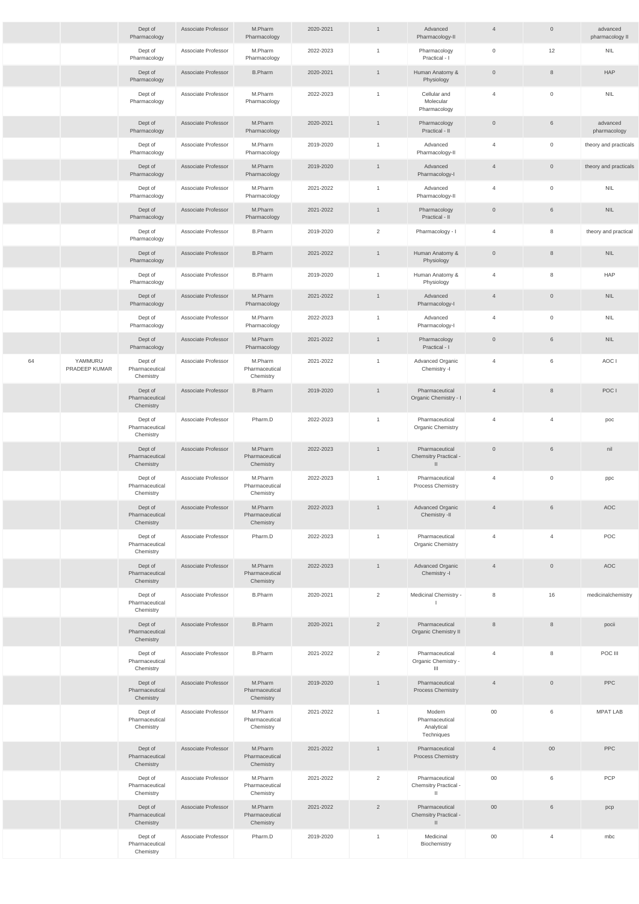| | | | | | | | | | | |
|---|---|---|---|---|---|---|---|---|---|---|
| | | Dept of Pharmacology | Associate Professor | M.Pharm Pharmacology | 2020-2021 | 1 | Advanced Pharmacology-II | 4 | 0 | advanced pharmacology II |
| | | Dept of Pharmacology | Associate Professor | M.Pharm Pharmacology | 2022-2023 | 1 | Pharmacology Practical - I | 0 | 12 | NIL |
| | | Dept of Pharmacology | Associate Professor | B.Pharm | 2020-2021 | 1 | Human Anatomy & Physiology | 0 | 8 | HAP |
| | | Dept of Pharmacology | Associate Professor | M.Pharm Pharmacology | 2022-2023 | 1 | Cellular and Molecular Pharmacology | 4 | 0 | NIL |
| | | Dept of Pharmacology | Associate Professor | M.Pharm Pharmacology | 2020-2021 | 1 | Pharmacology Practical - II | 0 | 6 | advanced pharmacology |
| | | Dept of Pharmacology | Associate Professor | M.Pharm Pharmacology | 2019-2020 | 1 | Advanced Pharmacology-II | 4 | 0 | theory and practicals |
| | | Dept of Pharmacology | Associate Professor | M.Pharm Pharmacology | 2019-2020 | 1 | Advanced Pharmacology-I | 4 | 0 | theory and practicals |
| | | Dept of Pharmacology | Associate Professor | M.Pharm Pharmacology | 2021-2022 | 1 | Advanced Pharmacology-II | 4 | 0 | NIL |
| | | Dept of Pharmacology | Associate Professor | M.Pharm Pharmacology | 2021-2022 | 1 | Pharmacology Practical - II | 0 | 6 | NIL |
| | | Dept of Pharmacology | Associate Professor | B.Pharm | 2019-2020 | 2 | Pharmacology - I | 4 | 8 | theory and practical |
| | | Dept of Pharmacology | Associate Professor | B.Pharm | 2021-2022 | 1 | Human Anatomy & Physiology | 0 | 8 | NIL |
| | | Dept of Pharmacology | Associate Professor | B.Pharm | 2019-2020 | 1 | Human Anatomy & Physiology | 4 | 8 | HAP |
| | | Dept of Pharmacology | Associate Professor | M.Pharm Pharmacology | 2021-2022 | 1 | Advanced Pharmacology-I | 4 | 0 | NIL |
| | | Dept of Pharmacology | Associate Professor | M.Pharm Pharmacology | 2022-2023 | 1 | Advanced Pharmacology-I | 4 | 0 | NIL |
| | | Dept of Pharmacology | Associate Professor | M.Pharm Pharmacology | 2021-2022 | 1 | Pharmacology Practical - I | 0 | 6 | NIL |
| 64 | YAMMURU PRADEEP KUMAR | Dept of Pharmaceutical Chemistry | Associate Professor | M.Pharm Pharmaceutical Chemistry | 2021-2022 | 1 | Advanced Organic Chemistry -I | 4 | 6 | AOC I |
| | | Dept of Pharmaceutical Chemistry | Associate Professor | B.Pharm | 2019-2020 | 1 | Pharmaceutical Organic Chemistry - I | 4 | 8 | POC I |
| | | Dept of Pharmaceutical Chemistry | Associate Professor | Pharm.D | 2022-2023 | 1 | Pharmaceutical Organic Chemistry | 4 | 4 | poc |
| | | Dept of Pharmaceutical Chemistry | Associate Professor | M.Pharm Pharmaceutical Chemistry | 2022-2023 | 1 | Pharmaceutical Chemsitry Practical - II | 0 | 6 | nil |
| | | Dept of Pharmaceutical Chemistry | Associate Professor | M.Pharm Pharmaceutical Chemistry | 2022-2023 | 1 | Pharmaceutical Process Chemistry | 4 | 0 | ppc |
| | | Dept of Pharmaceutical Chemistry | Associate Professor | M.Pharm Pharmaceutical Chemistry | 2022-2023 | 1 | Advanced Organic Chemistry -II | 4 | 6 | AOC |
| | | Dept of Pharmaceutical Chemistry | Associate Professor | Pharm.D | 2022-2023 | 1 | Pharmaceutical Organic Chemistry | 4 | 4 | POC |
| | | Dept of Pharmaceutical Chemistry | Associate Professor | M.Pharm Pharmaceutical Chemistry | 2022-2023 | 1 | Advanced Organic Chemistry -I | 4 | 0 | AOC |
| | | Dept of Pharmaceutical Chemistry | Associate Professor | B.Pharm | 2020-2021 | 2 | Medicinal Chemistry - I | 8 | 16 | medicinalchemistry |
| | | Dept of Pharmaceutical Chemistry | Associate Professor | B.Pharm | 2020-2021 | 2 | Pharmaceutical Organic Chemistry II | 8 | 8 | pocii |
| | | Dept of Pharmaceutical Chemistry | Associate Professor | B.Pharm | 2021-2022 | 2 | Pharmaceutical Organic Chemistry - III | 4 | 8 | POC III |
| | | Dept of Pharmaceutical Chemistry | Associate Professor | M.Pharm Pharmaceutical Chemistry | 2019-2020 | 1 | Pharmaceutical Process Chemistry | 4 | 0 | PPC |
| | | Dept of Pharmaceutical Chemistry | Associate Professor | M.Pharm Pharmaceutical Chemistry | 2021-2022 | 1 | Modern Pharmaceutical Analytical Techniques | 00 | 6 | MPAT LAB |
| | | Dept of Pharmaceutical Chemistry | Associate Professor | M.Pharm Pharmaceutical Chemistry | 2021-2022 | 1 | Pharmaceutical Process Chemistry | 4 | 00 | PPC |
| | | Dept of Pharmaceutical Chemistry | Associate Professor | M.Pharm Pharmaceutical Chemistry | 2021-2022 | 2 | Pharmaceutical Chemsitry Practical - II | 00 | 6 | PCP |
| | | Dept of Pharmaceutical Chemistry | Associate Professor | M.Pharm Pharmaceutical Chemistry | 2021-2022 | 2 | Pharmaceutical Chemsitry Practical - II | 00 | 6 | pcp |
| | | Dept of Pharmaceutical Chemistry | Associate Professor | Pharm.D | 2019-2020 | 1 | Medicinal Biochemistry | 00 | 4 | mbc |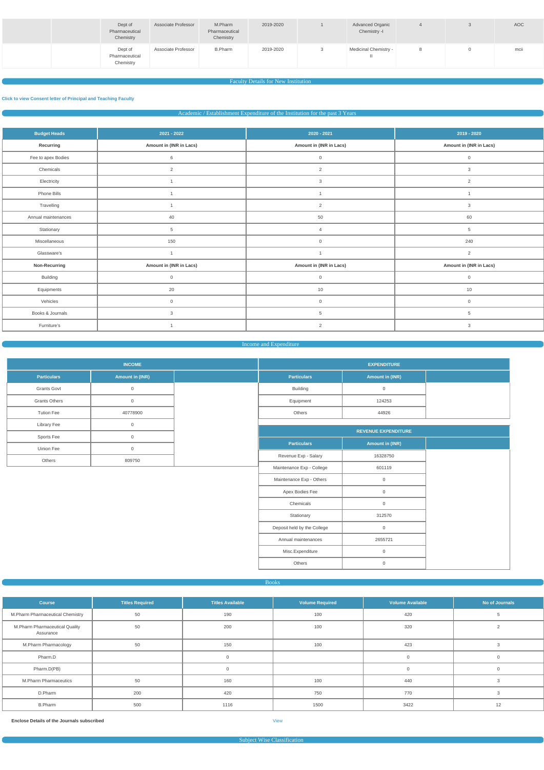| | | Dept of Pharmaceutical Chemistry | Associate Professor | M.Pharm Pharmaceutical Chemistry | 2019-2020 | 1 | Advanced Organic Chemistry -I | 4 | 3 | AOC |
|---|---|---|---|---|---|---|---|---|---|---|
| | | Dept of Pharmaceutical Chemistry | Associate Professor | B.Pharm | 2019-2020 | 3 | Medicinal Chemistry - II | 8 | 0 | mcii |

## Faculty Details for New Institution

**Click to view Consent letter of Principal and Teaching Faculty**

## Academic / Establishment Expenditure of the Institution for the past 3 Years

| Budget Heads | 2021 - 2022 | 2020 - 2021 | 2019 - 2020 |
|---|---|---|---|
| **Recurring** | **Amount in (INR in Lacs)** | **Amount in (INR in Lacs)** | **Amount in (INR in Lacs)** |
| Fee to apex Bodies | 6 | 0 | 0 |
| Chemicals | 2 | 2 | 3 |
| Electricity | 1 | 3 | 2 |
| Phone Bills | 1 | 1 | 1 |
| Travelling | 1 | 2 | 3 |
| Annual maintenances | 40 | 50 | 60 |
| Stationary | 5 | 4 | 5 |
| Miscellaneous | 150 | 0 | 240 |
| Glassware's | 1 | 1 | 2 |
| **Non-Recurring** | **Amount in (INR in Lacs)** | **Amount in (INR in Lacs)** | **Amount in (INR in Lacs)** |
| Building | 0 | 0 | 0 |
| Equipments | 20 | 10 | 10 |
| Vehicles | 0 | 0 | 0 |
| Books & Journals | 3 | 5 | 5 |
| Furniture's | 1 | 2 | 3 |

## Income and Expenditure

**INCOME**

| Particulars | Amount in (INR) |
|---|---|
| Grants Govt | 0 |
| Grants Others | 0 |
| Tution Fee | 40778900 |
| Library Fee | 0 |
| Sports Fee | 0 |
| Uinion Fee | 0 |
| Others | 809750 |

**EXPENDITURE**

| Particulars | Amount in (INR) |
|---|---|
| Building | 0 |
| Equipment | 124253 |
| Others | 44926 |

**REVENUE EXPENDITURE**

| Particulars | Amount in (INR) |
|---|---|
| Revenue Exp - Salary | 16328750 |
| Maintenance Exp - College | 601119 |
| Maintenance Exp - Others | 0 |
| Apex Bodies Fee | 0 |
| Chemicals | 0 |
| Stationary | 312570 |
| Deposit held by the College | 0 |
| Annual maintenances | 2655721 |
| Misc.Expenditure | 0 |
| Others | 0 |

## Books

| Course | Titles Required | Titles Available | Volume Required | Volume Available | No of Journals |
|---|---|---|---|---|---|
| M.Pharm Pharmaceutical Chemistry | 50 | 190 | 100 | 420 | 5 |
| M.Pharm Pharmaceutical Quality Assurance | 50 | 200 | 100 | 320 | 2 |
| M.Pharm Pharmacology | 50 | 150 | 100 | 423 | 3 |
| Pharm.D | | 0 | | 0 | 0 |
| Pharm.D(PB) | | 0 | | 0 | 0 |
| M.Pharm Pharmaceutics | 50 | 160 | 100 | 440 | 3 |
| D.Pharm | 200 | 420 | 750 | 770 | 3 |
| B.Pharm | 500 | 1116 | 1500 | 3422 | 12 |

**Enclose Details of the Journals subscribed** View

## Subject Wise Classification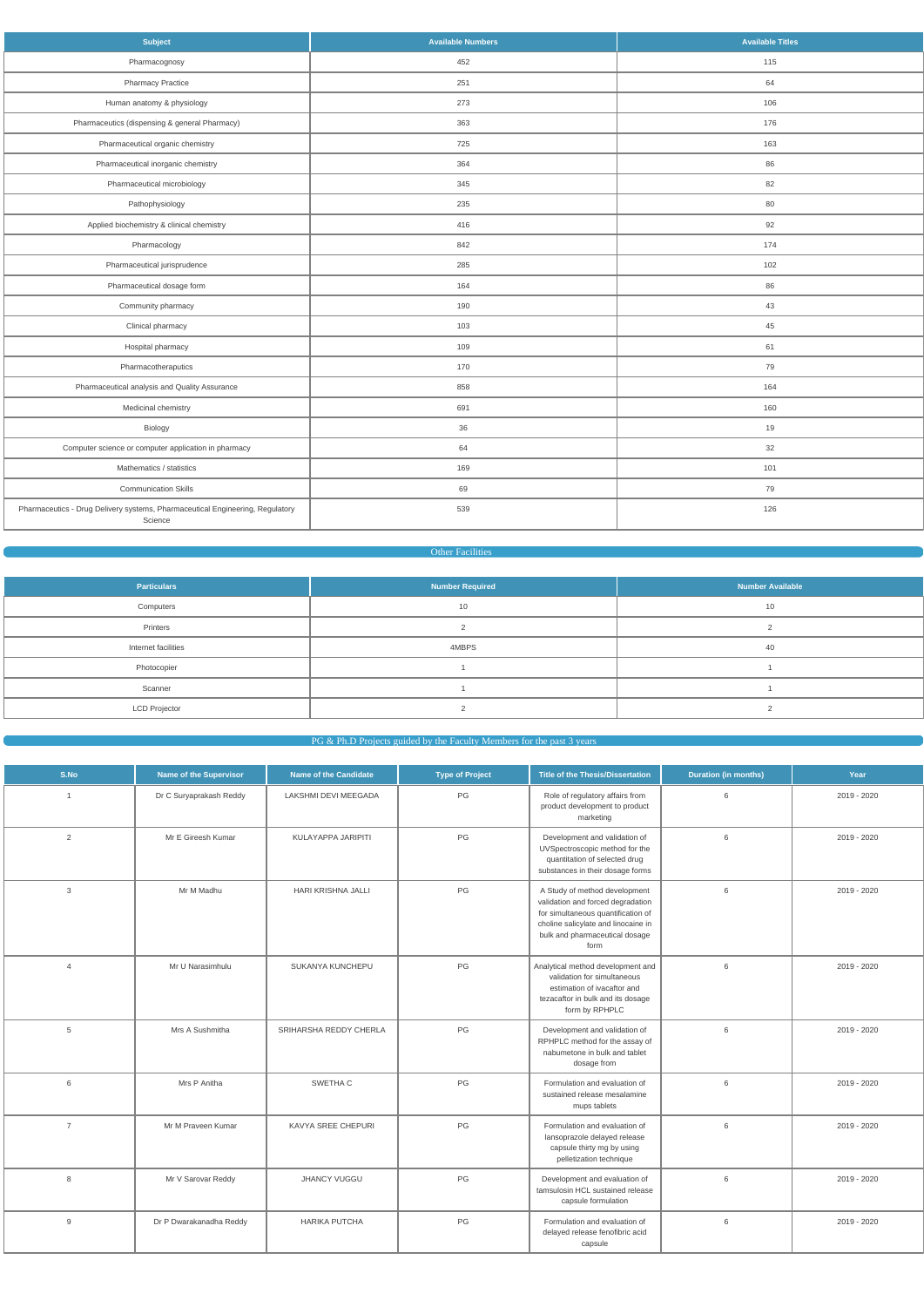| Subject | Available Numbers | Available Titles |
|---|---|---|
| Pharmacognosy | 452 | 115 |
| Pharmacy Practice | 251 | 64 |
| Human anatomy & physiology | 273 | 106 |
| Pharmaceutics (dispensing & general Pharmacy) | 363 | 176 |
| Pharmaceutical organic chemistry | 725 | 163 |
| Pharmaceutical inorganic chemistry | 364 | 86 |
| Pharmaceutical microbiology | 345 | 82 |
| Pathophysiology | 235 | 80 |
| Applied biochemistry & clinical chemistry | 416 | 92 |
| Pharmacology | 842 | 174 |
| Pharmaceutical jurisprudence | 285 | 102 |
| Pharmaceutical dosage form | 164 | 86 |
| Community pharmacy | 190 | 43 |
| Clinical pharmacy | 103 | 45 |
| Hospital pharmacy | 109 | 61 |
| Pharmacotheraputics | 170 | 79 |
| Pharmaceutical analysis and Quality Assurance | 858 | 164 |
| Medicinal chemistry | 691 | 160 |
| Biology | 36 | 19 |
| Computer science or computer application in pharmacy | 64 | 32 |
| Mathematics / statistics | 169 | 101 |
| Communication Skills | 69 | 79 |
| Pharmaceutics - Drug Delivery systems, Pharmaceutical Engineering, Regulatory Science | 539 | 126 |

## Other Facilities

| Particulars | Number Required | Number Available |
|---|---|---|
| Computers | 10 | 10 |
| Printers | 2 | 2 |
| Internet facilities | 4MBPS | 40 |
| Photocopier | 1 | 1 |
| Scanner | 1 | 1 |
| LCD Projector | 2 | 2 |

## PG & Ph.D Projects guided by the Faculty Members for the past 3 years

| S.No | Name of the Supervisor | Name of the Candidate | Type of Project | Title of the Thesis/Dissertation | Duration (in months) | Year |
|---|---|---|---|---|---|---|
| 1 | Dr C Suryaprakash Reddy | LAKSHMI DEVI MEEGADA | PG | Role of regulatory affairs from product development to product marketing | 6 | 2019 - 2020 |
| 2 | Mr E Gireesh Kumar | KULAYAPPA JARIPITI | PG | Development and validation of UVSpectroscopic method for the quantitation of selected drug substances in their dosage forms | 6 | 2019 - 2020 |
| 3 | Mr M Madhu | HARI KRISHNA JALLI | PG | A Study of method development validation and forced degradation for simultaneous quantification of choline salicylate and linocaine in bulk and pharmaceutical dosage form | 6 | 2019 - 2020 |
| 4 | Mr U Narasimhulu | SUKANYA KUNCHEPU | PG | Analytical method development and validation for simultaneous estimation of ivacaftor and tezacaftor in bulk and its dosage form by RPHPLC | 6 | 2019 - 2020 |
| 5 | Mrs A Sushmitha | SRIHARSHA REDDY CHERLA | PG | Development and validation of RPHPLC method for the assay of nabumetone in bulk and tablet dosage from | 6 | 2019 - 2020 |
| 6 | Mrs P Anitha | SWETHA C | PG | Formulation and evaluation of sustained release mesalamine mups tablets | 6 | 2019 - 2020 |
| 7 | Mr M Praveen Kumar | KAVYA SREE CHEPURI | PG | Formulation and evaluation of lansoprazole delayed release capsule thirty mg by using pelletization technique | 6 | 2019 - 2020 |
| 8 | Mr V Sarovar Reddy | JHANCY VUGGU | PG | Development and evaluation of tamsulosin HCL sustained release capsule formulation | 6 | 2019 - 2020 |
| 9 | Dr P Dwarakanadha Reddy | HARIKA PUTCHA | PG | Formulation and evaluation of delayed release fenofibric acid capsule | 6 | 2019 - 2020 |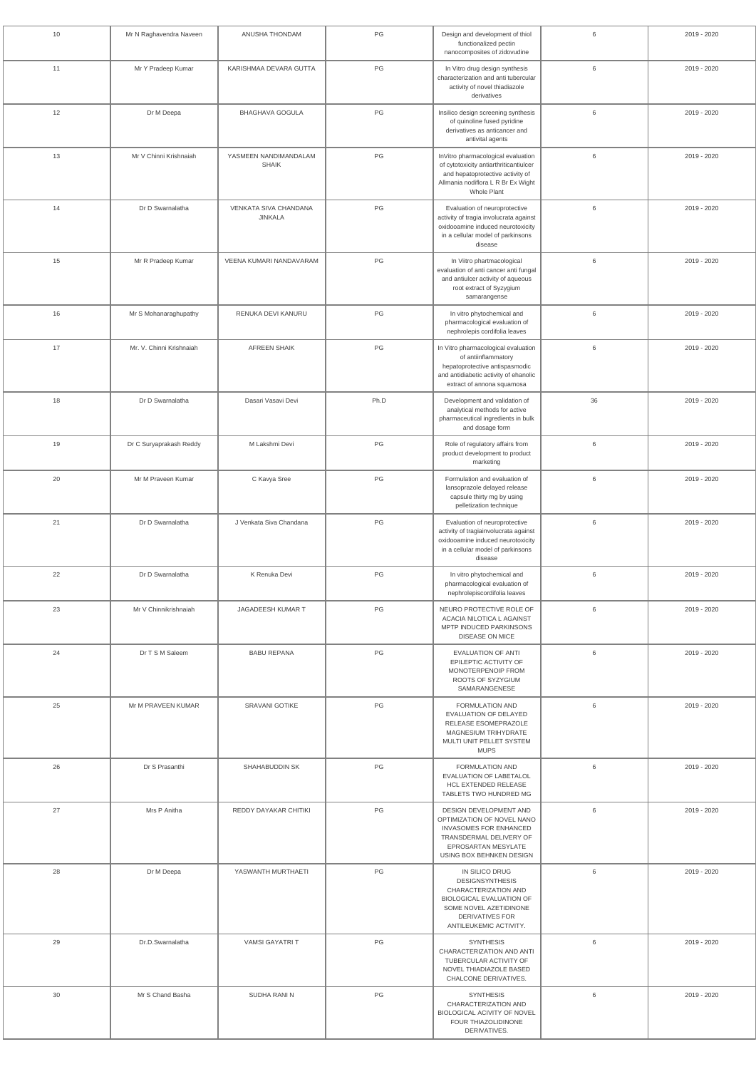| 10 | Mr N Raghavendra Naveen | ANUSHA THONDAM | PG | Design and development of thiol functionalized pectin nanocomposites of zidovudine | 6 | 2019 - 2020 |
|---|---|---|---|---|---|---|
| 11 | Mr Y Pradeep Kumar | KARISHMAA DEVARA GUTTA | PG | In Vitro drug design synthesis characterization and anti tubercular activity of novel thiadiazole derivatives | 6 | 2019 - 2020 |
| 12 | Dr M Deepa | BHAGHAVA GOGULA | PG | Insilico design screening synthesis of quinoline fused pyridine derivatives as anticancer and antivital agents | 6 | 2019 - 2020 |
| 13 | Mr V Chinni Krishnaiah | YASMEEN NANDIMANDALAM SHAIK | PG | InVitro pharmacological evaluation of cytotoxicity antiarthriticantiulcer and hepatoprotective activity of Allmania nodiflora L R Br Ex Wight Whole Plant | 6 | 2019 - 2020 |
| 14 | Dr D Swarnalatha | VENKATA SIVA CHANDANA JINKALA | PG | Evaluation of neuroprotective activity of tragia involucrata against oxidooamine induced neurotoxicity in a cellular model of parkinsons disease | 6 | 2019 - 2020 |
| 15 | Mr R Pradeep Kumar | VEENA KUMARI NANDAVARAM | PG | In Viitro phartmacological evaluation of anti cancer anti fungal and antiulcer activity of aqueous root extract of Syzygium samarangense | 6 | 2019 - 2020 |
| 16 | Mr S Mohanaraghupathy | RENUKA DEVI KANURU | PG | In vitro phytochemical and pharmacological evaluation of nephrolepis cordifolia leaves | 6 | 2019 - 2020 |
| 17 | Mr. V. Chinni Krishnaiah | AFREEN SHAIK | PG | In Vitro pharmacological evaluation of antiinflammatory hepatoprotective antispasmodic and antidiabetic activity of ehanolic extract of annona squamosa | 6 | 2019 - 2020 |
| 18 | Dr D Swarnalatha | Dasari Vasavi Devi | Ph.D | Development and validation of analytical methods for active pharmaceutical ingredients in bulk and dosage form | 36 | 2019 - 2020 |
| 19 | Dr C Suryaprakash Reddy | M Lakshmi Devi | PG | Role of regulatory affairs from product development to product marketing | 6 | 2019 - 2020 |
| 20 | Mr M Praveen Kumar | C Kavya Sree | PG | Formulation and evaluation of lansoprazole delayed release capsule thirty mg by using pelletization technique | 6 | 2019 - 2020 |
| 21 | Dr D Swarnalatha | J Venkata Siva Chandana | PG | Evaluation of neuroprotective activity of tragiainvolucrata against oxidooamine induced neurotoxicity in a cellular model of parkinsons disease | 6 | 2019 - 2020 |
| 22 | Dr D Swarnalatha | K Renuka Devi | PG | In vitro phytochemical and pharmacological evaluation of nephrolepiscordifolia leaves | 6 | 2019 - 2020 |
| 23 | Mr V Chinnikrishnaiah | JAGADEESH KUMAR T | PG | NEURO PROTECTIVE ROLE OF ACACIA NILOTICA L AGAINST MPTP INDUCED PARKINSONS DISEASE ON MICE | 6 | 2019 - 2020 |
| 24 | Dr T S M Saleem | BABU REPANA | PG | EVALUATION OF ANTI EPILEPTIC ACTIVITY OF MONOTERPENOIP FROM ROOTS OF SYZYGIUM SAMARANGENESE | 6 | 2019 - 2020 |
| 25 | Mr M PRAVEEN KUMAR | SRAVANI GOTIKE | PG | FORMULATION AND EVALUATION OF DELAYED RELEASE ESOMEPRAZOLE MAGNESIUM TRIHYDRATE MULTI UNIT PELLET SYSTEM MUPS | 6 | 2019 - 2020 |
| 26 | Dr S Prasanthi | SHAHABUDDIN SK | PG | FORMULATION AND EVALUATION OF LABETALOL HCL EXTENDED RELEASE TABLETS TWO HUNDRED MG | 6 | 2019 - 2020 |
| 27 | Mrs P Anitha | REDDY DAYAKAR CHITIKI | PG | DESIGN DEVELOPMENT AND OPTIMIZATION OF NOVEL NANO INVASOMES FOR ENHANCED TRANSDERMAL DELIVERY OF EPROSARTAN MESYLATE USING BOX BEHNKEN DESIGN | 6 | 2019 - 2020 |
| 28 | Dr M Deepa | YASWANTH MURTHAETI | PG | IN SILICO DRUG DESIGNSYNTHESIS CHARACTERIZATION AND BIOLOGICAL EVALUATION OF SOME NOVEL AZETIDINONE DERIVATIVES FOR ANTILEUKEMIC ACTIVITY. | 6 | 2019 - 2020 |
| 29 | Dr.D.Swarnalatha | VAMSI GAYATRI T | PG | SYNTHESIS CHARACTERIZATION AND ANTI TUBERCULAR ACTIVITY OF NOVEL THIADIAZOLE BASED CHALCONE DERIVATIVES. | 6 | 2019 - 2020 |
| 30 | Mr S Chand Basha | SUDHA RANI N | PG | SYNTHESIS CHARACTERIZATION AND BIOLOGICAL ACIVITY OF NOVEL FOUR THIAZOLIDINONE DERIVATIVES. | 6 | 2019 - 2020 |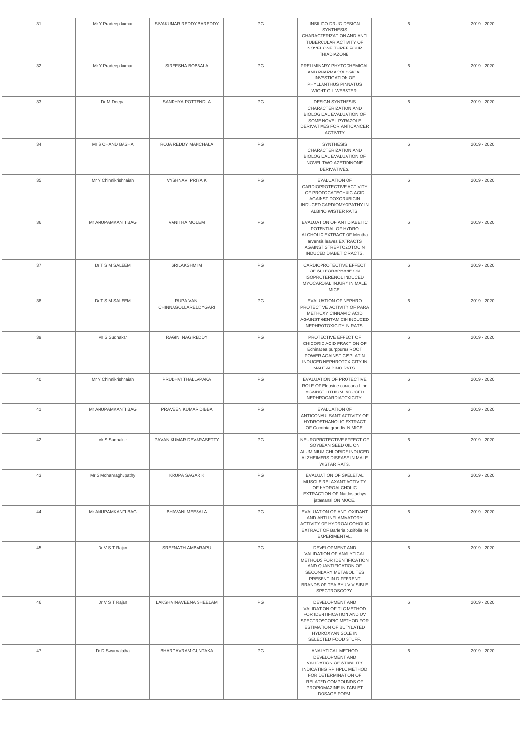| 31 | Mr Y Pradeep kumar | SIVAKUMAR REDDY BAREDDY | PG | INSILICO DRUG DESIGN SYNTHESIS CHARACTERIZATION AND ANTI TUBERCULAR ACTIVITY OF NOVEL ONE THREE FOUR THIADIAZONE. | 6 | 2019 - 2020 |
|---|---|---|---|---|---|---|
| 32 | Mr Y Pradeep kumar | SIREESHA BOBBALA | PG | PRELIMINARY PHYTOCHEMICAL AND PHARMACOLOGICAL INVESTIGATION OF PHYLLANTHUS PINNATUS WIGHT G.L.WEBSTER. | 6 | 2019 - 2020 |
| 33 | Dr M Deepa | SANDHYA POTTENDLA | PG | DESIGN SYNTHESIS CHARACTERIZATION AND BIOLOGICAL EVALUATION OF SOME NOVEL PYRAZOLE DERIVATIVES FOR ANTICANCER ACTIVITY | 6 | 2019 - 2020 |
| 34 | Mr S CHAND BASHA | ROJA REDDY MANCHALA | PG | SYNTHESIS CHARACTERIZATION AND BIOLOGICAL EVALUATION OF NOVEL TWO AZETIDINONE DERIVATIVES. | 6 | 2019 - 2020 |
| 35 | Mr V Chinnikrishnaiah | VYSHNAVI PRIYA K | PG | EVALUATION OF CARDIOPROTECTIVE ACTIVITY OF PROTOCATECHUIC ACID AGAINST DOXORUBICIN INDUCED CARDIOMYOPATHY IN ALBINO WISTER RATS. | 6 | 2019 - 2020 |
| 36 | Mr ANUPAMKANTI BAG | VANITHA MODEM | PG | EVALUATION OF ANTIDIABETIC POTENTIAL OF HYDRO ALCHOLIC EXTRACT OF Mentha arvensis leaves EXTRACTS AGAINST STREPTOZOTOCIN INDUCED DIABETIC RACTS. | 6 | 2019 - 2020 |
| 37 | Dr T S M SALEEM | SRILAKSHMI M | PG | CARDIOPROTECTIVE EFFECT OF SULFORAPHANE ON ISOPROTERENOL INDUCED MYOCARDIAL INJURY IN MALE MICE. | 6 | 2019 - 2020 |
| 38 | Dr T S M SALEEM | RUPA VANI CHINNAGOLLAREDDYGARI | PG | EVALUATION OF NEPHRO PROTECTIVE ACTIVITY OF PARA METHOXY CINNAMIC ACID AGAINST GENTAMICIN INDUCED NEPHROTOXICITY IN RATS. | 6 | 2019 - 2020 |
| 39 | Mr S Sudhakar | RAGINI NAGIREDDY | PG | PROTECTIVE EFFECT OF CHICORIC ACID FRACTION OF Echinacea purppurea ROOT POWER AGAINST CISPLATIN INDUCED NEPHROTOXICITY IN MALE ALBINO RATS. | 6 | 2019 - 2020 |
| 40 | Mr V Chinnikrishnaiah | PRUDHVI THALLAPAKA | PG | EVALUATION OF PROTECTIVE ROLE OF Eleusine coracana Linn AGAINST LITHIUM INDUCED NEPHROCARDIATOXICITY. | 6 | 2019 - 2020 |
| 41 | Mr ANUPAMKANTI BAG | PRAVEEN KUMAR DIBBA | PG | EVALUATION OF ANTICONVULSANT ACTIVITY OF HYDROETHANOLIC EXTRACT OF Coccinia grandis IN MICE. | 6 | 2019 - 2020 |
| 42 | Mr S Sudhakar | PAVAN KUMAR DEVARASETTY | PG | NEUROPROTECTIVE EFFECT OF SOYBEAN SEED OIL ON ALUMINIUM CHLORIDE INDUCED ALZHEIMERS DISEASE IN MALE WISTAR RATS. | 6 | 2019 - 2020 |
| 43 | Mr S Mohanraghupathy | KRUPA SAGAR K | PG | EVALUATION OF SKELETAL MUSCLE RELAXANT ACTIVITY OF HYDROALCHOLIC EXTRACTION OF Nardostachys jatamansi ON MOCE. | 6 | 2019 - 2020 |
| 44 | Mr ANUPAMKANTI BAG | BHAVANI MEESALA | PG | EVALUATION OF ANTI OXIDANT AND ANTI INFLAMMATORY ACTIVITY OF HYDROALCOHOLIC EXTRACT OF Barleria buxifolia IN EXPERIMENTAL. | 6 | 2019 - 2020 |
| 45 | Dr V S T Rajan | SREENATH AMBARAPU | PG | DEVELOPMENT AND VALIDATION OF ANALYTICAL METHODS FOR IDENTIFICATION AND QUANTIFICATION OF SECONDARY METABOLITES PRESENT IN DIFFERENT BRANDS OF TEA BY UV VISIBLE SPECTROSCOPY. | 6 | 2019 - 2020 |
| 46 | Dr V S T Rajan | LAKSHMINAVEENA SHEELAM | PG | DEVELOPMENT AND VALIDATION OF TLC METHOD FOR IDENTIFICATION AND UV SPECTROSCOPIC METHOD FOR ESTIMATION OF BUTYLATED HYDROXYANISOLE IN SELECTED FOOD STUFF. | 6 | 2019 - 2020 |
| 47 | Dr.D.Swarnalatha | BHARGAVRAM GUNTAKA | PG | ANALYTICAL METHOD DEVELOPMENT AND VALIDATION OF STABILITY INDICATING RP HPLC METHOD FOR DETERMINATION OF RELATED COMPOUNDS OF PROPIOMAZINE IN TABLET DOSAGE FORM. | 6 | 2019 - 2020 |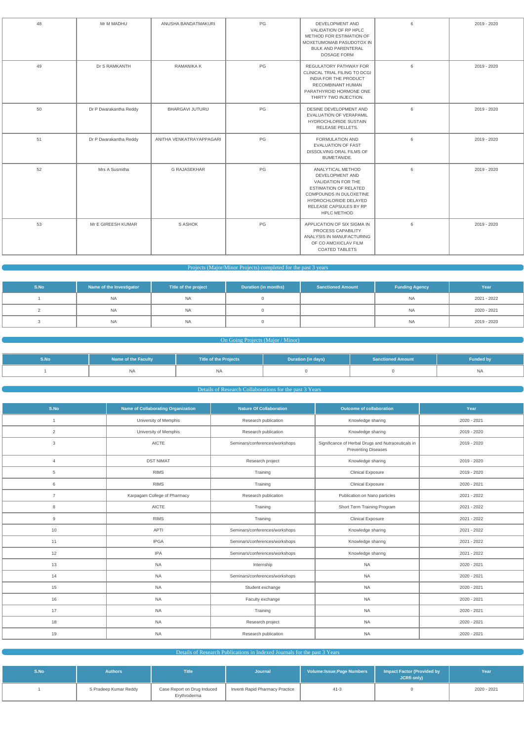| 48 | Mr M MADHU | ANUSHA BANDATMAKURI | PG | DEVELOPMENT AND VALIDATION OF RP HPLC METHOD FOR ESTIMATION OF MOXETUMOMAB PASUDOTOX IN BULK AND PARENTERAL DOSAGE FORM | 6 | 2019 - 2020 |
|---|---|---|---|---|---|---|
| 49 | Dr S RAMKANTH | RAMANIKA K | PG | REGULATORY PATHWAY FOR CLINICAL TRIAL FILING TO DCGI INDIA FOR THE PRODUCT RECOMBINANT HUMAN PARATHYROID HORMONE ONE THIRTY TWO INJECTION. | 6 | 2019 - 2020 |
| 50 | Dr P Dwarakantha Reddy | BHARGAVI JUTURU | PG | DESINE DEVELOPMENT AND EVALUATION OF VERAPAMIL HYDROCHLORIDE SUSTAIN RELEASE PELLETS. | 6 | 2019 - 2020 |
| 51 | Dr P Dwarakantha Reddy | ANITHA VENKATRAYAPPAGARI | PG | FORMULATION AND EVALUATION OF FAST DISSOLVING ORAL FILMS OF BUMETANIDE. | 6 | 2019 - 2020 |
| 52 | Mrs A Susmitha | G RAJASEKHAR | PG | ANALYTICAL METHOD DEVELOPMENT AND VALIDATION FOR THE ESTIMATION OF RELATED COMPOUNDS IN DULOXETINE HYDROCHLORIDE DELAYED RELEASE CAPSULES BY RP HPLC METHOD | 6 | 2019 - 2020 |
| 53 | Mr E GIREESH KUMAR | S ASHOK | PG | APPLICATION OF SIX SIGMA IN PROCESS CAPABILITY ANALYSIS IN MANUFACTURING OF CO AMOXICLAV FILM COATED TABLETS | 6 | 2019 - 2020 |

## Projects (Major/Minor Projects) completed for the past 3 years

| S.No | Name of the Investigator | Title of the project | Duration (in months) | Sanctioned Amount | Funding Agency | Year |
|---|---|---|---|---|---|---|
| 1 | NA | NA | 0 | | NA | 2021 - 2022 |
| 2 | NA | NA | 0 | | NA | 2020 - 2021 |
| 3 | NA | NA | 0 | | NA | 2019 - 2020 |

## On Going Projects (Major / Minor)

| S.No | Name of the Faculty | Title of the Projects | Duration (in days) | Sanctioned Amount | Funded by |
|---|---|---|---|---|---|
| 1 | NA | NA | 0 | 0 | NA |

## Details of Research Collaborations for the past 3 Years

| S.No | Name of Collaborating Organization | Nature Of Collaboration | Outcome of collaboration | Year |
|---|---|---|---|---|
| 1 | University of Memphis | Research publication | Knowledge sharing | 2020 - 2021 |
| 2 | University of Memphis | Research publication | Knowledge sharing | 2019 - 2020 |
| 3 | AICTE | Seminars/conferences/workshops | Significance of Herbal Drugs and Nutraceuticals in Preventing Diseases | 2019 - 2020 |
| 4 | DST NIMAT | Research project | Knowledge sharing | 2019 - 2020 |
| 5 | RIMS | Training | Clinical Exposure | 2019 - 2020 |
| 6 | RIMS | Training | Clinical Exposure | 2020 - 2021 |
| 7 | Karpagam College of Pharmacy | Research publication | Publication on Nano particles | 2021 - 2022 |
| 8 | AICTE | Training | Short Term Training Program | 2021 - 2022 |
| 9 | RIMS | Training | Clinical Exposure | 2021 - 2022 |
| 10 | APTI | Seminars/conferences/workshops | Knowledge sharing | 2021 - 2022 |
| 11 | IPGA | Seminars/conferences/workshops | Knowledge sharing | 2021 - 2022 |
| 12 | IPA | Seminars/conferences/workshops | Knowledge sharing | 2021 - 2022 |
| 13 | NA | Internship | NA | 2020 - 2021 |
| 14 | NA | Seminars/conferences/workshops | NA | 2020 - 2021 |
| 15 | NA | Student exchange | NA | 2020 - 2021 |
| 16 | NA | Faculty exchange | NA | 2020 - 2021 |
| 17 | NA | Training | NA | 2020 - 2021 |
| 18 | NA | Research project | NA | 2020 - 2021 |
| 19 | NA | Research publication | NA | 2020 - 2021 |

## Details of Research Publications in Indexed Journals for the past 3 Years

| S.No | Authors | Title | Journal | Volume:Issue;Page Numbers | Impact Factor (Provided by JCRfi only) | Year |
|---|---|---|---|---|---|---|
| 1 | S Pradeep Kumar Reddy | Case Report on Drug Induced Erythroderma | Inventi Rapid Pharmacy Practice | 41-3 | 0 | 2020 - 2021 |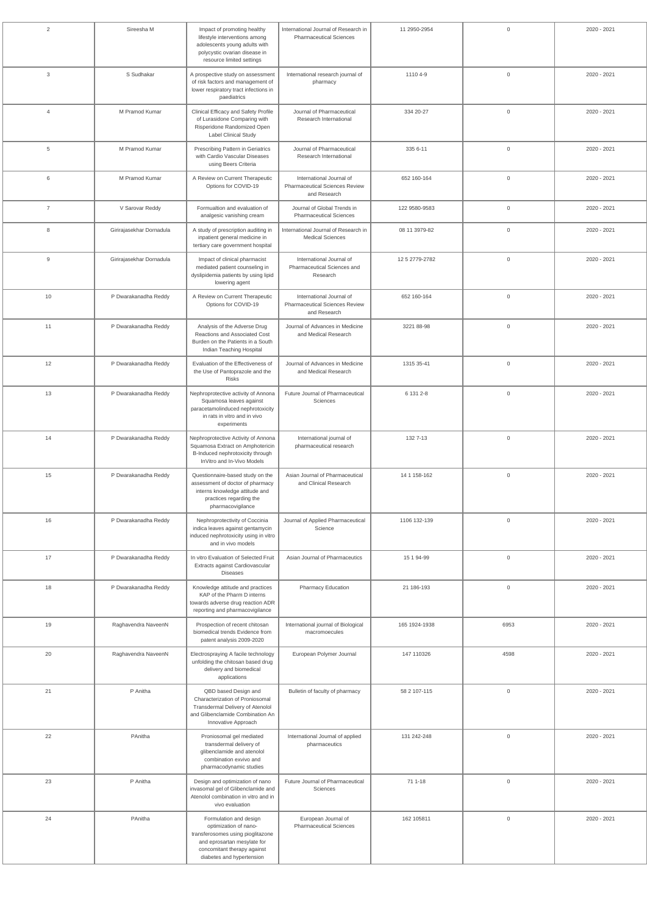| 2 | Sireesha M | Impact of promoting healthy lifestyle interventions among adolescents young adults with polycystic ovarian disease in resource limited settings | International Journal of Research in Pharmaceutical Sciences | 11 2950-2954 | 0 | 2020 - 2021 |
|---|---|---|---|---|---|---|
| 3 | S Sudhakar | A prospective study on assessment of risk factors and management of lower respiratory tract infections in paediatrics | International research journal of pharmacy | 1110 4-9 | 0 | 2020 - 2021 |
| 4 | M Pramod Kumar | Clinical Efficacy and Safety Profile of Lurasidone Comparing with Risperidone Randomized Open Label Clinical Study | Journal of Pharmaceutical Research International | 334 20-27 | 0 | 2020 - 2021 |
| 5 | M Pramod Kumar | Prescribing Pattern in Geriatrics with Cardio Vascular Diseases using Beers Criteria | Journal of Pharmaceutical Research International | 335 6-11 | 0 | 2020 - 2021 |
| 6 | M Pramod Kumar | A Review on Current Therapeutic Options for COVID-19 | International Journal of Pharmaceutical Sciences Review and Research | 652 160-164 | 0 | 2020 - 2021 |
| 7 | V Sarovar Reddy | Formualtion and evaluation of analgesic vanishing cream | Journal of Global Trends in Pharmaceutical Sciences | 122 9580-9583 | 0 | 2020 - 2021 |
| 8 | Girirajasekhar Dornadula | A study of prescription auditing in inpatient general medicine in tertiary care government hospital | International Journal of Research in Medical Sciences | 08 11 3979-82 | 0 | 2020 - 2021 |
| 9 | Girirajasekhar Dornadula | Impact of clinical pharmacist mediated patient counseling in dyslipidemia patients by using lipid lowering agent | International Journal of Pharmaceutical Sciences and Research | 12 5 2779-2782 | 0 | 2020 - 2021 |
| 10 | P Dwarakanadha Reddy | A Review on Current Therapeutic Options for COVID-19 | International Journal of Pharmaceutical Sciences Review and Research | 652 160-164 | 0 | 2020 - 2021 |
| 11 | P Dwarakanadha Reddy | Analysis of the Adverse Drug Reactions and Associated Cost Burden on the Patients in a South Indian Teaching Hospital | Journal of Advances in Medicine and Medical Research | 3221 88-98 | 0 | 2020 - 2021 |
| 12 | P Dwarakanadha Reddy | Evaluation of the Effectiveness of the Use of Pantoprazole and the Risks | Journal of Advances in Medicine and Medical Research | 1315 35-41 | 0 | 2020 - 2021 |
| 13 | P Dwarakanadha Reddy | Nephroprotective activity of Annona Squamosa leaves against paracetamolinduced nephrotoxicity in rats in vitro and in vivo experiments | Future Journal of Pharmaceutical Sciences | 6 131 2-8 | 0 | 2020 - 2021 |
| 14 | P Dwarakanadha Reddy | Nephroprotective Activity of Annona Squamosa Extract on Amphotericin B-Induced nephrotoxicity through InVitro and In-Vivo Models | International journal of pharmaceutical research | 132 7-13 | 0 | 2020 - 2021 |
| 15 | P Dwarakanadha Reddy | Questionnaire-based study on the assessment of doctor of pharmacy interns knowledge attitude and practices regarding the pharmacovigilance | Asian Journal of Pharmaceutical and Clinical Research | 14 1 158-162 | 0 | 2020 - 2021 |
| 16 | P Dwarakanadha Reddy | Nephroprotectivity of Coccinia indica leaves against gentamycin induced nephrotoxicity using in vitro and in vivo models | Journal of Applied Pharmaceutical Science | 1106 132-139 | 0 | 2020 - 2021 |
| 17 | P Dwarakanadha Reddy | In vitro Evaluation of Selected Fruit Extracts against Cardiovascular Diseases | Asian Journal of Pharmaceutics | 15 1 94-99 | 0 | 2020 - 2021 |
| 18 | P Dwarakanadha Reddy | Knowledge attitude and practices KAP of the Pharm D interns towards adverse drug reaction ADR reporting and pharmacovigilance | Pharmacy Education | 21 186-193 | 0 | 2020 - 2021 |
| 19 | Raghavendra NaveenN | Prospection of recent chitosan biomedical trends Evidence from patent analysis 2009-2020 | International journal of Biological macromoecules | 165 1924-1938 | 6953 | 2020 - 2021 |
| 20 | Raghavendra NaveenN | Electrospraying A facile technology unfolding the chitosan based drug delivery and biomedical applications | European Polymer Journal | 147 110326 | 4598 | 2020 - 2021 |
| 21 | P Anitha | QBD based Design and Characterization of Proniosomal Transdermal Delivery of Atenolol and Glibenclamide Combination An Innovative Approach | Bulletin of faculty of pharmacy | 58 2 107-115 | 0 | 2020 - 2021 |
| 22 | PAnitha | Proniosomal gel mediated transdermal delivery of glibenclamide and atenolol combination exvivo and pharmacodynamic studies | International Journal of applied pharmaceutics | 131 242-248 | 0 | 2020 - 2021 |
| 23 | P Anitha | Design and optimization of nano invasomal gel of Glibenclamide and Atenolol combination in vitro and in vivo evaluation | Future Journal of Pharmaceutical Sciences | 71 1-18 | 0 | 2020 - 2021 |
| 24 | PAnitha | Formulation and design optimization of nano-transferosomes using pioglitazone and eprosartan mesylate for concomitant therapy against diabetes and hypertension | European Journal of Pharmaceutical Sciences | 162 105811 | 0 | 2020 - 2021 |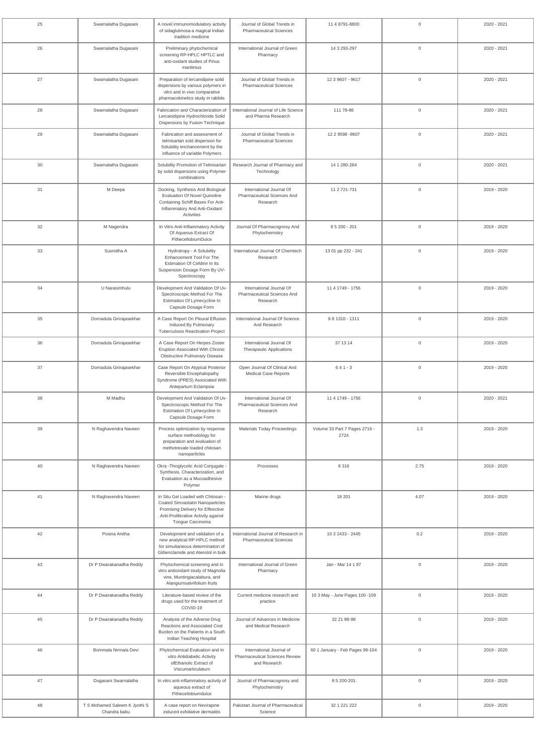| 25 | Swarnalatha Dugasani | A novel immunomodulatory activity of sidaglutinosa-a magical Indian tradition medicine | Journal of Global Trends in Pharmaceutical Sciences | 11 4 8791-8800 | 0 | 2020 - 2021 |
|---|---|---|---|---|---|---|
| 26 | Swarnalatha Dugasani | Preliminary phytochemical screening RP-HPLC HPTLC and anti-oxidant studies of Pinus maritimus | International Journal of Green Pharmacy | 14 3 293-297 | 0 | 2020 - 2021 |
| 27 | Swarnalatha Dugasani | Preparation of lercanidipine solid dispersions by various polymers in vitro and in vivo comparative pharmacokinetics study in rabbits | Journal of Global Trends in Pharmaceutical Sciences | 12 3 9607 - 9617 | 0 | 2020 - 2021 |
| 28 | Swarnalatha Dugasani | Fabrication and Characterization of Lercanidipine Hydrochloride Solid Dispersions by Fusion Technique | International Journal of Life Science and Pharma Research | 111 78-86 | 0 | 2020 - 2021 |
| 29 | Swarnalatha Dugasani | Fabrication and assessment of telmisartan sold dispersion for Solubility enchancement by the influence of variable Polymers | Journal of Global Trends in Pharmaceutical Sciences | 12 2 9598 -9607 | 0 | 2020 - 2021 |
| 30 | Swarnalatha Dugasani | Solubility Promotion of Telmisartan by solid dispersions using Polymer combinations | Research Journal of Pharmacy and Technology | 14 1 280-284 | 0 | 2020 - 2021 |
| 31 | M Deepa | Docking, Synthesis And Biological Evaluation Of Novel Quinoline Containing Schiff Bases For Anti-Inflammatory And Anti-Oxidant Activities | International Journal Of Pharmaceutical Sciences And Research | 11 2 721-731 | 0 | 2019 - 2020 |
| 32 | M Nagendra | In Vitro Anti-Inflammatory Activity Of Aqueous Extract Of PithecellobiumDulce | Journal Of Pharmacognosy And Phytochemistry | 8 5 200 - 201 | 0 | 2019 - 2020 |
| 33 | Susmitha A | Hydrotropy - A Solubility Enhancement Tool For The Estimation Of Cefdinir In Its Suspension Dosage Form By UV-Spectroscopy | International Journal Of Chemtech Research | 13 01 pp 232 - 241 | 0 | 2019 - 2020 |
| 34 | U Narasimhulu | Development And Validation Of Uv-Spectroscopic Method For The Estimation Of Lymecycline In Capsule Dosage Form | International Journal Of Pharmaceutical Sciences And Research | 11 4 1749 - 1756 | 0 | 2019 - 2020 |
| 35 | Dornadula Girirajasekhar | A Case Report On Pleural Effusion Induced By Pulmonary Tuberculosis Reactivation Project | International Journal Of Science And Research | 8 8 1310 - 1311 | 0 | 2019 - 2020 |
| 36 | Dornadula Girirajasekhar | A Case Report On Herpes Zoster Eruption Associated With Chronic Obstructive Pulmonary Disease | International Journal Of Therapeutic Applications | 37 13 14 | 0 | 2019 - 2020 |
| 37 | Dornadula Girirajasekhar | Case Report On Atypical Posterior Reversible Encephalopathy Syndrome (PRES) Associated With Antepartum Eclampsia | Open Journal Of Clinical And Medical Case Reports | 6 4 1 - 3 | 0 | 2019 - 2020 |
| 38 | M Madhu | Development And Validation Of Uv-Spectroscopic Method For The Estimation Of Lymecycline In Capsule Dosage Form | International Journal Of Pharmaceutical Sciences And Research | 11 4 1749 - 1756 | 0 | 2020 - 2021 |
| 39 | N Raghavendra Naveen | Process optimization by response surface methodology for preparation and evaluation of methotrexate loaded chitosan nanoparticles | Materials Today Proceedings | Volume 33 Part 7 Pages 2716 - 2724 | 1.3 | 2019 - 2020 |
| 40 | N Raghavendra Naveen | Okra -Thioglycolic Acid Conjugate - Synthesis, Characterization, and Evaluation as a Mucoadhesive Polymer | Processes | 8 316 | 2.75 | 2019 - 2020 |
| 41 | N Raghavendra Naveen | In Situ Gel Loaded with Chitosan - Coated Simvastatin Nanoparticles Promising Delivery for Effeective Anti-Proliferative Activity against Tongue Carcinoma | Marine drugs | 18 201 | 4.07 | 2019 - 2020 |
| 42 | Posina Anitha | Development and validation of a new analytical RP-HPLC method for simultaneous determination of Glibenclamide and Atenolol in bulk | International Journal of Research in Pharmaceutical Sciences | 10 3 2433 - 2445 | 0.2 | 2019 - 2020 |
| 43 | Dr P Dwarakanadha Reddy | Phytochemical screening and in vitro antioxidant study of Magnolia vine, Muntingiacalabura, and Alangiumsalviifolium fruits | International Journal of Green Pharmacy | Jan - Mar 14 1 87 | 0 | 2019 - 2020 |
| 44 | Dr P Dwarakanadha Reddy | Literature-based review of the drugs used for the treatment of COVID-19 | Current medicine research and practice | 10 3 May - June Pages 100 -109 | 0 | 2019 - 2020 |
| 45 | Dr P Dwarakanadha Reddy | Analysis of the Adverse Drug Reactions and Associated Cost Burden on the Patients in a South Indian Teaching Hospital | Journal of Advances in Medicine and Medical Research | 32 21 88-98 | 0 | 2019 - 2020 |
| 46 | Bommala Nirmala Devi | Phytochemical Evaluation and In vitro Antidiabetic Activity ofEthanolic Extract of Viscumarticulatum | International Journal of Pharmaceutical Sciences Review and Research | 60 1 January - Feb Pages 99-104 | 0 | 2019 - 2020 |
| 47 | Dugasani Swarnalatha | In vitro anti-inflammatory activity of aqueous extract of Pithecellobiumdulce | Journal of Pharmacognosy and Phytochemistry | 8 5 200-201 | 0 | 2019 - 2020 |
| 48 | T S Mohamed Saleem K Jyothi S Chandra babu | A case report on Nevirapine induced exfoliative dermatitis | Pakistan Journal of Pharmaceutical Science | 32 1 221 222 | 0 | 2019 - 2020 |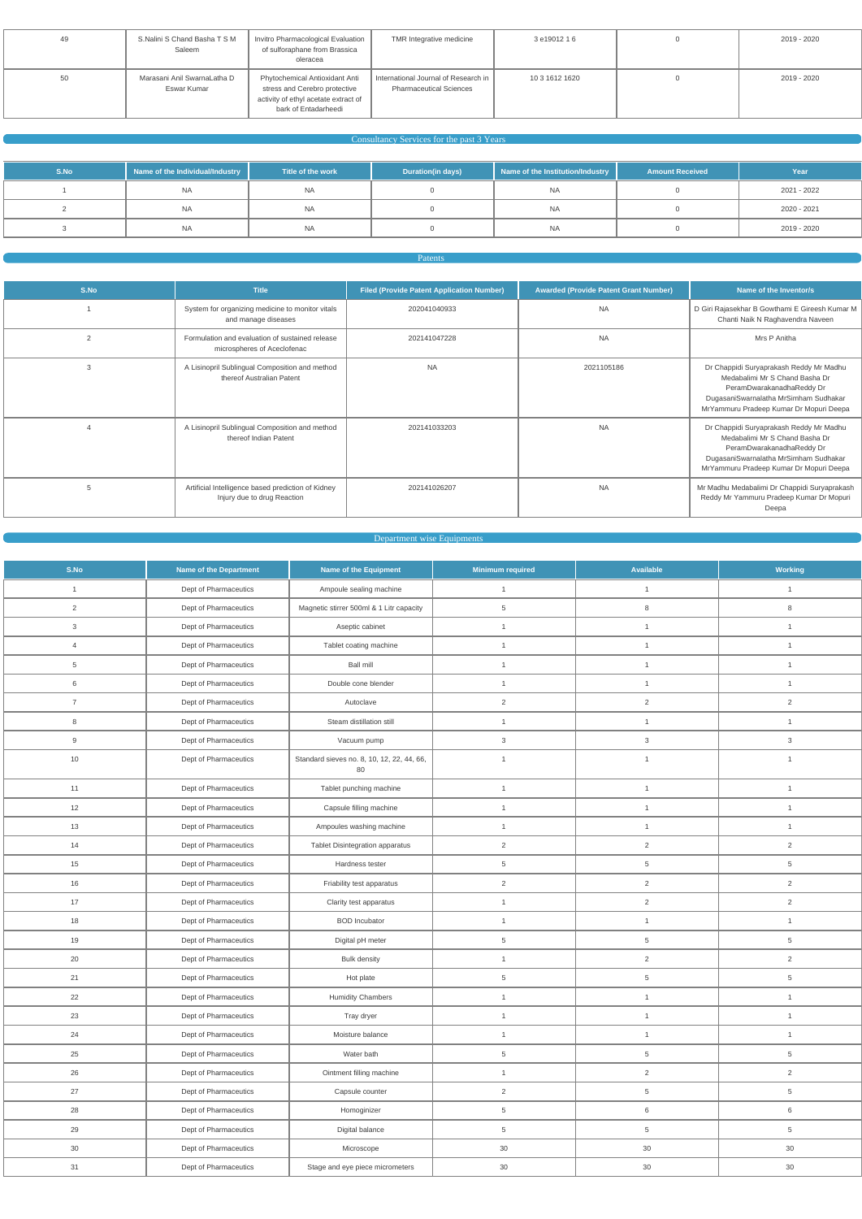| 49 | S.Nalini S Chand Basha T S M Saleem | Invitro Pharmacological Evaluation of sulforaphane from Brassica oleracea | TMR Integrative medicine | 3 e19012 1 6 | 0 | 2019 - 2020 |
|---|---|---|---|---|---|---|
| 50 | Marasani Anil SwarnaLatha D Eswar Kumar | Phytochemical Antioxidant Anti stress and Cerebro protective activity of ethyl acetate extract of bark of Entadarheedi | International Journal of Research in Pharmaceutical Sciences | 10 3 1612 1620 | 0 | 2019 - 2020 |

## Consultancy Services for the past 3 Years

| S.No | Name of the Individual/Industry | Title of the work | Duration(in days) | Name of the Institution/Industry | Amount Received | Year |
|---|---|---|---|---|---|---|
| 1 | NA | NA | 0 | NA | 0 | 2021 - 2022 |
| 2 | NA | NA | 0 | NA | 0 | 2020 - 2021 |
| 3 | NA | NA | 0 | NA | 0 | 2019 - 2020 |

## Patents

| S.No | Title | Filed (Provide Patent Application Number) | Awarded (Provide Patent Grant Number) | Name of the Inventor/s |
|---|---|---|---|---|
| 1 | System for organizing medicine to monitor vitals and manage diseases | 202041040933 | NA | D Giri Rajasekhar B Gowthami E Gireesh Kumar M Chanti Naik N Raghavendra Naveen |
| 2 | Formulation and evaluation of sustained release microspheres of Aceclofenac | 202141047228 | NA | Mrs P Anitha |
| 3 | A Lisinopril Sublingual Composition and method thereof Australian Patent | NA | 2021105186 | Dr Chappidi Suryaprakash Reddy Mr Madhu Medabalimi Mr S Chand Basha Dr PeramDwarakanadhaReddy Dr DugasaniSwarnalatha MrSimham Sudhakar MrYammuru Pradeep Kumar Dr Mopuri Deepa |
| 4 | A Lisinopril Sublingual Composition and method thereof Indian Patent | 202141033203 | NA | Dr Chappidi Suryaprakash Reddy Mr Madhu Medabalimi Mr S Chand Basha Dr PeramDwarakanadhaReddy Dr DugasaniSwarnalatha MrSimham Sudhakar MrYammuru Pradeep Kumar Dr Mopuri Deepa |
| 5 | Artificial Intelligence based prediction of Kidney Injury due to drug Reaction | 202141026207 | NA | Mr Madhu Medabalimi Dr Chappidi Suryaprakash Reddy Mr Yammuru Pradeep Kumar Dr Mopuri Deepa |

## Department wise Equipments

| S.No | Name of the Department | Name of the Equipment | Minimum required | Available | Working |
|---|---|---|---|---|---|
| 1 | Dept of Pharmaceutics | Ampoule sealing machine | 1 | 1 | 1 |
| 2 | Dept of Pharmaceutics | Magnetic stirrer 500ml & 1 Litr capacity | 5 | 8 | 8 |
| 3 | Dept of Pharmaceutics | Aseptic cabinet | 1 | 1 | 1 |
| 4 | Dept of Pharmaceutics | Tablet coating machine | 1 | 1 | 1 |
| 5 | Dept of Pharmaceutics | Ball mill | 1 | 1 | 1 |
| 6 | Dept of Pharmaceutics | Double cone blender | 1 | 1 | 1 |
| 7 | Dept of Pharmaceutics | Autoclave | 2 | 2 | 2 |
| 8 | Dept of Pharmaceutics | Steam distillation still | 1 | 1 | 1 |
| 9 | Dept of Pharmaceutics | Vacuum pump | 3 | 3 | 3 |
| 10 | Dept of Pharmaceutics | Standard sieves no. 8, 10, 12, 22, 44, 66, 80 | 1 | 1 | 1 |
| 11 | Dept of Pharmaceutics | Tablet punching machine | 1 | 1 | 1 |
| 12 | Dept of Pharmaceutics | Capsule filling machine | 1 | 1 | 1 |
| 13 | Dept of Pharmaceutics | Ampoules washing machine | 1 | 1 | 1 |
| 14 | Dept of Pharmaceutics | Tablet Disintegration apparatus | 2 | 2 | 2 |
| 15 | Dept of Pharmaceutics | Hardness tester | 5 | 5 | 5 |
| 16 | Dept of Pharmaceutics | Friability test apparatus | 2 | 2 | 2 |
| 17 | Dept of Pharmaceutics | Clarity test apparatus | 1 | 2 | 2 |
| 18 | Dept of Pharmaceutics | BOD Incubator | 1 | 1 | 1 |
| 19 | Dept of Pharmaceutics | Digital pH meter | 5 | 5 | 5 |
| 20 | Dept of Pharmaceutics | Bulk density | 1 | 2 | 2 |
| 21 | Dept of Pharmaceutics | Hot plate | 5 | 5 | 5 |
| 22 | Dept of Pharmaceutics | Humidity Chambers | 1 | 1 | 1 |
| 23 | Dept of Pharmaceutics | Tray dryer | 1 | 1 | 1 |
| 24 | Dept of Pharmaceutics | Moisture balance | 1 | 1 | 1 |
| 25 | Dept of Pharmaceutics | Water bath | 5 | 5 | 5 |
| 26 | Dept of Pharmaceutics | Ointment filling machine | 1 | 2 | 2 |
| 27 | Dept of Pharmaceutics | Capsule counter | 2 | 5 | 5 |
| 28 | Dept of Pharmaceutics | Homogionizer | 5 | 6 | 6 |
| 29 | Dept of Pharmaceutics | Digital balance | 5 | 5 | 5 |
| 30 | Dept of Pharmaceutics | Microscope | 30 | 30 | 30 |
| 31 | Dept of Pharmaceutics | Stage and eye piece micrometers | 30 | 30 | 30 |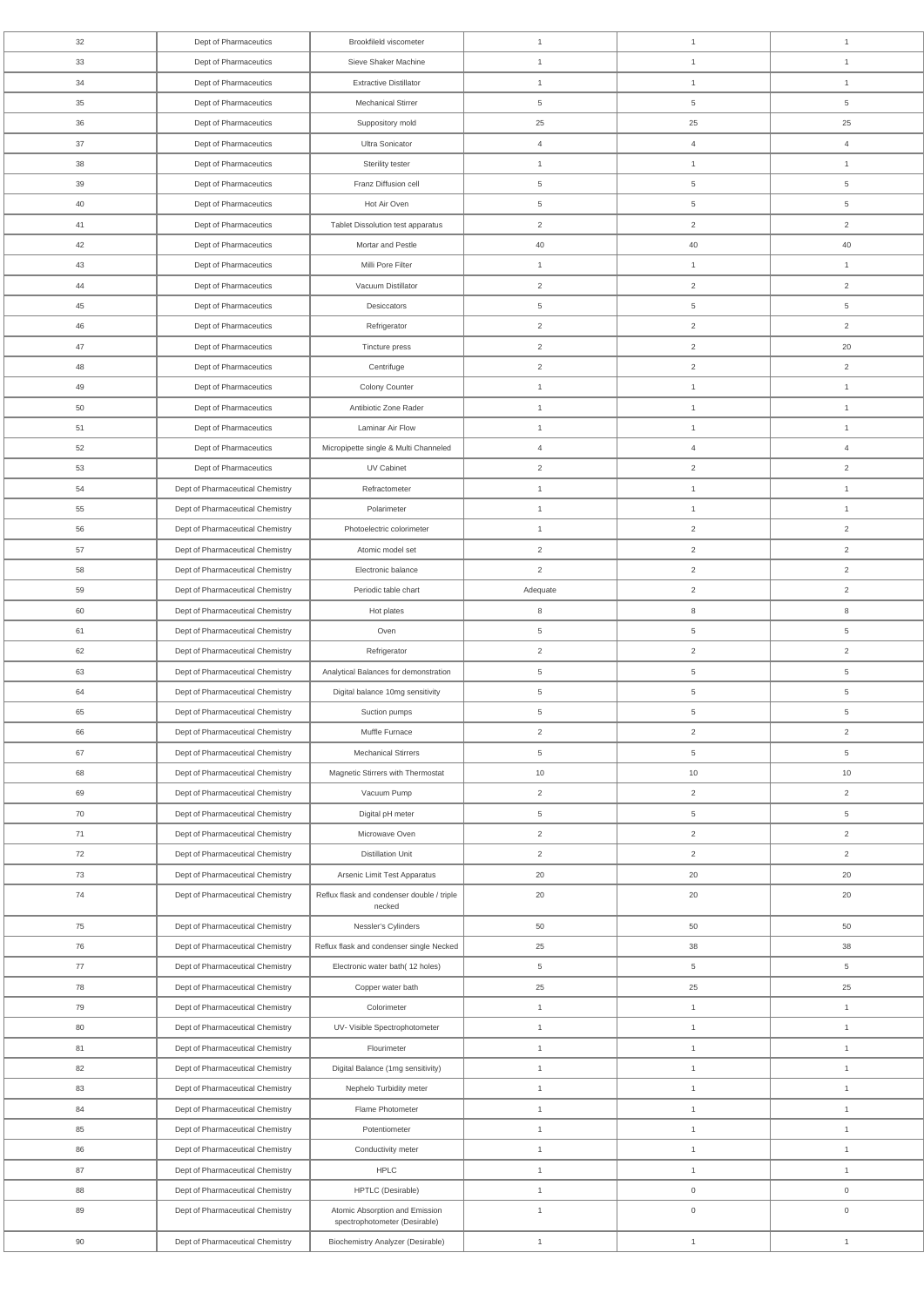| 32 | Dept of Pharmaceutics | Brookfileld viscometer | 1 | 1 | 1 |
|---|---|---|---|---|---|
| 33 | Dept of Pharmaceutics | Sieve Shaker Machine | 1 | 1 | 1 |
| 34 | Dept of Pharmaceutics | Extractive Distillator | 1 | 1 | 1 |
| 35 | Dept of Pharmaceutics | Mechanical Stirrer | 5 | 5 | 5 |
| 36 | Dept of Pharmaceutics | Suppository mold | 25 | 25 | 25 |
| 37 | Dept of Pharmaceutics | Ultra Sonicator | 4 | 4 | 4 |
| 38 | Dept of Pharmaceutics | Sterility tester | 1 | 1 | 1 |
| 39 | Dept of Pharmaceutics | Franz Diffusion cell | 5 | 5 | 5 |
| 40 | Dept of Pharmaceutics | Hot Air Oven | 5 | 5 | 5 |
| 41 | Dept of Pharmaceutics | Tablet Dissolution test apparatus | 2 | 2 | 2 |
| 42 | Dept of Pharmaceutics | Mortar and Pestle | 40 | 40 | 40 |
| 43 | Dept of Pharmaceutics | Milli Pore Filter | 1 | 1 | 1 |
| 44 | Dept of Pharmaceutics | Vacuum Distillator | 2 | 2 | 2 |
| 45 | Dept of Pharmaceutics | Desiccators | 5 | 5 | 5 |
| 46 | Dept of Pharmaceutics | Refrigerator | 2 | 2 | 2 |
| 47 | Dept of Pharmaceutics | Tincture press | 2 | 2 | 20 |
| 48 | Dept of Pharmaceutics | Centrifuge | 2 | 2 | 2 |
| 49 | Dept of Pharmaceutics | Colony Counter | 1 | 1 | 1 |
| 50 | Dept of Pharmaceutics | Antibiotic Zone Rader | 1 | 1 | 1 |
| 51 | Dept of Pharmaceutics | Laminar Air Flow | 1 | 1 | 1 |
| 52 | Dept of Pharmaceutics | Micropipette single & Multi Channeled | 4 | 4 | 4 |
| 53 | Dept of Pharmaceutics | UV Cabinet | 2 | 2 | 2 |
| 54 | Dept of Pharmaceutical Chemistry | Refractometer | 1 | 1 | 1 |
| 55 | Dept of Pharmaceutical Chemistry | Polarimeter | 1 | 1 | 1 |
| 56 | Dept of Pharmaceutical Chemistry | Photoelectric colorimeter | 1 | 2 | 2 |
| 57 | Dept of Pharmaceutical Chemistry | Atomic model set | 2 | 2 | 2 |
| 58 | Dept of Pharmaceutical Chemistry | Electronic balance | 2 | 2 | 2 |
| 59 | Dept of Pharmaceutical Chemistry | Periodic table chart | Adequate | 2 | 2 |
| 60 | Dept of Pharmaceutical Chemistry | Hot plates | 8 | 8 | 8 |
| 61 | Dept of Pharmaceutical Chemistry | Oven | 5 | 5 | 5 |
| 62 | Dept of Pharmaceutical Chemistry | Refrigerator | 2 | 2 | 2 |
| 63 | Dept of Pharmaceutical Chemistry | Analytical Balances for demonstration | 5 | 5 | 5 |
| 64 | Dept of Pharmaceutical Chemistry | Digital balance 10mg sensitivity | 5 | 5 | 5 |
| 65 | Dept of Pharmaceutical Chemistry | Suction pumps | 5 | 5 | 5 |
| 66 | Dept of Pharmaceutical Chemistry | Muffle Furnace | 2 | 2 | 2 |
| 67 | Dept of Pharmaceutical Chemistry | Mechanical Stirrers | 5 | 5 | 5 |
| 68 | Dept of Pharmaceutical Chemistry | Magnetic Stirrers with Thermostat | 10 | 10 | 10 |
| 69 | Dept of Pharmaceutical Chemistry | Vacuum Pump | 2 | 2 | 2 |
| 70 | Dept of Pharmaceutical Chemistry | Digital pH meter | 5 | 5 | 5 |
| 71 | Dept of Pharmaceutical Chemistry | Microwave Oven | 2 | 2 | 2 |
| 72 | Dept of Pharmaceutical Chemistry | Distillation Unit | 2 | 2 | 2 |
| 73 | Dept of Pharmaceutical Chemistry | Arsenic Limit Test Apparatus | 20 | 20 | 20 |
| 74 | Dept of Pharmaceutical Chemistry | Reflux flask and condenser double / triple necked | 20 | 20 | 20 |
| 75 | Dept of Pharmaceutical Chemistry | Nessler's Cylinders | 50 | 50 | 50 |
| 76 | Dept of Pharmaceutical Chemistry | Reflux flask and condenser single Necked | 25 | 38 | 38 |
| 77 | Dept of Pharmaceutical Chemistry | Electronic water bath( 12 holes) | 5 | 5 | 5 |
| 78 | Dept of Pharmaceutical Chemistry | Copper water bath | 25 | 25 | 25 |
| 79 | Dept of Pharmaceutical Chemistry | Colorimeter | 1 | 1 | 1 |
| 80 | Dept of Pharmaceutical Chemistry | UV- Visible Spectrophotometer | 1 | 1 | 1 |
| 81 | Dept of Pharmaceutical Chemistry | Flourimeter | 1 | 1 | 1 |
| 82 | Dept of Pharmaceutical Chemistry | Digital Balance (1mg sensitivity) | 1 | 1 | 1 |
| 83 | Dept of Pharmaceutical Chemistry | Nephelo Turbidity meter | 1 | 1 | 1 |
| 84 | Dept of Pharmaceutical Chemistry | Flame Photometer | 1 | 1 | 1 |
| 85 | Dept of Pharmaceutical Chemistry | Potentiometer | 1 | 1 | 1 |
| 86 | Dept of Pharmaceutical Chemistry | Conductivity meter | 1 | 1 | 1 |
| 87 | Dept of Pharmaceutical Chemistry | HPLC | 1 | 1 | 1 |
| 88 | Dept of Pharmaceutical Chemistry | HPTLC (Desirable) | 1 | 0 | 0 |
| 89 | Dept of Pharmaceutical Chemistry | Atomic Absorption and Emission spectrophotometer (Desirable) | 1 | 0 | 0 |
| 90 | Dept of Pharmaceutical Chemistry | Biochemistry Analyzer (Desirable) | 1 | 1 | 1 |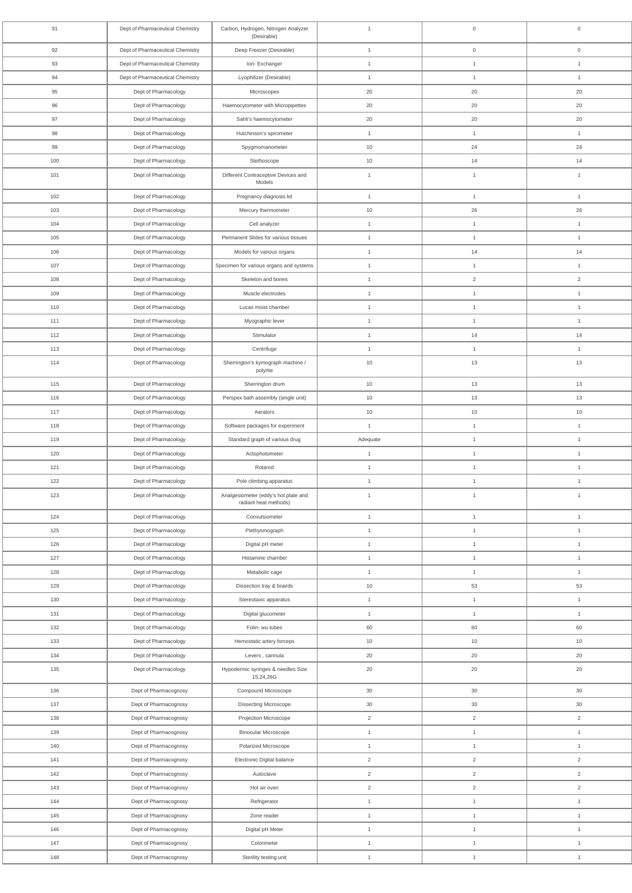| 91 | Dept of Pharmaceutical Chemistry | Carbon, Hydrogen, Nitrogen Analyzer (Desirable) | 1 | 0 | 0 |
|---|---|---|---|---|---|
| 92 | Dept of Pharmaceutical Chemistry | Deep Freezer (Desirable) | 1 | 0 | 0 |
| 93 | Dept of Pharmaceutical Chemistry | Ion- Exchanger | 1 | 1 | 1 |
| 94 | Dept of Pharmaceutical Chemistry | Lyophilizer (Desirable) | 1 | 1 | 1 |
| 95 | Dept of Pharmacology | Microscopes | 20 | 20 | 20 |
| 96 | Dept of Pharmacology | Haemocytometer with Micropipettes | 20 | 20 | 20 |
| 97 | Dept of Pharmacology | Sahli's haemocytometer | 20 | 20 | 20 |
| 98 | Dept of Pharmacology | Hutchinson's spirometer | 1 | 1 | 1 |
| 99 | Dept of Pharmacology | Spygmomanometer | 10 | 24 | 24 |
| 100 | Dept of Pharmacology | Stethoscope | 10 | 14 | 14 |
| 101 | Dept of Pharmacology | Different Contraceptive Devices and Models | 1 | 1 | 1 |
| 102 | Dept of Pharmacology | Pregnancy diagnosis kit | 1 | 1 | 1 |
| 103 | Dept of Pharmacology | Mercury thermometer | 10 | 26 | 26 |
| 104 | Dept of Pharmacology | Cell analyzer | 1 | 1 | 1 |
| 105 | Dept of Pharmacology | Permanent Slides for various tissues | 1 | 1 | 1 |
| 106 | Dept of Pharmacology | Models for various organs | 1 | 14 | 14 |
| 107 | Dept of Pharmacology | Specimen for various organs and systems | 1 | 1 | 1 |
| 108 | Dept of Pharmacology | Skeleton and bones | 1 | 2 | 2 |
| 109 | Dept of Pharmacology | Muscle electrodes | 1 | 1 | 1 |
| 110 | Dept of Pharmacology | Lucas moist chamber | 1 | 1 | 1 |
| 111 | Dept of Pharmacology | Myographic lever | 1 | 1 | 1 |
| 112 | Dept of Pharmacology | Stimulator | 1 | 14 | 14 |
| 113 | Dept of Pharmacology | Centrifuge | 1 | 1 | 1 |
| 114 | Dept of Pharmacology | Sherrington's kymograph machine / polyrite | 10 | 13 | 13 |
| 115 | Dept of Pharmacology | Sherrington drum | 10 | 13 | 13 |
| 116 | Dept of Pharmacology | Perspex bath assembly (single unit) | 10 | 13 | 13 |
| 117 | Dept of Pharmacology | Aerators | 10 | 10 | 10 |
| 118 | Dept of Pharmacology | Software packages for experiment | 1 | 1 | 1 |
| 119 | Dept of Pharmacology | Standard graph of various drug | Adequate | 1 | 1 |
| 120 | Dept of Pharmacology | Actophotometer | 1 | 1 | 1 |
| 121 | Dept of Pharmacology | Rotarod | 1 | 1 | 1 |
| 122 | Dept of Pharmacology | Pole climbing apparatus | 1 | 1 | 1 |
| 123 | Dept of Pharmacology | Analgesiometer (eddy's hot plate and radiant heat methods) | 1 | 1 | 1 |
| 124 | Dept of Pharmacology | Convulsiometer | 1 | 1 | 1 |
| 125 | Dept of Pharmacology | Plethysmograph | 1 | 1 | 1 |
| 126 | Dept of Pharmacology | Digital pH meter | 1 | 1 | 1 |
| 127 | Dept of Pharmacology | Histamine chamber | 1 | 1 | 1 |
| 128 | Dept of Pharmacology | Metabolic cage | 1 | 1 | 1 |
| 129 | Dept of Pharmacology | Dissection tray & boards | 10 | 53 | 53 |
| 130 | Dept of Pharmacology | Stereotaxic apparatus | 1 | 1 | 1 |
| 131 | Dept of Pharmacology | Digital glucometer | 1 | 1 | 1 |
| 132 | Dept of Pharmacology | Folin- wu tubes | 60 | 60 | 60 |
| 133 | Dept of Pharmacology | Hemostatic artery forceps | 10 | 10 | 10 |
| 134 | Dept of Pharmacology | Levers , cannula | 20 | 20 | 20 |
| 135 | Dept of Pharmacology | Hypodermic syringes & needles Size 15,24,26G | 20 | 20 | 20 |
| 136 | Dept of Pharmacognosy | Compound Microscope | 30 | 30 | 30 |
| 137 | Dept of Pharmacognosy | Dissecting Microscope | 30 | 30 | 30 |
| 138 | Dept of Pharmacognosy | Projection Microscope | 2 | 2 | 2 |
| 139 | Dept of Pharmacognosy | Binocular Microscope | 1 | 1 | 1 |
| 140 | Dept of Pharmacognosy | Polarized Microscope | 1 | 1 | 1 |
| 141 | Dept of Pharmacognosy | Electronic Digital balance | 2 | 2 | 2 |
| 142 | Dept of Pharmacognosy | Autoclave | 2 | 2 | 2 |
| 143 | Dept of Pharmacognosy | Hot air oven | 2 | 2 | 2 |
| 144 | Dept of Pharmacognosy | Refrigerator | 1 | 1 | 1 |
| 145 | Dept of Pharmacognosy | Zone reader | 1 | 1 | 1 |
| 146 | Dept of Pharmacognosy | Digital pH Meter | 1 | 1 | 1 |
| 147 | Dept of Pharmacognosy | Colorimeter | 1 | 1 | 1 |
| 148 | Dept of Pharmacognosy | Sterility testing unit | 1 | 1 | 1 |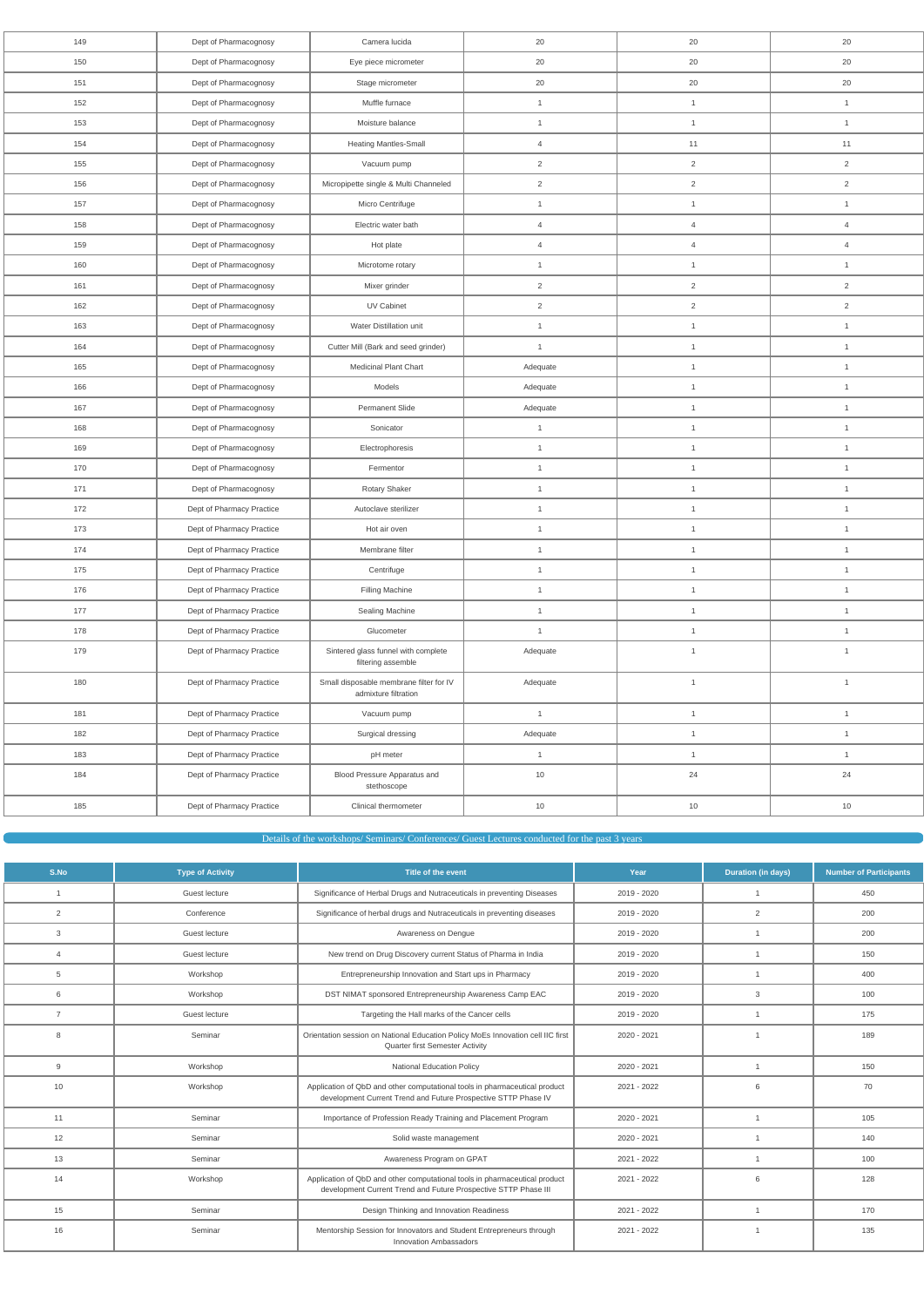| | | | | | |
|---|---|---|---|---|---|
| 149 | Dept of Pharmacognosy | Camera lucida | 20 | 20 | 20 |
| 150 | Dept of Pharmacognosy | Eye piece micrometer | 20 | 20 | 20 |
| 151 | Dept of Pharmacognosy | Stage micrometer | 20 | 20 | 20 |
| 152 | Dept of Pharmacognosy | Muffle furnace | 1 | 1 | 1 |
| 153 | Dept of Pharmacognosy | Moisture balance | 1 | 1 | 1 |
| 154 | Dept of Pharmacognosy | Heating Mantles-Small | 4 | 11 | 11 |
| 155 | Dept of Pharmacognosy | Vacuum pump | 2 | 2 | 2 |
| 156 | Dept of Pharmacognosy | Micropipette single & Multi Channeled | 2 | 2 | 2 |
| 157 | Dept of Pharmacognosy | Micro Centrifuge | 1 | 1 | 1 |
| 158 | Dept of Pharmacognosy | Electric water bath | 4 | 4 | 4 |
| 159 | Dept of Pharmacognosy | Hot plate | 4 | 4 | 4 |
| 160 | Dept of Pharmacognosy | Microtome rotary | 1 | 1 | 1 |
| 161 | Dept of Pharmacognosy | Mixer grinder | 2 | 2 | 2 |
| 162 | Dept of Pharmacognosy | UV Cabinet | 2 | 2 | 2 |
| 163 | Dept of Pharmacognosy | Water Distillation unit | 1 | 1 | 1 |
| 164 | Dept of Pharmacognosy | Cutter Mill (Bark and seed grinder) | 1 | 1 | 1 |
| 165 | Dept of Pharmacognosy | Medicinal Plant Chart | Adequate | 1 | 1 |
| 166 | Dept of Pharmacognosy | Models | Adequate | 1 | 1 |
| 167 | Dept of Pharmacognosy | Permanent Slide | Adequate | 1 | 1 |
| 168 | Dept of Pharmacognosy | Sonicator | 1 | 1 | 1 |
| 169 | Dept of Pharmacognosy | Electrophoresis | 1 | 1 | 1 |
| 170 | Dept of Pharmacognosy | Fermentor | 1 | 1 | 1 |
| 171 | Dept of Pharmacognosy | Rotary Shaker | 1 | 1 | 1 |
| 172 | Dept of Pharmacy Practice | Autoclave sterilizer | 1 | 1 | 1 |
| 173 | Dept of Pharmacy Practice | Hot air oven | 1 | 1 | 1 |
| 174 | Dept of Pharmacy Practice | Membrane filter | 1 | 1 | 1 |
| 175 | Dept of Pharmacy Practice | Centrifuge | 1 | 1 | 1 |
| 176 | Dept of Pharmacy Practice | Filling Machine | 1 | 1 | 1 |
| 177 | Dept of Pharmacy Practice | Sealing Machine | 1 | 1 | 1 |
| 178 | Dept of Pharmacy Practice | Glucometer | 1 | 1 | 1 |
| 179 | Dept of Pharmacy Practice | Sintered glass funnel with complete filtering assemble | Adequate | 1 | 1 |
| 180 | Dept of Pharmacy Practice | Small disposable membrane filter for IV admixture filtration | Adequate | 1 | 1 |
| 181 | Dept of Pharmacy Practice | Vacuum pump | 1 | 1 | 1 |
| 182 | Dept of Pharmacy Practice | Surgical dressing | Adequate | 1 | 1 |
| 183 | Dept of Pharmacy Practice | pH meter | 1 | 1 | 1 |
| 184 | Dept of Pharmacy Practice | Blood Pressure Apparatus and stethoscope | 10 | 24 | 24 |
| 185 | Dept of Pharmacy Practice | Clinical thermometer | 10 | 10 | 10 |

## Details of the workshops/ Seminars/ Conferences/ Guest Lectures conducted for the past 3 years

| S.No | Type of Activity | Title of the event | Year | Duration (in days) | Number of Participants |
|---|---|---|---|---|---|
| 1 | Guest lecture | Significance of Herbal Drugs and Nutraceuticals in preventing Diseases | 2019 - 2020 | 1 | 450 |
| 2 | Conference | Significance of herbal drugs and Nutraceuticals in preventing diseases | 2019 - 2020 | 2 | 200 |
| 3 | Guest lecture | Awareness on Dengue | 2019 - 2020 | 1 | 200 |
| 4 | Guest lecture | New trend on Drug Discovery current Status of Pharma in India | 2019 - 2020 | 1 | 150 |
| 5 | Workshop | Entrepreneurship Innovation and Start ups in Pharmacy | 2019 - 2020 | 1 | 400 |
| 6 | Workshop | DST NIMAT sponsored Entrepreneurship Awareness Camp EAC | 2019 - 2020 | 3 | 100 |
| 7 | Guest lecture | Targeting the Hall marks of the Cancer cells | 2019 - 2020 | 1 | 175 |
| 8 | Seminar | Orientation session on National Education Policy MoEs Innovation cell IIC first Quarter first Semester Activity | 2020 - 2021 | 1 | 189 |
| 9 | Workshop | National Education Policy | 2020 - 2021 | 1 | 150 |
| 10 | Workshop | Application of QbD and other computational tools in pharmaceutical product development Current Trend and Future Prospective STTP Phase IV | 2021 - 2022 | 6 | 70 |
| 11 | Seminar | Importance of Profession Ready Training and Placement Program | 2020 - 2021 | 1 | 105 |
| 12 | Seminar | Solid waste management | 2020 - 2021 | 1 | 140 |
| 13 | Seminar | Awareness Program on GPAT | 2021 - 2022 | 1 | 100 |
| 14 | Workshop | Application of QbD and other computational tools in pharmaceutical product development Current Trend and Future Prospective STTP Phase III | 2021 - 2022 | 6 | 128 |
| 15 | Seminar | Design Thinking and Innovation Readiness | 2021 - 2022 | 1 | 170 |
| 16 | Seminar | Mentorship Session for Innovators and Student Entrepreneurs through Innovation Ambassadors | 2021 - 2022 | 1 | 135 |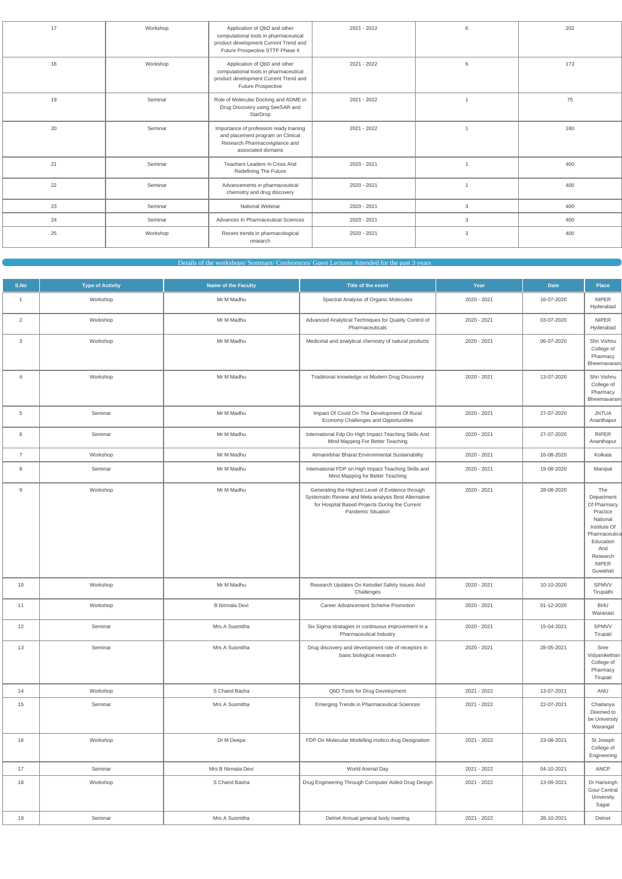| | | | | | |
|---|---|---|---|---|---|
| 17 | Workshop | Application of QbD and other computational tools in pharmaceutical product development Current Trend and Future Prospective STTP Phase II | 2021 - 2022 | 6 | 202 |
| 18 | Workshop | Application of QbD and other computational tools in pharmaceutical product development Current Trend and Future Prospective | 2021 - 2022 | 6 | 173 |
| 19 | Seminar | Role of Molecular Docking and ADME in Drug Discovery using SeeSAR and StarDrop | 2021 - 2022 | 1 | 75 |
| 20 | Seminar | Importance of profession ready training and placement program on Clinical Research Pharmacovigilance and associated domains | 2021 - 2022 | 1 | 180 |
| 21 | Seminar | Teachers Leaders In Crisis And Redefining The Future | 2020 - 2021 | 1 | 400 |
| 22 | Seminar | Advancements in pharmaceutical chemistry and drug discovery | 2020 - 2021 | 1 | 400 |
| 23 | Seminar | National Webinar | 2020 - 2021 | 3 | 400 |
| 24 | Seminar | Advances In Pharmaceutical Sciences | 2020 - 2021 | 3 | 400 |
| 25 | Workshop | Recent trends in pharmacological research | 2020 - 2021 | 3 | 400 |

## Details of the workshops/ Seminars/ Conferences/ Guest Lectures Attended for the past 3 years

| S.No | Type of Activity | Name of the Faculty | Title of the event | Year | Date | Place |
|---|---|---|---|---|---|---|
| 1 | Workshop | Mr M Madhu | Spectral Analysis of Organic Molecules | 2020 - 2021 | 16-07-2020 | NIPER Hyderabad |
| 2 | Workshop | Mr M Madhu | Advanced Analytical Techniques for Quality Control of Pharmaceuticals | 2020 - 2021 | 03-07-2020 | NIPER Hyderabad |
| 3 | Workshop | Mr M Madhu | Medicinal and analytical chemistry of natural products | 2020 - 2021 | 06-07-2020 | Shri Vishnu College of Pharmacy Bheemavaram |
| 4 | Workshop | Mr M Madhu | Traditional knowledge vs Modern Drug Discovery | 2020 - 2021 | 13-07-2020 | Shri Vishnu College of Pharmacy Bheemavaram |
| 5 | Seminar | Mr M Madhu | Impact Of Covid On The Development Of Rural Economy Challenges and Opportunities | 2020 - 2021 | 27-07-2020 | JNTUA Ananthapur |
| 6 | Seminar | Mr M Madhu | International Fdp On High Impact Teaching Skills And Mind Mapping For Better Teaching | 2020 - 2021 | 27-07-2020 | RIPER Ananthapur |
| 7 | Workshop | Mr M Madhu | Atmanirbhar Bharat Environmental Sustainability | 2020 - 2021 | 16-08-2020 | Kolkata |
| 8 | Seminar | Mr M Madhu | International FDP on High Impact Teaching Skills and Mind Mapping for Better Teaching | 2020 - 2021 | 19-08-2020 | Manipal |
| 9 | Workshop | Mr M Madhu | Generating the Highest Level of Evidence through Systematic Review and Meta analysis Best Alternative for Hospital Based Projects During the Current Pandemic Situation | 2020 - 2021 | 28-08-2020 | The Department Of Pharmacy Practice National Institute Of Pharmaceutical Education And Research NIPER Guwahati |
| 10 | Workshop | Mr M Madhu | Research Updates On Ketodiet Safety Issues And Challenges | 2020 - 2021 | 10-10-2020 | SPMVV Tirupathi |
| 11 | Workshop | B Nirmala Devi | Career Advancement Scheme Promotion | 2020 - 2021 | 01-12-2020 | BHU Waranasi |
| 12 | Seminar | Mrs A Susmitha | Six Sigma stratagies in continuous improvement in a Pharmaceutical Industry | 2020 - 2021 | 15-04-2021 | SPMVV Tirupati |
| 13 | Seminar | Mrs A Susmitha | Drug discovery and development role of receptors in basic biological research | 2020 - 2021 | 28-05-2021 | Sree Vidyanikethan College of Pharmacy Tirupati |
| 14 | Workshop | S Chand Basha | QbD Tools for Drug Development | 2021 - 2022 | 13-07-2021 | ANU |
| 15 | Seminar | Mrs A Susmitha | Emerging Trends in Pharmaceutical Sciences | 2021 - 2022 | 22-07-2021 | Chaitanya Deemed to be University Warangal |
| 16 | Workshop | Dr M Deepa | FDP On Molecular Modelling insilico drug Designation | 2021 - 2022 | 23-08-2021 | St Joseph College of Engineering |
| 17 | Seminar | Mrs B Nirmala Devi | World Animal Day | 2021 - 2022 | 04-10-2021 | ANCP |
| 18 | Workshop | S Chand Basha | Drug Engineering Through Computer Aided Drug Design | 2021 - 2022 | 13-09-2021 | Dr Harisingh Gour Central University Sagar |
| 19 | Seminar | Mrs A Susmitha | Delnet Annual general body meeting | 2021 - 2022 | 28-10-2021 | Delnet |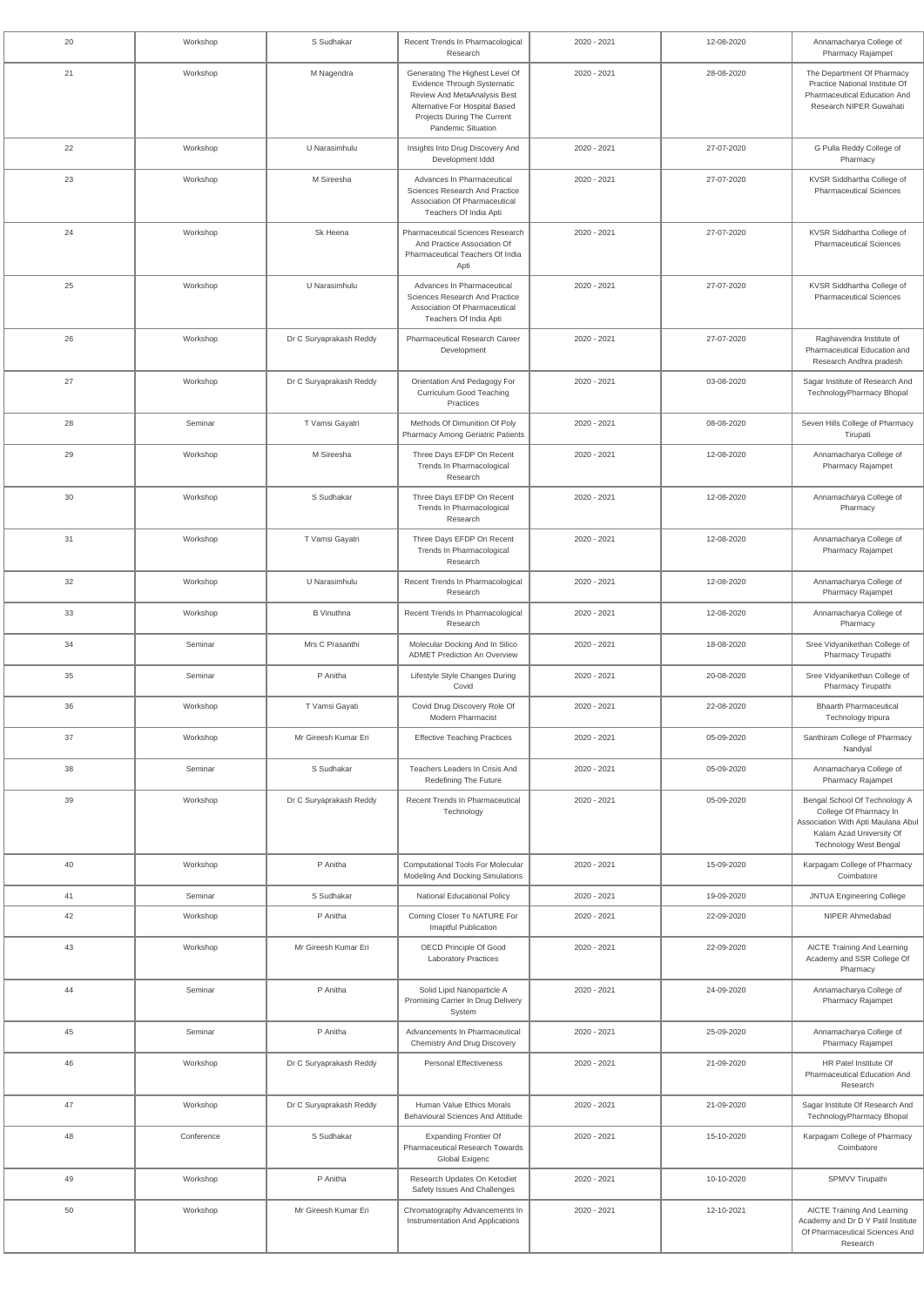| 20 | Workshop | S Sudhakar | Recent Trends In Pharmacological Research | 2020 - 2021 | 12-08-2020 | Annamacharya College of Pharmacy Rajampet |
|---|---|---|---|---|---|---|
| 21 | Workshop | M Nagendra | Generating The Highest Level Of Evidence Through Systematic Review And MetaAnalysis Best Alternative For Hospital Based Projects During The Current Pandemic Situation | 2020 - 2021 | 28-08-2020 | The Department Of Pharmacy Practice National Institute Of Pharmaceutical Education And Research NIPER Guwahati |
| 22 | Workshop | U Narasimhulu | Insights Into Drug Discovery And Development Iddd | 2020 - 2021 | 27-07-2020 | G Pulla Reddy College of Pharmacy |
| 23 | Workshop | M Sireesha | Advances In Pharmaceutical Sciences Research And Practice Association Of Pharmaceutical Teachers Of India Apti | 2020 - 2021 | 27-07-2020 | KVSR Siddhartha College of Pharmaceutical Sciences |
| 24 | Workshop | Sk Heena | Pharmaceutical Sciences Research And Practice Association Of Pharmaceutical Teachers Of India Apti | 2020 - 2021 | 27-07-2020 | KVSR Siddhartha College of Pharmaceutical Sciences |
| 25 | Workshop | U Narasimhulu | Advances In Pharmaceutical Sciences Research And Practice Association Of Pharmaceutical Teachers Of India Apti | 2020 - 2021 | 27-07-2020 | KVSR Siddhartha College of Pharmaceutical Sciences |
| 26 | Workshop | Dr C Suryaprakash Reddy | Pharmaceutical Research Career Development | 2020 - 2021 | 27-07-2020 | Raghavendra Institute of Pharmaceutical Education and Research Andhra pradesh |
| 27 | Workshop | Dr C Suryaprakash Reddy | Orientation And Pedagogy For Curriculum Good Teaching Practices | 2020 - 2021 | 03-08-2020 | Sagar Institute of Research And TechnologyPharmacy Bhopal |
| 28 | Seminar | T Vamsi Gayatri | Methods Of Dimunition Of Poly Pharmacy Among Geriatric Patients | 2020 - 2021 | 08-08-2020 | Seven Hills College of Pharmacy Tirupati |
| 29 | Workshop | M Sireesha | Three Days EFDP On Recent Trends In Pharmacological Research | 2020 - 2021 | 12-08-2020 | Annamacharya College of Pharmacy Rajampet |
| 30 | Workshop | S Sudhakar | Three Days EFDP On Recent Trends In Pharmacological Research | 2020 - 2021 | 12-08-2020 | Annamacharya College of Pharmacy |
| 31 | Workshop | T Vamsi Gayatri | Three Days EFDP On Recent Trends In Pharmacological Research | 2020 - 2021 | 12-08-2020 | Annamacharya College of Pharmacy Rajampet |
| 32 | Workshop | U Narasimhulu | Recent Trends In Pharmacological Research | 2020 - 2021 | 12-08-2020 | Annamacharya College of Pharmacy Rajampet |
| 33 | Workshop | B Vinuthna | Recent Trends In Pharmacological Research | 2020 - 2021 | 12-08-2020 | Annamacharya College of Pharmacy |
| 34 | Seminar | Mrs C Prasanthi | Molecular Docking And In Silico ADMET Prediction An Overview | 2020 - 2021 | 18-08-2020 | Sree Vidyanikethan College of Pharmacy Tirupathi |
| 35 | Seminar | P Anitha | Lifestyle Style Changes During Covid | 2020 - 2021 | 20-08-2020 | Sree Vidyanikethan College of Pharmacy Tirupathi |
| 36 | Workshop | T Vamsi Gayati | Covid Drug Discovery Role Of Modern Pharmacist | 2020 - 2021 | 22-08-2020 | Bhaarth Pharmaceutical Technology tripura |
| 37 | Workshop | Mr Gireesh Kumar Eri | Effective Teaching Practices | 2020 - 2021 | 05-09-2020 | Santhiram College of Pharmacy Nandyal |
| 38 | Seminar | S Sudhakar | Teachers Leaders In Crisis And Redefining The Future | 2020 - 2021 | 05-09-2020 | Annamacharya College of Pharmacy Rajampet |
| 39 | Workshop | Dr C Suryaprakash Reddy | Recent Trends In Pharmaceutical Technology | 2020 - 2021 | 05-09-2020 | Bengal School Of Technology A College Of Pharmacy In Association With Apti Maulana Abul Kalam Azad University Of Technology West Bengal |
| 40 | Workshop | P Anitha | Computational Tools For Molecular Modeling And Docking Simulations | 2020 - 2021 | 15-09-2020 | Karpagam College of Pharmacy Coimbatore |
| 41 | Seminar | S Sudhakar | National Educational Policy | 2020 - 2021 | 19-09-2020 | JNTUA Engineering College |
| 42 | Workshop | P Anitha | Coming Closer To NATURE For Imaptful Publication | 2020 - 2021 | 22-09-2020 | NIPER Ahmedabad |
| 43 | Workshop | Mr Gireesh Kumar Eri | OECD Principle Of Good Laboratory Practices | 2020 - 2021 | 22-09-2020 | AICTE Training And Learning Academy and SSR College Of Pharmacy |
| 44 | Seminar | P Anitha | Solid Lipid Nanoparticle A Promising Carrier In Drug Delivery System | 2020 - 2021 | 24-09-2020 | Annamacharya College of Pharmacy Rajampet |
| 45 | Seminar | P Anitha | Advancements In Pharmaceutical Chemistry And Drug Discovery | 2020 - 2021 | 25-09-2020 | Annamacharya College of Pharmacy Rajampet |
| 46 | Workshop | Dr C Suryaprakash Reddy | Personal Effectiveness | 2020 - 2021 | 21-09-2020 | HR Patel Institute Of Pharmaceutical Education And Research |
| 47 | Workshop | Dr C Suryaprakash Reddy | Human Value Ethics Morals Behavioural Sciences And Attitude | 2020 - 2021 | 21-09-2020 | Sagar Institute Of Research And TechnologyPharmacy Bhopal |
| 48 | Conference | S Sudhakar | Expanding Frontier Of Pharmaceutical Research Towards Global Exigenc | 2020 - 2021 | 15-10-2020 | Karpagam College of Pharmacy Coimbatore |
| 49 | Workshop | P Anitha | Research Updates On Ketodiet Safety Issues And Challenges | 2020 - 2021 | 10-10-2020 | SPMVV Tirupathi |
| 50 | Workshop | Mr Gireesh Kumar Eri | Chromatography Advancements In Instrumentation And Applications | 2020 - 2021 | 12-10-2021 | AICTE Training And Learning Academy and Dr D Y Patil Institute Of Pharmaceutical Sciences And Research |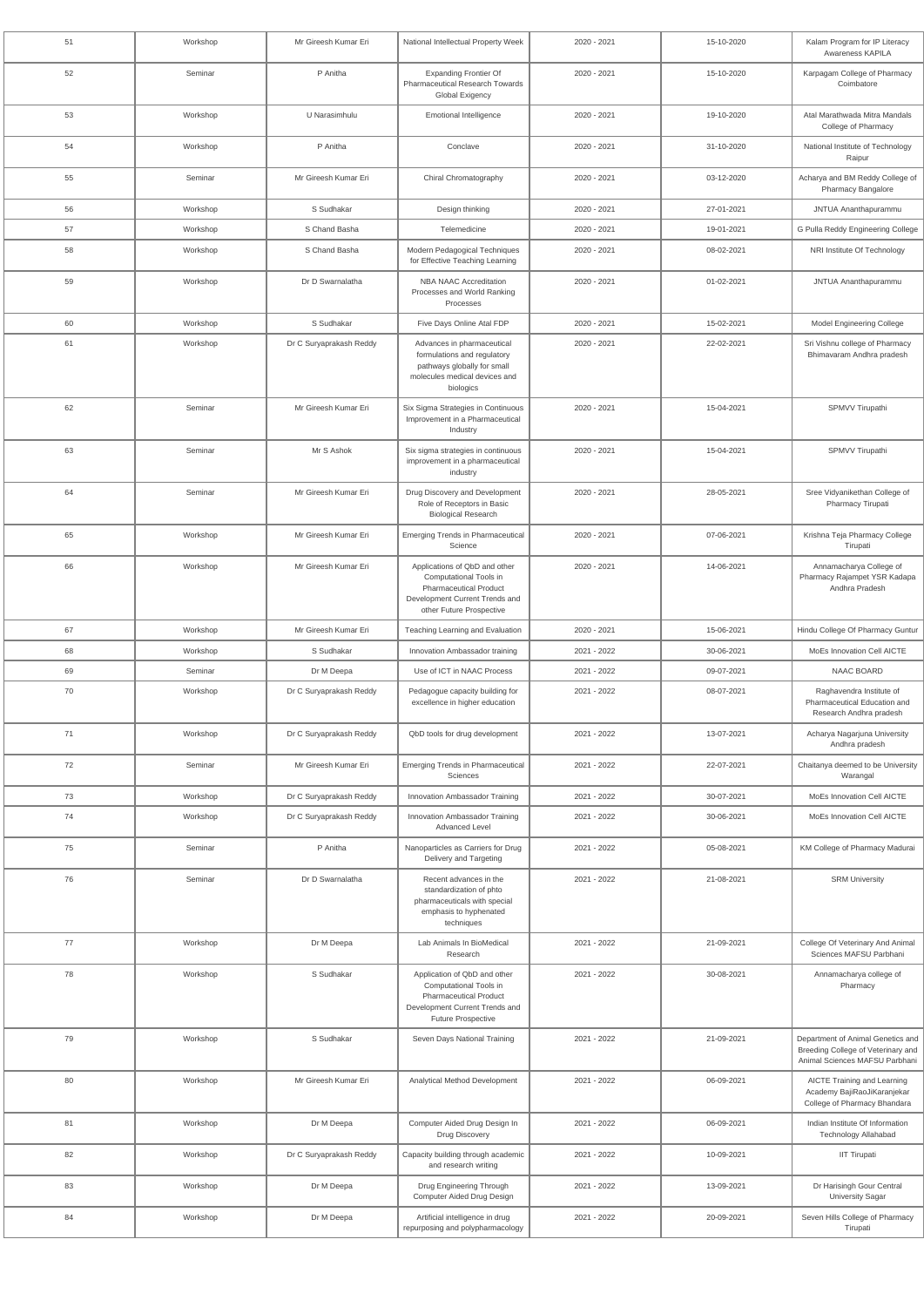| 51 | Workshop | Mr Gireesh Kumar Eri | National Intellectual Property Week | 2020 - 2021 | 15-10-2020 | Kalam Program for IP Literacy Awareness KAPILA |
|---|---|---|---|---|---|---|
| 52 | Seminar | P Anitha | Expanding Frontier Of Pharmaceutical Research Towards Global Exigency | 2020 - 2021 | 15-10-2020 | Karpagam College of Pharmacy Coimbatore |
| 53 | Workshop | U Narasimhulu | Emotional Intelligence | 2020 - 2021 | 19-10-2020 | Atal Marathwada Mitra Mandals College of Pharmacy |
| 54 | Workshop | P Anitha | Conclave | 2020 - 2021 | 31-10-2020 | National Institute of Technology Raipur |
| 55 | Seminar | Mr Gireesh Kumar Eri | Chiral Chromatography | 2020 - 2021 | 03-12-2020 | Acharya and BM Reddy College of Pharmacy Bangalore |
| 56 | Workshop | S Sudhakar | Design thinking | 2020 - 2021 | 27-01-2021 | JNTUA Ananthapurammu |
| 57 | Workshop | S Chand Basha | Telemedicine | 2020 - 2021 | 19-01-2021 | G Pulla Reddy Engineering College |
| 58 | Workshop | S Chand Basha | Modern Pedagogical Techniques for Effective Teaching Learning | 2020 - 2021 | 08-02-2021 | NRI Institute Of Technology |
| 59 | Workshop | Dr D Swarnalatha | NBA NAAC Accreditation Processes and World Ranking Processes | 2020 - 2021 | 01-02-2021 | JNTUA Ananthapurammu |
| 60 | Workshop | S Sudhakar | Five Days Online Atal FDP | 2020 - 2021 | 15-02-2021 | Model Engineering College |
| 61 | Workshop | Dr C Suryaprakash Reddy | Advances in pharmaceutical formulations and regulatory pathways globally for small molecules medical devices and biologics | 2020 - 2021 | 22-02-2021 | Sri Vishnu college of Pharmacy Bhimavaram Andhra pradesh |
| 62 | Seminar | Mr Gireesh Kumar Eri | Six Sigma Strategies in Continuous Improvement in a Pharmaceutical Industry | 2020 - 2021 | 15-04-2021 | SPMVV Tirupathi |
| 63 | Seminar | Mr S Ashok | Six sigma strategies in continuous improvement in a pharmaceutical industry | 2020 - 2021 | 15-04-2021 | SPMVV Tirupathi |
| 64 | Seminar | Mr Gireesh Kumar Eri | Drug Discovery and Development Role of Receptors in Basic Biological Research | 2020 - 2021 | 28-05-2021 | Sree Vidyanikethan College of Pharmacy Tirupati |
| 65 | Workshop | Mr Gireesh Kumar Eri | Emerging Trends in Pharmaceutical Science | 2020 - 2021 | 07-06-2021 | Krishna Teja Pharmacy College Tirupati |
| 66 | Workshop | Mr Gireesh Kumar Eri | Applications of QbD and other Computational Tools in Pharmaceutical Product Development Current Trends and other Future Prospective | 2020 - 2021 | 14-06-2021 | Annamacharya College of Pharmacy Rajampet YSR Kadapa Andhra Pradesh |
| 67 | Workshop | Mr Gireesh Kumar Eri | Teaching Learning and Evaluation | 2020 - 2021 | 15-06-2021 | Hindu College Of Pharmacy Guntur |
| 68 | Workshop | S Sudhakar | Innovation Ambassador training | 2021 - 2022 | 30-06-2021 | MoEs Innovation Cell AICTE |
| 69 | Seminar | Dr M Deepa | Use of ICT in NAAC Process | 2021 - 2022 | 09-07-2021 | NAAC BOARD |
| 70 | Workshop | Dr C Suryaprakash Reddy | Pedagogue capacity building for excellence in higher education | 2021 - 2022 | 08-07-2021 | Raghavendra Institute of Pharmaceutical Education and Research Andhra pradesh |
| 71 | Workshop | Dr C Suryaprakash Reddy | QbD tools for drug development | 2021 - 2022 | 13-07-2021 | Acharya Nagarjuna University Andhra pradesh |
| 72 | Seminar | Mr Gireesh Kumar Eri | Emerging Trends in Pharmaceutical Sciences | 2021 - 2022 | 22-07-2021 | Chaitanya deemed to be University Warangal |
| 73 | Workshop | Dr C Suryaprakash Reddy | Innovation Ambassador Training | 2021 - 2022 | 30-07-2021 | MoEs Innovation Cell AICTE |
| 74 | Workshop | Dr C Suryaprakash Reddy | Innovation Ambassador Training Advanced Level | 2021 - 2022 | 30-06-2021 | MoEs Innovation Cell AICTE |
| 75 | Seminar | P Anitha | Nanoparticles as Carriers for Drug Delivery and Targeting | 2021 - 2022 | 05-08-2021 | KM College of Pharmacy Madurai |
| 76 | Seminar | Dr D Swarnalatha | Recent advances in the standardization of phto pharmaceuticals with special emphasis to hyphenated techniques | 2021 - 2022 | 21-08-2021 | SRM University |
| 77 | Workshop | Dr M Deepa | Lab Animals In BioMedical Research | 2021 - 2022 | 21-09-2021 | College Of Veterinary And Animal Sciences MAFSU Parbhani |
| 78 | Workshop | S Sudhakar | Application of QbD and other Computational Tools in Pharmaceutical Product Development Current Trends and Future Prospective | 2021 - 2022 | 30-08-2021 | Annamacharya college of Pharmacy |
| 79 | Workshop | S Sudhakar | Seven Days National Training | 2021 - 2022 | 21-09-2021 | Department of Animal Genetics and Breeding College of Veterinary and Animal Sciences MAFSU Parbhani |
| 80 | Workshop | Mr Gireesh Kumar Eri | Analytical Method Development | 2021 - 2022 | 06-09-2021 | AICTE Training and Learning Academy BajiRaoJiKaranjekar College of Pharmacy Bhandara |
| 81 | Workshop | Dr M Deepa | Computer Aided Drug Design In Drug Discovery | 2021 - 2022 | 06-09-2021 | Indian Institute Of Information Technology Allahabad |
| 82 | Workshop | Dr C Suryaprakash Reddy | Capacity building through academic and research writing | 2021 - 2022 | 10-09-2021 | IIT Tirupati |
| 83 | Workshop | Dr M Deepa | Drug Engineering Through Computer Aided Drug Design | 2021 - 2022 | 13-09-2021 | Dr Harisingh Gour Central University Sagar |
| 84 | Workshop | Dr M Deepa | Artificial intelligence in drug repurposing and polypharmacology | 2021 - 2022 | 20-09-2021 | Seven Hills College of Pharmacy Tirupati |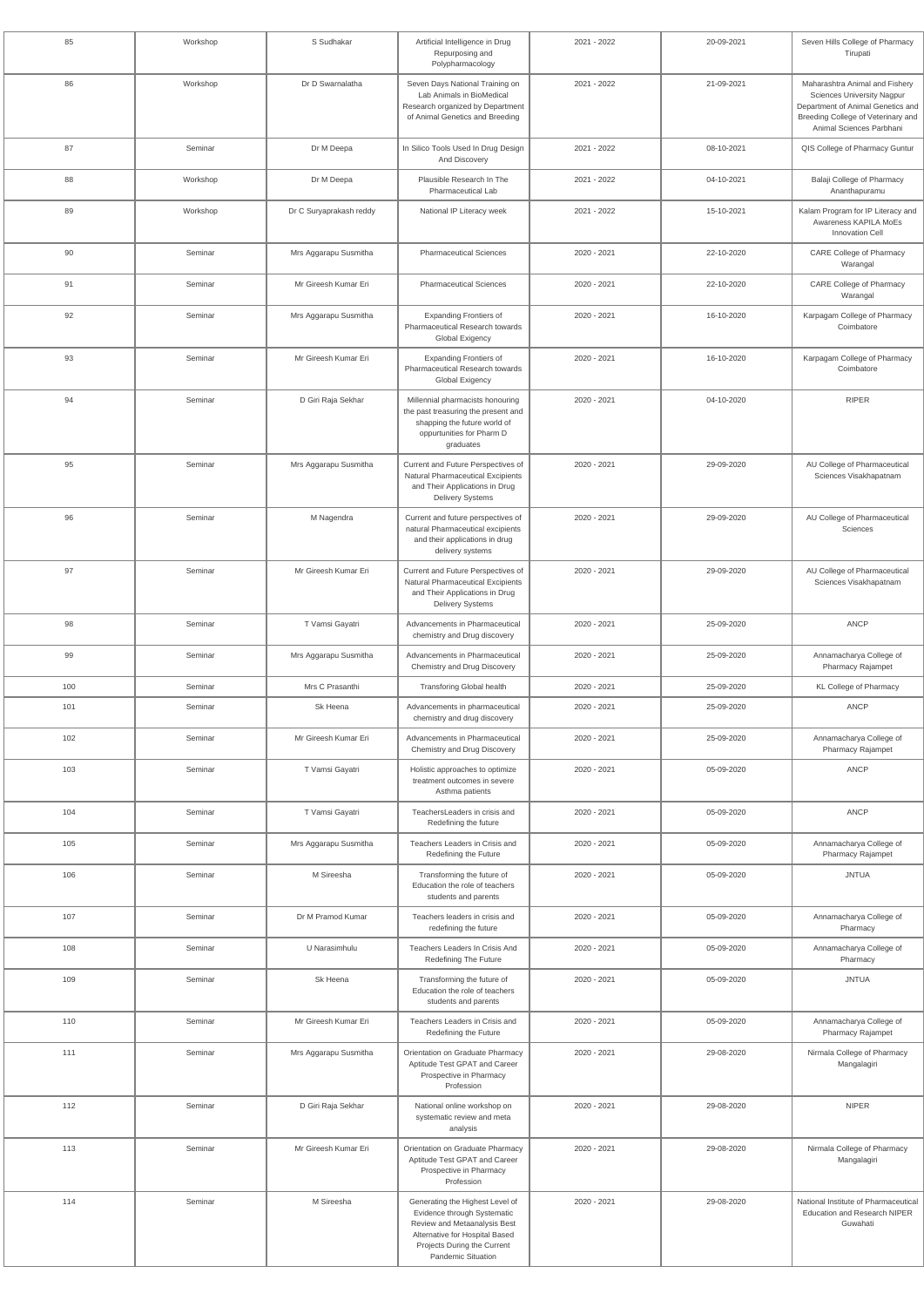| 85 | Workshop | S Sudhakar | Artificial Intelligence in Drug Repurposing and Polypharmacology | 2021 - 2022 | 20-09-2021 | Seven Hills College of Pharmacy Tirupati |
|---|---|---|---|---|---|---|
| 86 | Workshop | Dr D Swarnalatha | Seven Days National Training on Lab Animals in BioMedical Research organized by Department of Animal Genetics and Breeding | 2021 - 2022 | 21-09-2021 | Maharashtra Animal and Fishery Sciences University Nagpur Department of Animal Genetics and Breeding College of Veterinary and Animal Sciences Parbhani |
| 87 | Seminar | Dr M Deepa | In Silico Tools Used In Drug Design And Discovery | 2021 - 2022 | 08-10-2021 | QIS College of Pharmacy Guntur |
| 88 | Workshop | Dr M Deepa | Plausible Research In The Pharmaceutical Lab | 2021 - 2022 | 04-10-2021 | Balaji College of Pharmacy Ananthapuramu |
| 89 | Workshop | Dr C Suryaprakash reddy | National IP Literacy week | 2021 - 2022 | 15-10-2021 | Kalam Program for IP Literacy and Awareness KAPILA MoEs Innovation Cell |
| 90 | Seminar | Mrs Aggarapu Susmitha | Pharmaceutical Sciences | 2020 - 2021 | 22-10-2020 | CARE College of Pharmacy Warangal |
| 91 | Seminar | Mr Gireesh Kumar Eri | Pharmaceutical Sciences | 2020 - 2021 | 22-10-2020 | CARE College of Pharmacy Warangal |
| 92 | Seminar | Mrs Aggarapu Susmitha | Expanding Frontiers of Pharmaceutical Research towards Global Exigency | 2020 - 2021 | 16-10-2020 | Karpagam College of Pharmacy Coimbatore |
| 93 | Seminar | Mr Gireesh Kumar Eri | Expanding Frontiers of Pharmaceutical Research towards Global Exigency | 2020 - 2021 | 16-10-2020 | Karpagam College of Pharmacy Coimbatore |
| 94 | Seminar | D Giri Raja Sekhar | Millennial pharmacists honouring the past treasuring the present and shapping the future world of oppurtunities for Pharm D graduates | 2020 - 2021 | 04-10-2020 | RIPER |
| 95 | Seminar | Mrs Aggarapu Susmitha | Current and Future Perspectives of Natural Pharmaceutical Excipients and Their Applications in Drug Delivery Systems | 2020 - 2021 | 29-09-2020 | AU College of Pharmaceutical Sciences Visakhapatnam |
| 96 | Seminar | M Nagendra | Current and future perspectives of natural Pharmaceutical excipients and their applications in drug delivery systems | 2020 - 2021 | 29-09-2020 | AU College of Pharmaceutical Sciences |
| 97 | Seminar | Mr Gireesh Kumar Eri | Current and Future Perspectives of Natural Pharmaceutical Excipients and Their Applications in Drug Delivery Systems | 2020 - 2021 | 29-09-2020 | AU College of Pharmaceutical Sciences Visakhapatnam |
| 98 | Seminar | T Vamsi Gayatri | Advancements in Pharmaceutical chemistry and Drug discovery | 2020 - 2021 | 25-09-2020 | ANCP |
| 99 | Seminar | Mrs Aggarapu Susmitha | Advancements in Pharmaceutical Chemistry and Drug Discovery | 2020 - 2021 | 25-09-2020 | Annamacharya College of Pharmacy Rajampet |
| 100 | Seminar | Mrs C Prasanthi | Transforing Global health | 2020 - 2021 | 25-09-2020 | KL College of Pharmacy |
| 101 | Seminar | Sk Heena | Advancements in pharmaceutical chemistry and drug discovery | 2020 - 2021 | 25-09-2020 | ANCP |
| 102 | Seminar | Mr Gireesh Kumar Eri | Advancements in Pharmaceutical Chemistry and Drug Discovery | 2020 - 2021 | 25-09-2020 | Annamacharya College of Pharmacy Rajampet |
| 103 | Seminar | T Vamsi Gayatri | Holistic approaches to optimize treatment outcomes in severe Asthma patients | 2020 - 2021 | 05-09-2020 | ANCP |
| 104 | Seminar | T Vamsi Gayatri | TeachersLeaders in crisis and Redefining the future | 2020 - 2021 | 05-09-2020 | ANCP |
| 105 | Seminar | Mrs Aggarapu Susmitha | Teachers Leaders in Crisis and Redefining the Future | 2020 - 2021 | 05-09-2020 | Annamacharya College of Pharmacy Rajampet |
| 106 | Seminar | M Sireesha | Transforming the future of Education the role of teachers students and parents | 2020 - 2021 | 05-09-2020 | JNTUA |
| 107 | Seminar | Dr M Pramod Kumar | Teachers leaders in crisis and redefining the future | 2020 - 2021 | 05-09-2020 | Annamacharya College of Pharmacy |
| 108 | Seminar | U Narasimhulu | Teachers Leaders In Crisis And Redefining The Future | 2020 - 2021 | 05-09-2020 | Annamacharya College of Pharmacy |
| 109 | Seminar | Sk Heena | Transforming the future of Education the role of teachers students and parents | 2020 - 2021 | 05-09-2020 | JNTUA |
| 110 | Seminar | Mr Gireesh Kumar Eri | Teachers Leaders in Crisis and Redefining the Future | 2020 - 2021 | 05-09-2020 | Annamacharya College of Pharmacy Rajampet |
| 111 | Seminar | Mrs Aggarapu Susmitha | Orientation on Graduate Pharmacy Aptitude Test GPAT and Career Prospective in Pharmacy Profession | 2020 - 2021 | 29-08-2020 | Nirmala College of Pharmacy Mangalagiri |
| 112 | Seminar | D Giri Raja Sekhar | National online workshop on systematic review and meta analysis | 2020 - 2021 | 29-08-2020 | NIPER |
| 113 | Seminar | Mr Gireesh Kumar Eri | Orientation on Graduate Pharmacy Aptitude Test GPAT and Career Prospective in Pharmacy Profession | 2020 - 2021 | 29-08-2020 | Nirmala College of Pharmacy Mangalagiri |
| 114 | Seminar | M Sireesha | Generating the Highest Level of Evidence through Systematic Review and Metaanalysis Best Alternative for Hospital Based Projects During the Current Pandemic Situation | 2020 - 2021 | 29-08-2020 | National Institute of Pharmaceutical Education and Research NIPER Guwahati |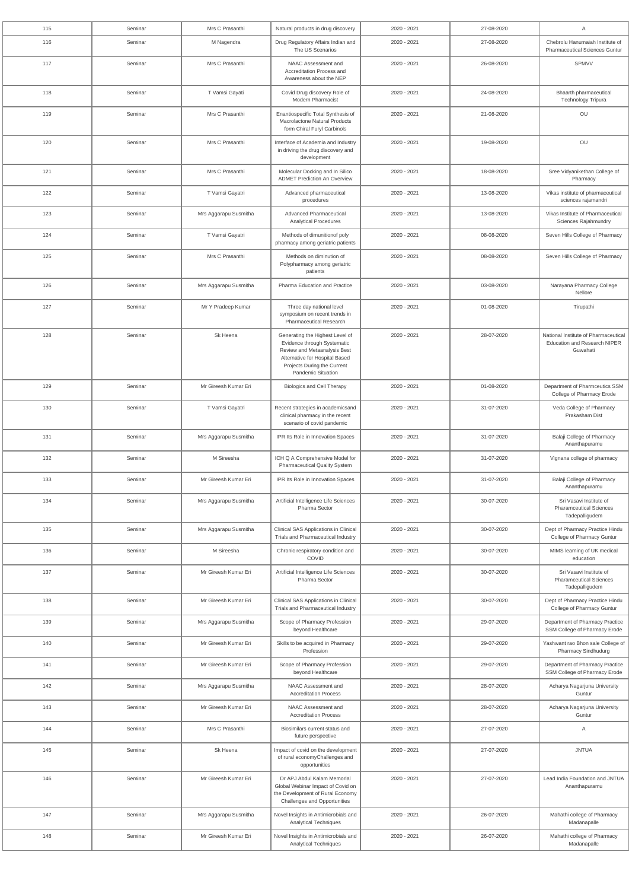| 115 | Seminar | Mrs C Prasanthi | Natural products in drug discovery | 2020 - 2021 | 27-08-2020 | A |
|---|---|---|---|---|---|---|
| 116 | Seminar | M Nagendra | Drug Regulatory Affairs Indian and The US Scenarios | 2020 - 2021 | 27-08-2020 | Chebrolu Hanumaiah Institute of Pharmaceutical Sciences Guntur |
| 117 | Seminar | Mrs C Prasanthi | NAAC Assessment and Accreditation Process and Awareness about the NEP | 2020 - 2021 | 26-08-2020 | SPMVV |
| 118 | Seminar | T Vamsi Gayati | Covid Drug discovery Role of Modern Pharmacist | 2020 - 2021 | 24-08-2020 | Bhaarth pharmaceutical Technology Tripura |
| 119 | Seminar | Mrs C Prasanthi | Enantiospecific Total Synthesis of Macrolactone Natural Products form Chiral Furyl Carbinols | 2020 - 2021 | 21-08-2020 | OU |
| 120 | Seminar | Mrs C Prasanthi | Interface of Academia and Industry in driving the drug discovery and development | 2020 - 2021 | 19-08-2020 | OU |
| 121 | Seminar | Mrs C Prasanthi | Molecular Docking and In Silico ADMET Prediction An Overview | 2020 - 2021 | 18-08-2020 | Sree Vidyanikethan College of Pharmacy |
| 122 | Seminar | T Vamsi Gayatri | Advanced pharmaceutical procedures | 2020 - 2021 | 13-08-2020 | Vikas institute of pharmaceutical sciences rajamandri |
| 123 | Seminar | Mrs Aggarapu Susmitha | Advanced Pharmaceutical Analytical Procedures | 2020 - 2021 | 13-08-2020 | Vikas Institute of Pharmaceutical Sciences Rajahmundry |
| 124 | Seminar | T Vamsi Gayatri | Methods of dimunitionof poly pharmacy among geriatric patients | 2020 - 2021 | 08-08-2020 | Seven Hills College of Pharmacy |
| 125 | Seminar | Mrs C Prasanthi | Methods on diminution of Polypharmacy among geriatric patients | 2020 - 2021 | 08-08-2020 | Seven Hills College of Pharmacy |
| 126 | Seminar | Mrs Aggarapu Susmitha | Pharma Education and Practice | 2020 - 2021 | 03-08-2020 | Narayana Pharmacy College Nellore |
| 127 | Seminar | Mr Y Pradeep Kumar | Three day national level symposium on recent trends in Pharmaceutical Research | 2020 - 2021 | 01-08-2020 | Tirupathi |
| 128 | Seminar | Sk Heena | Generating the Highest Level of Evidence through Systematic Review and Metaanalysis Best Alternative for Hospital Based Projects During the Current Pandemic Situation | 2020 - 2021 | 28-07-2020 | National Institute of Pharmaceutical Education and Research NIPER Guwahati |
| 129 | Seminar | Mr Gireesh Kumar Eri | Biologics and Cell Therapy | 2020 - 2021 | 01-08-2020 | Department of Pharmceutics SSM College of Pharmacy Erode |
| 130 | Seminar | T Vamsi Gayatri | Recent strategies in academicsand clinical pharmacy in the recent scenario of covid pandemic | 2020 - 2021 | 31-07-2020 | Veda College of Pharmacy Prakasham Dist |
| 131 | Seminar | Mrs Aggarapu Susmitha | IPR Its Role in Innovation Spaces | 2020 - 2021 | 31-07-2020 | Balaji College of Pharmacy Ananthapuramu |
| 132 | Seminar | M Sireesha | ICH Q A Comprehensive Model for Pharmaceutical Quality System | 2020 - 2021 | 31-07-2020 | Vignana college of pharmacy |
| 133 | Seminar | Mr Gireesh Kumar Eri | IPR Its Role in Innovation Spaces | 2020 - 2021 | 31-07-2020 | Balaji College of Pharmacy Ananthapuramu |
| 134 | Seminar | Mrs Aggarapu Susmitha | Artificial Intelligence Life Sciences Pharma Sector | 2020 - 2021 | 30-07-2020 | Sri Vasavi Institute of Pharamceutical Sciences Tadepalligudem |
| 135 | Seminar | Mrs Aggarapu Susmitha | Clinical SAS Applications in Clinical Trials and Pharmaceutical Industry | 2020 - 2021 | 30-07-2020 | Dept of Pharmacy Practice Hindu College of Pharmacy Guntur |
| 136 | Seminar | M Sireesha | Chronic respiratory condition and COVID | 2020 - 2021 | 30-07-2020 | MIMS learning of UK medical education |
| 137 | Seminar | Mr Gireesh Kumar Eri | Artificial Intelligence Life Sciences Pharma Sector | 2020 - 2021 | 30-07-2020 | Sri Vasavi Institute of Pharamceutical Sciences Tadepalligudem |
| 138 | Seminar | Mr Gireesh Kumar Eri | Clinical SAS Applications in Clinical Trials and Pharmaceutical Industry | 2020 - 2021 | 30-07-2020 | Dept of Pharmacy Practice Hindu College of Pharmacy Guntur |
| 139 | Seminar | Mrs Aggarapu Susmitha | Scope of Pharmacy Profession beyond Healthcare | 2020 - 2021 | 29-07-2020 | Department of Pharmacy Practice SSM College of Pharmacy Erode |
| 140 | Seminar | Mr Gireesh Kumar Eri | Skills to be acquired in Pharmacy Profession | 2020 - 2021 | 29-07-2020 | Yashwant rao Bhon sale College of Pharmacy Sindhudurg |
| 141 | Seminar | Mr Gireesh Kumar Eri | Scope of Pharmacy Profession beyond Healthcare | 2020 - 2021 | 29-07-2020 | Department of Pharmacy Practice SSM College of Pharmacy Erode |
| 142 | Seminar | Mrs Aggarapu Susmitha | NAAC Assessment and Accreditation Process | 2020 - 2021 | 28-07-2020 | Acharya Nagarjuna University Guntur |
| 143 | Seminar | Mr Gireesh Kumar Eri | NAAC Assessment and Accreditation Process | 2020 - 2021 | 28-07-2020 | Acharya Nagarjuna University Guntur |
| 144 | Seminar | Mrs C Prasanthi | Biosimilars current status and future perspective | 2020 - 2021 | 27-07-2020 | A |
| 145 | Seminar | Sk Heena | Impact of covid on the development of rural economyChallenges and opportunities | 2020 - 2021 | 27-07-2020 | JNTUA |
| 146 | Seminar | Mr Gireesh Kumar Eri | Dr APJ Abdul Kalam Memorial Global Webinar Impact of Covid on the Development of Rural Economy Challenges and Opportunities | 2020 - 2021 | 27-07-2020 | Lead India Foundation and JNTUA Ananthapuramu |
| 147 | Seminar | Mrs Aggarapu Susmitha | Novel Insights in Antimicrobials and Analytical Techniques | 2020 - 2021 | 26-07-2020 | Mahathi college of Pharmacy Madanapalle |
| 148 | Seminar | Mr Gireesh Kumar Eri | Novel Insights in Antimicrobials and Analytical Techniques | 2020 - 2021 | 26-07-2020 | Mahathi college of Pharmacy Madanapalle |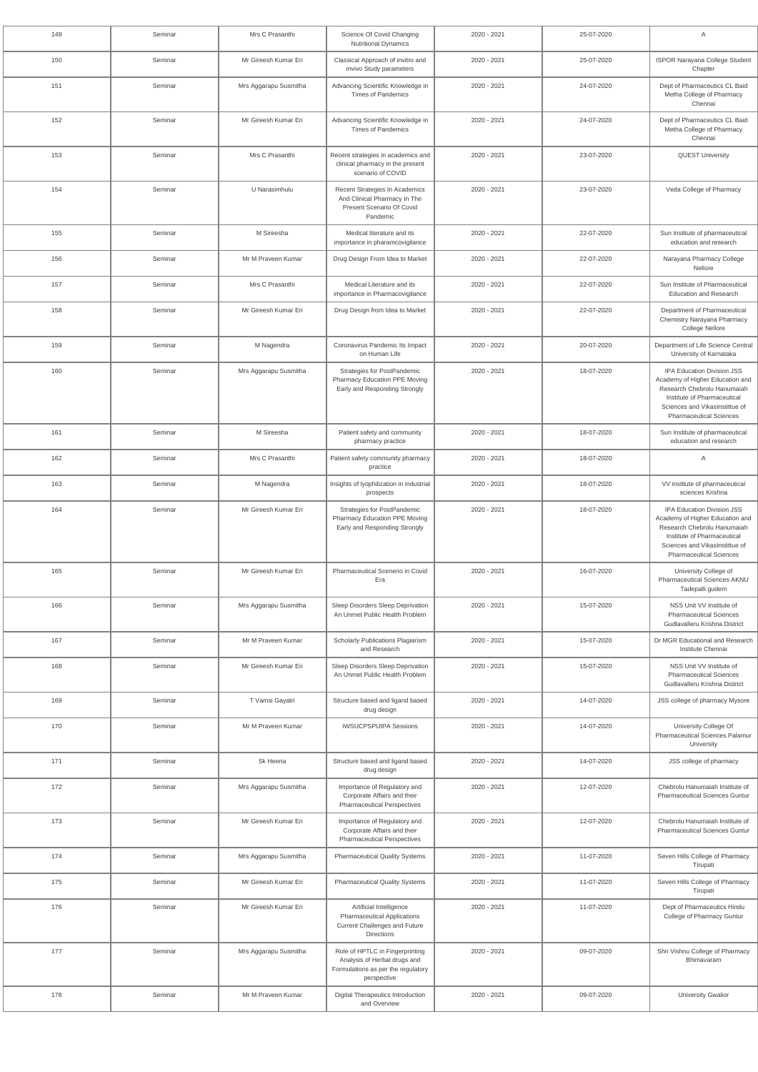| 149 | Seminar | Mrs C Prasanthi | Science Of Covid Changing Nutritional Dynamics | 2020 - 2021 | 25-07-2020 | A |
|---|---|---|---|---|---|---|
| 150 | Seminar | Mr Gireesh Kumar Eri | Classical Approach of invitro and invivo Study parameters | 2020 - 2021 | 25-07-2020 | ISPOR Narayana College Student Chapter |
| 151 | Seminar | Mrs Aggarapu Susmitha | Advancing Scientific Knowledge in Times of Pandemics | 2020 - 2021 | 24-07-2020 | Dept of Pharmaceutics CL Baid Metha College of Pharmacy Chennai |
| 152 | Seminar | Mr Gireesh Kumar Eri | Advancing Scientific Knowledge in Times of Pandemics | 2020 - 2021 | 24-07-2020 | Dept of Pharmaceutics CL Baid Metha College of Pharmacy Chennai |
| 153 | Seminar | Mrs C Prasanthi | Recent strategies in academics and clinical pharmacy in the present scenario of COVID | 2020 - 2021 | 23-07-2020 | QUEST University |
| 154 | Seminar | U Narasimhulu | Recent Strategies In Academics And Clinical Pharmacy In The Present Scenario Of Covid Pandemic | 2020 - 2021 | 23-07-2020 | Veda College of Pharmacy |
| 155 | Seminar | M Sireesha | Medical literature and its importance in pharamcovigilance | 2020 - 2021 | 22-07-2020 | Sun Institute of pharmaceutical education and research |
| 156 | Seminar | Mr M Praveen Kumar | Drug Design From Idea to Market | 2020 - 2021 | 22-07-2020 | Narayana Pharmacy College Nellore |
| 157 | Seminar | Mrs C Prasanthi | Medical Literature and its importance in Pharmacovigilance | 2020 - 2021 | 22-07-2020 | Sun Institute of Pharmaceutical Education and Research |
| 158 | Seminar | Mr Gireesh Kumar Eri | Drug Design from Idea to Market | 2020 - 2021 | 22-07-2020 | Department of Pharmaceutical Chemistry Narayana Pharmacy College Nellore |
| 159 | Seminar | M Nagendra | Coronavirus Pandemic Its Impact on Human Life | 2020 - 2021 | 20-07-2020 | Department of Life Science Central University of Karnataka |
| 160 | Seminar | Mrs Aggarapu Susmitha | Strategies for PostPandemic Pharmacy Education PPE Moving Early and Responding Strongly | 2020 - 2021 | 18-07-2020 | IPA Education Division JSS Academy of Higher Education and Research Chebrolu Hanumaiah Institute of Pharmaceutical Sciences and VikasInstittue of Pharmaceutical Sciences |
| 161 | Seminar | M Sireesha | Patient safety and community pharmacy practice | 2020 - 2021 | 18-07-2020 | Sun Institute of pharmaceutical education and research |
| 162 | Seminar | Mrs C Prasanthi | Patient safety community pharmacy practice | 2020 - 2021 | 18-07-2020 | A |
| 163 | Seminar | M Nagendra | Insights of lyophilization in industrial prospects | 2020 - 2021 | 18-07-2020 | VV institute of pharmaceutical sciences Krishna |
| 164 | Seminar | Mr Gireesh Kumar Eri | Strategies for PostPandemic Pharmacy Education PPE Moving Early and Responding Strongly | 2020 - 2021 | 18-07-2020 | IPA Education Division JSS Academy of Higher Education and Research Chebrolu Hanumaiah Institute of Pharmaceutical Sciences and VikasInstittue of Pharmaceutical Sciences |
| 165 | Seminar | Mr Gireesh Kumar Eri | Pharmaceutical Scenerio in Covid Era | 2020 - 2021 | 16-07-2020 | University College of Pharmaceutical Sciences AKNU Tadepalli gudem |
| 166 | Seminar | Mrs Aggarapu Susmitha | Sleep Disorders Sleep Deprivation An Unmet Public Health Problem | 2020 - 2021 | 15-07-2020 | NSS Unit VV Institute of Pharmaceutical Sciences Gudlavalleru Krishna District |
| 167 | Seminar | Mr M Praveen Kumar | Scholarly Publications Plagiarism and Research | 2020 - 2021 | 15-07-2020 | Dr MGR Educational and Research Institute Chennai |
| 168 | Seminar | Mr Gireesh Kumar Eri | Sleep Disorders Sleep Deprivation An Unmet Public Health Problem | 2020 - 2021 | 15-07-2020 | NSS Unit VV Institute of Pharmaceutical Sciences Gudlavalleru Krishna District |
| 169 | Seminar | T Vamsi Gayatri | Structure based and ligand based drug design | 2020 - 2021 | 14-07-2020 | JSS college of pharmacy Mysore |
| 170 | Seminar | Mr M Praveen Kumar | IWSUCPSPUIPA Sessions | 2020 - 2021 | 14-07-2020 | University College Of Pharmaceutical Sciences Palamur University |
| 171 | Seminar | Sk Heena | Structure based and ligand based drug design | 2020 - 2021 | 14-07-2020 | JSS college of pharmacy |
| 172 | Seminar | Mrs Aggarapu Susmitha | Importance of Regulatory and Corporate Affairs and their Pharmaceutical Perspectives | 2020 - 2021 | 12-07-2020 | Chebrolu Hanumaiah Institute of Pharmaceutical Sciences Guntur |
| 173 | Seminar | Mr Gireesh Kumar Eri | Importance of Regulatory and Corporate Affairs and their Pharmaceutical Perspectives | 2020 - 2021 | 12-07-2020 | Chebrolu Hanumaiah Institute of Pharmaceutical Sciences Guntur |
| 174 | Seminar | Mrs Aggarapu Susmitha | Pharmaceutical Quality Systems | 2020 - 2021 | 11-07-2020 | Seven Hills College of Pharmacy Tirupati |
| 175 | Seminar | Mr Gireesh Kumar Eri | Pharmaceutical Quality Systems | 2020 - 2021 | 11-07-2020 | Seven Hills College of Pharmacy Tirupati |
| 176 | Seminar | Mr Gireesh Kumar Eri | Artificial Intelligence Pharmaceutical Applications Current Challenges and Future Directions | 2020 - 2021 | 11-07-2020 | Dept of Pharmaceutics Hindu College of Pharmacy Guntur |
| 177 | Seminar | Mrs Aggarapu Susmitha | Role of HPTLC in Fingerprinting Analysis of Herbal drugs and Formulations as per the regulatory perspective | 2020 - 2021 | 09-07-2020 | Shri Vishnu College of Pharmacy Bhimavaram |
| 178 | Seminar | Mr M Praveen Kumar | Digital Therapeutics Introduction and Overview | 2020 - 2021 | 09-07-2020 | University Gwalior |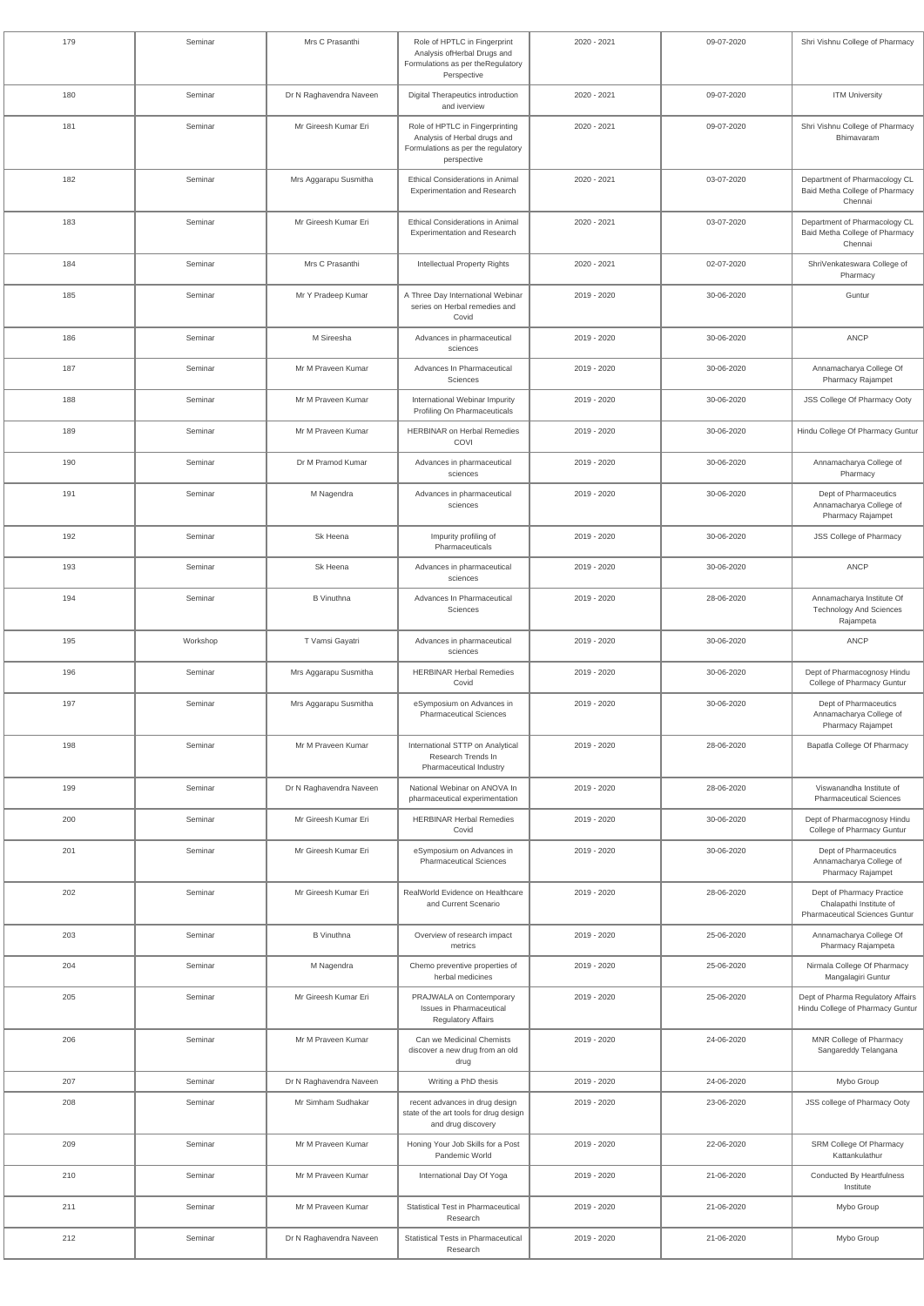| 179 | Seminar | Mrs C Prasanthi | Role of HPTLC in Fingerprint Analysis ofHerbal Drugs and Formulations as per theRegulatory Perspective | 2020 - 2021 | 09-07-2020 | Shri Vishnu College of Pharmacy |
|---|---|---|---|---|---|---|
| 180 | Seminar | Dr N Raghavendra Naveen | Digital Therapeutics introduction and iverview | 2020 - 2021 | 09-07-2020 | ITM University |
| 181 | Seminar | Mr Gireesh Kumar Eri | Role of HPTLC in Fingerprinting Analysis of Herbal drugs and Formulations as per the regulatory perspective | 2020 - 2021 | 09-07-2020 | Shri Vishnu College of Pharmacy Bhimavaram |
| 182 | Seminar | Mrs Aggarapu Susmitha | Ethical Considerations in Animal Experimentation and Research | 2020 - 2021 | 03-07-2020 | Department of Pharmacology CL Baid Metha College of Pharmacy Chennai |
| 183 | Seminar | Mr Gireesh Kumar Eri | Ethical Considerations in Animal Experimentation and Research | 2020 - 2021 | 03-07-2020 | Department of Pharmacology CL Baid Metha College of Pharmacy Chennai |
| 184 | Seminar | Mrs C Prasanthi | Intellectual Property Rights | 2020 - 2021 | 02-07-2020 | ShriVenkateswara College of Pharmacy |
| 185 | Seminar | Mr Y Pradeep Kumar | A Three Day International Webinar series on Herbal remedies and Covid | 2019 - 2020 | 30-06-2020 | Guntur |
| 186 | Seminar | M Sireesha | Advances in pharmaceutical sciences | 2019 - 2020 | 30-06-2020 | ANCP |
| 187 | Seminar | Mr M Praveen Kumar | Advances In Pharmaceutical Sciences | 2019 - 2020 | 30-06-2020 | Annamacharya College Of Pharmacy Rajampet |
| 188 | Seminar | Mr M Praveen Kumar | International Webinar Impurity Profiling On Pharmaceuticals | 2019 - 2020 | 30-06-2020 | JSS College Of Pharmacy Ooty |
| 189 | Seminar | Mr M Praveen Kumar | HERBINAR on Herbal Remedies COVI | 2019 - 2020 | 30-06-2020 | Hindu College Of Pharmacy Guntur |
| 190 | Seminar | Dr M Pramod Kumar | Advances in pharmaceutical sciences | 2019 - 2020 | 30-06-2020 | Annamacharya College of Pharmacy |
| 191 | Seminar | M Nagendra | Advances in pharmaceutical sciences | 2019 - 2020 | 30-06-2020 | Dept of Pharmaceutics Annamacharya College of Pharmacy Rajampet |
| 192 | Seminar | Sk Heena | Impurity profiling of Pharmaceuticals | 2019 - 2020 | 30-06-2020 | JSS College of Pharmacy |
| 193 | Seminar | Sk Heena | Advances in pharmaceutical sciences | 2019 - 2020 | 30-06-2020 | ANCP |
| 194 | Seminar | B Vinuthna | Advances In Pharmaceutical Sciences | 2019 - 2020 | 28-06-2020 | Annamacharya Institute Of Technology And Sciences Rajampeta |
| 195 | Workshop | T Vamsi Gayatri | Advances in pharmaceutical sciences | 2019 - 2020 | 30-06-2020 | ANCP |
| 196 | Seminar | Mrs Aggarapu Susmitha | HERBINAR Herbal Remedies Covid | 2019 - 2020 | 30-06-2020 | Dept of Pharmacognosy Hindu College of Pharmacy Guntur |
| 197 | Seminar | Mrs Aggarapu Susmitha | eSymposium on Advances in Pharmaceutical Sciences | 2019 - 2020 | 30-06-2020 | Dept of Pharmaceutics Annamacharya College of Pharmacy Rajampet |
| 198 | Seminar | Mr M Praveen Kumar | International STTP on Analytical Research Trends In Pharmaceutical Industry | 2019 - 2020 | 28-06-2020 | Bapatla College Of Pharmacy |
| 199 | Seminar | Dr N Raghavendra Naveen | National Webinar on ANOVA In pharmaceutical experimentation | 2019 - 2020 | 28-06-2020 | Viswanandha Institute of Pharmaceutical Sciences |
| 200 | Seminar | Mr Gireesh Kumar Eri | HERBINAR Herbal Remedies Covid | 2019 - 2020 | 30-06-2020 | Dept of Pharmacognosy Hindu College of Pharmacy Guntur |
| 201 | Seminar | Mr Gireesh Kumar Eri | eSymposium on Advances in Pharmaceutical Sciences | 2019 - 2020 | 30-06-2020 | Dept of Pharmaceutics Annamacharya College of Pharmacy Rajampet |
| 202 | Seminar | Mr Gireesh Kumar Eri | RealWorld Evidence on Healthcare and Current Scenario | 2019 - 2020 | 28-06-2020 | Dept of Pharmacy Practice Chalapathi Institute of Pharmaceutical Sciences Guntur |
| 203 | Seminar | B Vinuthna | Overview of research impact metrics | 2019 - 2020 | 25-06-2020 | Annamacharya College Of Pharmacy Rajampeta |
| 204 | Seminar | M Nagendra | Chemo preventive properties of herbal medicines | 2019 - 2020 | 25-06-2020 | Nirmala College Of Pharmacy Mangalagiri Guntur |
| 205 | Seminar | Mr Gireesh Kumar Eri | PRAJWALA on Contemporary Issues in Pharmaceutical Regulatory Affairs | 2019 - 2020 | 25-06-2020 | Dept of Pharma Regulatory Affairs Hindu College of Pharmacy Guntur |
| 206 | Seminar | Mr M Praveen Kumar | Can we Medicinal Chemists discover a new drug from an old drug | 2019 - 2020 | 24-06-2020 | MNR College of Pharmacy Sangareddy Telangana |
| 207 | Seminar | Dr N Raghavendra Naveen | Writing a PhD thesis | 2019 - 2020 | 24-06-2020 | Mybo Group |
| 208 | Seminar | Mr Simham Sudhakar | recent advances in drug design state of the art tools for drug design and drug discovery | 2019 - 2020 | 23-06-2020 | JSS college of Pharmacy Ooty |
| 209 | Seminar | Mr M Praveen Kumar | Honing Your Job Skills for a Post Pandemic World | 2019 - 2020 | 22-06-2020 | SRM College Of Pharmacy Kattankulathur |
| 210 | Seminar | Mr M Praveen Kumar | International Day Of Yoga | 2019 - 2020 | 21-06-2020 | Conducted By Heartfulness Institute |
| 211 | Seminar | Mr M Praveen Kumar | Statistical Test in Pharmaceutical Research | 2019 - 2020 | 21-06-2020 | Mybo Group |
| 212 | Seminar | Dr N Raghavendra Naveen | Statistical Tests in Pharmaceutical Research | 2019 - 2020 | 21-06-2020 | Mybo Group |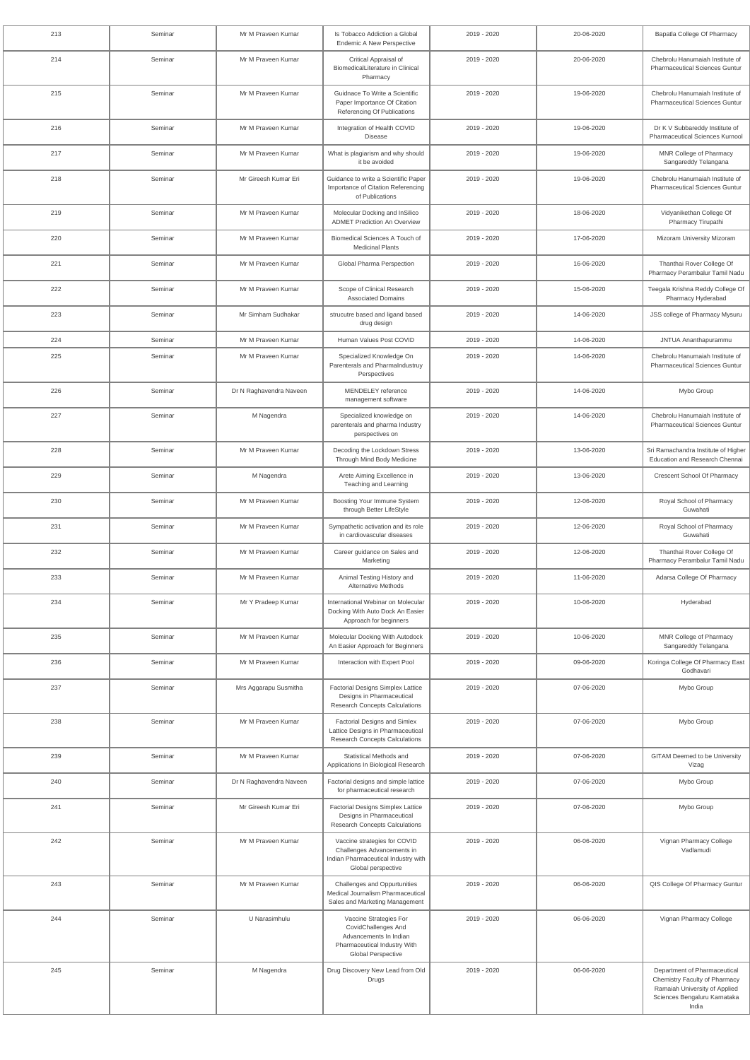| 213 | Seminar | Mr M Praveen Kumar | Is Tobacco Addiction a Global Endemic A New Perspective | 2019 - 2020 | 20-06-2020 | Bapatla College Of Pharmacy |
|---|---|---|---|---|---|---|
| 214 | Seminar | Mr M Praveen Kumar | Critical Appraisal of BiomedicalLiterature in Clinical Pharmacy | 2019 - 2020 | 20-06-2020 | Chebrolu Hanumaiah Institute of Pharmaceutical Sciences Guntur |
| 215 | Seminar | Mr M Praveen Kumar | Guidnace To Write a Scientific Paper Importance Of Citation Referencing Of Publications | 2019 - 2020 | 19-06-2020 | Chebrolu Hanumaiah Institute of Pharmaceutical Sciences Guntur |
| 216 | Seminar | Mr M Praveen Kumar | Integration of Health COVID Disease | 2019 - 2020 | 19-06-2020 | Dr K V Subbareddy Institute of Pharmaceutical Sciences Kurnool |
| 217 | Seminar | Mr M Praveen Kumar | What is plagiarism and why should it be avoided | 2019 - 2020 | 19-06-2020 | MNR College of Pharmacy Sangareddy Telangana |
| 218 | Seminar | Mr Gireesh Kumar Eri | Guidance to write a Scientific Paper Importance of Citation Referencing of Publications | 2019 - 2020 | 19-06-2020 | Chebrolu Hanumaiah Institute of Pharmaceutical Sciences Guntur |
| 219 | Seminar | Mr M Praveen Kumar | Molecular Docking and InSilico ADMET Prediction An Overview | 2019 - 2020 | 18-06-2020 | Vidyanikethan College Of Pharmacy Tirupathi |
| 220 | Seminar | Mr M Praveen Kumar | Biomedical Sciences A Touch of Medicinal Plants | 2019 - 2020 | 17-06-2020 | Mizoram University Mizoram |
| 221 | Seminar | Mr M Praveen Kumar | Global Pharma Perspection | 2019 - 2020 | 16-06-2020 | Thanthai Rover College Of Pharmacy Perambalur Tamil Nadu |
| 222 | Seminar | Mr M Praveen Kumar | Scope of Clinical Research Associated Domains | 2019 - 2020 | 15-06-2020 | Teegala Krishna Reddy College Of Pharmacy Hyderabad |
| 223 | Seminar | Mr Simham Sudhakar | strucutre based and ligand based drug design | 2019 - 2020 | 14-06-2020 | JSS college of Pharmacy Mysuru |
| 224 | Seminar | Mr M Praveen Kumar | Human Values Post COVID | 2019 - 2020 | 14-06-2020 | JNTUA Ananthapurammu |
| 225 | Seminar | Mr M Praveen Kumar | Specialized Knowledge On Parenterals and PharmaIndustruy Perspectives | 2019 - 2020 | 14-06-2020 | Chebrolu Hanumaiah Institute of Pharmaceutical Sciences Guntur |
| 226 | Seminar | Dr N Raghavendra Naveen | MENDELEY reference management software | 2019 - 2020 | 14-06-2020 | Mybo Group |
| 227 | Seminar | M Nagendra | Specialized knowledge on parenterals and pharma Industry perspectives on | 2019 - 2020 | 14-06-2020 | Chebrolu Hanumaiah Institute of Pharmaceutical Sciences Guntur |
| 228 | Seminar | Mr M Praveen Kumar | Decoding the Lockdown Stress Through Mind Body Medicine | 2019 - 2020 | 13-06-2020 | Sri Ramachandra Institute of Higher Education and Research Chennai |
| 229 | Seminar | M Nagendra | Arete Aiming Excellence in Teaching and Learning | 2019 - 2020 | 13-06-2020 | Crescent School Of Pharmacy |
| 230 | Seminar | Mr M Praveen Kumar | Boosting Your Immune System through Better LifeStyle | 2019 - 2020 | 12-06-2020 | Royal School of Pharmacy Guwahati |
| 231 | Seminar | Mr M Praveen Kumar | Sympathetic activation and its role in cardiovascular diseases | 2019 - 2020 | 12-06-2020 | Royal School of Pharmacy Guwahati |
| 232 | Seminar | Mr M Praveen Kumar | Career guidance on Sales and Marketing | 2019 - 2020 | 12-06-2020 | Thanthai Rover College Of Pharmacy Perambalur Tamil Nadu |
| 233 | Seminar | Mr M Praveen Kumar | Animal Testing History and Alternative Methods | 2019 - 2020 | 11-06-2020 | Adarsa College Of Pharmacy |
| 234 | Seminar | Mr Y Pradeep Kumar | International Webinar on Molecular Docking With Auto Dock An Easier Approach for beginners | 2019 - 2020 | 10-06-2020 | Hyderabad |
| 235 | Seminar | Mr M Praveen Kumar | Molecular Docking With Autodock An Easier Approach for Beginners | 2019 - 2020 | 10-06-2020 | MNR College of Pharmacy Sangareddy Telangana |
| 236 | Seminar | Mr M Praveen Kumar | Interaction with Expert Pool | 2019 - 2020 | 09-06-2020 | Koringa College Of Pharmacy East Godhavari |
| 237 | Seminar | Mrs Aggarapu Susmitha | Factorial Designs Simplex Lattice Designs in Pharmaceutical Research Concepts Calculations | 2019 - 2020 | 07-06-2020 | Mybo Group |
| 238 | Seminar | Mr M Praveen Kumar | Factorial Designs and Simlex Lattice Designs in Pharmaceutical Research Concepts Calculations | 2019 - 2020 | 07-06-2020 | Mybo Group |
| 239 | Seminar | Mr M Praveen Kumar | Statistical Methods and Applications In Biological Research | 2019 - 2020 | 07-06-2020 | GITAM Deemed to be University Vizag |
| 240 | Seminar | Dr N Raghavendra Naveen | Factorial designs and simple lattice for pharmaceutical research | 2019 - 2020 | 07-06-2020 | Mybo Group |
| 241 | Seminar | Mr Gireesh Kumar Eri | Factorial Designs Simplex Lattice Designs in Pharmaceutical Research Concepts Calculations | 2019 - 2020 | 07-06-2020 | Mybo Group |
| 242 | Seminar | Mr M Praveen Kumar | Vaccine strategies for COVID Challenges Advancements in Indian Pharmaceutical Industry with Global perspective | 2019 - 2020 | 06-06-2020 | Vignan Pharmacy College Vadlamudi |
| 243 | Seminar | Mr M Praveen Kumar | Challenges and Oppurtunities Medical Journalism Pharmaceutical Sales and Marketing Management | 2019 - 2020 | 06-06-2020 | QIS College Of Pharmacy Guntur |
| 244 | Seminar | U Narasimhulu | Vaccine Strategies For CovidChallenges And Advancements In Indian Pharmaceutical Industry With Global Perspective | 2019 - 2020 | 06-06-2020 | Vignan Pharmacy College |
| 245 | Seminar | M Nagendra | Drug Discovery New Lead from Old Drugs | 2019 - 2020 | 06-06-2020 | Department of Pharmaceutical Chemistry Faculty of Pharmacy Ramaiah University of Applied Sciences Bengaluru Karnataka India |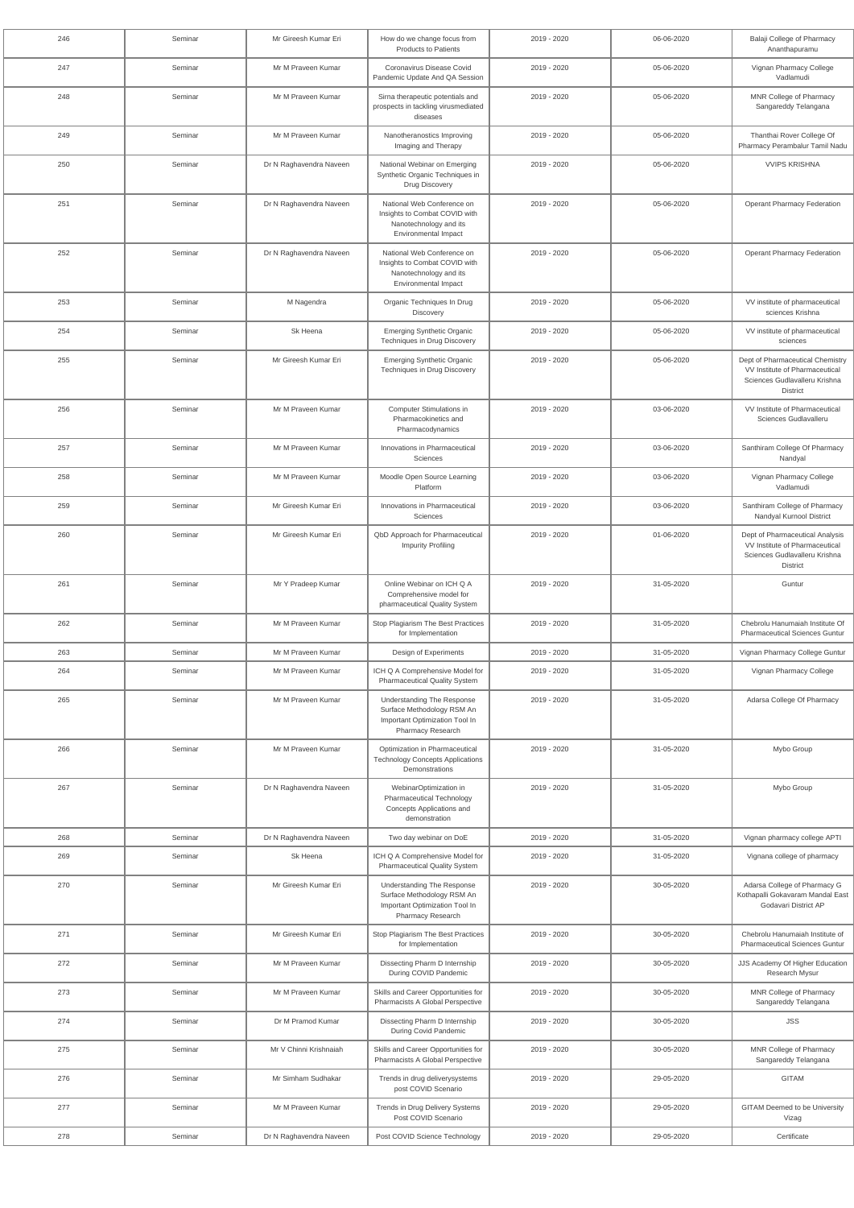| 246 | Seminar | Mr Gireesh Kumar Eri | How do we change focus from Products to Patients | 2019 - 2020 | 06-06-2020 | Balaji College of Pharmacy Ananthapuramu |
|---|---|---|---|---|---|---|
| 247 | Seminar | Mr M Praveen Kumar | Coronavirus Disease Covid Pandemic Update And QA Session | 2019 - 2020 | 05-06-2020 | Vignan Pharmacy College Vadlamudi |
| 248 | Seminar | Mr M Praveen Kumar | Sirna therapeutic potentials and prospects in tackling virusmediated diseases | 2019 - 2020 | 05-06-2020 | MNR College of Pharmacy Sangareddy Telangana |
| 249 | Seminar | Mr M Praveen Kumar | Nanotheranostics Improving Imaging and Therapy | 2019 - 2020 | 05-06-2020 | Thanthai Rover College Of Pharmacy Perambalur Tamil Nadu |
| 250 | Seminar | Dr N Raghavendra Naveen | National Webinar on Emerging Synthetic Organic Techniques in Drug Discovery | 2019 - 2020 | 05-06-2020 | VVIPS KRISHNA |
| 251 | Seminar | Dr N Raghavendra Naveen | National Web Conference on Insights to Combat COVID with Nanotechnology and its Environmental Impact | 2019 - 2020 | 05-06-2020 | Operant Pharmacy Federation |
| 252 | Seminar | Dr N Raghavendra Naveen | National Web Conference on Insights to Combat COVID with Nanotechnology and its Environmental Impact | 2019 - 2020 | 05-06-2020 | Operant Pharmacy Federation |
| 253 | Seminar | M Nagendra | Organic Techniques In Drug Discovery | 2019 - 2020 | 05-06-2020 | VV institute of pharmaceutical sciences Krishna |
| 254 | Seminar | Sk Heena | Emerging Synthetic Organic Techniques in Drug Discovery | 2019 - 2020 | 05-06-2020 | VV institute of pharmaceutical sciences |
| 255 | Seminar | Mr Gireesh Kumar Eri | Emerging Synthetic Organic Techniques in Drug Discovery | 2019 - 2020 | 05-06-2020 | Dept of Pharmaceutical Chemistry VV Institute of Pharmaceutical Sciences Gudlavalleru Krishna District |
| 256 | Seminar | Mr M Praveen Kumar | Computer Stimulations in Pharmacokinetics and Pharmacodynamics | 2019 - 2020 | 03-06-2020 | VV Institute of Pharmaceutical Sciences Gudlavalleru |
| 257 | Seminar | Mr M Praveen Kumar | Innovations in Pharmaceutical Sciences | 2019 - 2020 | 03-06-2020 | Santhiram College Of Pharmacy Nandyal |
| 258 | Seminar | Mr M Praveen Kumar | Moodle Open Source Learning Platform | 2019 - 2020 | 03-06-2020 | Vignan Pharmacy College Vadlamudi |
| 259 | Seminar | Mr Gireesh Kumar Eri | Innovations in Pharmaceutical Sciences | 2019 - 2020 | 03-06-2020 | Santhiram College of Pharmacy Nandyal Kurnool District |
| 260 | Seminar | Mr Gireesh Kumar Eri | QbD Approach for Pharmaceutical Impurity Profiling | 2019 - 2020 | 01-06-2020 | Dept of Pharmaceutical Analysis VV Institute of Pharmaceutical Sciences Gudlavalleru Krishna District |
| 261 | Seminar | Mr Y Pradeep Kumar | Online Webinar on ICH Q A Comprehensive model for pharmaceutical Quality System | 2019 - 2020 | 31-05-2020 | Guntur |
| 262 | Seminar | Mr M Praveen Kumar | Stop Plagiarism The Best Practices for Implementation | 2019 - 2020 | 31-05-2020 | Chebrolu Hanumaiah Institute Of Pharmaceutical Sciences Guntur |
| 263 | Seminar | Mr M Praveen Kumar | Design of Experiments | 2019 - 2020 | 31-05-2020 | Vignan Pharmacy College Guntur |
| 264 | Seminar | Mr M Praveen Kumar | ICH Q A Comprehensive Model for Pharmaceutical Quality System | 2019 - 2020 | 31-05-2020 | Vignan Pharmacy College |
| 265 | Seminar | Mr M Praveen Kumar | Understanding The Response Surface Methodology RSM An Important Optimization Tool In Pharmacy Research | 2019 - 2020 | 31-05-2020 | Adarsa College Of Pharmacy |
| 266 | Seminar | Mr M Praveen Kumar | Optimization in Pharmaceutical Technology Concepts Applications Demonstrations | 2019 - 2020 | 31-05-2020 | Mybo Group |
| 267 | Seminar | Dr N Raghavendra Naveen | WebinarOptimization in Pharmaceutical Technology Concepts Applications and demonstration | 2019 - 2020 | 31-05-2020 | Mybo Group |
| 268 | Seminar | Dr N Raghavendra Naveen | Two day webinar on DoE | 2019 - 2020 | 31-05-2020 | Vignan pharmacy college APTI |
| 269 | Seminar | Sk Heena | ICH Q A Comprehensive Model for Pharmaceutical Quality System | 2019 - 2020 | 31-05-2020 | Vignana college of pharmacy |
| 270 | Seminar | Mr Gireesh Kumar Eri | Understanding The Response Surface Methodology RSM An Important Optimization Tool In Pharmacy Research | 2019 - 2020 | 30-05-2020 | Adarsa College of Pharmacy G Kothapalli Gokavaram Mandal East Godavari District AP |
| 271 | Seminar | Mr Gireesh Kumar Eri | Stop Plagiarism The Best Practices for Implementation | 2019 - 2020 | 30-05-2020 | Chebrolu Hanumaiah Institute of Pharmaceutical Sciences Guntur |
| 272 | Seminar | Mr M Praveen Kumar | Dissecting Pharm D Internship During COVID Pandemic | 2019 - 2020 | 30-05-2020 | JJS Academy Of Higher Education Research Mysur |
| 273 | Seminar | Mr M Praveen Kumar | Skills and Career Opportunities for Pharmacists A Global Perspective | 2019 - 2020 | 30-05-2020 | MNR College of Pharmacy Sangareddy Telangana |
| 274 | Seminar | Dr M Pramod Kumar | Dissecting Pharm D Internship During Covid Pandemic | 2019 - 2020 | 30-05-2020 | JSS |
| 275 | Seminar | Mr V Chinni Krishnaiah | Skills and Career Opportunities for Pharmacists A Global Perspective | 2019 - 2020 | 30-05-2020 | MNR College of Pharmacy Sangareddy Telangana |
| 276 | Seminar | Mr Simham Sudhakar | Trends in drug deliverysystems post COVID Scenario | 2019 - 2020 | 29-05-2020 | GITAM |
| 277 | Seminar | Mr M Praveen Kumar | Trends in Drug Delivery Systems Post COVID Scenario | 2019 - 2020 | 29-05-2020 | GITAM Deemed to be University Vizag |
| 278 | Seminar | Dr N Raghavendra Naveen | Post COVID Science Technology | 2019 - 2020 | 29-05-2020 | Certificate |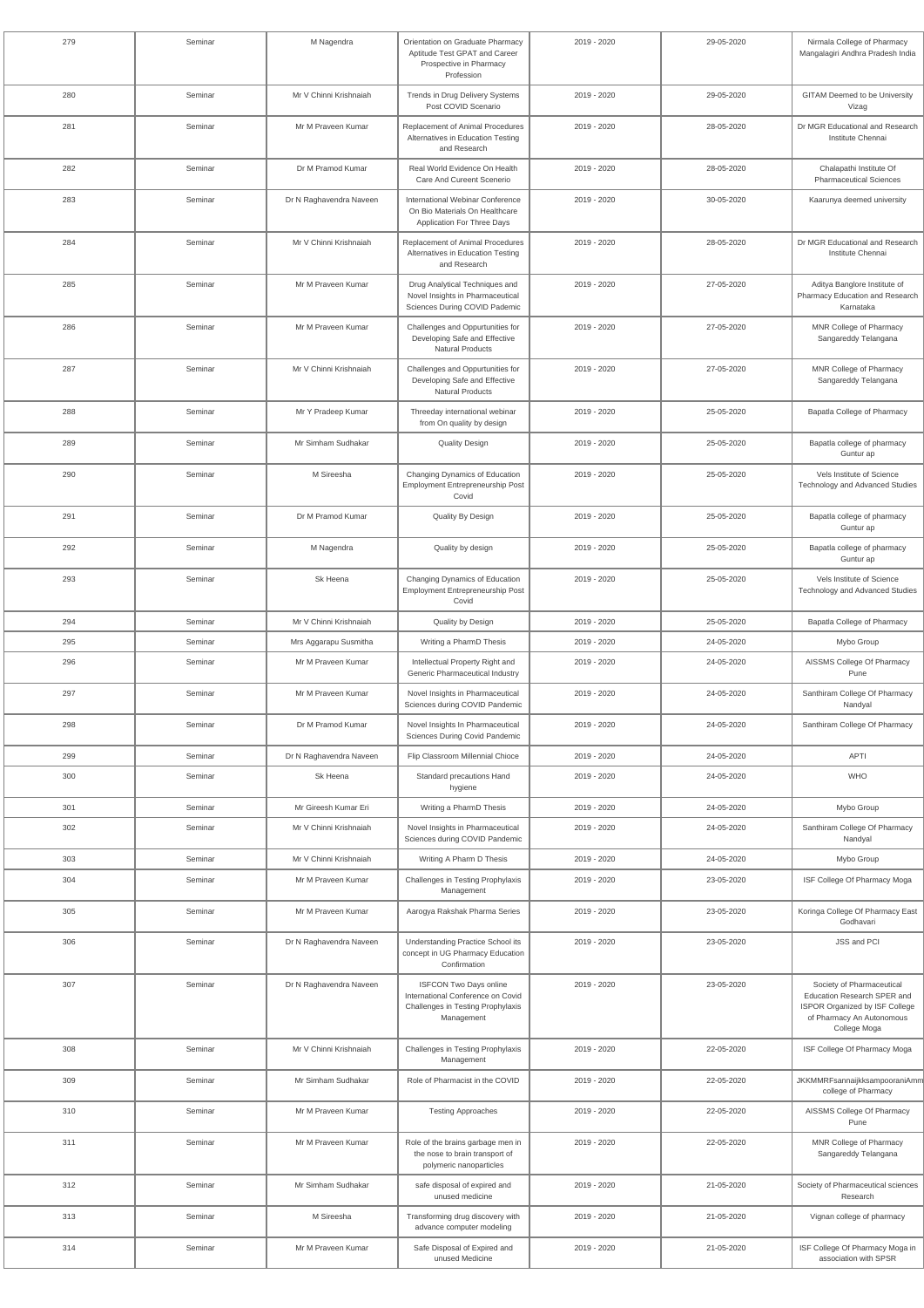| 279 | Seminar | M Nagendra | Orientation on Graduate Pharmacy Aptitude Test GPAT and Career Prospective in Pharmacy Profession | 2019 - 2020 | 29-05-2020 | Nirmala College of Pharmacy Mangalagiri Andhra Pradesh India |
|---|---|---|---|---|---|---|
| 280 | Seminar | Mr V Chinni Krishnaiah | Trends in Drug Delivery Systems Post COVID Scenario | 2019 - 2020 | 29-05-2020 | GITAM Deemed to be University Vizag |
| 281 | Seminar | Mr M Praveen Kumar | Replacement of Animal Procedures Alternatives in Education Testing and Research | 2019 - 2020 | 28-05-2020 | Dr MGR Educational and Research Institute Chennai |
| 282 | Seminar | Dr M Pramod Kumar | Real World Evidence On Health Care And Cureent Scenerio | 2019 - 2020 | 28-05-2020 | Chalapathi Institute Of Pharmaceutical Sciences |
| 283 | Seminar | Dr N Raghavendra Naveen | International Webinar Conference On Bio Materials On Healthcare Application For Three Days | 2019 - 2020 | 30-05-2020 | Kaarunya deemed university |
| 284 | Seminar | Mr V Chinni Krishnaiah | Replacement of Animal Procedures Alternatives in Education Testing and Research | 2019 - 2020 | 28-05-2020 | Dr MGR Educational and Research Institute Chennai |
| 285 | Seminar | Mr M Praveen Kumar | Drug Analytical Techniques and Novel Insights in Pharmaceutical Sciences During COVID Pademic | 2019 - 2020 | 27-05-2020 | Aditya Banglore Institute of Pharmacy Education and Research Karnataka |
| 286 | Seminar | Mr M Praveen Kumar | Challenges and Oppurtunities for Developing Safe and Effective Natural Products | 2019 - 2020 | 27-05-2020 | MNR College of Pharmacy Sangareddy Telangana |
| 287 | Seminar | Mr V Chinni Krishnaiah | Challenges and Oppurtunities for Developing Safe and Effective Natural Products | 2019 - 2020 | 27-05-2020 | MNR College of Pharmacy Sangareddy Telangana |
| 288 | Seminar | Mr Y Pradeep Kumar | Threeday international webinar from On quality by design | 2019 - 2020 | 25-05-2020 | Bapatla College of Pharmacy |
| 289 | Seminar | Mr Simham Sudhakar | Quality Design | 2019 - 2020 | 25-05-2020 | Bapatla college of pharmacy Guntur ap |
| 290 | Seminar | M Sireesha | Changing Dynamics of Education Employment Entrepreneurship Post Covid | 2019 - 2020 | 25-05-2020 | Vels Institute of Science Technology and Advanced Studies |
| 291 | Seminar | Dr M Pramod Kumar | Quality By Design | 2019 - 2020 | 25-05-2020 | Bapatla college of pharmacy Guntur ap |
| 292 | Seminar | M Nagendra | Quality by design | 2019 - 2020 | 25-05-2020 | Bapatla college of pharmacy Guntur ap |
| 293 | Seminar | Sk Heena | Changing Dynamics of Education Employment Entrepreneurship Post Covid | 2019 - 2020 | 25-05-2020 | Vels Institute of Science Technology and Advanced Studies |
| 294 | Seminar | Mr V Chinni Krishnaiah | Quality by Design | 2019 - 2020 | 25-05-2020 | Bapatla College of Pharmacy |
| 295 | Seminar | Mrs Aggarapu Susmitha | Writing a PharmD Thesis | 2019 - 2020 | 24-05-2020 | Mybo Group |
| 296 | Seminar | Mr M Praveen Kumar | Intellectual Property Right and Generic Pharmaceutical Industry | 2019 - 2020 | 24-05-2020 | AISSMS College Of Pharmacy Pune |
| 297 | Seminar | Mr M Praveen Kumar | Novel Insights in Pharmaceutical Sciences during COVID Pandemic | 2019 - 2020 | 24-05-2020 | Santhiram College Of Pharmacy Nandyal |
| 298 | Seminar | Dr M Pramod Kumar | Novel Insights In Pharmaceutical Sciences During Covid Pandemic | 2019 - 2020 | 24-05-2020 | Santhiram College Of Pharmacy |
| 299 | Seminar | Dr N Raghavendra Naveen | Flip Classroom Millennial Chioce | 2019 - 2020 | 24-05-2020 | APTI |
| 300 | Seminar | Sk Heena | Standard precautions Hand hygiene | 2019 - 2020 | 24-05-2020 | WHO |
| 301 | Seminar | Mr Gireesh Kumar Eri | Writing a PharmD Thesis | 2019 - 2020 | 24-05-2020 | Mybo Group |
| 302 | Seminar | Mr V Chinni Krishnaiah | Novel Insights in Pharmaceutical Sciences during COVID Pandemic | 2019 - 2020 | 24-05-2020 | Santhiram College Of Pharmacy Nandyal |
| 303 | Seminar | Mr V Chinni Krishnaiah | Writing A Pharm D Thesis | 2019 - 2020 | 24-05-2020 | Mybo Group |
| 304 | Seminar | Mr M Praveen Kumar | Challenges in Testing Prophylaxis Management | 2019 - 2020 | 23-05-2020 | ISF College Of Pharmacy Moga |
| 305 | Seminar | Mr M Praveen Kumar | Aarogya Rakshak Pharma Series | 2019 - 2020 | 23-05-2020 | Koringa College Of Pharmacy East Godhavari |
| 306 | Seminar | Dr N Raghavendra Naveen | Understanding Practice School its concept in UG Pharmacy Education Confirmation | 2019 - 2020 | 23-05-2020 | JSS and PCI |
| 307 | Seminar | Dr N Raghavendra Naveen | ISFCON Two Days online International Conference on Covid Challenges in Testing Prophylaxis Management | 2019 - 2020 | 23-05-2020 | Society of Pharmaceutical Education Research SPER and ISPOR Organized by ISF College of Pharmacy An Autonomous College Moga |
| 308 | Seminar | Mr V Chinni Krishnaiah | Challenges in Testing Prophylaxis Management | 2019 - 2020 | 22-05-2020 | ISF College Of Pharmacy Moga |
| 309 | Seminar | Mr Simham Sudhakar | Role of Pharmacist in the COVID | 2019 - 2020 | 22-05-2020 | JKKMMRFsannaijkksampooraniAmm college of Pharmacy |
| 310 | Seminar | Mr M Praveen Kumar | Testing Approaches | 2019 - 2020 | 22-05-2020 | AISSMS College Of Pharmacy Pune |
| 311 | Seminar | Mr M Praveen Kumar | Role of the brains garbage men in the nose to brain transport of polymeric nanoparticles | 2019 - 2020 | 22-05-2020 | MNR College of Pharmacy Sangareddy Telangana |
| 312 | Seminar | Mr Simham Sudhakar | safe disposal of expired and unused medicine | 2019 - 2020 | 21-05-2020 | Society of Pharmaceutical sciences Research |
| 313 | Seminar | M Sireesha | Transforming drug discovery with advance computer modeling | 2019 - 2020 | 21-05-2020 | Vignan college of pharmacy |
| 314 | Seminar | Mr M Praveen Kumar | Safe Disposal of Expired and unused Medicine | 2019 - 2020 | 21-05-2020 | ISF College Of Pharmacy Moga in association with SPSR |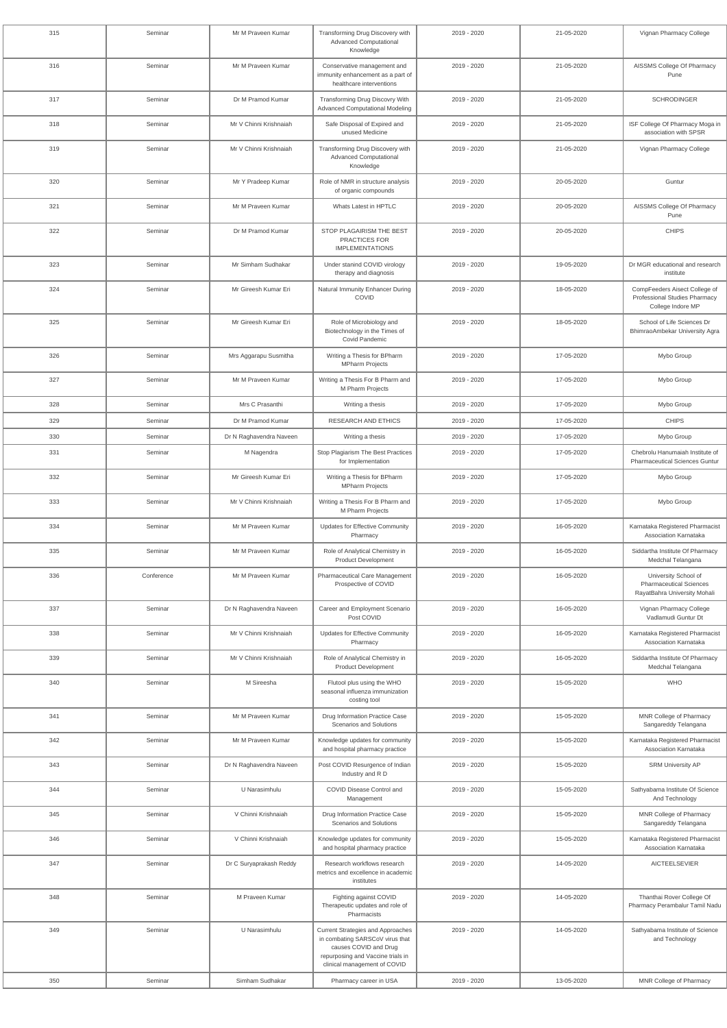| 315 | Seminar | Mr M Praveen Kumar | Transforming Drug Discovery with Advanced Computational Knowledge | 2019 - 2020 | 21-05-2020 | Vignan Pharmacy College |
|---|---|---|---|---|---|---|
| 316 | Seminar | Mr M Praveen Kumar | Conservative management and immunity enhancement as a part of healthcare interventions | 2019 - 2020 | 21-05-2020 | AISSMS College Of Pharmacy Pune |
| 317 | Seminar | Dr M Pramod Kumar | Transforming Drug Discovry With Advanced Computational Modeling | 2019 - 2020 | 21-05-2020 | SCHRODINGER |
| 318 | Seminar | Mr V Chinni Krishnaiah | Safe Disposal of Expired and unused Medicine | 2019 - 2020 | 21-05-2020 | ISF College Of Pharmacy Moga in association with SPSR |
| 319 | Seminar | Mr V Chinni Krishnaiah | Transforming Drug Discovery with Advanced Computational Knowledge | 2019 - 2020 | 21-05-2020 | Vignan Pharmacy College |
| 320 | Seminar | Mr Y Pradeep Kumar | Role of NMR in structure analysis of organic compounds | 2019 - 2020 | 20-05-2020 | Guntur |
| 321 | Seminar | Mr M Praveen Kumar | Whats Latest in HPTLC | 2019 - 2020 | 20-05-2020 | AISSMS College Of Pharmacy Pune |
| 322 | Seminar | Dr M Pramod Kumar | STOP PLAGAIRISM THE BEST PRACTICES FOR IMPLEMENTATIONS | 2019 - 2020 | 20-05-2020 | CHIPS |
| 323 | Seminar | Mr Simham Sudhakar | Under stanind COVID virology therapy and diagnosis | 2019 - 2020 | 19-05-2020 | Dr MGR educational and research institute |
| 324 | Seminar | Mr Gireesh Kumar Eri | Natural Immunity Enhancer During COVID | 2019 - 2020 | 18-05-2020 | CompFeeders Aisect College of Professional Studies Pharmacy College Indore MP |
| 325 | Seminar | Mr Gireesh Kumar Eri | Role of Microbiology and Biotechnology in the Times of Covid Pandemic | 2019 - 2020 | 18-05-2020 | School of Life Sciences Dr BhimraoAmbekar University Agra |
| 326 | Seminar | Mrs Aggarapu Susmitha | Writing a Thesis for BPharm MPharm Projects | 2019 - 2020 | 17-05-2020 | Mybo Group |
| 327 | Seminar | Mr M Praveen Kumar | Writing a Thesis For B Pharm and M Pharm Projects | 2019 - 2020 | 17-05-2020 | Mybo Group |
| 328 | Seminar | Mrs C Prasanthi | Writing a thesis | 2019 - 2020 | 17-05-2020 | Mybo Group |
| 329 | Seminar | Dr M Pramod Kumar | RESEARCH AND ETHICS | 2019 - 2020 | 17-05-2020 | CHIPS |
| 330 | Seminar | Dr N Raghavendra Naveen | Writing a thesis | 2019 - 2020 | 17-05-2020 | Mybo Group |
| 331 | Seminar | M Nagendra | Stop Plagiarism The Best Practices for Implementation | 2019 - 2020 | 17-05-2020 | Chebrolu Hanumaiah Institute of Pharmaceutical Sciences Guntur |
| 332 | Seminar | Mr Gireesh Kumar Eri | Writing a Thesis for BPharm MPharm Projects | 2019 - 2020 | 17-05-2020 | Mybo Group |
| 333 | Seminar | Mr V Chinni Krishnaiah | Writing a Thesis For B Pharm and M Pharm Projects | 2019 - 2020 | 17-05-2020 | Mybo Group |
| 334 | Seminar | Mr M Praveen Kumar | Updates for Effective Community Pharmacy | 2019 - 2020 | 16-05-2020 | Karnataka Registered Pharmacist Association Karnataka |
| 335 | Seminar | Mr M Praveen Kumar | Role of Analytical Chemistry in Product Development | 2019 - 2020 | 16-05-2020 | Siddartha Institute Of Pharmacy Medchal Telangana |
| 336 | Conference | Mr M Praveen Kumar | Pharmaceutical Care Management Prospective of COVID | 2019 - 2020 | 16-05-2020 | University School of Pharmaceutical Sciences RayatBahra University Mohali |
| 337 | Seminar | Dr N Raghavendra Naveen | Career and Employment Scenario Post COVID | 2019 - 2020 | 16-05-2020 | Vignan Pharmacy College Vadlamudi Guntur Dt |
| 338 | Seminar | Mr V Chinni Krishnaiah | Updates for Effective Community Pharmacy | 2019 - 2020 | 16-05-2020 | Karnataka Registered Pharmacist Association Karnataka |
| 339 | Seminar | Mr V Chinni Krishnaiah | Role of Analytical Chemistry in Product Development | 2019 - 2020 | 16-05-2020 | Siddartha Institute Of Pharmacy Medchal Telangana |
| 340 | Seminar | M Sireesha | Flutool plus using the WHO seasonal influenza immunization costing tool | 2019 - 2020 | 15-05-2020 | WHO |
| 341 | Seminar | Mr M Praveen Kumar | Drug Information Practice Case Scenarios and Solutions | 2019 - 2020 | 15-05-2020 | MNR College of Pharmacy Sangareddy Telangana |
| 342 | Seminar | Mr M Praveen Kumar | Knowledge updates for community and hospital pharmacy practice | 2019 - 2020 | 15-05-2020 | Karnataka Registered Pharmacist Association Karnataka |
| 343 | Seminar | Dr N Raghavendra Naveen | Post COVID Resurgence of Indian Industry and R D | 2019 - 2020 | 15-05-2020 | SRM University AP |
| 344 | Seminar | U Narasimhulu | COVID Disease Control and Management | 2019 - 2020 | 15-05-2020 | Sathyabama Institute Of Science And Technology |
| 345 | Seminar | V Chinni Krishnaiah | Drug Information Practice Case Scenarios and Solutions | 2019 - 2020 | 15-05-2020 | MNR College of Pharmacy Sangareddy Telangana |
| 346 | Seminar | V Chinni Krishnaiah | Knowledge updates for community and hospital pharmacy practice | 2019 - 2020 | 15-05-2020 | Karnataka Registered Pharmacist Association Karnataka |
| 347 | Seminar | Dr C Suryaprakash Reddy | Research workflows research metrics and excellence in academic institutes | 2019 - 2020 | 14-05-2020 | AICTEELSEVIER |
| 348 | Seminar | M Praveen Kumar | Fighting against COVID Therapeutic updates and role of Pharmacists | 2019 - 2020 | 14-05-2020 | Thanthai Rover College Of Pharmacy Perambalur Tamil Nadu |
| 349 | Seminar | U Narasimhulu | Current Strategies and Approaches in combating SARSCoV virus that causes COVID and Drug repurposing and Vaccine trials in clinical management of COVID | 2019 - 2020 | 14-05-2020 | Sathyabama Institute of Science and Technology |
| 350 | Seminar | Simham Sudhakar | Pharmacy career in USA | 2019 - 2020 | 13-05-2020 | MNR College of Pharmacy |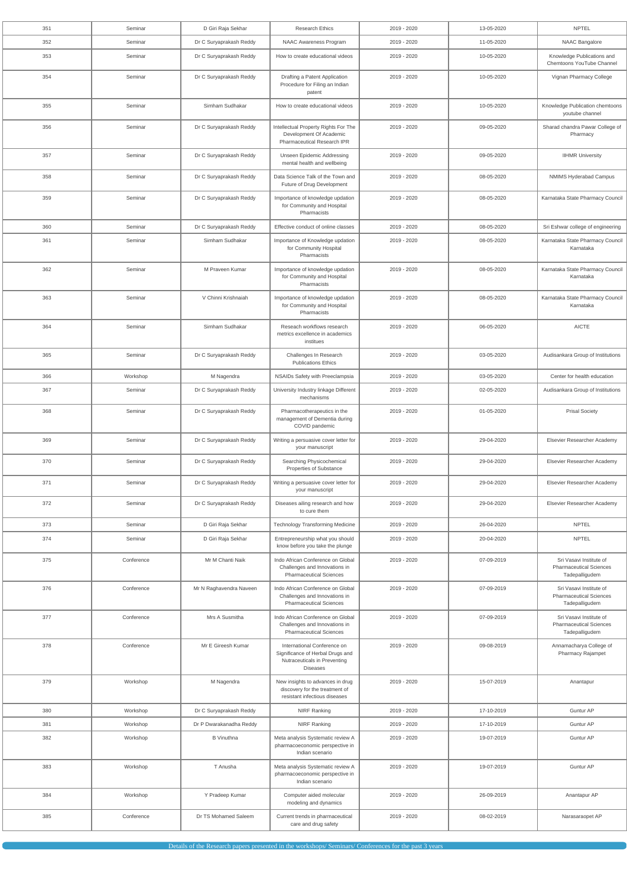| 351 | Seminar | D Giri Raja Sekhar | Research Ethics | 2019 - 2020 | 13-05-2020 | NPTEL |
|---|---|---|---|---|---|---|
| 352 | Seminar | Dr C Suryaprakash Reddy | NAAC Awareness Program | 2019 - 2020 | 11-05-2020 | NAAC Bangalore |
| 353 | Seminar | Dr C Suryaprakash Reddy | How to create educational videos | 2019 - 2020 | 10-05-2020 | Knowledge Publications and Chemtoons YouTube Channel |
| 354 | Seminar | Dr C Suryaprakash Reddy | Drafting a Patent Application Procedure for Filing an Indian patent | 2019 - 2020 | 10-05-2020 | Vignan Pharmacy College |
| 355 | Seminar | Simham Sudhakar | How to create educational videos | 2019 - 2020 | 10-05-2020 | Knowledge Publication chemtoons youtube channel |
| 356 | Seminar | Dr C Suryaprakash Reddy | Intellectual Property Rights For The Development Of Academic Pharmaceutical Research IPR | 2019 - 2020 | 09-05-2020 | Sharad chandra Pawar College of Pharmacy |
| 357 | Seminar | Dr C Suryaprakash Reddy | Unseen Epidemic Addressing mental health and wellbeing | 2019 - 2020 | 09-05-2020 | IIHMR University |
| 358 | Seminar | Dr C Suryaprakash Reddy | Data Science Talk of the Town and Future of Drug Development | 2019 - 2020 | 08-05-2020 | NMIMS Hyderabad Campus |
| 359 | Seminar | Dr C Suryaprakash Reddy | Importance of knowledge updation for Community and Hospital Pharmacists | 2019 - 2020 | 08-05-2020 | Karnataka State Pharmacy Council |
| 360 | Seminar | Dr C Suryaprakash Reddy | Effective conduct of online classes | 2019 - 2020 | 08-05-2020 | Sri Eshwar college of engineering |
| 361 | Seminar | Simham Sudhakar | Importance of Knowledge updation for Community Hospital Pharmacists | 2019 - 2020 | 08-05-2020 | Karnataka State Pharmacy Council Karnataka |
| 362 | Seminar | M Praveen Kumar | Importance of knowledge updation for Community and Hospital Pharmacists | 2019 - 2020 | 08-05-2020 | Karnataka State Pharmacy Council Karnataka |
| 363 | Seminar | V Chinni Krishnaiah | Importance of knowledge updation for Community and Hospital Pharmacists | 2019 - 2020 | 08-05-2020 | Karnataka State Pharmacy Council Karnataka |
| 364 | Seminar | Simham Sudhakar | Reseach workflows research metrics excellence in academics institues | 2019 - 2020 | 06-05-2020 | AICTE |
| 365 | Seminar | Dr C Suryaprakash Reddy | Challenges In Research Publications Ethics | 2019 - 2020 | 03-05-2020 | Audisankara Group of Institutions |
| 366 | Workshop | M Nagendra | NSAIDs Safety with Preeclampsia | 2019 - 2020 | 03-05-2020 | Center for health education |
| 367 | Seminar | Dr C Suryaprakash Reddy | University Industry linkage Different mechanisms | 2019 - 2020 | 02-05-2020 | Audisankara Group of Institutions |
| 368 | Seminar | Dr C Suryaprakash Reddy | Pharmacotherapeutics in the management of Dementia during COVID pandemic | 2019 - 2020 | 01-05-2020 | Prisal Society |
| 369 | Seminar | Dr C Suryaprakash Reddy | Writing a persuasive cover letter for your manuscript | 2019 - 2020 | 29-04-2020 | Elsevier Researcher Academy |
| 370 | Seminar | Dr C Suryaprakash Reddy | Searching Physicochemical Properties of Substance | 2019 - 2020 | 29-04-2020 | Elsevier Researcher Academy |
| 371 | Seminar | Dr C Suryaprakash Reddy | Writing a persuasive cover letter for your manuscript | 2019 - 2020 | 29-04-2020 | Elsevier Researcher Academy |
| 372 | Seminar | Dr C Suryaprakash Reddy | Diseases ailing research and how to cure them | 2019 - 2020 | 29-04-2020 | Elsevier Researcher Academy |
| 373 | Seminar | D Giri Raja Sekhar | Technology Transforming Medicine | 2019 - 2020 | 26-04-2020 | NPTEL |
| 374 | Seminar | D Giri Raja Sekhar | Entrepreneurship what you should know before you take the plunge | 2019 - 2020 | 20-04-2020 | NPTEL |
| 375 | Conference | Mr M Chanti Naik | Indo African Conference on Global Challenges and Innovations in Pharmaceutical Sciences | 2019 - 2020 | 07-09-2019 | Sri Vasavi Institute of Pharmaceutical Sciences Tadepalligudem |
| 376 | Conference | Mr N Raghavendra Naveen | Indo African Conference on Global Challenges and Innovations in Pharmaceutical Sciences | 2019 - 2020 | 07-09-2019 | Sri Vasavi Institute of Pharmaceutical Sciences Tadepalligudem |
| 377 | Conference | Mrs A Susmitha | Indo African Conference on Global Challenges and Innovations in Pharmaceutical Sciences | 2019 - 2020 | 07-09-2019 | Sri Vasavi Institute of Pharmaceutical Sciences Tadepalligudem |
| 378 | Conference | Mr E Gireesh Kumar | International Conference on Significance of Herbal Drugs and Nutraceuticals in Preventing Diseases | 2019 - 2020 | 09-08-2019 | Annamacharya College of Pharmacy Rajampet |
| 379 | Workshop | M Nagendra | New insights to advances in drug discovery for the treatment of resistant infectious diseases | 2019 - 2020 | 15-07-2019 | Anantapur |
| 380 | Workshop | Dr C Suryaprakash Reddy | NIRF Ranking | 2019 - 2020 | 17-10-2019 | Guntur AP |
| 381 | Workshop | Dr P Dwarakanadha Reddy | NIRF Ranking | 2019 - 2020 | 17-10-2019 | Guntur AP |
| 382 | Workshop | B Vinuthna | Meta analysis Systematic review A pharmacoeconomic perspective in Indian scenario | 2019 - 2020 | 19-07-2019 | Guntur AP |
| 383 | Workshop | T Anusha | Meta analysis Systematic review A pharmacoeconomic perspective in Indian scenario | 2019 - 2020 | 19-07-2019 | Guntur AP |
| 384 | Workshop | Y Pradeep Kumar | Computer aided molecular modeling and dynamics | 2019 - 2020 | 26-09-2019 | Anantapur AP |
| 385 | Conference | Dr TS Mohamed Saleem | Current trends in pharmaceutical care and drug safety | 2019 - 2020 | 08-02-2019 | Narasaraopet AP |

Details of the Research papers presented in the workshops/ Seminars/ Conferences for the past 3 years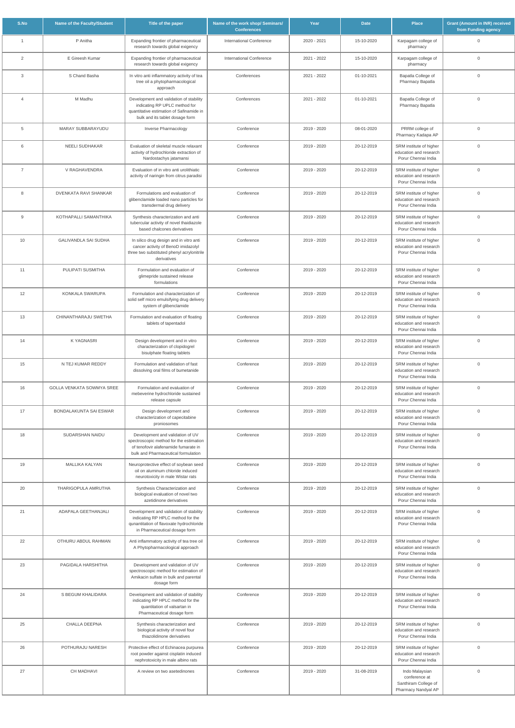| S.No | Name of the Faculty/Student | Title of the paper | Name of the work shop/ Seminars/ Conferences | Year | Date | Place | Grant (Amount in INR) received from Funding agency |
|---|---|---|---|---|---|---|---|
| 1 | P Anitha | Expanding frontier of pharmaceutical research towards global exigency | International Conference | 2020 - 2021 | 15-10-2020 | Karpagam college of pharmacy | 0 |
| 2 | E Gireesh Kumar | Expanding frontier of pharmaceutical research towards global exigency | International Conference | 2021 - 2022 | 15-10-2020 | Karpagam college of pharmacy | 0 |
| 3 | S Chand Basha | In vitro anti inflammatory activity of tea tree oil a phytopharmacological approach | Conferences | 2021 - 2022 | 01-10-2021 | Bapatla College of Pharmacy Bapatla | 0 |
| 4 | M Madhu | Development and validation of stability indicating RP UPLC method for quantitative estimation of Safinamide in bulk and its tablet dosage form | Conferences | 2021 - 2022 | 01-10-2021 | Bapatla College of Pharmacy Bapatla | 0 |
| 5 | MARAY SUBBARAYUDU | Inverse Pharmacology | Conference | 2019 - 2020 | 08-01-2020 | PRRM college of Pharmacy Kadapa AP | 0 |
| 6 | NEELI SUDHAKAR | Evaluation of skeletal muscle relaxant activity of hydrochloride extraction of Nardostachys jatamansi | Conference | 2019 - 2020 | 20-12-2019 | SRM institute of higher education and research Porur Chennai India | 0 |
| 7 | V RAGHAVENDRA | Evaluation of in vitro anti urolithiatic activity of naringin from citrus paradisi | Conference | 2019 - 2020 | 20-12-2019 | SRM institute of higher education and research Porur Chennai India | 0 |
| 8 | DVENKATA RAVI SHANKAR | Formulations and evaluation of glibenclamide loaded nano particles for transdermal drug delivery | Conference | 2019 - 2020 | 20-12-2019 | SRM institute of higher education and research Porur Chennai India | 0 |
| 9 | KOTHAPALLI SAMANTHIKA | Synthesis characterization and anti tubercular activity of novel thiadiazole based chalcones derivatives | Conference | 2019 - 2020 | 20-12-2019 | SRM institute of higher education and research Porur Chennai India | 0 |
| 10 | GALIVANDLA SAI SUDHA | In silico drug design and in vitro anti cancer activity of BenoD imidazolyl three two substituted phenyl acrylonitrile derivatives | Conference | 2019 - 2020 | 20-12-2019 | SRM institute of higher education and research Porur Chennai India | 0 |
| 11 | PULIPATI SUSMITHA | Formulation and evaluation of glimepride sustained release formulations | Conference | 2019 - 2020 | 20-12-2019 | SRM institute of higher education and research Porur Chennai India | 0 |
| 12 | KONKALA SWARUPA | Formulation and characterization of solid self micro emulsifying drug delivery system of glibenclamide | Conference | 2019 - 2020 | 20-12-2019 | SRM institute of higher education and research Porur Chennai India | 0 |
| 13 | CHINANTHARAJU SWETHA | Formulation and evaluation of floating tablets of tapentadol | Conference | 2019 - 2020 | 20-12-2019 | SRM institute of higher education and research Porur Chennai India | 0 |
| 14 | K YAGNASRI | Design development and in vitro characterization of clopidogrel bisulphate floating tablets | Conference | 2019 - 2020 | 20-12-2019 | SRM institute of higher education and research Porur Chennai India | 0 |
| 15 | N TEJ KUMAR REDDY | Formulation and validation of fast dissolving oral films of bumetanide | Conference | 2019 - 2020 | 20-12-2019 | SRM institute of higher education and research Porur Chennai India | 0 |
| 16 | GOLLA VENKATA SOWMYA SREE | Formulation and evaluation of mebeverine hydrochloride sustained release capsule | Conference | 2019 - 2020 | 20-12-2019 | SRM institute of higher education and research Porur Chennai India | 0 |
| 17 | BONDALAKUNTA SAI ESWAR | Design development and characterization of capecitabine proniosomes | Conference | 2019 - 2020 | 20-12-2019 | SRM institute of higher education and research Porur Chennai India | 0 |
| 18 | SUDARSHAN NAIDU | Development and validation of UV spectroscopic method for the estimation of tenofovir alafenamide fumarate in bulk and Pharmaceutical formulation | Conference | 2019 - 2020 | 20-12-2019 | SRM institute of higher education and research Porur Chennai India | 0 |
| 19 | MALLIKA KALYAN | Neuroprotective effect of soybean seed oil on aluminum chloride induced neurotoxicity in male Wistar rats | Conference | 2019 - 2020 | 20-12-2019 | SRM institute of higher education and research Porur Chennai India | 0 |
| 20 | THARIGOPULA AMRUTHA | Synthesis Characterization and biological evaluation of novel two azetidinone derivatives | Conference | 2019 - 2020 | 20-12-2019 | SRM institute of higher education and research Porur Chennai India | 0 |
| 21 | ADAPALA GEETHANJALI | Development and validation of stability indicating RP HPLC method for the qunantitation of flavoxate hydrochloride in Pharmaceutical dosage form | Conference | 2019 - 2020 | 20-12-2019 | SRM institute of higher education and research Porur Chennai India | 0 |
| 22 | OTHURU ABDUL RAHMAN | Anti inflammatory activity of tea tree oil A Phytopharmacological approach | Conference | 2019 - 2020 | 20-12-2019 | SRM institute of higher education and research Porur Chennai India | 0 |
| 23 | PAGIDALA HARSHITHA | Development and validation of UV spectroscopic method for estimation of Amikacin sulfate in bulk and parental dosage form | Conference | 2019 - 2020 | 20-12-2019 | SRM institute of higher education and research Porur Chennai India | 0 |
| 24 | S BEGUM KHALIDARA | Development and validation of stability indicating RP HPLC method for the quantitation of valsartan in Pharmaceutical dosage form | Conference | 2019 - 2020 | 20-12-2019 | SRM institute of higher education and research Porur Chennai India | 0 |
| 25 | CHALLA DEEPNA | Synthesis characterization and biological activity of novel four thiazolidinone derivatives | Conference | 2019 - 2020 | 20-12-2019 | SRM institute of higher education and research Porur Chennai India | 0 |
| 26 | POTHURAJU NARESH | Protective effect of Echinacea purpurea root powder against cisplatin induced nephrotoxicity in male albino rats | Conference | 2019 - 2020 | 20-12-2019 | SRM institute of higher education and research Porur Chennai India | 0 |
| 27 | CH MADHAVI | A review on two asetedinones | Conference | 2019 - 2020 | 31-08-2019 | Indo Malaysian conference at Santhiram College of Pharmacy Nandyal AP | 0 |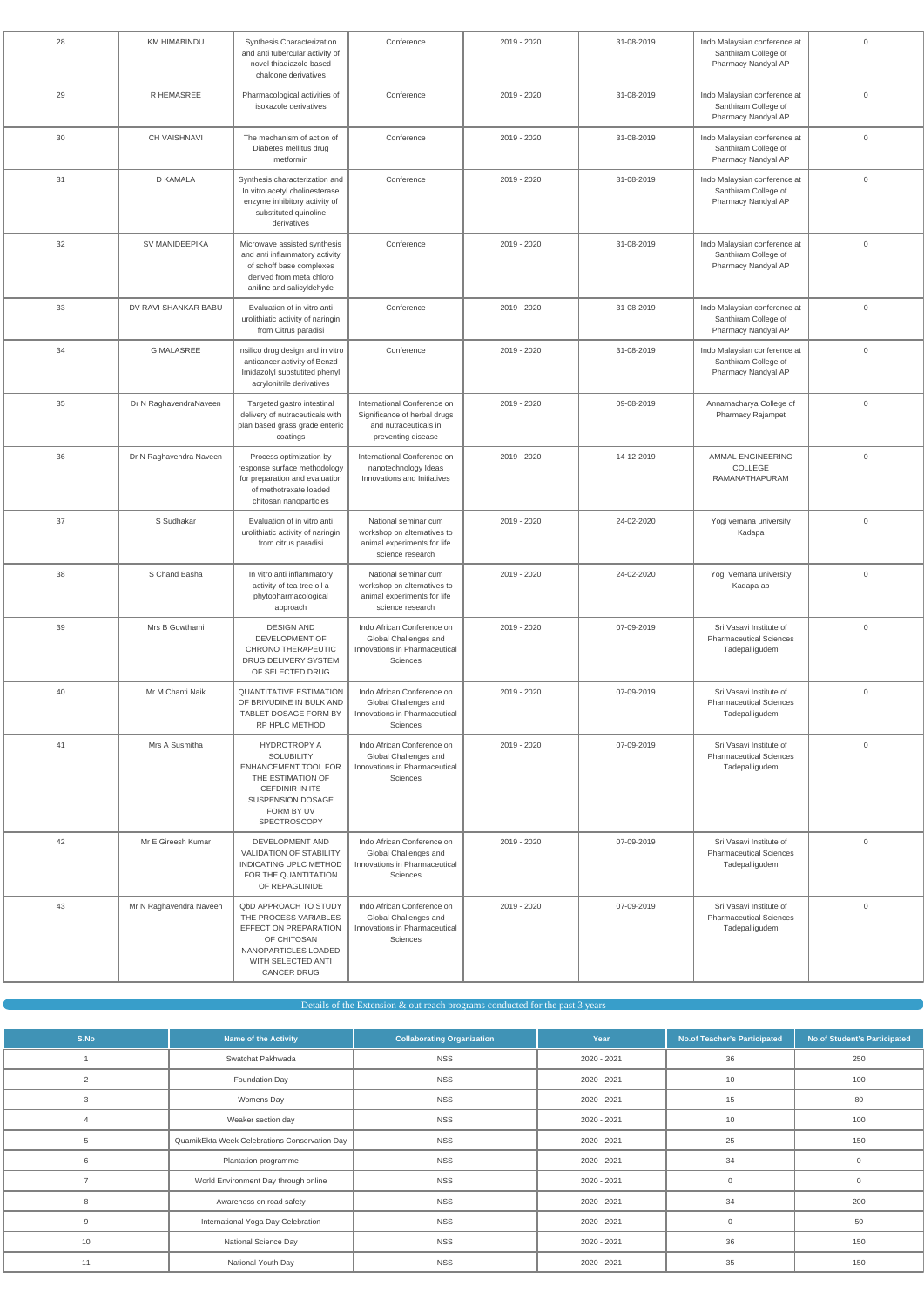| 28 | KM HIMABINDU | Synthesis Characterization and anti tubercular activity of novel thiadiazole based chalcone derivatives | Conference | 2019 - 2020 | 31-08-2019 | Indo Malaysian conference at Santhiram College of Pharmacy Nandyal AP | 0 |
|---|---|---|---|---|---|---|---|
| 29 | R HEMASREE | Pharmacological activities of isoxazole derivatives | Conference | 2019 - 2020 | 31-08-2019 | Indo Malaysian conference at Santhiram College of Pharmacy Nandyal AP | 0 |
| 30 | CH VAISHNAVI | The mechanism of action of Diabetes mellitus drug metformin | Conference | 2019 - 2020 | 31-08-2019 | Indo Malaysian conference at Santhiram College of Pharmacy Nandyal AP | 0 |
| 31 | D KAMALA | Synthesis characterization and In vitro acetyl cholinesterase enzyme inhibitory activity of substituted quinoline derivatives | Conference | 2019 - 2020 | 31-08-2019 | Indo Malaysian conference at Santhiram College of Pharmacy Nandyal AP | 0 |
| 32 | SV MANIDEEPIKA | Microwave assisted synthesis and anti inflammatory activity of schoff base complexes derived from meta chloro aniline and salicyldehyde | Conference | 2019 - 2020 | 31-08-2019 | Indo Malaysian conference at Santhiram College of Pharmacy Nandyal AP | 0 |
| 33 | DV RAVI SHANKAR BABU | Evaluation of in vitro anti urolithiatic activity of naringin from Citrus paradisi | Conference | 2019 - 2020 | 31-08-2019 | Indo Malaysian conference at Santhiram College of Pharmacy Nandyal AP | 0 |
| 34 | G MALASREE | Insilico drug design and in vitro anticancer activity of Benzd Imidazolyl substutited phenyl acrylonitrile derivatives | Conference | 2019 - 2020 | 31-08-2019 | Indo Malaysian conference at Santhiram College of Pharmacy Nandyal AP | 0 |
| 35 | Dr N RaghavendraNaveen | Targeted gastro intestinal delivery of nutraceuticals with plan based grass grade enteric coatings | International Conference on Significance of herbal drugs and nutraceuticals in preventing disease | 2019 - 2020 | 09-08-2019 | Annamacharya College of Pharmacy Rajampet | 0 |
| 36 | Dr N Raghavendra Naveen | Process optimization by response surface methodology for preparation and evaluation of methotrexate loaded chitosan nanoparticles | International Conference on nanotechnology Ideas Innovations and Initiatives | 2019 - 2020 | 14-12-2019 | AMMAL ENGINEERING COLLEGE RAMANATHAPURAM | 0 |
| 37 | S Sudhakar | Evaluation of in vitro anti urolithiatic activity of naringin from citrus paradisi | National seminar cum workshop on alternatives to animal experiments for life science research | 2019 - 2020 | 24-02-2020 | Yogi vemana university Kadapa | 0 |
| 38 | S Chand Basha | In vitro anti inflammatory activity of tea tree oil a phytopharmacological approach | National seminar cum workshop on alternatives to animal experiments for life science research | 2019 - 2020 | 24-02-2020 | Yogi Vemana university Kadapa ap | 0 |
| 39 | Mrs B Gowthami | DESIGN AND DEVELOPMENT OF CHRONO THERAPEUTIC DRUG DELIVERY SYSTEM OF SELECTED DRUG | Indo African Conference on Global Challenges and Innovations in Pharmaceutical Sciences | 2019 - 2020 | 07-09-2019 | Sri Vasavi Institute of Pharmaceutical Sciences Tadepalligudem | 0 |
| 40 | Mr M Chanti Naik | QUANTITATIVE ESTIMATION OF BRIVUDINE IN BULK AND TABLET DOSAGE FORM BY RP HPLC METHOD | Indo African Conference on Global Challenges and Innovations in Pharmaceutical Sciences | 2019 - 2020 | 07-09-2019 | Sri Vasavi Institute of Pharmaceutical Sciences Tadepalligudem | 0 |
| 41 | Mrs A Susmitha | HYDROTROPY A SOLUBILITY ENHANCEMENT TOOL FOR THE ESTIMATION OF CEFDINIR IN ITS SUSPENSION DOSAGE FORM BY UV SPECTROSCOPY | Indo African Conference on Global Challenges and Innovations in Pharmaceutical Sciences | 2019 - 2020 | 07-09-2019 | Sri Vasavi Institute of Pharmaceutical Sciences Tadepalligudem | 0 |
| 42 | Mr E Gireesh Kumar | DEVELOPMENT AND VALIDATION OF STABILITY INDICATING UPLC METHOD FOR THE QUANTITATION OF REPAGLINIDE | Indo African Conference on Global Challenges and Innovations in Pharmaceutical Sciences | 2019 - 2020 | 07-09-2019 | Sri Vasavi Institute of Pharmaceutical Sciences Tadepalligudem | 0 |
| 43 | Mr N Raghavendra Naveen | QbD APPROACH TO STUDY THE PROCESS VARIABLES EFFECT ON PREPARATION OF CHITOSAN NANOPARTICLES LOADED WITH SELECTED ANTI CANCER DRUG | Indo African Conference on Global Challenges and Innovations in Pharmaceutical Sciences | 2019 - 2020 | 07-09-2019 | Sri Vasavi Institute of Pharmaceutical Sciences Tadepalligudem | 0 |

Details of the Extension & out reach programs conducted for the past 3 years

| S.No | Name of the Activity | Collaborating Organization | Year | No.of Teacher's Participated | No.of Student's Participated |
|---|---|---|---|---|---|
| 1 | Swatchat Pakhwada | NSS | 2020 - 2021 | 36 | 250 |
| 2 | Foundation Day | NSS | 2020 - 2021 | 10 | 100 |
| 3 | Womens Day | NSS | 2020 - 2021 | 15 | 80 |
| 4 | Weaker section day | NSS | 2020 - 2021 | 10 | 100 |
| 5 | QuamikEkta Week Celebrations Conservation Day | NSS | 2020 - 2021 | 25 | 150 |
| 6 | Plantation programme | NSS | 2020 - 2021 | 34 | 0 |
| 7 | World Environment Day through online | NSS | 2020 - 2021 | 0 | 0 |
| 8 | Awareness on road safety | NSS | 2020 - 2021 | 34 | 200 |
| 9 | International Yoga Day Celebration | NSS | 2020 - 2021 | 0 | 50 |
| 10 | National Science Day | NSS | 2020 - 2021 | 36 | 150 |
| 11 | National Youth Day | NSS | 2020 - 2021 | 35 | 150 |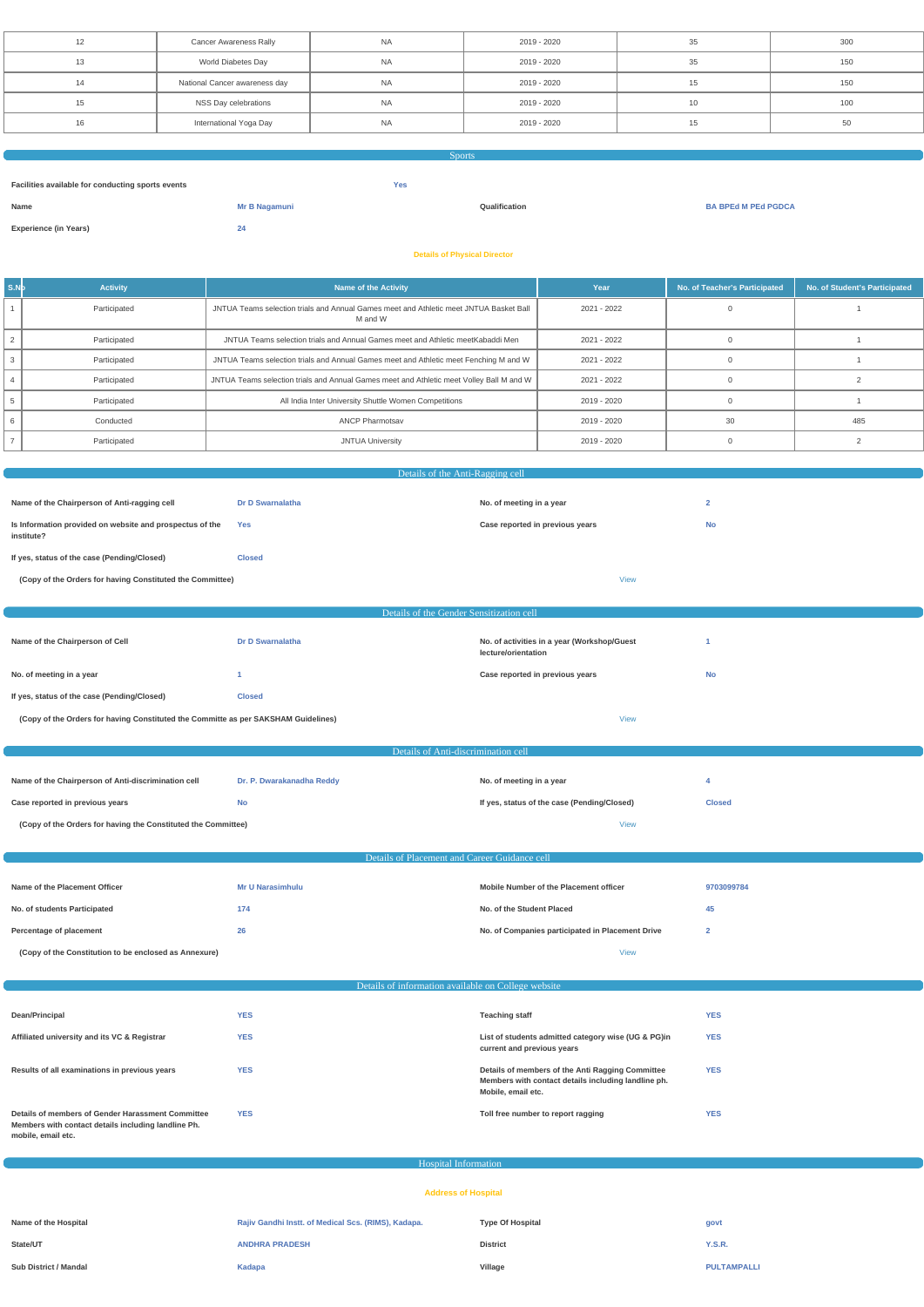| 12 | Cancer Awareness Rally | NA | 2019 - 2020 | 35 | 300 |
|---|---|---|---|---|---|
| 13 | World Diabetes Day | NA | 2019 - 2020 | 35 | 150 |
| 14 | National Cancer awareness day | NA | 2019 - 2020 | 15 | 150 |
| 15 | NSS Day celebrations | NA | 2019 - 2020 | 10 | 100 |
| 16 | International Yoga Day | NA | 2019 - 2020 | 15 | 50 |

## Sports

| | | | |
|---|---|---|---|
| **Facilities available for conducting sports events** | **Yes** | | |
| **Name** | **Mr B Nagamuni** | **Qualification** | **BA BPEd M PEd PGDCA** |
| **Experience (in Years)** | **24** | | |

**Details of Physical Director**

| S.No | Activity | Name of the Activity | Year | No. of Teacher's Participated | No. of Student's Participated |
|---|---|---|---|---|---|
| 1 | Participated | JNTUA Teams selection trials and Annual Games meet and Athletic meet JNTUA Basket Ball M and W | 2021 - 2022 | 0 | 1 |
| 2 | Participated | JNTUA Teams selection trials and Annual Games meet and Athletic meetKabaddi Men | 2021 - 2022 | 0 | 1 |
| 3 | Participated | JNTUA Teams selection trials and Annual Games meet and Athletic meet Fenching M and W | 2021 - 2022 | 0 | 1 |
| 4 | Participated | JNTUA Teams selection trials and Annual Games meet and Athletic meet Volley Ball M and W | 2021 - 2022 | 0 | 2 |
| 5 | Participated | All India Inter University Shuttle Women Competitions | 2019 - 2020 | 0 | 1 |
| 6 | Conducted | ANCP Pharmotsav | 2019 - 2020 | 30 | 485 |
| 7 | Participated | JNTUA University | 2019 - 2020 | 0 | 2 |

## Details of the Anti-Ragging cell

| | | | |
|---|---|---|---|
| **Name of the Chairperson of Anti-ragging cell** | **Dr D Swarnalatha** | **No. of meeting in a year** | **2** |
| **Is Information provided on website and prospectus of the institute?** | **Yes** | **Case reported in previous years** | **No** |
| **If yes, status of the case (Pending/Closed)** | **Closed** | | |
| **(Copy of the Orders for having Constituted the Committee)** | | View | |

## Details of the Gender Sensitization cell

| | | | |
|---|---|---|---|
| **Name of the Chairperson of Cell** | **Dr D Swarnalatha** | **No. of activities in a year (Workshop/Guest lecture/orientation** | **1** |
| **No. of meeting in a year** | **1** | **Case reported in previous years** | **No** |
| **If yes, status of the case (Pending/Closed)** | **Closed** | | |
| **(Copy of the Orders for having Constituted the Committe as per SAKSHAM Guidelines)** | | View | |

## Details of Anti-discrimination cell

| | | | |
|---|---|---|---|
| **Name of the Chairperson of Anti-discrimination cell** | **Dr. P. Dwarakanadha Reddy** | **No. of meeting in a year** | **4** |
| **Case reported in previous years** | **No** | **If yes, status of the case (Pending/Closed)** | **Closed** |
| **(Copy of the Orders for having the Constituted the Committee)** | | View | |

## Details of Placement and Career Guidance cell

| | | | |
|---|---|---|---|
| **Name of the Placement Officer** | **Mr U Narasimhulu** | **Mobile Number of the Placement officer** | **9703099784** |
| **No. of students Participated** | **174** | **No. of the Student Placed** | **45** |
| **Percentage of placement** | **26** | **No. of Companies participated in Placement Drive** | **2** |
| **(Copy of the Constitution to be enclosed as Annexure)** | | View | |

## Details of information available on College website

| | | | |
|---|---|---|---|
| **Dean/Principal** | **YES** | **Teaching staff** | **YES** |
| **Affiliated university and its VC & Registrar** | **YES** | **List of students admitted category wise (UG & PG)in current and previous years** | **YES** |
| **Results of all examinations in previous years** | **YES** | **Details of members of the Anti Ragging Committee Members with contact details including landline ph. Mobile, email etc.** | **YES** |
| **Details of members of Gender Harassment Committee Members with contact details including landline Ph. mobile, email etc.** | **YES** | **Toll free number to report ragging** | **YES** |

## Hospital Information

**Address of Hospital**

| | | | |
|---|---|---|---|
| **Name of the Hospital** | **Rajiv Gandhi Instt. of Medical Scs. (RIMS), Kadapa.** | **Type Of Hospital** | **govt** |
| **State/UT** | **ANDHRA PRADESH** | **District** | **Y.S.R.** |
| **Sub District / Mandal** | **Kadapa** | **Village** | **PULTAMPALLI** |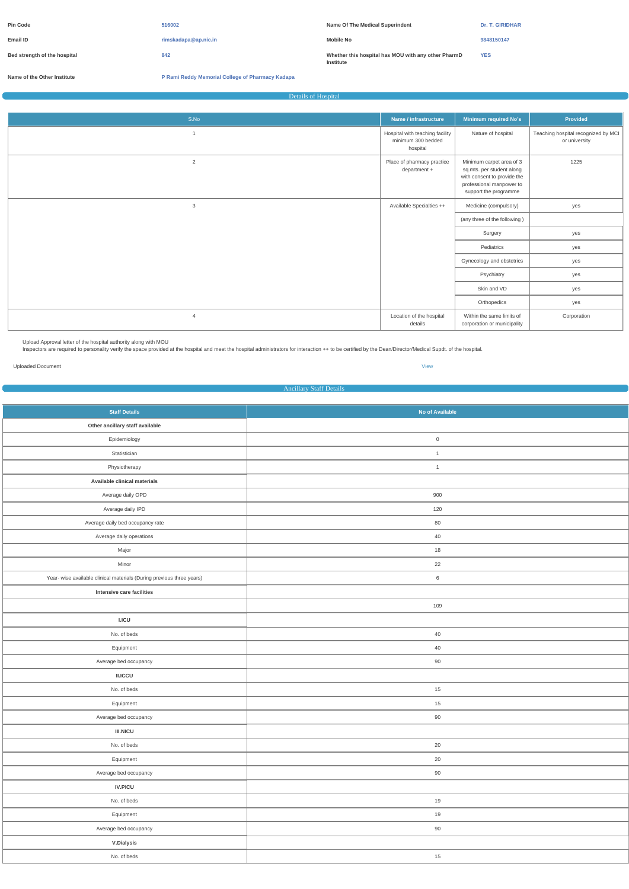| | | | |
|---|---|---|---|
| **Pin Code** | 516002 | **Name Of The Medical Superindent** | Dr. T. GIRIDHAR |
| **Email ID** | rimskadapa@ap.nic.in | **Mobile No** | 9848150147 |
| **Bed strength of the hospital** | 842 | **Whether this hospital has MOU with any other PharmD Institute** | YES |
| **Name of the Other Institute** | P Rami Reddy Memorial College of Pharmacy Kadapa | | |

## Details of Hospital

| S.No | Name / infrastructure | Minimum required No's | Provided |
|---|---|---|---|
| 1 | Hospital with teaching facility minimum 300 bedded hospital | Nature of hospital | Teaching hospital recognized by MCI or university |
| 2 | Place of pharmacy practice department + | Minimum carpet area of 3 sq.mts. per student along with consent to provide the professional manpower to support the programme | 1225 |
| 3 | Available Specialties ++ | Medicine (compulsory) | yes |
| | | (any three of the following ) | |
| | | Surgery | yes |
| | | Pediatrics | yes |
| | | Gynecology and obstetrics | yes |
| | | Psychiatry | yes |
| | | Skin and VD | yes |
| | | Orthopedics | yes |
| 4 | Location of the hospital details | Within the same limits of corporation or municipality | Corporation |

Upload Approval letter of the hospital authority along with MOU

Inspectors are required to personality verify the space provided at the hospital and meet the hospital administrators for interaction ++ to be certified by the Dean/Director/Medical Supdt. of the hospital.

Uploaded Document View

## Ancillary Staff Details

| Staff Details | No of Available |
|---|---|
| **Other ancillary staff available** | |
| Epidemiology | 0 |
| Statistician | 1 |
| Physiotherapy | 1 |
| **Available clinical materials** | |
| Average daily OPD | 900 |
| Average daily IPD | 120 |
| Average daily bed occupancy rate | 80 |
| Average daily operations | 40 |
| Major | 18 |
| Minor | 22 |
| Year- wise available clinical materials (During previous three years) | 6 |
| **Intensive care facilities** | |
| | 109 |
| **I.ICU** | |
| No. of beds | 40 |
| Equipment | 40 |
| Average bed occupancy | 90 |
| **II.ICCU** | |
| No. of beds | 15 |
| Equipment | 15 |
| Average bed occupancy | 90 |
| **III.NICU** | |
| No. of beds | 20 |
| Equipment | 20 |
| Average bed occupancy | 90 |
| **IV.PICU** | |
| No. of beds | 19 |
| Equipment | 19 |
| Average bed occupancy | 90 |
| **V.Dialysis** | |
| No. of beds | 15 |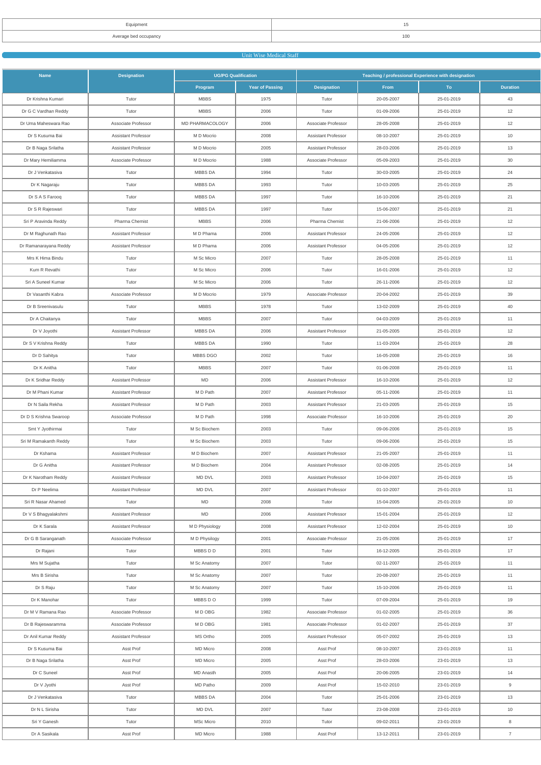| Equipment | 15 |
|---|---|
| Average bed occupancy | 100 |

## Unit Wise Medical Staff

| Name | Designation | UG/PG Qualification | | Teaching / professional Experience with designation | | | |
|---|---|---|---|---|---|---|---|
| | | Program | Year of Passing | Designation | From | To | Duration |
| Dr Krishna Kumari | Tutor | MBBS | 1975 | Tutor | 20-05-2007 | 25-01-2019 | 43 |
| Dr G C Vardhan Reddy | Tutor | MBBS | 2006 | Tutor | 01-09-2006 | 25-01-2019 | 12 |
| Dr Uma Maheswara Rao | Associate Professor | MD PHARMACOLOGY | 2006 | Associate Professor | 28-05-2008 | 25-01-2019 | 12 |
| Dr S Kusuma Bai | Assistant Professor | M D Mocrio | 2008 | Assistant Professor | 08-10-2007 | 25-01-2019 | 10 |
| Dr B Naga Srilatha | Assistant Professor | M D Mocrio | 2005 | Assistant Professor | 28-03-2006 | 25-01-2019 | 13 |
| Dr Mary Hemiliamma | Associate Professor | M D Mocrio | 1988 | Associate Professor | 05-09-2003 | 25-01-2019 | 30 |
| Dr J Venkatasiva | Tutor | MBBS DA | 1994 | Tutor | 30-03-2005 | 25-01-2019 | 24 |
| Dr K Nagaraju | Tutor | MBBS DA | 1993 | Tutor | 10-03-2005 | 25-01-2019 | 25 |
| Dr S A S Farooq | Tutor | MBBS DA | 1997 | Tutor | 16-10-2006 | 25-01-2019 | 21 |
| Dr S R Rajeswari | Tutor | MBBS DA | 1997 | Tutor | 15-06-2007 | 25-01-2019 | 21 |
| Sri P Aravinda Reddy | Pharma Chemist | MBBS | 2006 | Pharma Chemist | 21-06-2006 | 25-01-2019 | 12 |
| Dr M Raghunath Rao | Assistant Professor | M D Phama | 2006 | Assistant Professor | 24-05-2006 | 25-01-2019 | 12 |
| Dr Ramanarayana Reddy | Assistant Professor | M D Phama | 2006 | Assistant Professor | 04-05-2006 | 25-01-2019 | 12 |
| Mrs K Hima Bindu | Tutor | M Sc Micro | 2007 | Tutor | 28-05-2008 | 25-01-2019 | 11 |
| Kum R Revathi | Tutor | M Sc Micro | 2006 | Tutor | 16-01-2006 | 25-01-2019 | 12 |
| Sri A Suneel Kumar | Tutor | M Sc Micro | 2006 | Tutor | 26-11-2006 | 25-01-2019 | 12 |
| Dr Vasanthi Kabra | Associate Professor | M D Mocrio | 1979 | Associate Professor | 20-04-2002 | 25-01-2019 | 39 |
| Dr B Sreenivasulu | Tutor | MBBS | 1978 | Tutor | 13-02-2009 | 25-01-2019 | 40 |
| Dr A Chaitanya | Tutor | MBBS | 2007 | Tutor | 04-03-2009 | 25-01-2019 | 11 |
| Dr V Joyothi | Assistant Professor | MBBS DA | 2006 | Assistant Professor | 21-05-2005 | 25-01-2019 | 12 |
| Dr S V Krishna Reddy | Tutor | MBBS DA | 1990 | Tutor | 11-03-2004 | 25-01-2019 | 28 |
| Dr D Sahitya | Tutor | MBBS DGO | 2002 | Tutor | 16-05-2008 | 25-01-2019 | 16 |
| Dr K Anitha | Tutor | MBBS | 2007 | Tutor | 01-06-2008 | 25-01-2019 | 11 |
| Dr K Sridhar Reddy | Assistant Professor | MD | 2006 | Assistant Professor | 16-10-2006 | 25-01-2019 | 12 |
| Dr M Phani Kumar | Assistant Professor | M D Path | 2007 | Assistant Professor | 05-11-2006 | 25-01-2019 | 11 |
| Dr N Saila Rekha | Assistant Professor | M D Path | 2003 | Assistant Professor | 21-03-2005 | 25-01-2019 | 15 |
| Dr D S Krishna Swaroop | Associate Professor | M D Path | 1998 | Associate Professor | 16-10-2006 | 25-01-2019 | 20 |
| Smt Y Jyothirmai | Tutor | M Sc Biochem | 2003 | Tutor | 09-06-2006 | 25-01-2019 | 15 |
| Sri M Ramakanth Reddy | Tutor | M Sc Biochem | 2003 | Tutor | 09-06-2006 | 25-01-2019 | 15 |
| Dr Kshama | Assistant Professor | M D Biochem | 2007 | Assistant Professor | 21-05-2007 | 25-01-2019 | 11 |
| Dr G Anitha | Assistant Professor | M D Biochem | 2004 | Assistant Professor | 02-08-2005 | 25-01-2019 | 14 |
| Dr K Narotham Reddy | Assistant Professor | MD DVL | 2003 | Assistant Professor | 10-04-2007 | 25-01-2019 | 15 |
| Dr P Neelima | Assistant Professor | MD DVL | 2007 | Assistant Professor | 01-10-2007 | 25-01-2019 | 11 |
| Sri R Nasar Ahamed | Tutor | MD | 2008 | Tutor | 15-04-2005 | 25-01-2019 | 10 |
| Dr V S Bhagyalakshmi | Assistant Professor | MD | 2006 | Assistant Professor | 15-01-2004 | 25-01-2019 | 12 |
| Dr K Sarala | Assistant Professor | M D Physiology | 2008 | Assistant Professor | 12-02-2004 | 25-01-2019 | 10 |
| Dr G B Saranganath | Associate Professor | M D Physilogy | 2001 | Associate Professor | 21-05-2006 | 25-01-2019 | 17 |
| Dr Rajani | Tutor | MBBS D D | 2001 | Tutor | 16-12-2005 | 25-01-2019 | 17 |
| Mrs M Sujatha | Tutor | M Sc Anatomy | 2007 | Tutor | 02-11-2007 | 25-01-2019 | 11 |
| Mrs B Sirisha | Tutor | M Sc Anatomy | 2007 | Tutor | 20-08-2007 | 25-01-2019 | 11 |
| Dr S Raju | Tutor | M Sc Anatomy | 2007 | Tutor | 15-10-2006 | 25-01-2019 | 11 |
| Dr K Manohar | Tutor | MBBS D O | 1999 | Tutor | 07-09-2004 | 25-01-2019 | 19 |
| Dr M V Ramana Rao | Associate Professor | M D OBG | 1982 | Associate Professor | 01-02-2005 | 25-01-2019 | 36 |
| Dr B Rajeswaramma | Associate Professor | M D OBG | 1981 | Associate Professor | 01-02-2007 | 25-01-2019 | 37 |
| Dr Anil Kumar Reddy | Assistant Professor | MS Ortho | 2005 | Assistant Professor | 05-07-2002 | 25-01-2019 | 13 |
| Dr S Kusuma Bai | Asst Prof | MD Micro | 2008 | Asst Prof | 08-10-2007 | 23-01-2019 | 11 |
| Dr B Naga Srilatha | Asst Prof | MD Micro | 2005 | Asst Prof | 28-03-2006 | 23-01-2019 | 13 |
| Dr C Suneel | Asst Prof | MD Anasth | 2005 | Asst Prof | 20-06-2005 | 23-01-2019 | 14 |
| Dr V Jyothi | Asst Prof | MD Patho | 2009 | Asst Prof | 15-02-2010 | 23-01-2019 | 9 |
| Dr J Venkatasiva | Tutor | MBBS DA | 2004 | Tutor | 25-01-2006 | 23-01-2019 | 13 |
| Dr N L Sirisha | Tutor | MD DVL | 2007 | Tutor | 23-08-2008 | 23-01-2019 | 10 |
| Sri Y Ganesh | Tutor | MSc Micro | 2010 | Tutor | 09-02-2011 | 23-01-2019 | 8 |
| Dr A Sasikala | Asst Prof | MD Micro | 1988 | Asst Prof | 13-12-2011 | 23-01-2019 | 7 |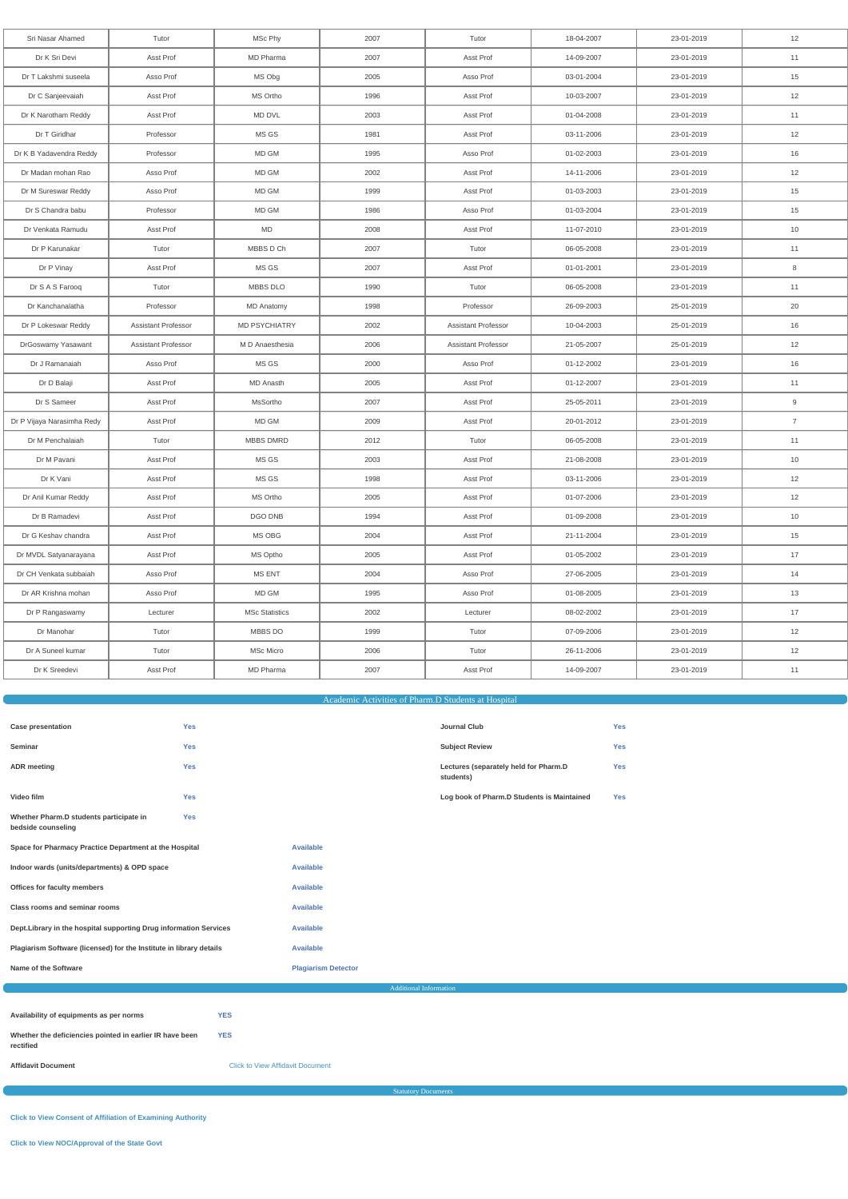| | | | | | | | |
|---|---|---|---|---|---|---|---|
| Sri Nasar Ahamed | Tutor | MSc Phy | 2007 | Tutor | 18-04-2007 | 23-01-2019 | 12 |
| Dr K Sri Devi | Asst Prof | MD Pharma | 2007 | Asst Prof | 14-09-2007 | 23-01-2019 | 11 |
| Dr T Lakshmi suseela | Asso Prof | MS Obg | 2005 | Asso Prof | 03-01-2004 | 23-01-2019 | 15 |
| Dr C Sanjeevaiah | Asst Prof | MS Ortho | 1996 | Asst Prof | 10-03-2007 | 23-01-2019 | 12 |
| Dr K Narotham Reddy | Asst Prof | MD DVL | 2003 | Asst Prof | 01-04-2008 | 23-01-2019 | 11 |
| Dr T Giridhar | Professor | MS GS | 1981 | Asst Prof | 03-11-2006 | 23-01-2019 | 12 |
| Dr K B Yadavendra Reddy | Professor | MD GM | 1995 | Asso Prof | 01-02-2003 | 23-01-2019 | 16 |
| Dr Madan mohan Rao | Asso Prof | MD GM | 2002 | Asst Prof | 14-11-2006 | 23-01-2019 | 12 |
| Dr M Sureswar Reddy | Asso Prof | MD GM | 1999 | Asst Prof | 01-03-2003 | 23-01-2019 | 15 |
| Dr S Chandra babu | Professor | MD GM | 1986 | Asso Prof | 01-03-2004 | 23-01-2019 | 15 |
| Dr Venkata Ramudu | Asst Prof | MD | 2008 | Asst Prof | 11-07-2010 | 23-01-2019 | 10 |
| Dr P Karunakar | Tutor | MBBS D Ch | 2007 | Tutor | 06-05-2008 | 23-01-2019 | 11 |
| Dr P Vinay | Asst Prof | MS GS | 2007 | Asst Prof | 01-01-2001 | 23-01-2019 | 8 |
| Dr S A S Farooq | Tutor | MBBS DLO | 1990 | Tutor | 06-05-2008 | 23-01-2019 | 11 |
| Dr Kanchanalatha | Professor | MD Anatomy | 1998 | Professor | 26-09-2003 | 25-01-2019 | 20 |
| Dr P Lokeswar Reddy | Assistant Professor | MD PSYCHIATRY | 2002 | Assistant Professor | 10-04-2003 | 25-01-2019 | 16 |
| DrGoswamy Yasawant | Assistant Professor | M D Anaesthesia | 2006 | Assistant Professor | 21-05-2007 | 25-01-2019 | 12 |
| Dr J Ramanaiah | Asso Prof | MS GS | 2000 | Asso Prof | 01-12-2002 | 23-01-2019 | 16 |
| Dr D Balaji | Asst Prof | MD Anasth | 2005 | Asst Prof | 01-12-2007 | 23-01-2019 | 11 |
| Dr S Sameer | Asst Prof | MsSortho | 2007 | Asst Prof | 25-05-2011 | 23-01-2019 | 9 |
| Dr P Vijaya Narasimha Redy | Asst Prof | MD GM | 2009 | Asst Prof | 20-01-2012 | 23-01-2019 | 7 |
| Dr M Penchalaiah | Tutor | MBBS DMRD | 2012 | Tutor | 06-05-2008 | 23-01-2019 | 11 |
| Dr M Pavani | Asst Prof | MS GS | 2003 | Asst Prof | 21-08-2008 | 23-01-2019 | 10 |
| Dr K Vani | Asst Prof | MS GS | 1998 | Asst Prof | 03-11-2006 | 23-01-2019 | 12 |
| Dr Anil Kumar Reddy | Asst Prof | MS Ortho | 2005 | Asst Prof | 01-07-2006 | 23-01-2019 | 12 |
| Dr B Ramadevi | Asst Prof | DGO DNB | 1994 | Asst Prof | 01-09-2008 | 23-01-2019 | 10 |
| Dr G Keshav chandra | Asst Prof | MS OBG | 2004 | Asst Prof | 21-11-2004 | 23-01-2019 | 15 |
| Dr MVDL Satyanarayana | Asst Prof | MS Optho | 2005 | Asst Prof | 01-05-2002 | 23-01-2019 | 17 |
| Dr CH Venkata subbaiah | Asso Prof | MS ENT | 2004 | Asso Prof | 27-06-2005 | 23-01-2019 | 14 |
| Dr AR Krishna mohan | Asso Prof | MD GM | 1995 | Asso Prof | 01-08-2005 | 23-01-2019 | 13 |
| Dr P Rangaswamy | Lecturer | MSc Statistics | 2002 | Lecturer | 08-02-2002 | 23-01-2019 | 17 |
| Dr Manohar | Tutor | MBBS DO | 1999 | Tutor | 07-09-2006 | 23-01-2019 | 12 |
| Dr A Suneel kumar | Tutor | MSc Micro | 2006 | Tutor | 26-11-2006 | 23-01-2019 | 12 |
| Dr K Sreedevi | Asst Prof | MD Pharma | 2007 | Asst Prof | 14-09-2007 | 23-01-2019 | 11 |

## Academic Activities of Pharm.D Students at Hospital

| | | | |
|---|---|---|---|
| **Case presentation** | Yes | **Journal Club** | Yes |
| **Seminar** | Yes | **Subject Review** | Yes |
| **ADR meeting** | Yes | **Lectures (separately held for Pharm.D students)** | Yes |
| **Video film** | Yes | **Log book of Pharm.D Students is Maintained** | Yes |
| **Whether Pharm.D students participate in bedside counseling** | Yes | | |

| | |
|---|---|
| **Space for Pharmacy Practice Department at the Hospital** | Available |
| **Indoor wards (units/departments) & OPD space** | Available |
| **Offices for faculty members** | Available |
| **Class rooms and seminar rooms** | Available |
| **Dept.Library in the hospital supporting Drug information Services** | Available |
| **Plagiarism Software (licensed) for the Institute in library details** | Available |
| **Name of the Software** | Plagiarism Detector |

## Additional Information

| | |
|---|---|
| **Availability of equipments as per norms** | YES |
| **Whether the deficiencies pointed in earlier IR have been rectified** | YES |
| **Affidavit Document** | Click to View Affidavit Document |

## Statutory Documents

**Click to View Consent of Affiliation of Examining Authority**

**Click to View NOC/Approval of the State Govt**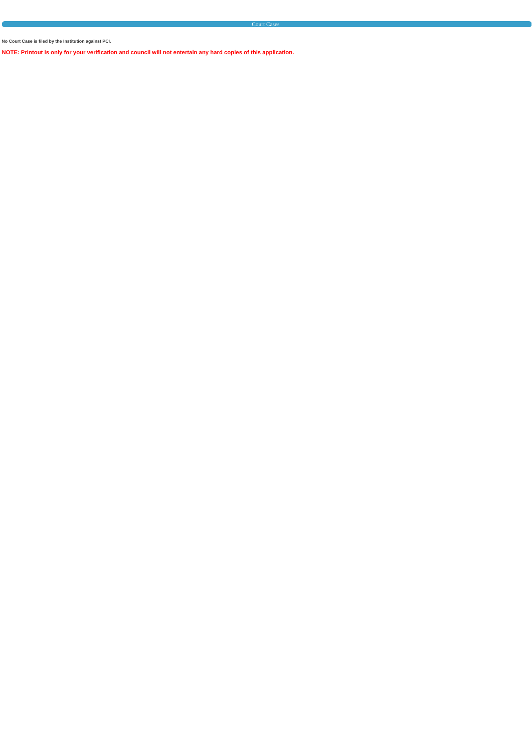## Court Cases

**No Court Case is filed by the Institution against PCI.**

**NOTE: Printout is only for your verification and council will not entertain any hard copies of this application.**